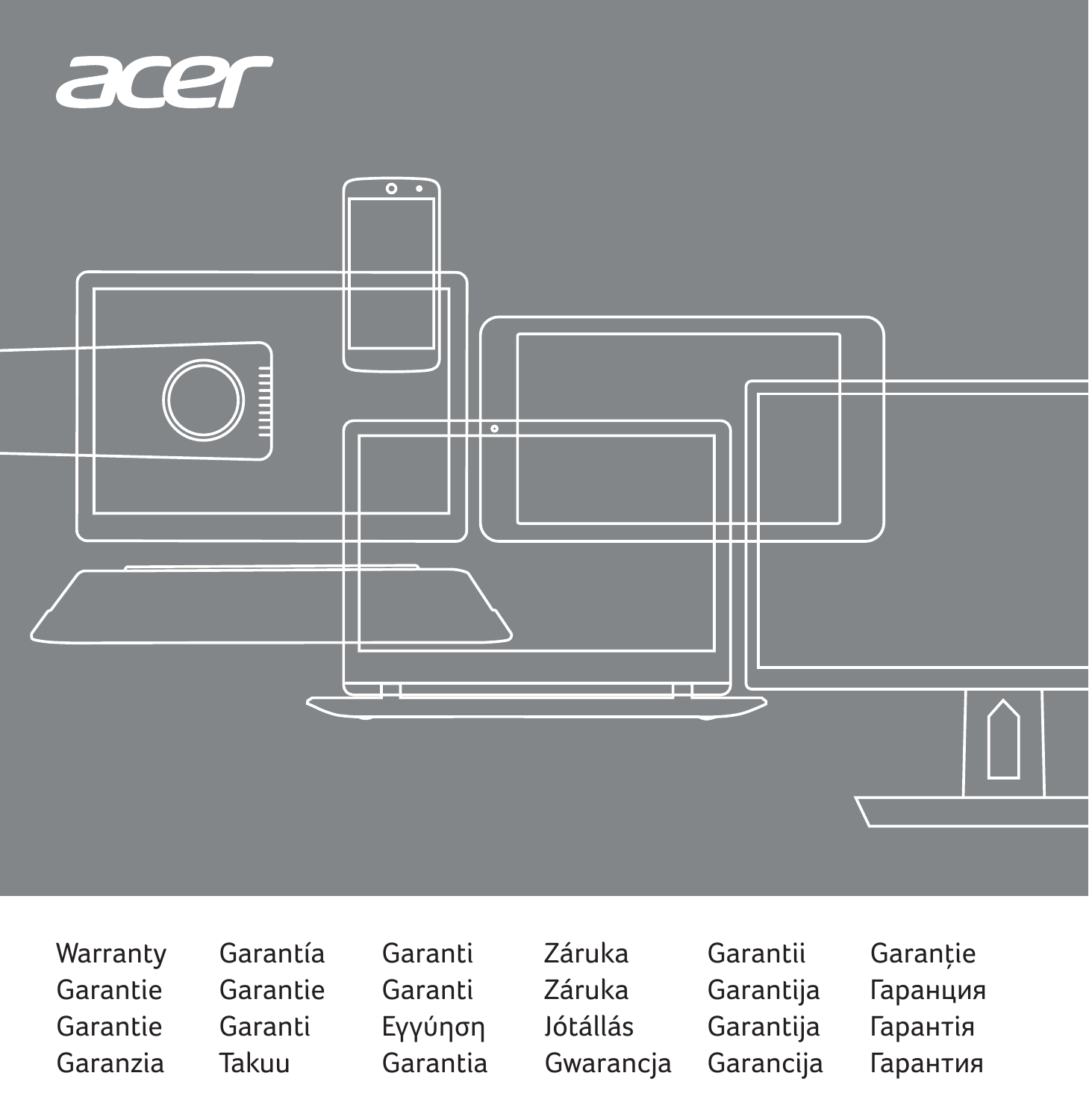acer

| | | | | | |
|---|---|---|---|---|---|
| Warranty | Garantía | Garanti | Záruka | Garantii | Garanție |
| Garantie | Garantie | Garanti | Záruka | Garantija | Гаранция |
| Garantie | Garanti | Εγγύηση | Jótállás | Garantija | Гарантія |
| Garanzia | Takuu | Garantia | Gwarancja | Garancija | Гарантия |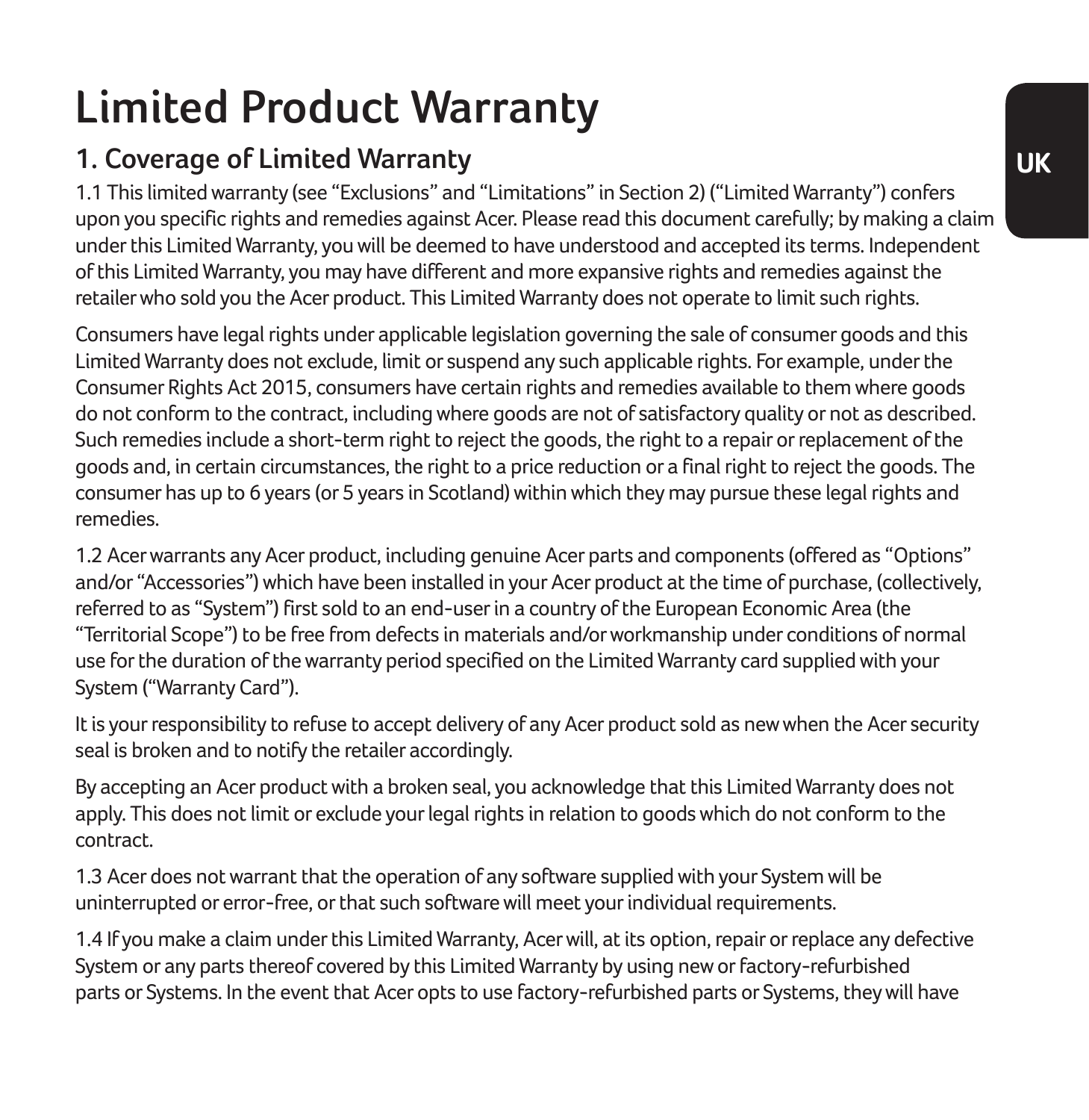# Limited Product Warranty

## 1. Coverage of Limited Warranty

1.1 This limited warranty (see "Exclusions" and "Limitations" in Section 2) ("Limited Warranty") confers upon you specific rights and remedies against Acer. Please read this document carefully; by making a claim under this Limited Warranty, you will be deemed to have understood and accepted its terms. Independent of this Limited Warranty, you may have different and more expansive rights and remedies against the retailer who sold you the Acer product. This Limited Warranty does not operate to limit such rights.

Consumers have legal rights under applicable legislation governing the sale of consumer goods and this Limited Warranty does not exclude, limit or suspend any such applicable rights. For example, under the Consumer Rights Act 2015, consumers have certain rights and remedies available to them where goods do not conform to the contract, including where goods are not of satisfactory quality or not as described. Such remedies include a short-term right to reject the goods, the right to a repair or replacement of the goods and, in certain circumstances, the right to a price reduction or a final right to reject the goods. The consumer has up to 6 years (or 5 years in Scotland) within which they may pursue these legal rights and remedies.

1.2 Acer warrants any Acer product, including genuine Acer parts and components (offered as "Options" and/or "Accessories") which have been installed in your Acer product at the time of purchase, (collectively, referred to as "System") first sold to an end-user in a country of the European Economic Area (the "Territorial Scope") to be free from defects in materials and/or workmanship under conditions of normal use for the duration of the warranty period specified on the Limited Warranty card supplied with your System ("Warranty Card").

It is your responsibility to refuse to accept delivery of any Acer product sold as new when the Acer security seal is broken and to notify the retailer accordingly.

By accepting an Acer product with a broken seal, you acknowledge that this Limited Warranty does not apply. This does not limit or exclude your legal rights in relation to goods which do not conform to the contract.

1.3 Acer does not warrant that the operation of any software supplied with your System will be uninterrupted or error-free, or that such software will meet your individual requirements.

1.4 If you make a claim under this Limited Warranty, Acer will, at its option, repair or replace any defective System or any parts thereof covered by this Limited Warranty by using new or factory-refurbished parts or Systems. In the event that Acer opts to use factory-refurbished parts or Systems, they will have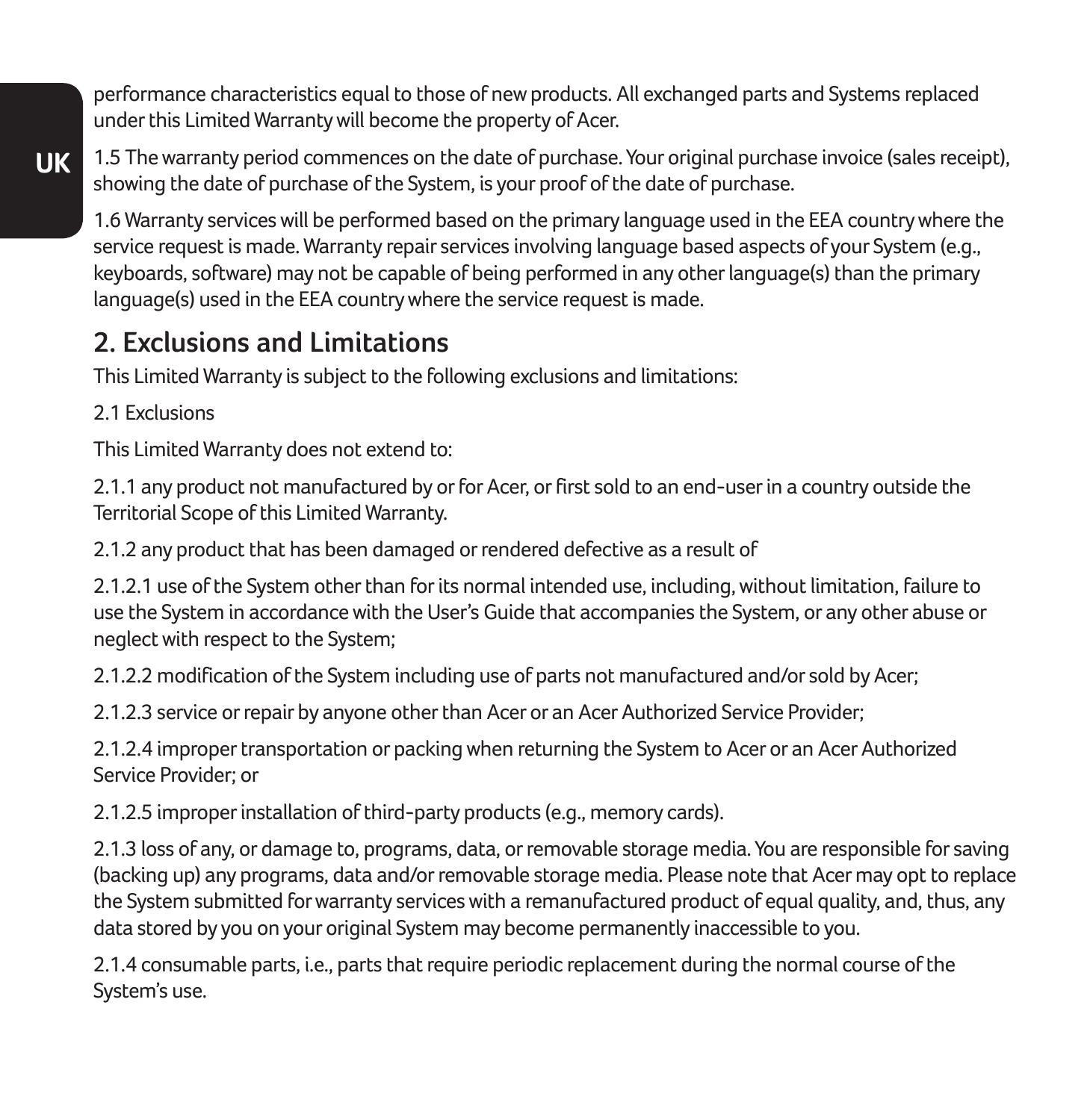performance characteristics equal to those of new products. All exchanged parts and Systems replaced under this Limited Warranty will become the property of Acer.

1.5 The warranty period commences on the date of purchase. Your original purchase invoice (sales receipt), showing the date of purchase of the System, is your proof of the date of purchase.

1.6 Warranty services will be performed based on the primary language used in the EEA country where the service request is made. Warranty repair services involving language based aspects of your System (e.g., keyboards, software) may not be capable of being performed in any other language(s) than the primary language(s) used in the EEA country where the service request is made.

## 2. Exclusions and Limitations

This Limited Warranty is subject to the following exclusions and limitations:

2.1 Exclusions

This Limited Warranty does not extend to:

2.1.1 any product not manufactured by or for Acer, or first sold to an end-user in a country outside the Territorial Scope of this Limited Warranty.

2.1.2 any product that has been damaged or rendered defective as a result of

2.1.2.1 use of the System other than for its normal intended use, including, without limitation, failure to use the System in accordance with the User's Guide that accompanies the System, or any other abuse or neglect with respect to the System;

2.1.2.2 modification of the System including use of parts not manufactured and/or sold by Acer;

2.1.2.3 service or repair by anyone other than Acer or an Acer Authorized Service Provider;

2.1.2.4 improper transportation or packing when returning the System to Acer or an Acer Authorized Service Provider; or

2.1.2.5 improper installation of third-party products (e.g., memory cards).

2.1.3 loss of any, or damage to, programs, data, or removable storage media. You are responsible for saving (backing up) any programs, data and/or removable storage media. Please note that Acer may opt to replace the System submitted for warranty services with a remanufactured product of equal quality, and, thus, any data stored by you on your original System may become permanently inaccessible to you.

2.1.4 consumable parts, i.e., parts that require periodic replacement during the normal course of the System's use.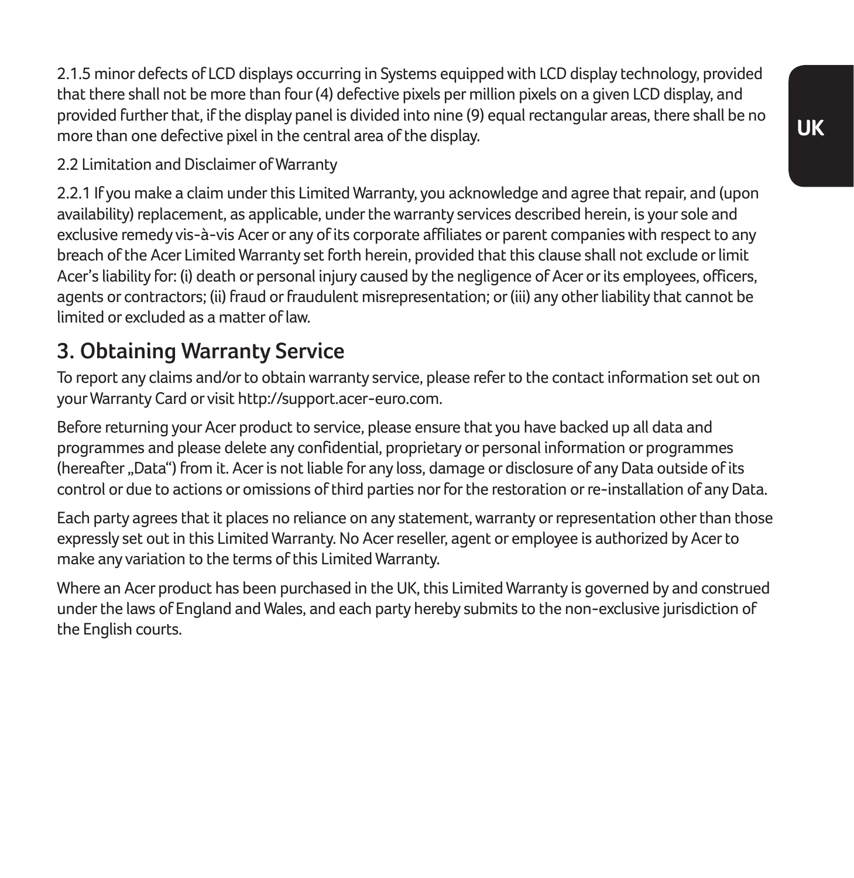2.1.5 minor defects of LCD displays occurring in Systems equipped with LCD display technology, provided that there shall not be more than four (4) defective pixels per million pixels on a given LCD display, and provided further that, if the display panel is divided into nine (9) equal rectangular areas, there shall be no more than one defective pixel in the central area of the display.

2.2 Limitation and Disclaimer of Warranty

2.2.1 If you make a claim under this Limited Warranty, you acknowledge and agree that repair, and (upon availability) replacement, as applicable, under the warranty services described herein, is your sole and exclusive remedy vis-à-vis Acer or any of its corporate affiliates or parent companies with respect to any breach of the Acer Limited Warranty set forth herein, provided that this clause shall not exclude or limit Acer's liability for: (i) death or personal injury caused by the negligence of Acer or its employees, officers, agents or contractors; (ii) fraud or fraudulent misrepresentation; or (iii) any other liability that cannot be limited or excluded as a matter of law.

## 3. Obtaining Warranty Service

To report any claims and/or to obtain warranty service, please refer to the contact information set out on your Warranty Card or visit http://support.acer-euro.com.

Before returning your Acer product to service, please ensure that you have backed up all data and programmes and please delete any confidential, proprietary or personal information or programmes (hereafter „Data") from it. Acer is not liable for any loss, damage or disclosure of any Data outside of its control or due to actions or omissions of third parties nor for the restoration or re-installation of any Data.

Each party agrees that it places no reliance on any statement, warranty or representation other than those expressly set out in this Limited Warranty. No Acer reseller, agent or employee is authorized by Acer to make any variation to the terms of this Limited Warranty.

Where an Acer product has been purchased in the UK, this Limited Warranty is governed by and construed under the laws of England and Wales, and each party hereby submits to the non-exclusive jurisdiction of the English courts.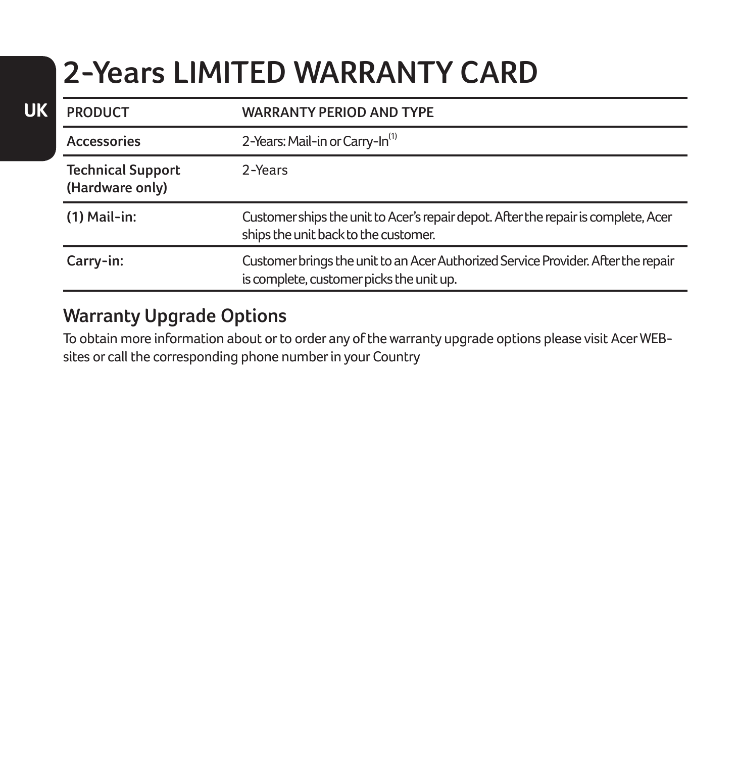UK

# 2-Years LIMITED WARRANTY CARD

| PRODUCT | WARRANTY PERIOD AND TYPE |
| --- | --- |
| Accessories | 2-Years: Mail-in or Carry-In(1) |
| Technical Support (Hardware only) | 2-Years |
| (1) Mail-in: | Customer ships the unit to Acer's repair depot. After the repair is complete, Acer ships the unit back to the customer. |
| Carry-in: | Customer brings the unit to an Acer Authorized Service Provider. After the repair is complete, customer picks the unit up. |

## Warranty Upgrade Options

To obtain more information about or to order any of the warranty upgrade options please visit Acer WEB-sites or call the corresponding phone number in your Country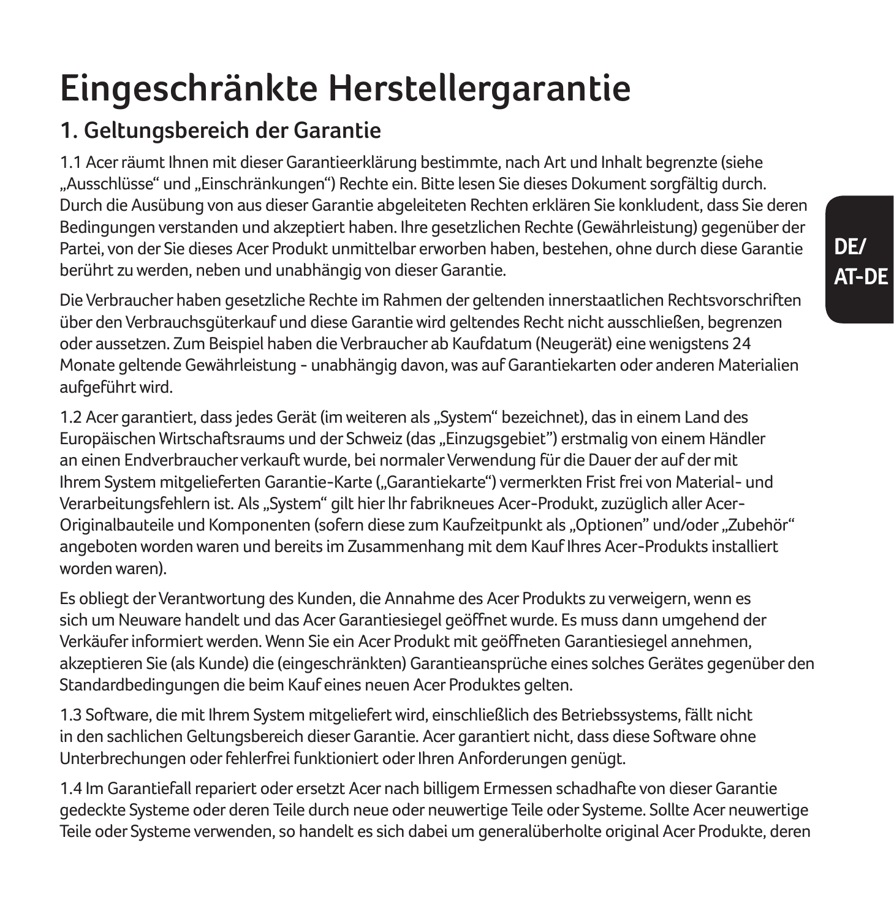# Eingeschränkte Herstellergarantie

## 1. Geltungsbereich der Garantie

1.1 Acer räumt Ihnen mit dieser Garantieerklärung bestimmte, nach Art und Inhalt begrenzte (siehe „Ausschlüsse“ und „Einschränkungen“) Rechte ein. Bitte lesen Sie dieses Dokument sorgfältig durch. Durch die Ausübung von aus dieser Garantie abgeleiteten Rechten erklären Sie konkludent, dass Sie deren Bedingungen verstanden und akzeptiert haben. Ihre gesetzlichen Rechte (Gewährleistung) gegenüber der Partei, von der Sie dieses Acer Produkt unmittelbar erworben haben, bestehen, ohne durch diese Garantie berührt zu werden, neben und unabhängig von dieser Garantie.

Die Verbraucher haben gesetzliche Rechte im Rahmen der geltenden innerstaatlichen Rechtsvorschriften über den Verbrauchsgüterkauf und diese Garantie wird geltendes Recht nicht ausschließen, begrenzen oder aussetzen. Zum Beispiel haben die Verbraucher ab Kaufdatum (Neugerät) eine wenigstens 24 Monate geltende Gewährleistung - unabhängig davon, was auf Garantiekarten oder anderen Materialien aufgeführt wird.

1.2 Acer garantiert, dass jedes Gerät (im weiteren als „System“ bezeichnet), das in einem Land des Europäischen Wirtschaftsraums und der Schweiz (das „Einzugsgebiet”) erstmalig von einem Händler an einen Endverbraucher verkauft wurde, bei normaler Verwendung für die Dauer der auf der mit Ihrem System mitgelieferten Garantie-Karte („Garantiekarte“) vermerkten Frist frei von Material- und Verarbeitungsfehlern ist. Als „System“ gilt hier Ihr fabrikneues Acer-Produkt, zuzüglich aller Acer-Originalbauteile und Komponenten (sofern diese zum Kaufzeitpunkt als „Optionen” und/oder „Zubehör“ angeboten worden waren und bereits im Zusammenhang mit dem Kauf Ihres Acer-Produkts installiert worden waren).

Es obliegt der Verantwortung des Kunden, die Annahme des Acer Produkts zu verweigern, wenn es sich um Neuware handelt und das Acer Garantiesiegel geöffnet wurde. Es muss dann umgehend der Verkäufer informiert werden. Wenn Sie ein Acer Produkt mit geöffneten Garantiesiegel annehmen, akzeptieren Sie (als Kunde) die (eingeschränkten) Garantieansprüche eines solches Gerätes gegenüber den Standardbedingungen die beim Kauf eines neuen Acer Produktes gelten.

1.3 Software, die mit Ihrem System mitgeliefert wird, einschließlich des Betriebssystems, fällt nicht in den sachlichen Geltungsbereich dieser Garantie. Acer garantiert nicht, dass diese Software ohne Unterbrechungen oder fehlerfrei funktioniert oder Ihren Anforderungen genügt.

1.4 Im Garantiefall repariert oder ersetzt Acer nach billigem Ermessen schadhafte von dieser Garantie gedeckte Systeme oder deren Teile durch neue oder neuwertige Teile oder Systeme. Sollte Acer neuwertige Teile oder Systeme verwenden, so handelt es sich dabei um generalüberholte original Acer Produkte, deren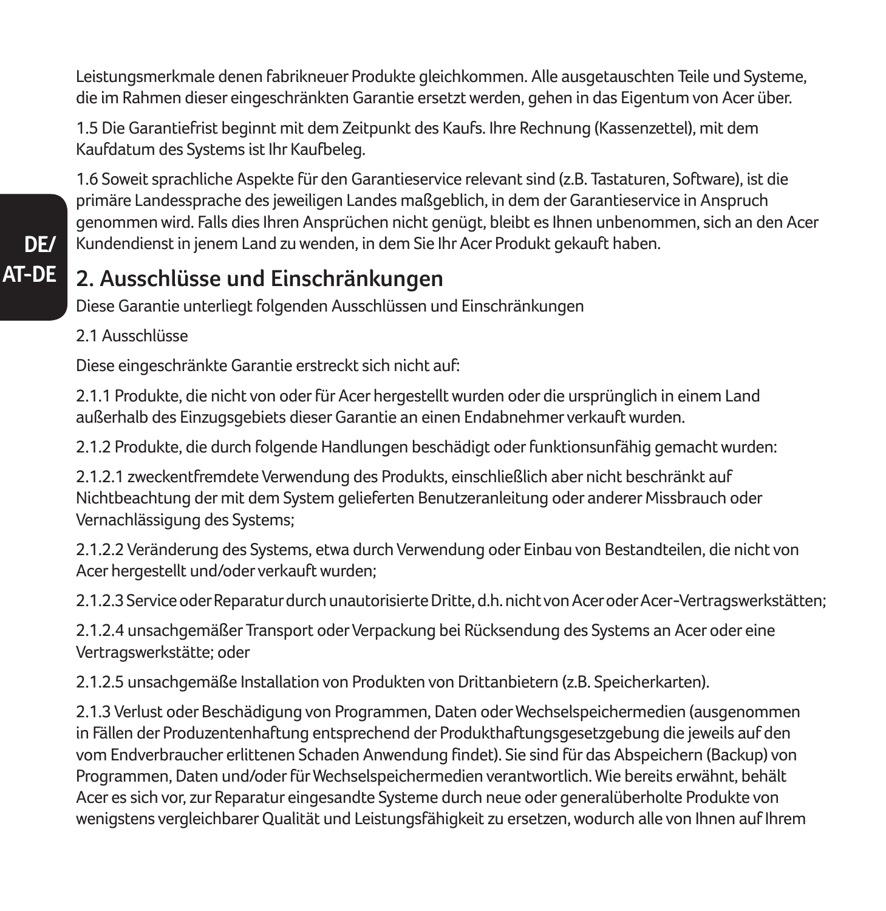Leistungsmerkmale denen fabrikneuer Produkte gleichkommen. Alle ausgetauschten Teile und Systeme, die im Rahmen dieser eingeschränkten Garantie ersetzt werden, gehen in das Eigentum von Acer über.

1.5 Die Garantiefrist beginnt mit dem Zeitpunkt des Kaufs. Ihre Rechnung (Kassenzettel), mit dem Kaufdatum des Systems ist Ihr Kaufbeleg.

1.6 Soweit sprachliche Aspekte für den Garantieservice relevant sind (z.B. Tastaturen, Software), ist die primäre Landessprache des jeweiligen Landes maßgeblich, in dem der Garantieservice in Anspruch genommen wird. Falls dies Ihren Ansprüchen nicht genügt, bleibt es Ihnen unbenommen, sich an den Acer Kundendienst in jenem Land zu wenden, in dem Sie Ihr Acer Produkt gekauft haben.

## 2. Ausschlüsse und Einschränkungen

Diese Garantie unterliegt folgenden Ausschlüssen und Einschränkungen

2.1 Ausschlüsse

Diese eingeschränkte Garantie erstreckt sich nicht auf:

2.1.1 Produkte, die nicht von oder für Acer hergestellt wurden oder die ursprünglich in einem Land außerhalb des Einzugsgebiets dieser Garantie an einen Endabnehmer verkauft wurden.

2.1.2 Produkte, die durch folgende Handlungen beschädigt oder funktionsunfähig gemacht wurden:

2.1.2.1 zweckentfremdete Verwendung des Produkts, einschließlich aber nicht beschränkt auf Nichtbeachtung der mit dem System gelieferten Benutzeranleitung oder anderer Missbrauch oder Vernachlässigung des Systems;

2.1.2.2 Veränderung des Systems, etwa durch Verwendung oder Einbau von Bestandteilen, die nicht von Acer hergestellt und/oder verkauft wurden;

2.1.2.3 Service oder Reparatur durch unautorisierte Dritte, d.h. nicht von Acer oder Acer-Vertragswerkstätten;

2.1.2.4 unsachgemäßer Transport oder Verpackung bei Rücksendung des Systems an Acer oder eine Vertragswerkstätte; oder

2.1.2.5 unsachgemäße Installation von Produkten von Drittanbietern (z.B. Speicherkarten).

2.1.3 Verlust oder Beschädigung von Programmen, Daten oder Wechselspeichermedien (ausgenommen in Fällen der Produzentenhaftung entsprechend der Produkthaftungsgesetzgebung die jeweils auf den vom Endverbraucher erlittenen Schaden Anwendung findet). Sie sind für das Abspeichern (Backup) von Programmen, Daten und/oder für Wechselspeichermedien verantwortlich. Wie bereits erwähnt, behält Acer es sich vor, zur Reparatur eingesandte Systeme durch neue oder generalüberholte Produkte von wenigstens vergleichbarer Qualität und Leistungsfähigkeit zu ersetzen, wodurch alle von Ihnen auf Ihrem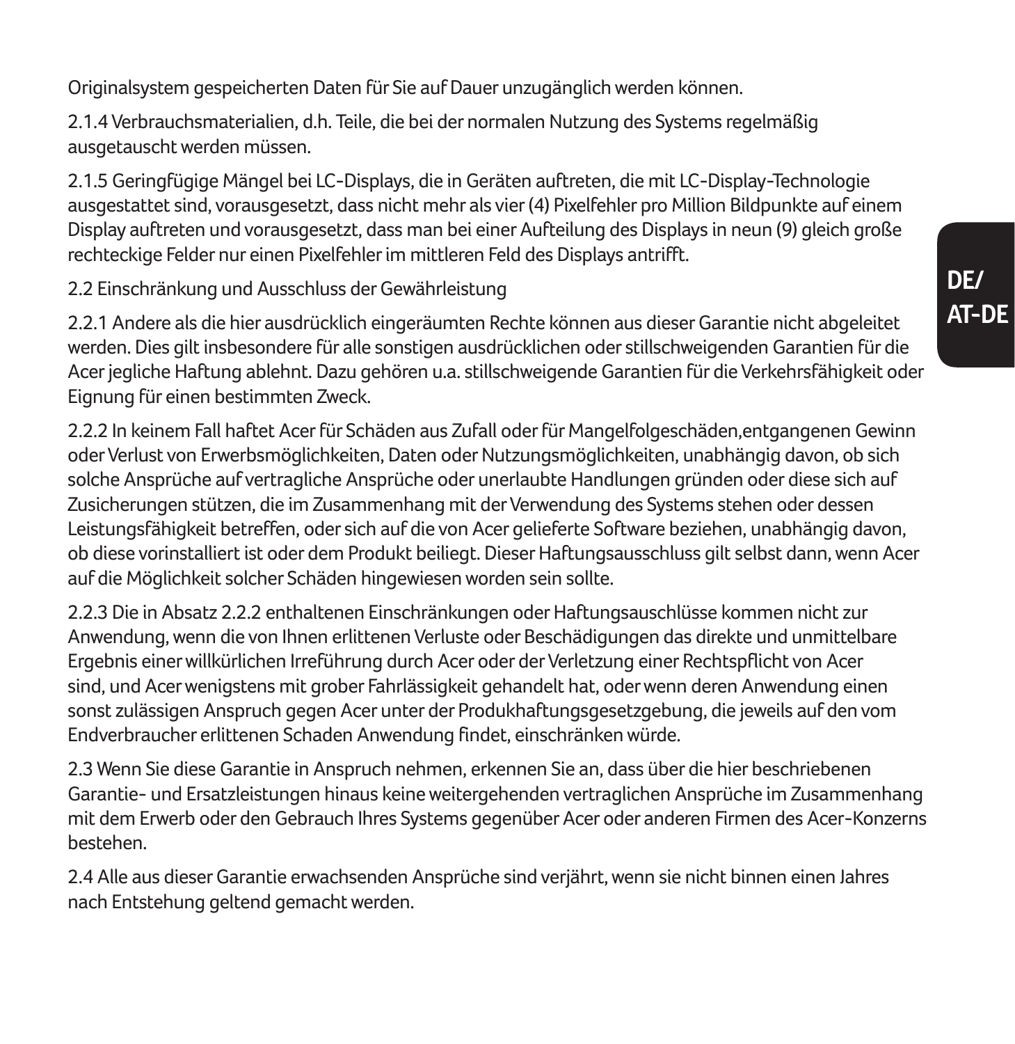Originalsystem gespeicherten Daten für Sie auf Dauer unzugänglich werden können.

2.1.4 Verbrauchsmaterialien, d.h. Teile, die bei der normalen Nutzung des Systems regelmäßig ausgetauscht werden müssen.

2.1.5 Geringfügige Mängel bei LC-Displays, die in Geräten auftreten, die mit LC-Display-Technologie ausgestattet sind, vorausgesetzt, dass nicht mehr als vier (4) Pixelfehler pro Million Bildpunkte auf einem Display auftreten und vorausgesetzt, dass man bei einer Aufteilung des Displays in neun (9) gleich große rechteckige Felder nur einen Pixelfehler im mittleren Feld des Displays antrifft.

2.2 Einschränkung und Ausschluss der Gewährleistung

2.2.1 Andere als die hier ausdrücklich eingeräumten Rechte können aus dieser Garantie nicht abgeleitet werden. Dies gilt insbesondere für alle sonstigen ausdrücklichen oder stillschweigenden Garantien für die Acer jegliche Haftung ablehnt. Dazu gehören u.a. stillschweigende Garantien für die Verkehrsfähigkeit oder Eignung für einen bestimmten Zweck.

2.2.2 In keinem Fall haftet Acer für Schäden aus Zufall oder für Mangelfolgeschäden,entgangenen Gewinn oder Verlust von Erwerbsmöglichkeiten, Daten oder Nutzungsmöglichkeiten, unabhängig davon, ob sich solche Ansprüche auf vertragliche Ansprüche oder unerlaubte Handlungen gründen oder diese sich auf Zusicherungen stützen, die im Zusammenhang mit der Verwendung des Systems stehen oder dessen Leistungsfähigkeit betreffen, oder sich auf die von Acer gelieferte Software beziehen, unabhängig davon, ob diese vorinstalliert ist oder dem Produkt beiliegt. Dieser Haftungsausschluss gilt selbst dann, wenn Acer auf die Möglichkeit solcher Schäden hingewiesen worden sein sollte.

2.2.3 Die in Absatz 2.2.2 enthaltenen Einschränkungen oder Haftungsauschlüsse kommen nicht zur Anwendung, wenn die von Ihnen erlittenen Verluste oder Beschädigungen das direkte und unmittelbare Ergebnis einer willkürlichen Irreführung durch Acer oder der Verletzung einer Rechtspflicht von Acer sind, und Acer wenigstens mit grober Fahrlässigkeit gehandelt hat, oder wenn deren Anwendung einen sonst zulässigen Anspruch gegen Acer unter der Produkhaftungsgesetzgebung, die jeweils auf den vom Endverbraucher erlittenen Schaden Anwendung findet, einschränken würde.

2.3 Wenn Sie diese Garantie in Anspruch nehmen, erkennen Sie an, dass über die hier beschriebenen Garantie- und Ersatzleistungen hinaus keine weitergehenden vertraglichen Ansprüche im Zusammenhang mit dem Erwerb oder den Gebrauch Ihres Systems gegenüber Acer oder anderen Firmen des Acer-Konzerns bestehen.

2.4 Alle aus dieser Garantie erwachsenden Ansprüche sind verjährt, wenn sie nicht binnen einen Jahres nach Entstehung geltend gemacht werden.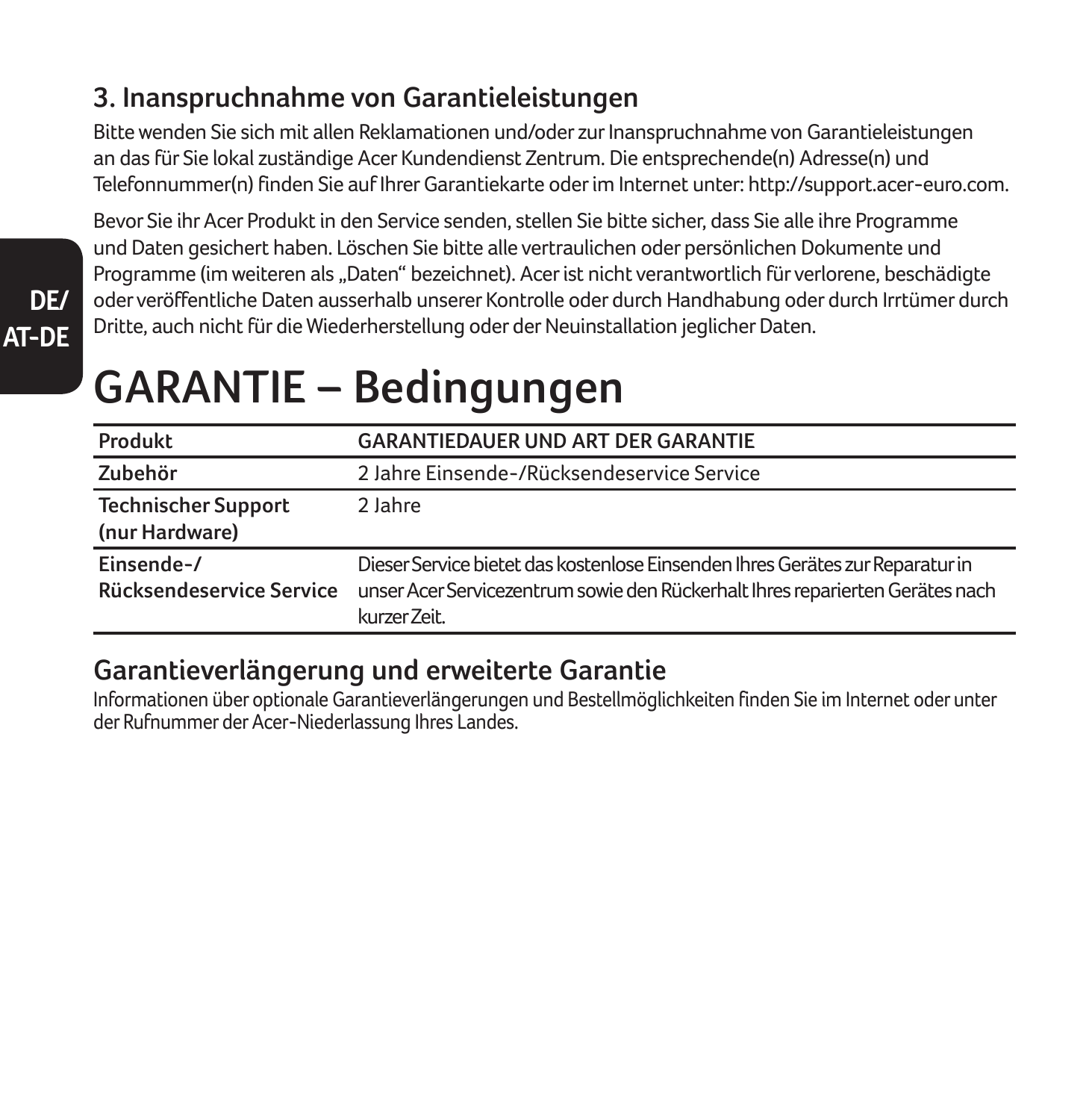### 3. Inanspruchnahme von Garantieleistungen

Bitte wenden Sie sich mit allen Reklamationen und/oder zur Inanspruchnahme von Garantieleistungen an das für Sie lokal zuständige Acer Kundendienst Zentrum. Die entsprechende(n) Adresse(n) und Telefonnummer(n) finden Sie auf Ihrer Garantiekarte oder im Internet unter: http://support.acer-euro.com.

Bevor Sie ihr Acer Produkt in den Service senden, stellen Sie bitte sicher, dass Sie alle ihre Programme und Daten gesichert haben. Löschen Sie bitte alle vertraulichen oder persönlichen Dokumente und Programme (im weiteren als „Daten" bezeichnet). Acer ist nicht verantwortlich für verlorene, beschädigte oder veröffentliche Daten ausserhalb unserer Kontrolle oder durch Handhabung oder durch Irrtümer durch Dritte, auch nicht für die Wiederherstellung oder der Neuinstallation jeglicher Daten.

# GARANTIE – Bedingungen

| Produkt | GARANTIEDAUER UND ART DER GARANTIE |
|---|---|
| **Zubehör** | 2 Jahre Einsende-/Rücksendeservice Service |
| **Technischer Support (nur Hardware)** | 2 Jahre |
| **Einsende-/ Rücksendeservice Service** | Dieser Service bietet das kostenlose Einsenden Ihres Gerätes zur Reparatur in unser Acer Servicezentrum sowie den Rückerhalt Ihres reparierten Gerätes nach kurzer Zeit. |

## Garantieverlängerung und erweiterte Garantie

Informationen über optionale Garantieverlängerungen und Bestellmöglichkeiten finden Sie im Internet oder unter der Rufnummer der Acer-Niederlassung Ihres Landes.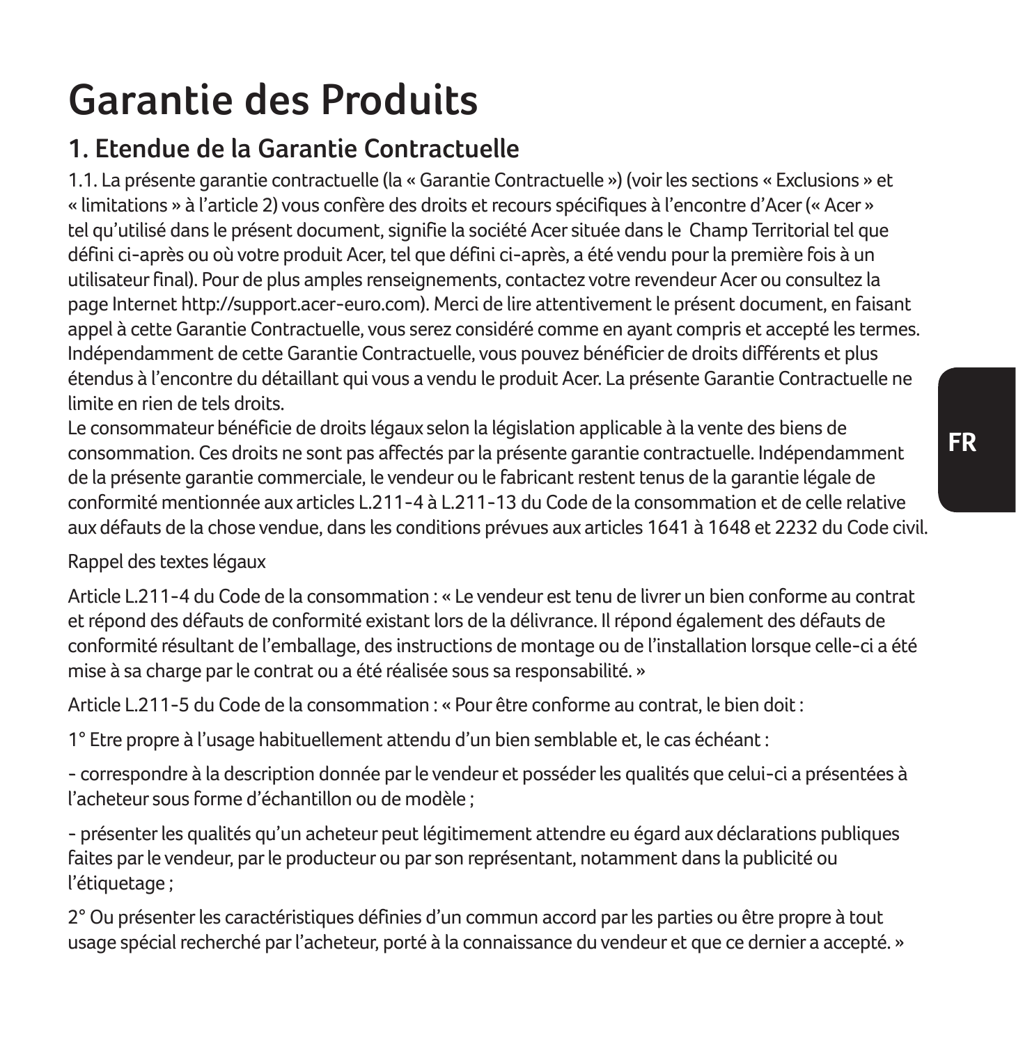# Garantie des Produits

## 1. Etendue de la Garantie Contractuelle

1.1. La présente garantie contractuelle (la « Garantie Contractuelle ») (voir les sections « Exclusions » et « limitations » à l'article 2) vous confère des droits et recours spécifiques à l'encontre d'Acer (« Acer » tel qu'utilisé dans le présent document, signifie la société Acer située dans le Champ Territorial tel que défini ci-après ou où votre produit Acer, tel que défini ci-après, a été vendu pour la première fois à un utilisateur final). Pour de plus amples renseignements, contactez votre revendeur Acer ou consultez la page Internet http://support.acer-euro.com). Merci de lire attentivement le présent document, en faisant appel à cette Garantie Contractuelle, vous serez considéré comme en ayant compris et accepté les termes. Indépendamment de cette Garantie Contractuelle, vous pouvez bénéficier de droits différents et plus étendus à l'encontre du détaillant qui vous a vendu le produit Acer. La présente Garantie Contractuelle ne limite en rien de tels droits.
Le consommateur bénéficie de droits légaux selon la législation applicable à la vente des biens de consommation. Ces droits ne sont pas affectés par la présente garantie contractuelle. Indépendamment de la présente garantie commerciale, le vendeur ou le fabricant restent tenus de la garantie légale de conformité mentionnée aux articles L.211-4 à L.211-13 du Code de la consommation et de celle relative aux défauts de la chose vendue, dans les conditions prévues aux articles 1641 à 1648 et 2232 du Code civil.

Rappel des textes légaux

Article L.211-4 du Code de la consommation : « Le vendeur est tenu de livrer un bien conforme au contrat et répond des défauts de conformité existant lors de la délivrance. Il répond également des défauts de conformité résultant de l'emballage, des instructions de montage ou de l'installation lorsque celle-ci a été mise à sa charge par le contrat ou a été réalisée sous sa responsabilité. »

Article L.211-5 du Code de la consommation : « Pour être conforme au contrat, le bien doit :

1° Etre propre à l'usage habituellement attendu d'un bien semblable et, le cas échéant :

- correspondre à la description donnée par le vendeur et posséder les qualités que celui-ci a présentées à l'acheteur sous forme d'échantillon ou de modèle ;

- présenter les qualités qu'un acheteur peut légitimement attendre eu égard aux déclarations publiques faites par le vendeur, par le producteur ou par son représentant, notamment dans la publicité ou l'étiquetage ;

2° Ou présenter les caractéristiques définies d'un commun accord par les parties ou être propre à tout usage spécial recherché par l'acheteur, porté à la connaissance du vendeur et que ce dernier a accepté. »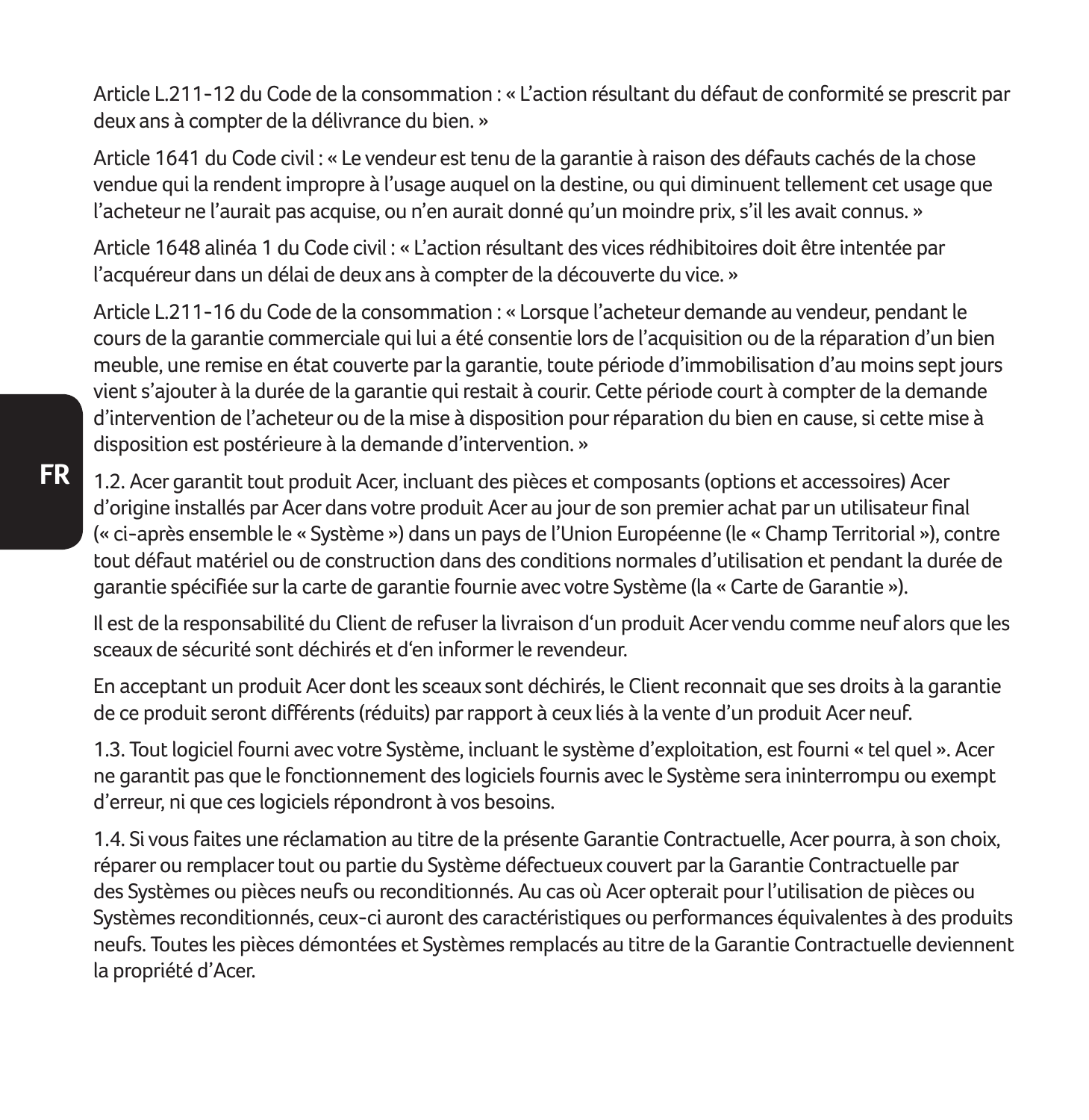Article L.211-12 du Code de la consommation : « L’action résultant du défaut de conformité se prescrit par deux ans à compter de la délivrance du bien. »

Article 1641 du Code civil : « Le vendeur est tenu de la garantie à raison des défauts cachés de la chose vendue qui la rendent impropre à l’usage auquel on la destine, ou qui diminuent tellement cet usage que l’acheteur ne l’aurait pas acquise, ou n’en aurait donné qu’un moindre prix, s’il les avait connus. »

Article 1648 alinéa 1 du Code civil : « L’action résultant des vices rédhibitoires doit être intentée par l’acquéreur dans un délai de deux ans à compter de la découverte du vice. »

Article L.211-16 du Code de la consommation : « Lorsque l’acheteur demande au vendeur, pendant le cours de la garantie commerciale qui lui a été consentie lors de l’acquisition ou de la réparation d’un bien meuble, une remise en état couverte par la garantie, toute période d’immobilisation d’au moins sept jours vient s’ajouter à la durée de la garantie qui restait à courir. Cette période court à compter de la demande d’intervention de l’acheteur ou de la mise à disposition pour réparation du bien en cause, si cette mise à disposition est postérieure à la demande d’intervention. »

1.2. Acer garantit tout produit Acer, incluant des pièces et composants (options et accessoires) Acer d’origine installés par Acer dans votre produit Acer au jour de son premier achat par un utilisateur final (« ci-après ensemble le « Système ») dans un pays de l’Union Européenne (le « Champ Territorial »), contre tout défaut matériel ou de construction dans des conditions normales d’utilisation et pendant la durée de garantie spécifiée sur la carte de garantie fournie avec votre Système (la « Carte de Garantie »).

Il est de la responsabilité du Client de refuser la livraison d‘un produit Acer vendu comme neuf alors que les sceaux de sécurité sont déchirés et d‘en informer le revendeur.

En acceptant un produit Acer dont les sceaux sont déchirés, le Client reconnait que ses droits à la garantie de ce produit seront différents (réduits) par rapport à ceux liés à la vente d’un produit Acer neuf.

1.3. Tout logiciel fourni avec votre Système, incluant le système d’exploitation, est fourni « tel quel ». Acer ne garantit pas que le fonctionnement des logiciels fournis avec le Système sera ininterrompu ou exempt d’erreur, ni que ces logiciels répondront à vos besoins.

1.4. Si vous faites une réclamation au titre de la présente Garantie Contractuelle, Acer pourra, à son choix, réparer ou remplacer tout ou partie du Système défectueux couvert par la Garantie Contractuelle par des Systèmes ou pièces neufs ou reconditionnés. Au cas où Acer opterait pour l’utilisation de pièces ou Systèmes reconditionnés, ceux-ci auront des caractéristiques ou performances équivalentes à des produits neufs. Toutes les pièces démontées et Systèmes remplacés au titre de la Garantie Contractuelle deviennent la propriété d’Acer.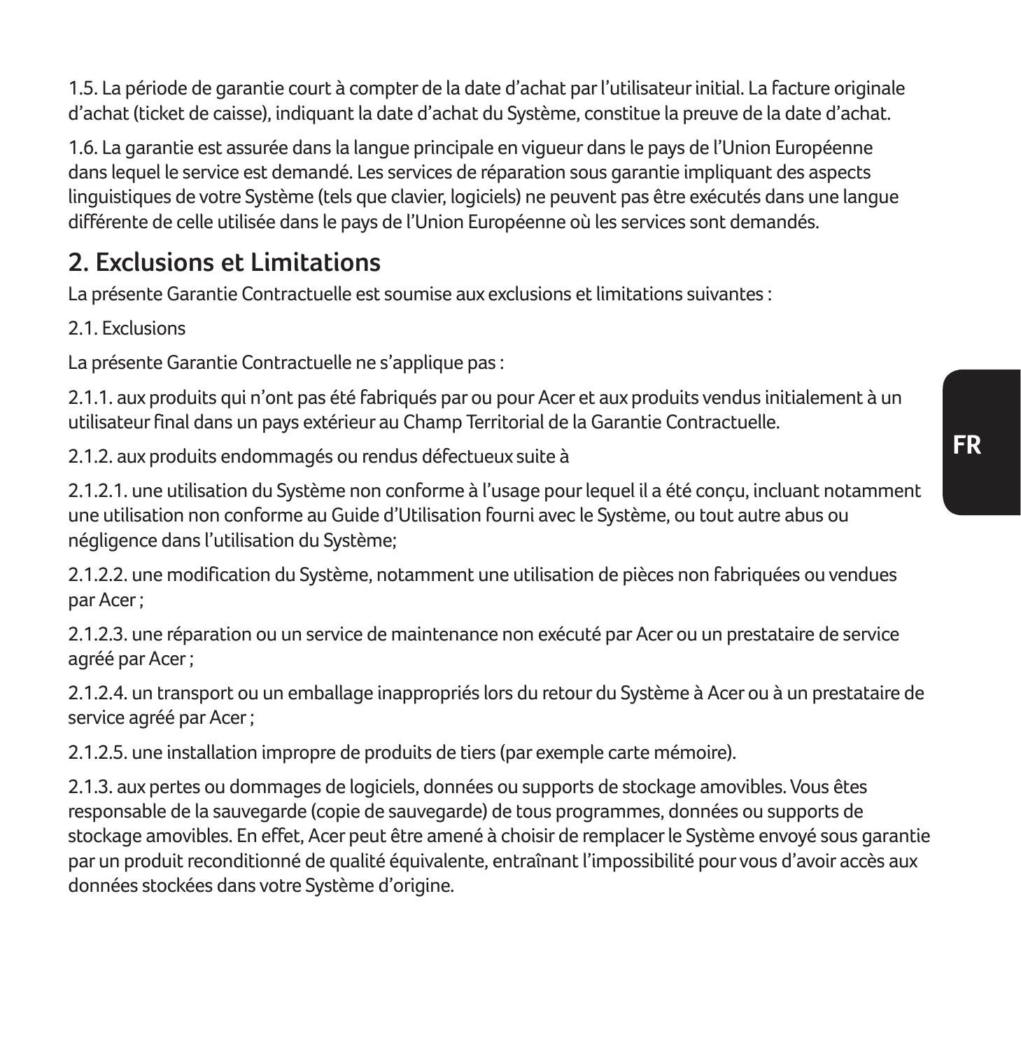1.5. La période de garantie court à compter de la date d'achat par l'utilisateur initial. La facture originale d'achat (ticket de caisse), indiquant la date d'achat du Système, constitue la preuve de la date d'achat.

1.6. La garantie est assurée dans la langue principale en vigueur dans le pays de l'Union Européenne dans lequel le service est demandé. Les services de réparation sous garantie impliquant des aspects linguistiques de votre Système (tels que clavier, logiciels) ne peuvent pas être exécutés dans une langue différente de celle utilisée dans le pays de l'Union Européenne où les services sont demandés.

## 2. Exclusions et Limitations

La présente Garantie Contractuelle est soumise aux exclusions et limitations suivantes :

2.1. Exclusions

La présente Garantie Contractuelle ne s'applique pas :

2.1.1. aux produits qui n'ont pas été fabriqués par ou pour Acer et aux produits vendus initialement à un utilisateur final dans un pays extérieur au Champ Territorial de la Garantie Contractuelle.

2.1.2. aux produits endommagés ou rendus défectueux suite à

2.1.2.1. une utilisation du Système non conforme à l'usage pour lequel il a été conçu, incluant notamment une utilisation non conforme au Guide d'Utilisation fourni avec le Système, ou tout autre abus ou négligence dans l'utilisation du Système;

2.1.2.2. une modification du Système, notamment une utilisation de pièces non fabriquées ou vendues par Acer ;

2.1.2.3. une réparation ou un service de maintenance non exécuté par Acer ou un prestataire de service agréé par Acer ;

2.1.2.4. un transport ou un emballage inappropriés lors du retour du Système à Acer ou à un prestataire de service agréé par Acer ;

2.1.2.5. une installation impropre de produits de tiers (par exemple carte mémoire).

2.1.3. aux pertes ou dommages de logiciels, données ou supports de stockage amovibles. Vous êtes responsable de la sauvegarde (copie de sauvegarde) de tous programmes, données ou supports de stockage amovibles. En effet, Acer peut être amené à choisir de remplacer le Système envoyé sous garantie par un produit reconditionné de qualité équivalente, entraînant l'impossibilité pour vous d'avoir accès aux données stockées dans votre Système d'origine.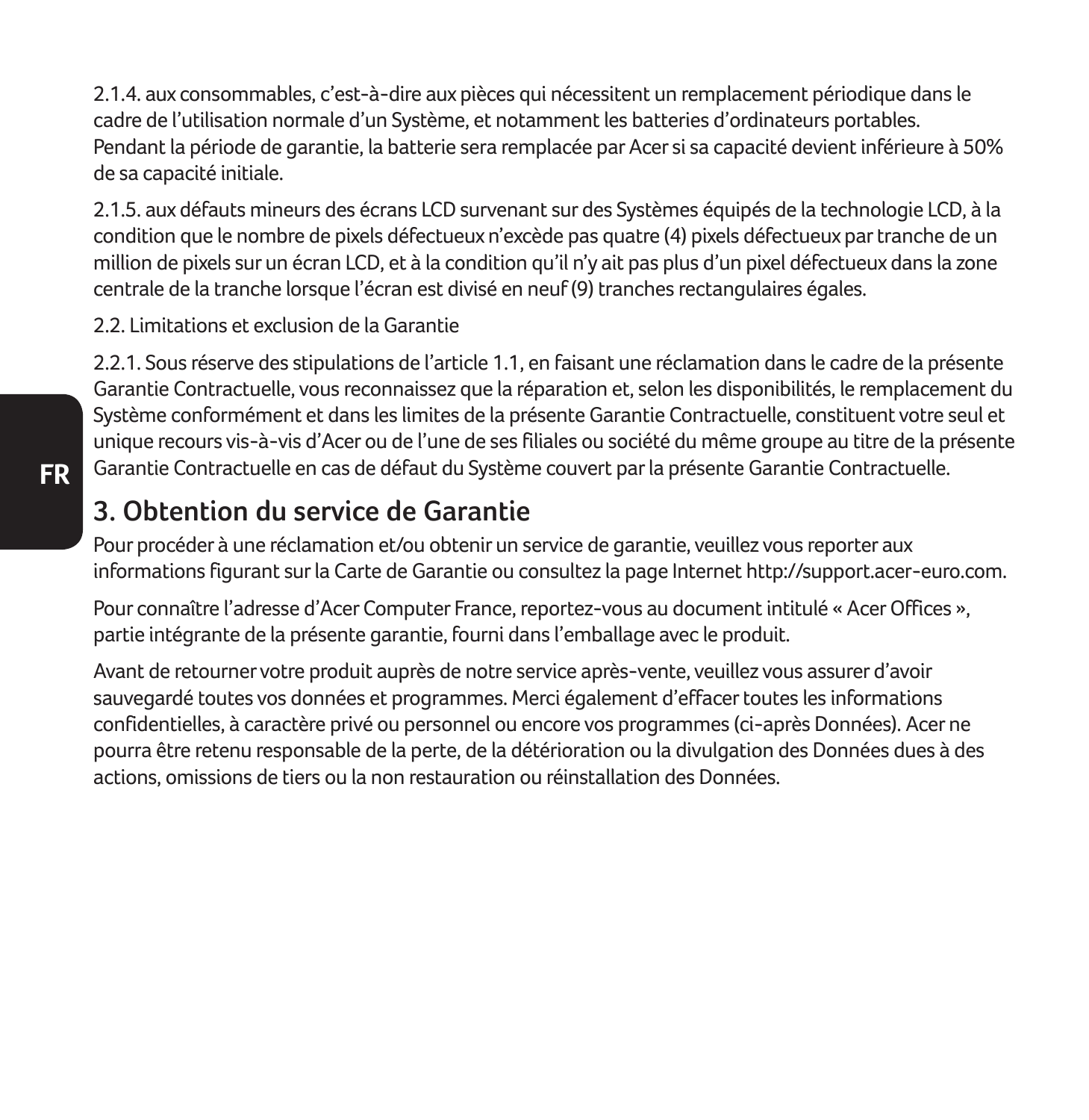2.1.4. aux consommables, c'est-à-dire aux pièces qui nécessitent un remplacement périodique dans le cadre de l'utilisation normale d'un Système, et notamment les batteries d'ordinateurs portables. Pendant la période de garantie, la batterie sera remplacée par Acer si sa capacité devient inférieure à 50% de sa capacité initiale.

2.1.5. aux défauts mineurs des écrans LCD survenant sur des Systèmes équipés de la technologie LCD, à la condition que le nombre de pixels défectueux n'excède pas quatre (4) pixels défectueux par tranche de un million de pixels sur un écran LCD, et à la condition qu'il n'y ait pas plus d'un pixel défectueux dans la zone centrale de la tranche lorsque l'écran est divisé en neuf (9) tranches rectangulaires égales.

2.2. Limitations et exclusion de la Garantie

2.2.1. Sous réserve des stipulations de l'article 1.1, en faisant une réclamation dans le cadre de la présente Garantie Contractuelle, vous reconnaissez que la réparation et, selon les disponibilités, le remplacement du Système conformément et dans les limites de la présente Garantie Contractuelle, constituent votre seul et unique recours vis-à-vis d'Acer ou de l'une de ses filiales ou société du même groupe au titre de la présente Garantie Contractuelle en cas de défaut du Système couvert par la présente Garantie Contractuelle.

## 3. Obtention du service de Garantie

Pour procéder à une réclamation et/ou obtenir un service de garantie, veuillez vous reporter aux informations figurant sur la Carte de Garantie ou consultez la page Internet http://support.acer-euro.com.

Pour connaître l'adresse d'Acer Computer France, reportez-vous au document intitulé « Acer Offices », partie intégrante de la présente garantie, fourni dans l'emballage avec le produit.

Avant de retourner votre produit auprès de notre service après-vente, veuillez vous assurer d'avoir sauvegardé toutes vos données et programmes. Merci également d'effacer toutes les informations confidentielles, à caractère privé ou personnel ou encore vos programmes (ci-après Données). Acer ne pourra être retenu responsable de la perte, de la détérioration ou la divulgation des Données dues à des actions, omissions de tiers ou la non restauration ou réinstallation des Données.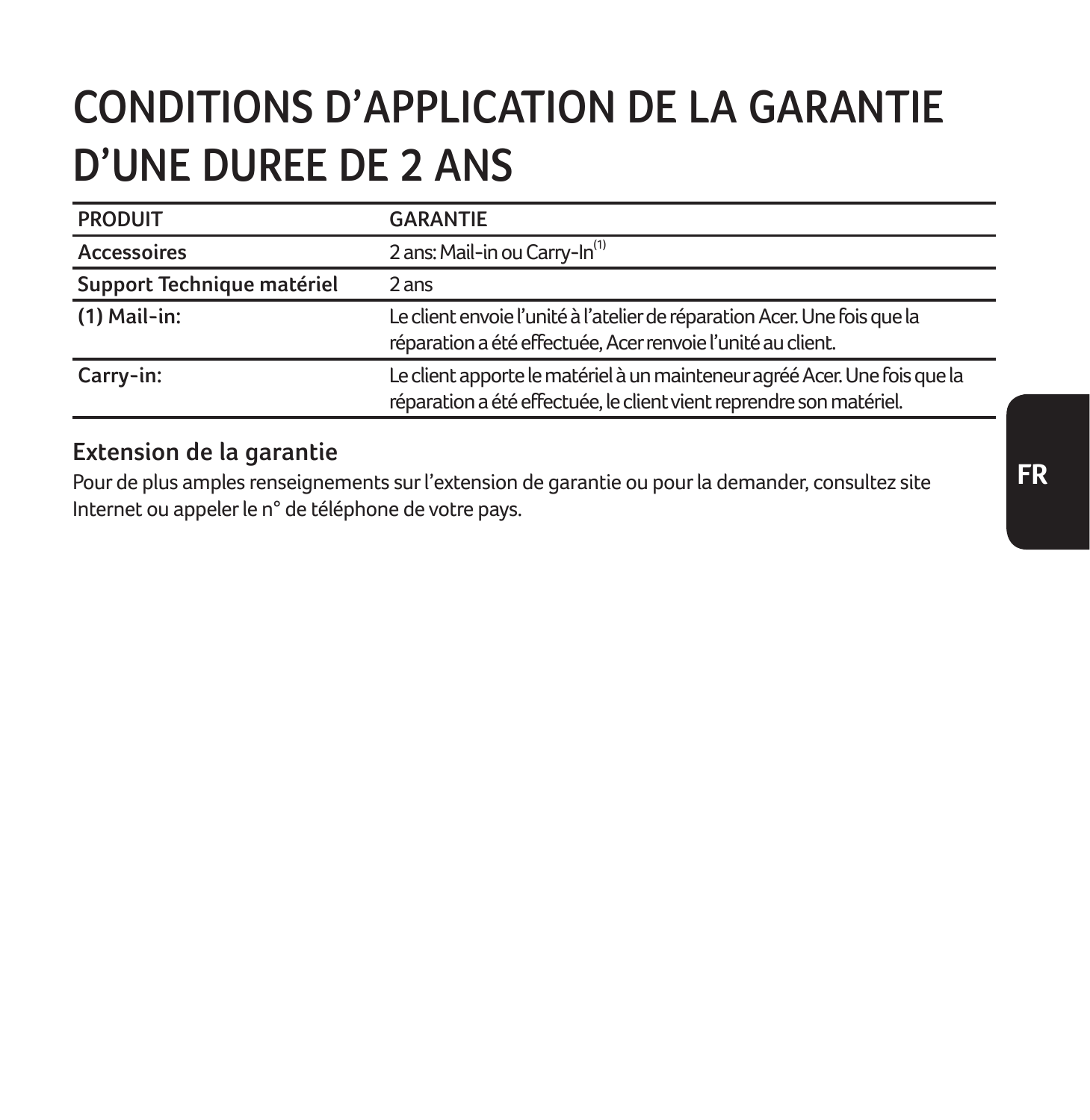# CONDITIONS D'APPLICATION DE LA GARANTIE D'UNE DUREE DE 2 ANS

| PRODUIT | GARANTIE |
|---|---|
| Accessoires | 2 ans: Mail-in ou Carry-In(1) |
| Support Technique matériel | 2 ans |
| (1) Mail-in: | Le client envoie l'unité à l'atelier de réparation Acer. Une fois que la réparation a été effectuée, Acer renvoie l'unité au client. |
| Carry-in: | Le client apporte le matériel à un mainteneur agréé Acer. Une fois que la réparation a été effectuée, le client vient reprendre son matériel. |

## Extension de la garantie

Pour de plus amples renseignements sur l'extension de garantie ou pour la demander, consultez site Internet ou appeler le n° de téléphone de votre pays.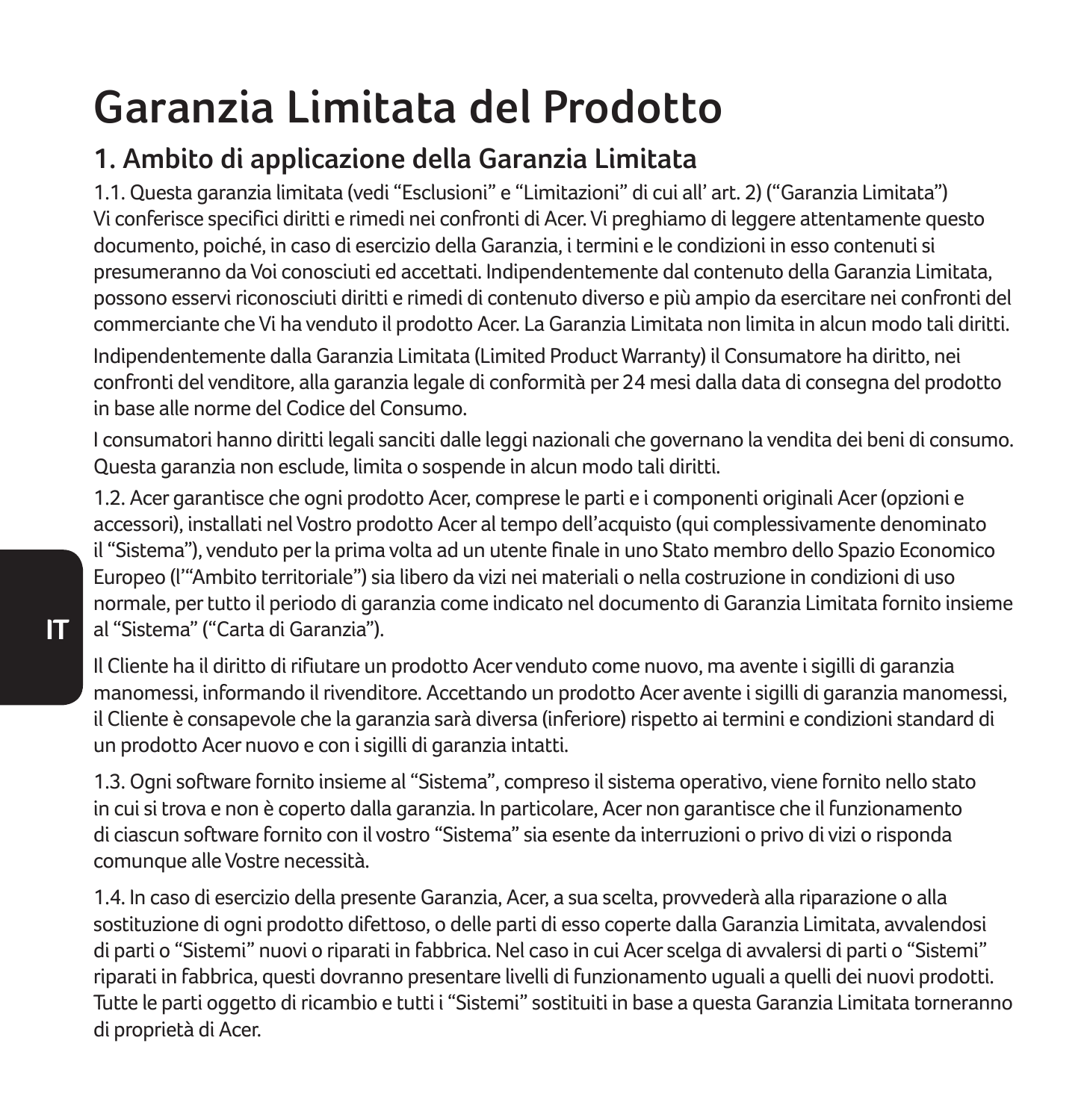# Garanzia Limitata del Prodotto

## 1. Ambito di applicazione della Garanzia Limitata

1.1. Questa garanzia limitata (vedi “Esclusioni” e “Limitazioni” di cui all’ art. 2) (“Garanzia Limitata”) Vi conferisce specifici diritti e rimedi nei confronti di Acer. Vi preghiamo di leggere attentamente questo documento, poiché, in caso di esercizio della Garanzia, i termini e le condizioni in esso contenuti si presumeranno da Voi conosciuti ed accettati. Indipendentemente dal contenuto della Garanzia Limitata, possono esservi riconosciuti diritti e rimedi di contenuto diverso e più ampio da esercitare nei confronti del commerciante che Vi ha venduto il prodotto Acer. La Garanzia Limitata non limita in alcun modo tali diritti.

Indipendentemente dalla Garanzia Limitata (Limited Product Warranty) il Consumatore ha diritto, nei confronti del venditore, alla garanzia legale di conformità per 24 mesi dalla data di consegna del prodotto in base alle norme del Codice del Consumo.

I consumatori hanno diritti legali sanciti dalle leggi nazionali che governano la vendita dei beni di consumo. Questa garanzia non esclude, limita o sospende in alcun modo tali diritti.

1.2. Acer garantisce che ogni prodotto Acer, comprese le parti e i componenti originali Acer (opzioni e accessori), installati nel Vostro prodotto Acer al tempo dell’acquisto (qui complessivamente denominato il “Sistema”), venduto per la prima volta ad un utente finale in uno Stato membro dello Spazio Economico Europeo (l’“Ambito territoriale”) sia libero da vizi nei materiali o nella costruzione in condizioni di uso normale, per tutto il periodo di garanzia come indicato nel documento di Garanzia Limitata fornito insieme al “Sistema” (“Carta di Garanzia”).

Il Cliente ha il diritto di rifiutare un prodotto Acer venduto come nuovo, ma avente i sigilli di garanzia manomessi, informando il rivenditore. Accettando un prodotto Acer avente i sigilli di garanzia manomessi, il Cliente è consapevole che la garanzia sarà diversa (inferiore) rispetto ai termini e condizioni standard di un prodotto Acer nuovo e con i sigilli di garanzia intatti.

1.3. Ogni software fornito insieme al “Sistema”, compreso il sistema operativo, viene fornito nello stato in cui si trova e non è coperto dalla garanzia. In particolare, Acer non garantisce che il funzionamento di ciascun software fornito con il vostro “Sistema” sia esente da interruzioni o privo di vizi o risponda comunque alle Vostre necessità.

1.4. In caso di esercizio della presente Garanzia, Acer, a sua scelta, provvederà alla riparazione o alla sostituzione di ogni prodotto difettoso, o delle parti di esso coperte dalla Garanzia Limitata, avvalendosi di parti o “Sistemi” nuovi o riparati in fabbrica. Nel caso in cui Acer scelga di avvalersi di parti o “Sistemi” riparati in fabbrica, questi dovranno presentare livelli di funzionamento uguali a quelli dei nuovi prodotti. Tutte le parti oggetto di ricambio e tutti i “Sistemi” sostituiti in base a questa Garanzia Limitata torneranno di proprietà di Acer.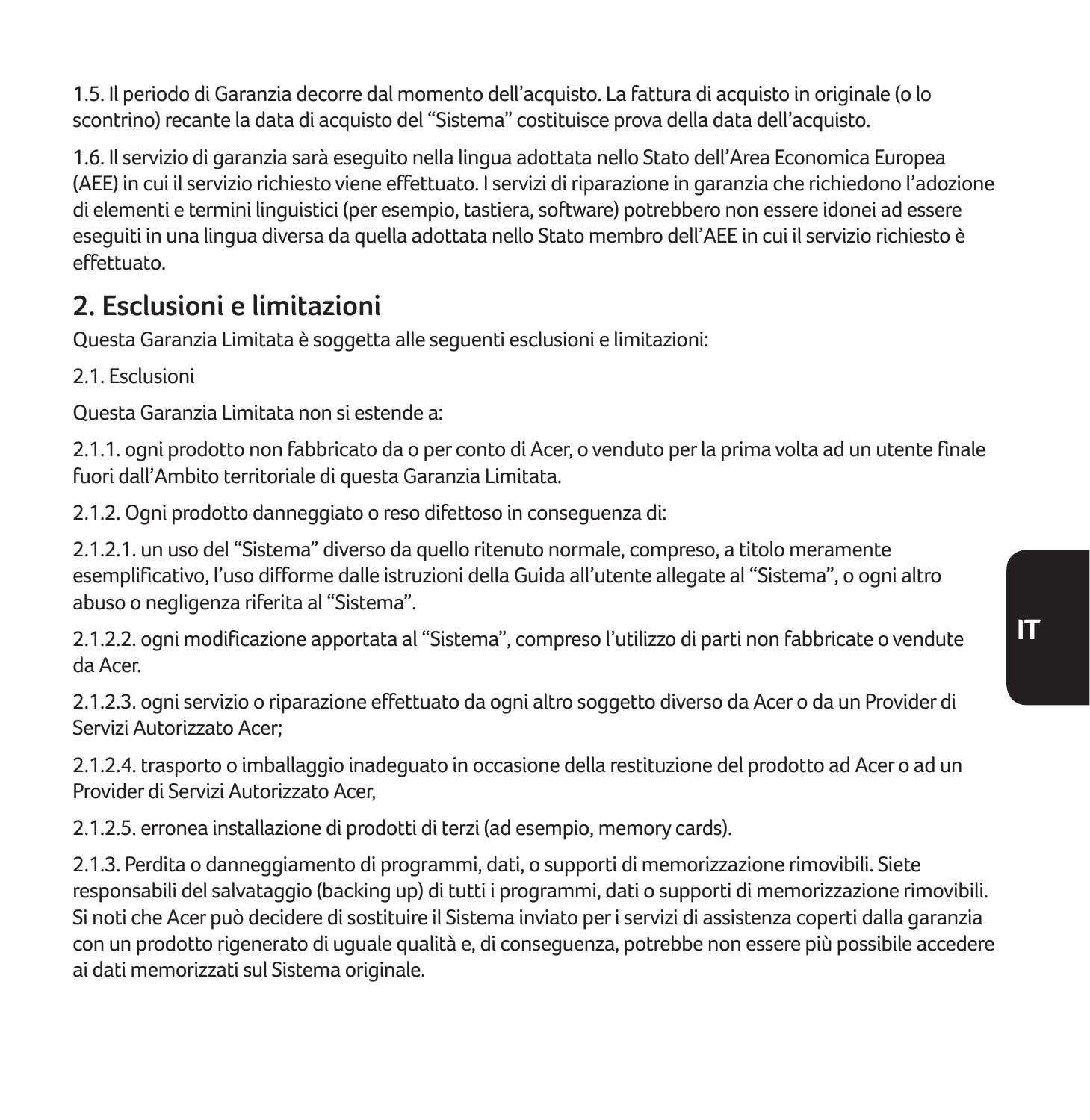1.5. Il periodo di Garanzia decorre dal momento dell'acquisto. La fattura di acquisto in originale (o lo scontrino) recante la data di acquisto del "Sistema" costituisce prova della data dell'acquisto.

1.6. Il servizio di garanzia sarà eseguito nella lingua adottata nello Stato dell'Area Economica Europea (AEE) in cui il servizio richiesto viene effettuato. I servizi di riparazione in garanzia che richiedono l'adozione di elementi e termini linguistici (per esempio, tastiera, software) potrebbero non essere idonei ad essere eseguiti in una lingua diversa da quella adottata nello Stato membro dell'AEE in cui il servizio richiesto è effettuato.

## 2. Esclusioni e limitazioni

Questa Garanzia Limitata è soggetta alle seguenti esclusioni e limitazioni:

2.1. Esclusioni

Questa Garanzia Limitata non si estende a:

2.1.1. ogni prodotto non fabbricato da o per conto di Acer, o venduto per la prima volta ad un utente finale fuori dall'Ambito territoriale di questa Garanzia Limitata.

2.1.2. Ogni prodotto danneggiato o reso difettoso in conseguenza di:

2.1.2.1. un uso del "Sistema" diverso da quello ritenuto normale, compreso, a titolo meramente esemplificativo, l'uso difforme dalle istruzioni della Guida all'utente allegate al "Sistema", o ogni altro abuso o negligenza riferita al "Sistema".

2.1.2.2. ogni modificazione apportata al "Sistema", compreso l'utilizzo di parti non fabbricate o vendute da Acer.

2.1.2.3. ogni servizio o riparazione effettuato da ogni altro soggetto diverso da Acer o da un Provider di Servizi Autorizzato Acer;

2.1.2.4. trasporto o imballaggio inadeguato in occasione della restituzione del prodotto ad Acer o ad un Provider di Servizi Autorizzato Acer,

2.1.2.5. erronea installazione di prodotti di terzi (ad esempio, memory cards).

2.1.3. Perdita o danneggiamento di programmi, dati, o supporti di memorizzazione rimovibili. Siete responsabili del salvataggio (backing up) di tutti i programmi, dati o supporti di memorizzazione rimovibili. Si noti che Acer può decidere di sostituire il Sistema inviato per i servizi di assistenza coperti dalla garanzia con un prodotto rigenerato di uguale qualità e, di conseguenza, potrebbe non essere più possibile accedere ai dati memorizzati sul Sistema originale.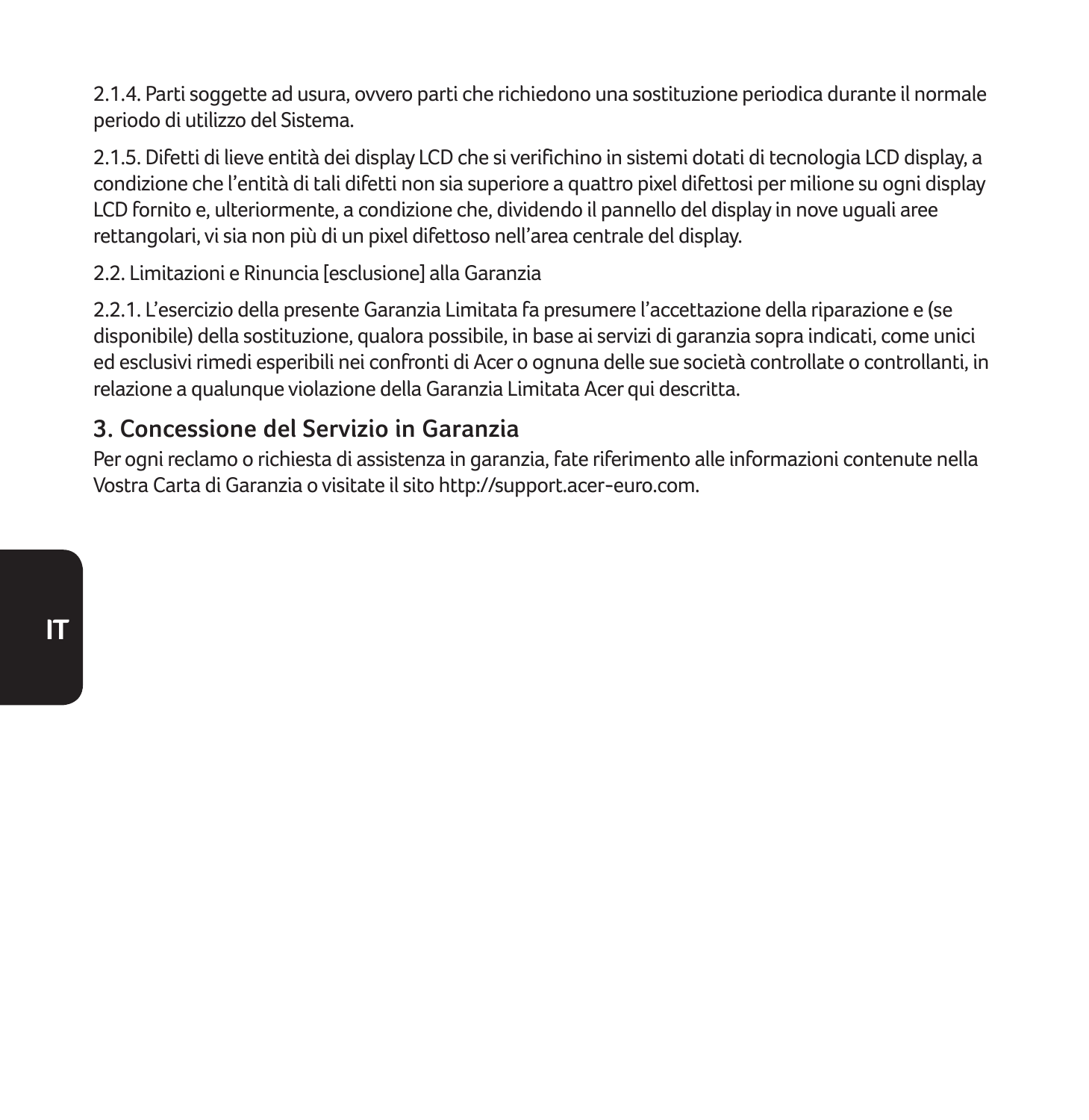2.1.4. Parti soggette ad usura, ovvero parti che richiedono una sostituzione periodica durante il normale periodo di utilizzo del Sistema.

2.1.5. Difetti di lieve entità dei display LCD che si verifichino in sistemi dotati di tecnologia LCD display, a condizione che l'entità di tali difetti non sia superiore a quattro pixel difettosi per milione su ogni display LCD fornito e, ulteriormente, a condizione che, dividendo il pannello del display in nove uguali aree rettangolari, vi sia non più di un pixel difettoso nell'area centrale del display.

2.2. Limitazioni e Rinuncia [esclusione] alla Garanzia

2.2.1. L'esercizio della presente Garanzia Limitata fa presumere l'accettazione della riparazione e (se disponibile) della sostituzione, qualora possibile, in base ai servizi di garanzia sopra indicati, come unici ed esclusivi rimedi esperibili nei confronti di Acer o ognuna delle sue società controllate o controllanti, in relazione a qualunque violazione della Garanzia Limitata Acer qui descritta.

## 3. Concessione del Servizio in Garanzia

Per ogni reclamo o richiesta di assistenza in garanzia, fate riferimento alle informazioni contenute nella Vostra Carta di Garanzia o visitate il sito http://support.acer-euro.com.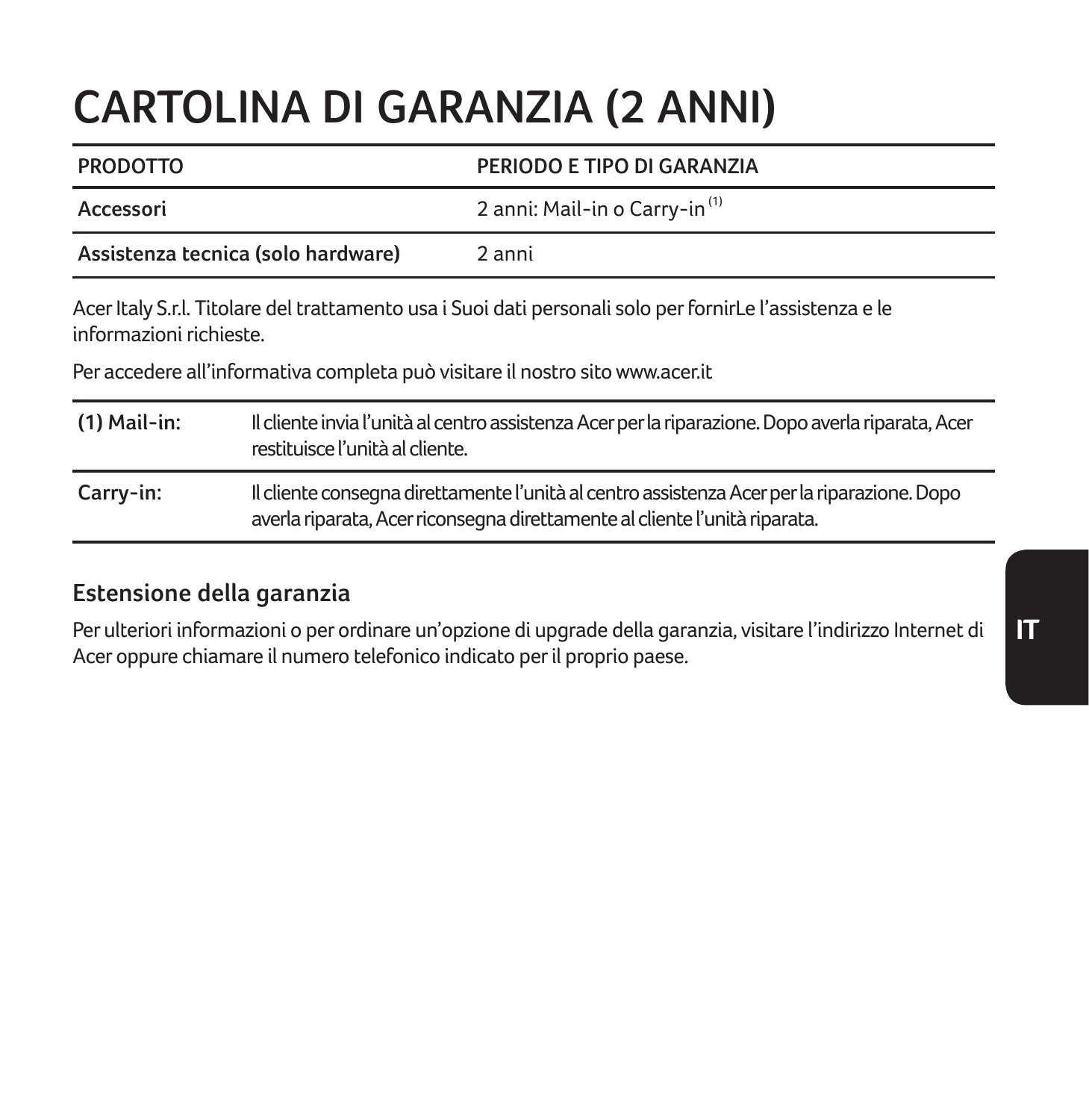# CARTOLINA DI GARANZIA (2 ANNI)

| PRODOTTO | PERIODO E TIPO DI GARANZIA |
|---|---|
| **Accessori** | 2 anni: Mail-in o Carry-in [(1)] |
| **Assistenza tecnica (solo hardware)** | 2 anni |

Acer Italy S.r.l. Titolare del trattamento usa i Suoi dati personali solo per fornirLe l'assistenza e le informazioni richieste.

Per accedere all'informativa completa può visitare il nostro sito www.acer.it

| | |
|---|---|
| (1) Mail-in: | Il cliente invia l'unità al centro assistenza Acer per la riparazione. Dopo averla riparata, Acer restituisce l'unità al cliente. |
| Carry-in: | Il cliente consegna direttamente l'unità al centro assistenza Acer per la riparazione. Dopo averla riparata, Acer riconsegna direttamente al cliente l'unità riparata. |

## Estensione della garanzia

Per ulteriori informazioni o per ordinare un'opzione di upgrade della garanzia, visitare l'indirizzo Internet di Acer oppure chiamare il numero telefonico indicato per il proprio paese.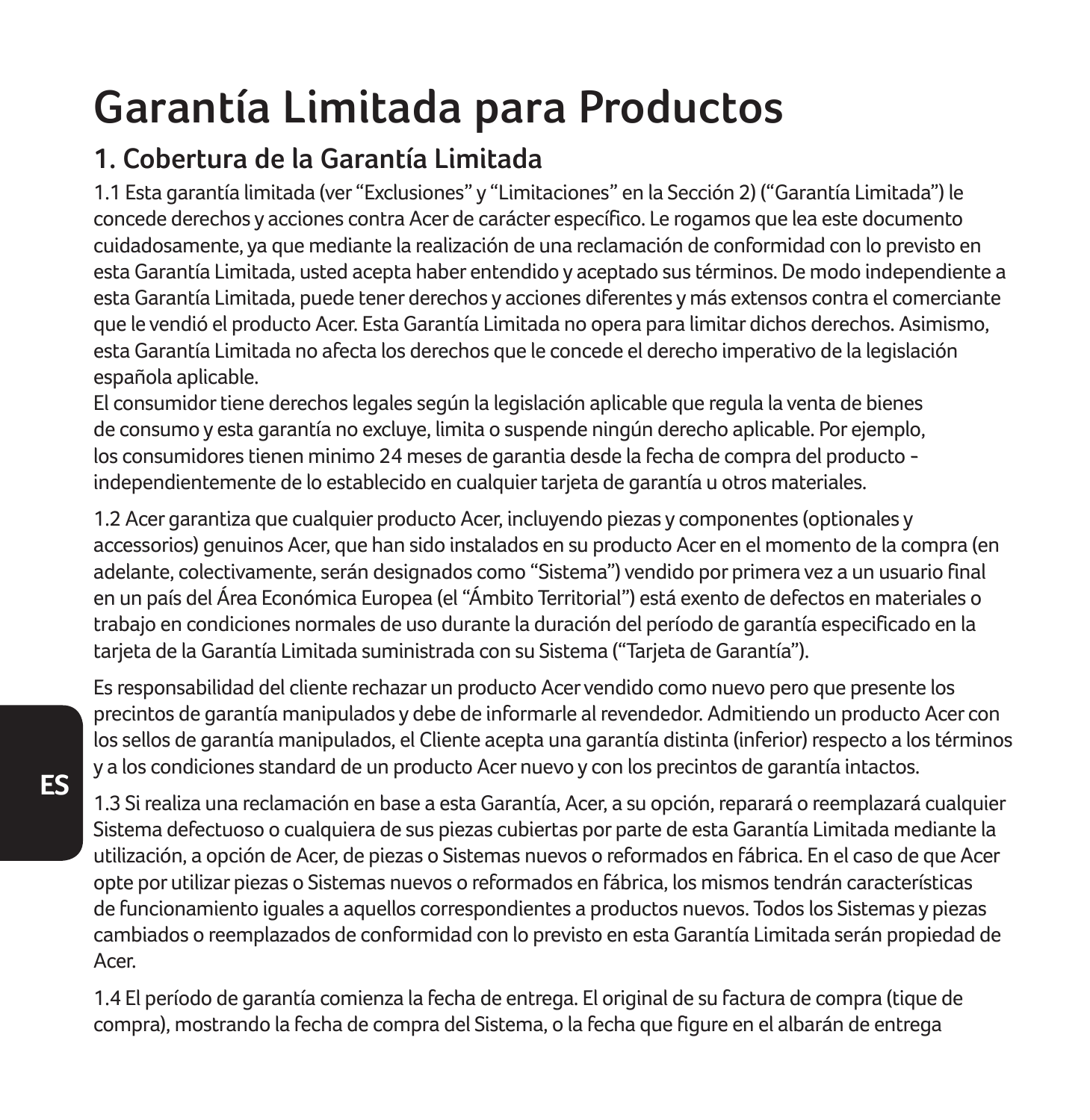# Garantía Limitada para Productos

## 1. Cobertura de la Garantía Limitada

1.1 Esta garantía limitada (ver "Exclusiones" y "Limitaciones" en la Sección 2) ("Garantía Limitada") le concede derechos y acciones contra Acer de carácter específico. Le rogamos que lea este documento cuidadosamente, ya que mediante la realización de una reclamación de conformidad con lo previsto en esta Garantía Limitada, usted acepta haber entendido y aceptado sus términos. De modo independiente a esta Garantía Limitada, puede tener derechos y acciones diferentes y más extensos contra el comerciante que le vendió el producto Acer. Esta Garantía Limitada no opera para limitar dichos derechos. Asimismo, esta Garantía Limitada no afecta los derechos que le concede el derecho imperativo de la legislación española aplicable.
El consumidor tiene derechos legales según la legislación aplicable que regula la venta de bienes de consumo y esta garantía no excluye, limita o suspende ningún derecho aplicable. Por ejemplo, los consumidores tienen minimo 24 meses de garantia desde la fecha de compra del producto - independientemente de lo establecido en cualquier tarjeta de garantía u otros materiales.

1.2 Acer garantiza que cualquier producto Acer, incluyendo piezas y componentes (optionales y accessorios) genuinos Acer, que han sido instalados en su producto Acer en el momento de la compra (en adelante, colectivamente, serán designados como "Sistema") vendido por primera vez a un usuario final en un país del Área Económica Europea (el "Ámbito Territorial") está exento de defectos en materiales o trabajo en condiciones normales de uso durante la duración del período de garantía especificado en la tarjeta de la Garantía Limitada suministrada con su Sistema ("Tarjeta de Garantía").

Es responsabilidad del cliente rechazar un producto Acer vendido como nuevo pero que presente los precintos de garantía manipulados y debe de informarle al revendedor. Admitiendo un producto Acer con los sellos de garantía manipulados, el Cliente acepta una garantía distinta (inferior) respecto a los términos y a los condiciones standard de un producto Acer nuevo y con los precintos de garantía intactos.

1.3 Si realiza una reclamación en base a esta Garantía, Acer, a su opción, reparará o reemplazará cualquier Sistema defectuoso o cualquiera de sus piezas cubiertas por parte de esta Garantía Limitada mediante la utilización, a opción de Acer, de piezas o Sistemas nuevos o reformados en fábrica. En el caso de que Acer opte por utilizar piezas o Sistemas nuevos o reformados en fábrica, los mismos tendrán características de funcionamiento iguales a aquellos correspondientes a productos nuevos. Todos los Sistemas y piezas cambiados o reemplazados de conformidad con lo previsto en esta Garantía Limitada serán propiedad de Acer.

1.4 El período de garantía comienza la fecha de entrega. El original de su factura de compra (tique de compra), mostrando la fecha de compra del Sistema, o la fecha que figure en el albarán de entrega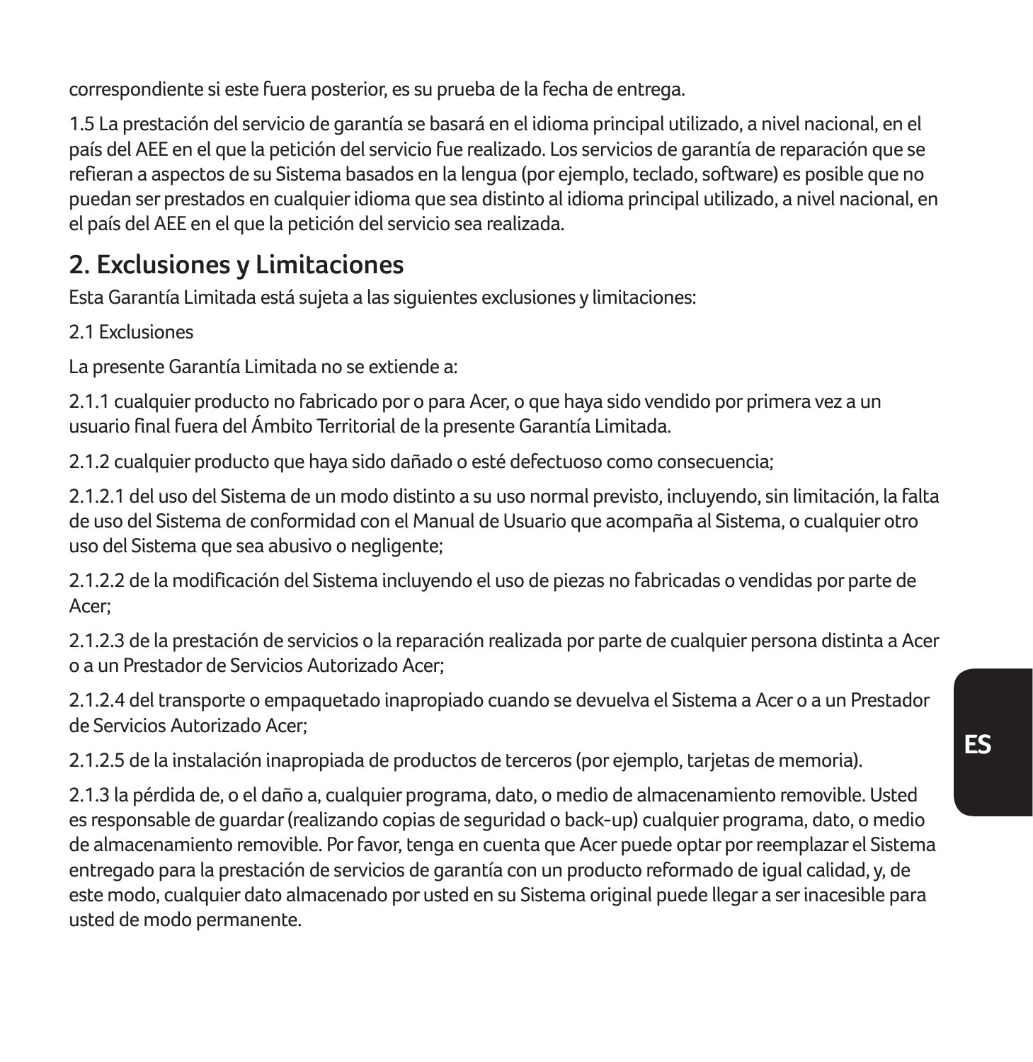correspondiente si este fuera posterior, es su prueba de la fecha de entrega.

1.5 La prestación del servicio de garantía se basará en el idioma principal utilizado, a nivel nacional, en el país del AEE en el que la petición del servicio fue realizado. Los servicios de garantía de reparación que se refieran a aspectos de su Sistema basados en la lengua (por ejemplo, teclado, software) es posible que no puedan ser prestados en cualquier idioma que sea distinto al idioma principal utilizado, a nivel nacional, en el país del AEE en el que la petición del servicio sea realizada.

## 2. Exclusiones y Limitaciones

Esta Garantía Limitada está sujeta a las siguientes exclusiones y limitaciones:

2.1 Exclusiones

La presente Garantía Limitada no se extiende a:

2.1.1 cualquier producto no fabricado por o para Acer, o que haya sido vendido por primera vez a un usuario final fuera del Ámbito Territorial de la presente Garantía Limitada.

2.1.2 cualquier producto que haya sido dañado o esté defectuoso como consecuencia;

2.1.2.1 del uso del Sistema de un modo distinto a su uso normal previsto, incluyendo, sin limitación, la falta de uso del Sistema de conformidad con el Manual de Usuario que acompaña al Sistema, o cualquier otro uso del Sistema que sea abusivo o negligente;

2.1.2.2 de la modificación del Sistema incluyendo el uso de piezas no fabricadas o vendidas por parte de Acer;

2.1.2.3 de la prestación de servicios o la reparación realizada por parte de cualquier persona distinta a Acer o a un Prestador de Servicios Autorizado Acer;

2.1.2.4 del transporte o empaquetado inapropiado cuando se devuelva el Sistema a Acer o a un Prestador de Servicios Autorizado Acer;

2.1.2.5 de la instalación inapropiada de productos de terceros (por ejemplo, tarjetas de memoria).

2.1.3 la pérdida de, o el daño a, cualquier programa, dato, o medio de almacenamiento removible. Usted es responsable de guardar (realizando copias de seguridad o back-up) cualquier programa, dato, o medio de almacenamiento removible. Por favor, tenga en cuenta que Acer puede optar por reemplazar el Sistema entregado para la prestación de servicios de garantía con un producto reformado de igual calidad, y, de este modo, cualquier dato almacenado por usted en su Sistema original puede llegar a ser inacesible para usted de modo permanente.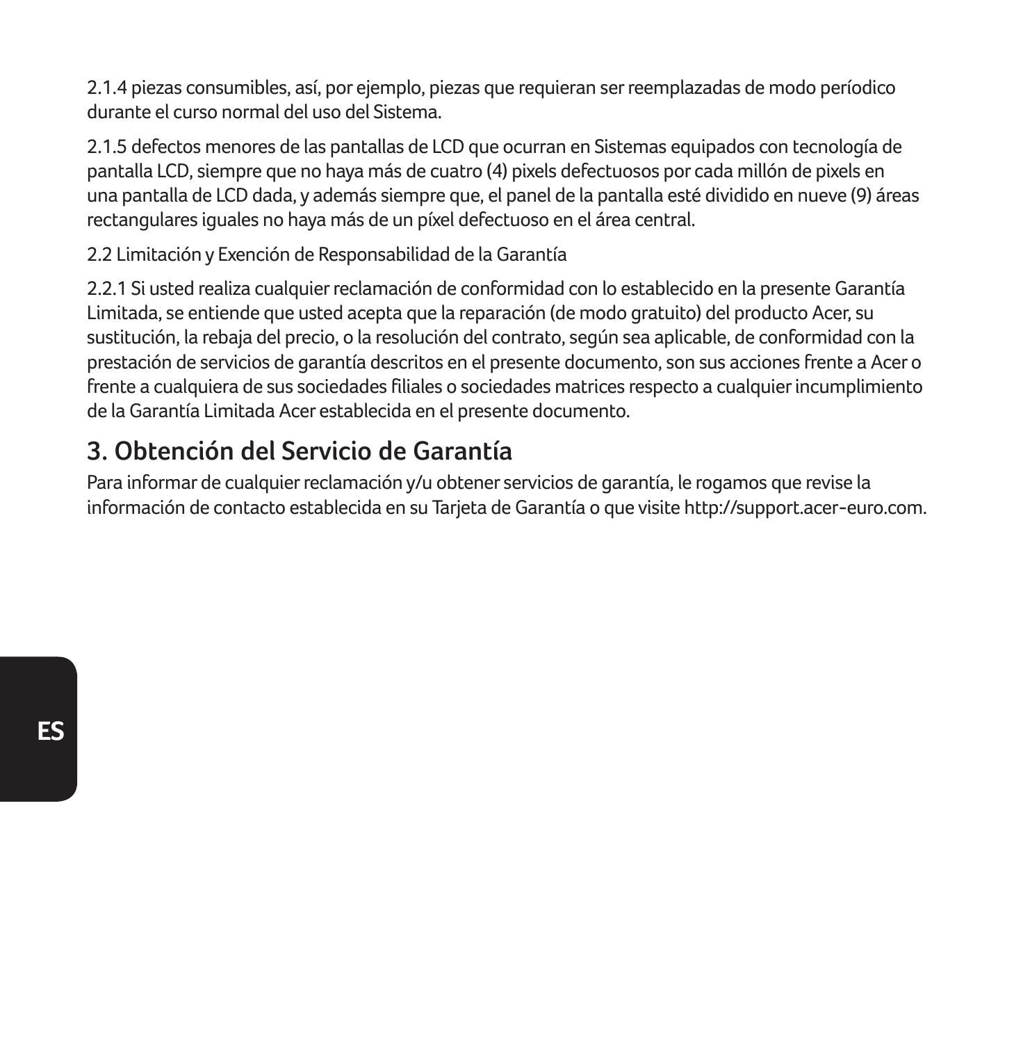2.1.4 piezas consumibles, así, por ejemplo, piezas que requieran ser reemplazadas de modo períodico durante el curso normal del uso del Sistema.

2.1.5 defectos menores de las pantallas de LCD que ocurran en Sistemas equipados con tecnología de pantalla LCD, siempre que no haya más de cuatro (4) pixels defectuosos por cada millón de pixels en una pantalla de LCD dada, y además siempre que, el panel de la pantalla esté dividido en nueve (9) áreas rectangulares iguales no haya más de un píxel defectuoso en el área central.

2.2 Limitación y Exención de Responsabilidad de la Garantía

2.2.1 Si usted realiza cualquier reclamación de conformidad con lo establecido en la presente Garantía Limitada, se entiende que usted acepta que la reparación (de modo gratuito) del producto Acer, su sustitución, la rebaja del precio, o la resolución del contrato, según sea aplicable, de conformidad con la prestación de servicios de garantía descritos en el presente documento, son sus acciones frente a Acer o frente a cualquiera de sus sociedades filiales o sociedades matrices respecto a cualquier incumplimiento de la Garantía Limitada Acer establecida en el presente documento.

## 3. Obtención del Servicio de Garantía

Para informar de cualquier reclamación y/u obtener servicios de garantía, le rogamos que revise la información de contacto establecida en su Tarjeta de Garantía o que visite http://support.acer-euro.com.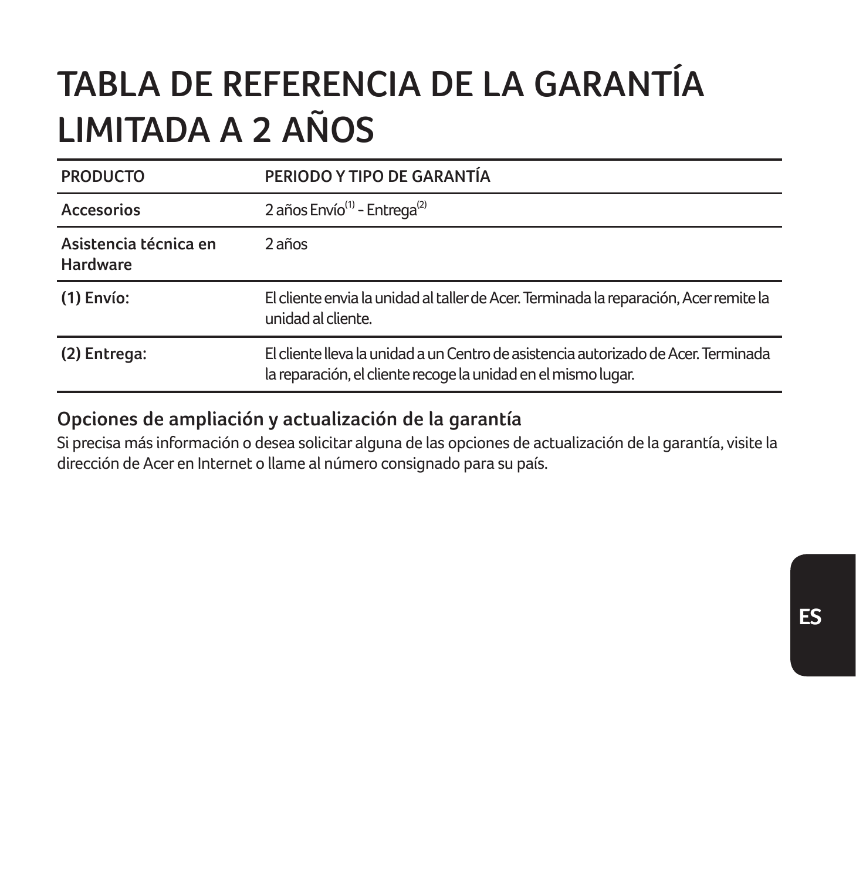# TABLA DE REFERENCIA DE LA GARANTÍA LIMITADA A 2 AÑOS

| PRODUCTO | PERIODO Y TIPO DE GARANTÍA |
|---|---|
| Accesorios | 2 años Envío(1) - Entrega(2) |
| Asistencia técnica en Hardware | 2 años |
| (1) Envío: | El cliente envia la unidad al taller de Acer. Terminada la reparación, Acer remite la unidad al cliente. |
| (2) Entrega: | El cliente lleva la unidad a un Centro de asistencia autorizado de Acer. Terminada la reparación, el cliente recoge la unidad en el mismo lugar. |

## Opciones de ampliación y actualización de la garantía

Si precisa más información o desea solicitar alguna de las opciones de actualización de la garantía, visite la dirección de Acer en Internet o llame al número consignado para su país.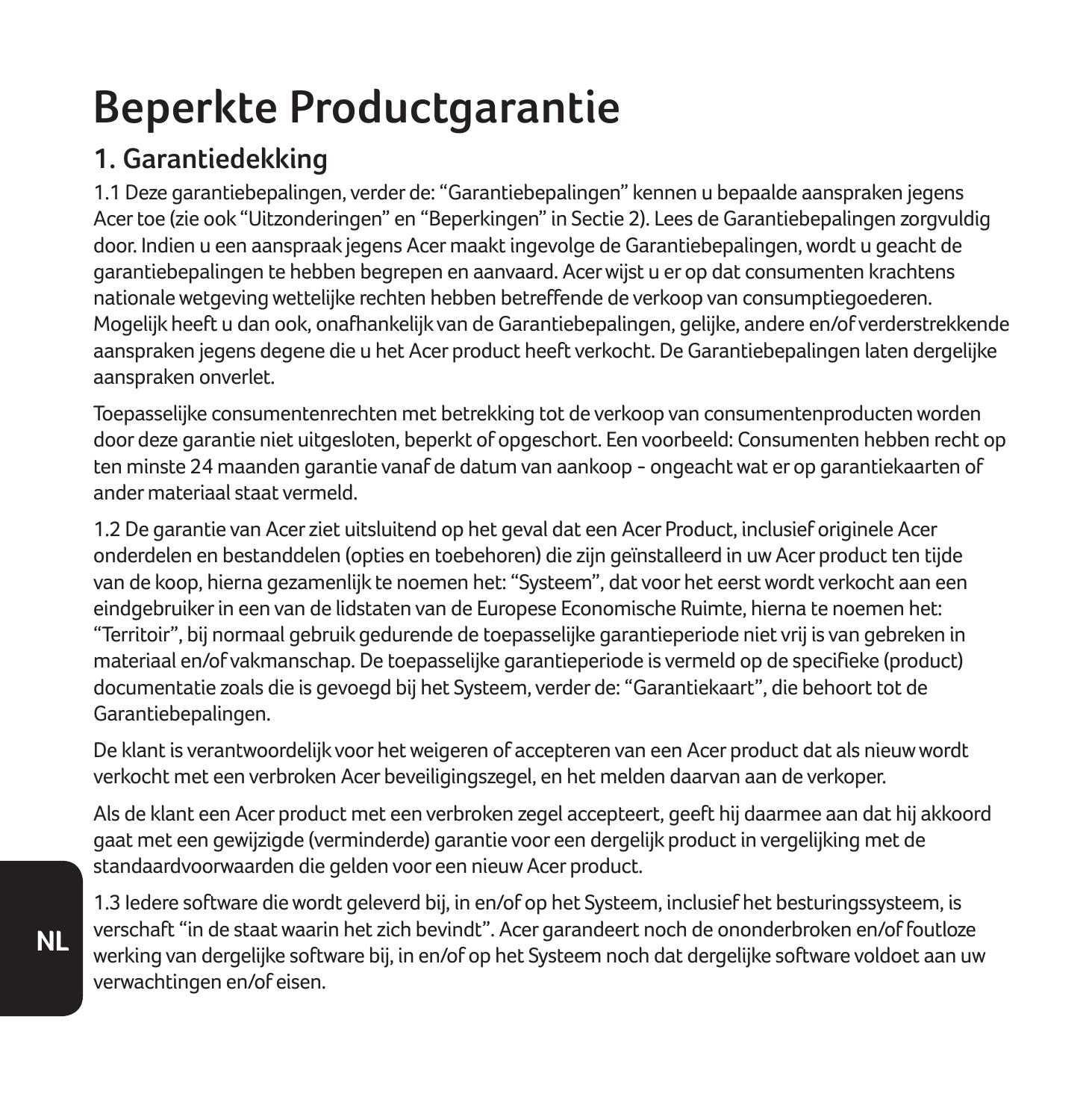# Beperkte Productgarantie

## 1. Garantiedekking

1.1 Deze garantiebepalingen, verder de: "Garantiebepalingen" kennen u bepaalde aanspraken jegens Acer toe (zie ook "Uitzonderingen" en "Beperkingen" in Sectie 2). Lees de Garantiebepalingen zorgvuldig door. Indien u een aanspraak jegens Acer maakt ingevolge de Garantiebepalingen, wordt u geacht de garantiebepalingen te hebben begrepen en aanvaard. Acer wijst u er op dat consumenten krachtens nationale wetgeving wettelijke rechten hebben betreffende de verkoop van consumptiegoederen. Mogelijk heeft u dan ook, onafhankelijk van de Garantiebepalingen, gelijke, andere en/of verderstrekkende aanspraken jegens degene die u het Acer product heeft verkocht. De Garantiebepalingen laten dergelijke aanspraken onverlet.

Toepasselijke consumentenrechten met betrekking tot de verkoop van consumentenproducten worden door deze garantie niet uitgesloten, beperkt of opgeschort. Een voorbeeld: Consumenten hebben recht op ten minste 24 maanden garantie vanaf de datum van aankoop - ongeacht wat er op garantiekaarten of ander materiaal staat vermeld.

1.2 De garantie van Acer ziet uitsluitend op het geval dat een Acer Product, inclusief originele Acer onderdelen en bestanddelen (opties en toebehoren) die zijn geïnstalleerd in uw Acer product ten tijde van de koop, hierna gezamenlijk te noemen het: "Systeem", dat voor het eerst wordt verkocht aan een eindgebruiker in een van de lidstaten van de Europese Economische Ruimte, hierna te noemen het: "Territoir", bij normaal gebruik gedurende de toepasselijke garantieperiode niet vrij is van gebreken in materiaal en/of vakmanschap. De toepasselijke garantieperiode is vermeld op de specifieke (product) documentatie zoals die is gevoegd bij het Systeem, verder de: "Garantiekaart", die behoort tot de Garantiebepalingen.

De klant is verantwoordelijk voor het weigeren of accepteren van een Acer product dat als nieuw wordt verkocht met een verbroken Acer beveiligingszegel, en het melden daarvan aan de verkoper.

Als de klant een Acer product met een verbroken zegel accepteert, geeft hij daarmee aan dat hij akkoord gaat met een gewijzigde (verminderde) garantie voor een dergelijk product in vergelijking met de standaardvoorwaarden die gelden voor een nieuw Acer product.

1.3 Iedere software die wordt geleverd bij, in en/of op het Systeem, inclusief het besturingssysteem, is verschaft "in de staat waarin het zich bevindt". Acer garandeert noch de ononderbroken en/of foutloze werking van dergelijke software bij, in en/of op het Systeem noch dat dergelijke software voldoet aan uw verwachtingen en/of eisen.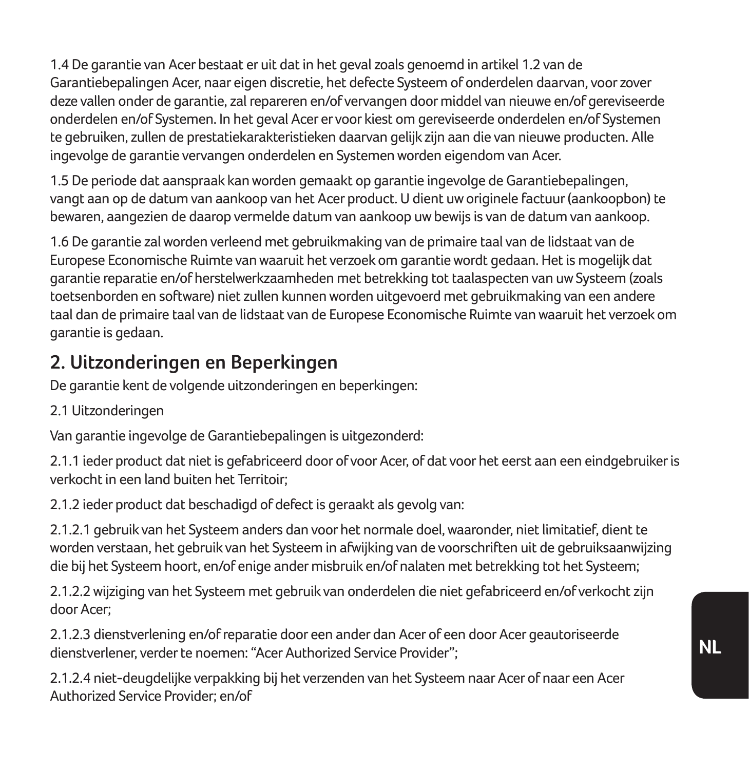1.4 De garantie van Acer bestaat er uit dat in het geval zoals genoemd in artikel 1.2 van de Garantiebepalingen Acer, naar eigen discretie, het defecte Systeem of onderdelen daarvan, voor zover deze vallen onder de garantie, zal repareren en/of vervangen door middel van nieuwe en/of gereviseerde onderdelen en/of Systemen. In het geval Acer er voor kiest om gereviseerde onderdelen en/of Systemen te gebruiken, zullen de prestatiekarakteristieken daarvan gelijk zijn aan die van nieuwe producten. Alle ingevolge de garantie vervangen onderdelen en Systemen worden eigendom van Acer.

1.5 De periode dat aanspraak kan worden gemaakt op garantie ingevolge de Garantiebepalingen, vangt aan op de datum van aankoop van het Acer product. U dient uw originele factuur (aankoopbon) te bewaren, aangezien de daarop vermelde datum van aankoop uw bewijs is van de datum van aankoop.

1.6 De garantie zal worden verleend met gebruikmaking van de primaire taal van de lidstaat van de Europese Economische Ruimte van waaruit het verzoek om garantie wordt gedaan. Het is mogelijk dat garantie reparatie en/of herstelwerkzaamheden met betrekking tot taalaspecten van uw Systeem (zoals toetsenborden en software) niet zullen kunnen worden uitgevoerd met gebruikmaking van een andere taal dan de primaire taal van de lidstaat van de Europese Economische Ruimte van waaruit het verzoek om garantie is gedaan.

## 2. Uitzonderingen en Beperkingen

De garantie kent de volgende uitzonderingen en beperkingen:

2.1 Uitzonderingen

Van garantie ingevolge de Garantiebepalingen is uitgezonderd:

2.1.1 ieder product dat niet is gefabriceerd door of voor Acer, of dat voor het eerst aan een eindgebruiker is verkocht in een land buiten het Territoir;

2.1.2 ieder product dat beschadigd of defect is geraakt als gevolg van:

2.1.2.1 gebruik van het Systeem anders dan voor het normale doel, waaronder, niet limitatief, dient te worden verstaan, het gebruik van het Systeem in afwijking van de voorschriften uit de gebruiksaanwijzing die bij het Systeem hoort, en/of enige ander misbruik en/of nalaten met betrekking tot het Systeem;

2.1.2.2 wijziging van het Systeem met gebruik van onderdelen die niet gefabriceerd en/of verkocht zijn door Acer;

2.1.2.3 dienstverlening en/of reparatie door een ander dan Acer of een door Acer geautoriseerde dienstverlener, verder te noemen: "Acer Authorized Service Provider";

2.1.2.4 niet-deugdelijke verpakking bij het verzenden van het Systeem naar Acer of naar een Acer Authorized Service Provider; en/of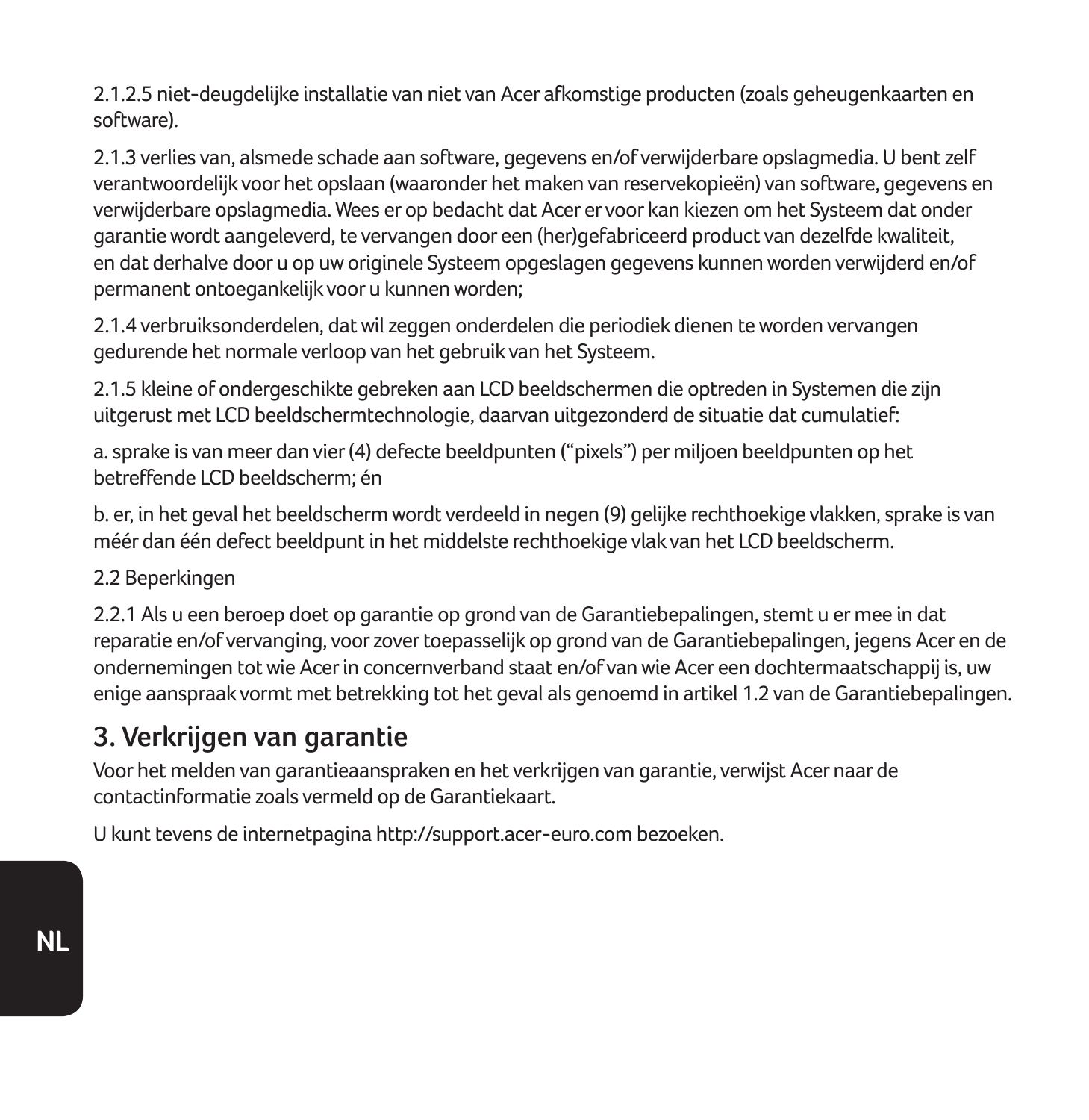2.1.2.5 niet-deugdelijke installatie van niet van Acer afkomstige producten (zoals geheugenkaarten en software).

2.1.3 verlies van, alsmede schade aan software, gegevens en/of verwijderbare opslagmedia. U bent zelf verantwoordelijk voor het opslaan (waaronder het maken van reservekopieën) van software, gegevens en verwijderbare opslagmedia. Wees er op bedacht dat Acer er voor kan kiezen om het Systeem dat onder garantie wordt aangeleverd, te vervangen door een (her)gefabriceerd product van dezelfde kwaliteit, en dat derhalve door u op uw originele Systeem opgeslagen gegevens kunnen worden verwijderd en/of permanent ontoegankelijk voor u kunnen worden;

2.1.4 verbruiksonderdelen, dat wil zeggen onderdelen die periodiek dienen te worden vervangen gedurende het normale verloop van het gebruik van het Systeem.

2.1.5 kleine of ondergeschikte gebreken aan LCD beeldschermen die optreden in Systemen die zijn uitgerust met LCD beeldschermtechnologie, daarvan uitgezonderd de situatie dat cumulatief:

a. sprake is van meer dan vier (4) defecte beeldpunten (“pixels”) per miljoen beeldpunten op het betreffende LCD beeldscherm; én

b. er, in het geval het beeldscherm wordt verdeeld in negen (9) gelijke rechthoekige vlakken, sprake is van méér dan één defect beeldpunt in het middelste rechthoekige vlak van het LCD beeldscherm.

2.2 Beperkingen

2.2.1 Als u een beroep doet op garantie op grond van de Garantiebepalingen, stemt u er mee in dat reparatie en/of vervanging, voor zover toepasselijk op grond van de Garantiebepalingen, jegens Acer en de ondernemingen tot wie Acer in concernverband staat en/of van wie Acer een dochtermaatschappij is, uw enige aanspraak vormt met betrekking tot het geval als genoemd in artikel 1.2 van de Garantiebepalingen.

## 3. Verkrijgen van garantie

Voor het melden van garantieaanspraken en het verkrijgen van garantie, verwijst Acer naar de contactinformatie zoals vermeld op de Garantiekaart.

U kunt tevens de internetpagina http://support.acer-euro.com bezoeken.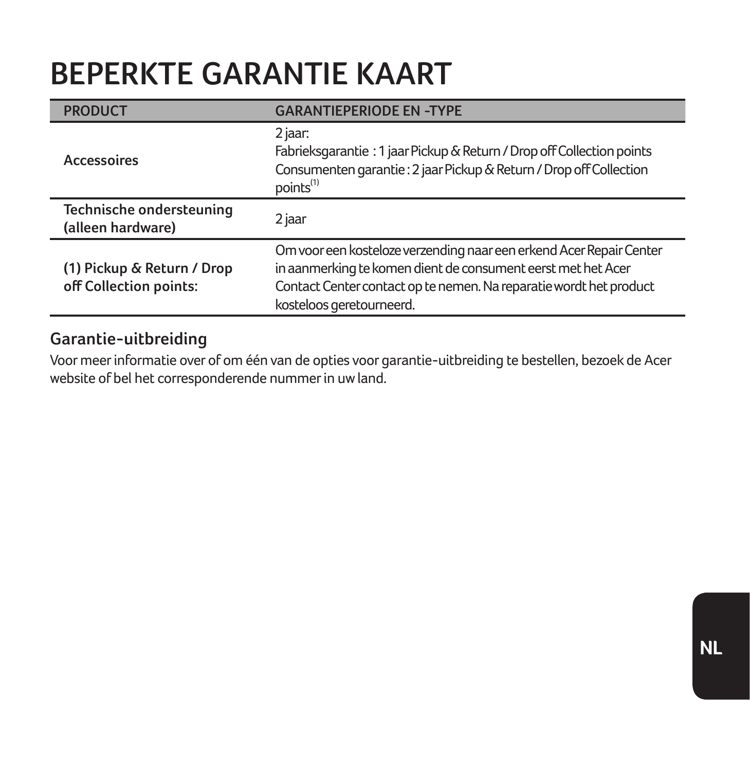# BEPERKTE GARANTIE KAART

| PRODUCT | GARANTIEPERIODE EN -TYPE |
| --- | --- |
| Accessoires | 2 jaar:<br>Fabrieksgarantie : 1 jaar Pickup & Return / Drop off Collection points<br>Consumenten garantie : 2 jaar Pickup & Return / Drop off Collection points[1] |
| Technische ondersteuning (alleen hardware) | 2 jaar |
| (1) Pickup & Return / Drop off Collection points: | Om voor een kosteloze verzending naar een erkend Acer Repair Center in aanmerking te komen dient de consument eerst met het Acer Contact Center contact op te nemen. Na reparatie wordt het product kosteloos geretourneerd. |

## Garantie-uitbreiding

Voor meer informatie over of om één van de opties voor garantie-uitbreiding te bestellen, bezoek de Acer website of bel het corresponderende nummer in uw land.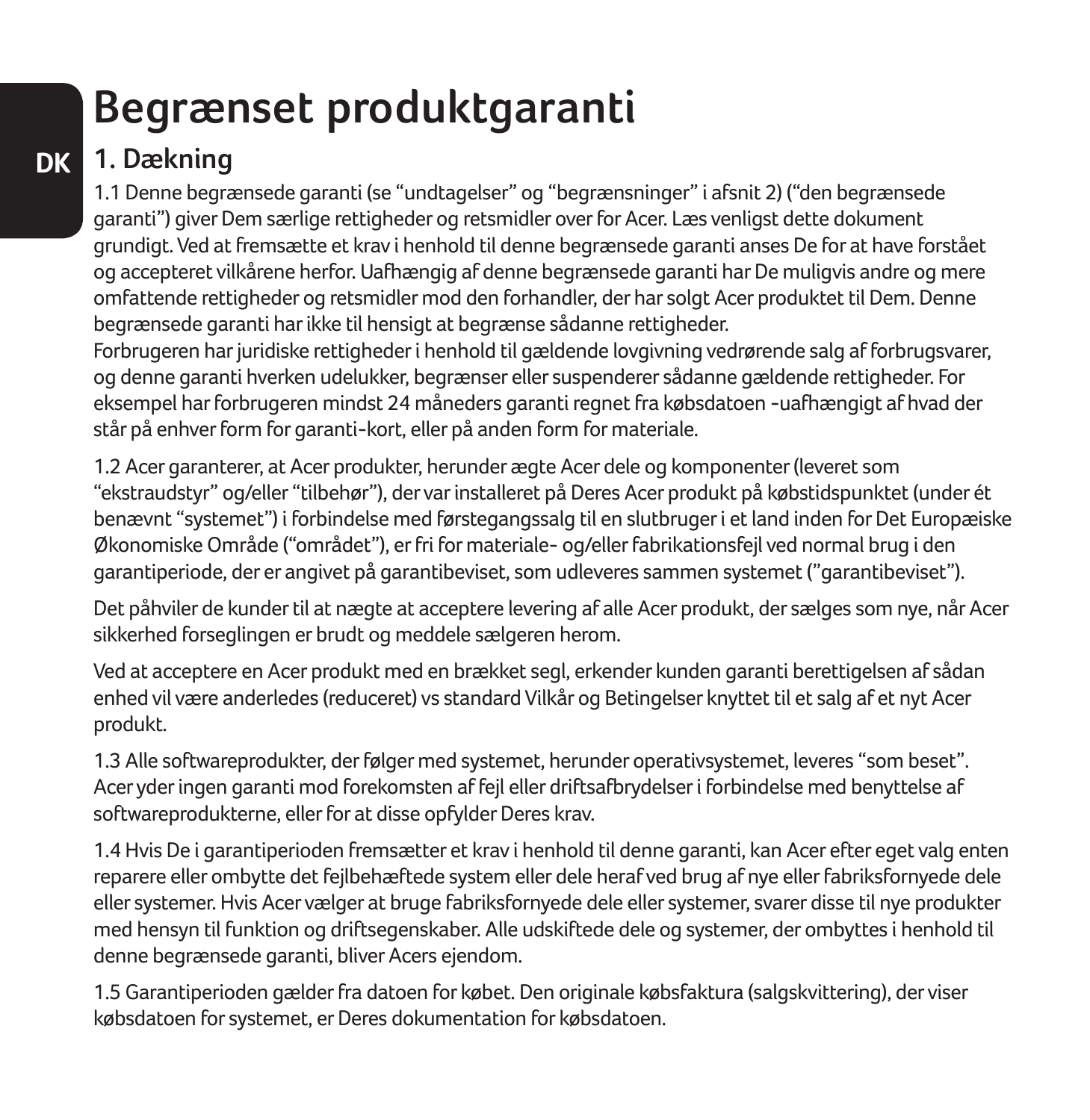# Begrænset produktgaranti

## 1. Dækning

1.1 Denne begrænsede garanti (se “undtagelser” og “begrænsninger” i afsnit 2) (“den begrænsede garanti”) giver Dem særlige rettigheder og retsmidler over for Acer. Læs venligst dette dokument grundigt. Ved at fremsætte et krav i henhold til denne begrænsede garanti anses De for at have forstået og accepteret vilkårene herfor. Uafhængig af denne begrænsede garanti har De muligvis andre og mere omfattende rettigheder og retsmidler mod den forhandler, der har solgt Acer produktet til Dem. Denne begrænsede garanti har ikke til hensigt at begrænse sådanne rettigheder.
Forbrugeren har juridiske rettigheder i henhold til gældende lovgivning vedrørende salg af forbrugsvarer, og denne garanti hverken udelukker, begrænser eller suspenderer sådanne gældende rettigheder. For eksempel har forbrugeren mindst 24 måneders garanti regnet fra købsdatoen -uafhængigt af hvad der står på enhver form for garanti-kort, eller på anden form for materiale.

1.2 Acer garanterer, at Acer produkter, herunder ægte Acer dele og komponenter (leveret som “ekstraudstyr” og/eller “tilbehør”), der var installeret på Deres Acer produkt på købstidspunktet (under ét benævnt “systemet”) i forbindelse med førstegangssalg til en slutbruger i et land inden for Det Europæiske Økonomiske Område (“området”), er fri for materiale- og/eller fabrikationsfejl ved normal brug i den garantiperiode, der er angivet på garantibeviset, som udleveres sammen systemet (”garantibeviset”).

Det påhviler de kunder til at nægte at acceptere levering af alle Acer produkt, der sælges som nye, når Acer sikkerhed forseglingen er brudt og meddele sælgeren herom.

Ved at acceptere en Acer produkt med en brækket segl, erkender kunden garanti berettigelsen af sådan enhed vil være anderledes (reduceret) vs standard Vilkår og Betingelser knyttet til et salg af et nyt Acer produkt.

1.3 Alle softwareprodukter, der følger med systemet, herunder operativsystemet, leveres “som beset”. Acer yder ingen garanti mod forekomsten af fejl eller driftsafbrydelser i forbindelse med benyttelse af softwareprodukterne, eller for at disse opfylder Deres krav.

1.4 Hvis De i garantiperioden fremsætter et krav i henhold til denne garanti, kan Acer efter eget valg enten reparere eller ombytte det fejlbehæftede system eller dele heraf ved brug af nye eller fabriksfornyede dele eller systemer. Hvis Acer vælger at bruge fabriksfornyede dele eller systemer, svarer disse til nye produkter med hensyn til funktion og driftsegenskaber. Alle udskiftede dele og systemer, der ombyttes i henhold til denne begrænsede garanti, bliver Acers ejendom.

1.5 Garantiperioden gælder fra datoen for købet. Den originale købsfaktura (salgskvittering), der viser købsdatoen for systemet, er Deres dokumentation for købsdatoen.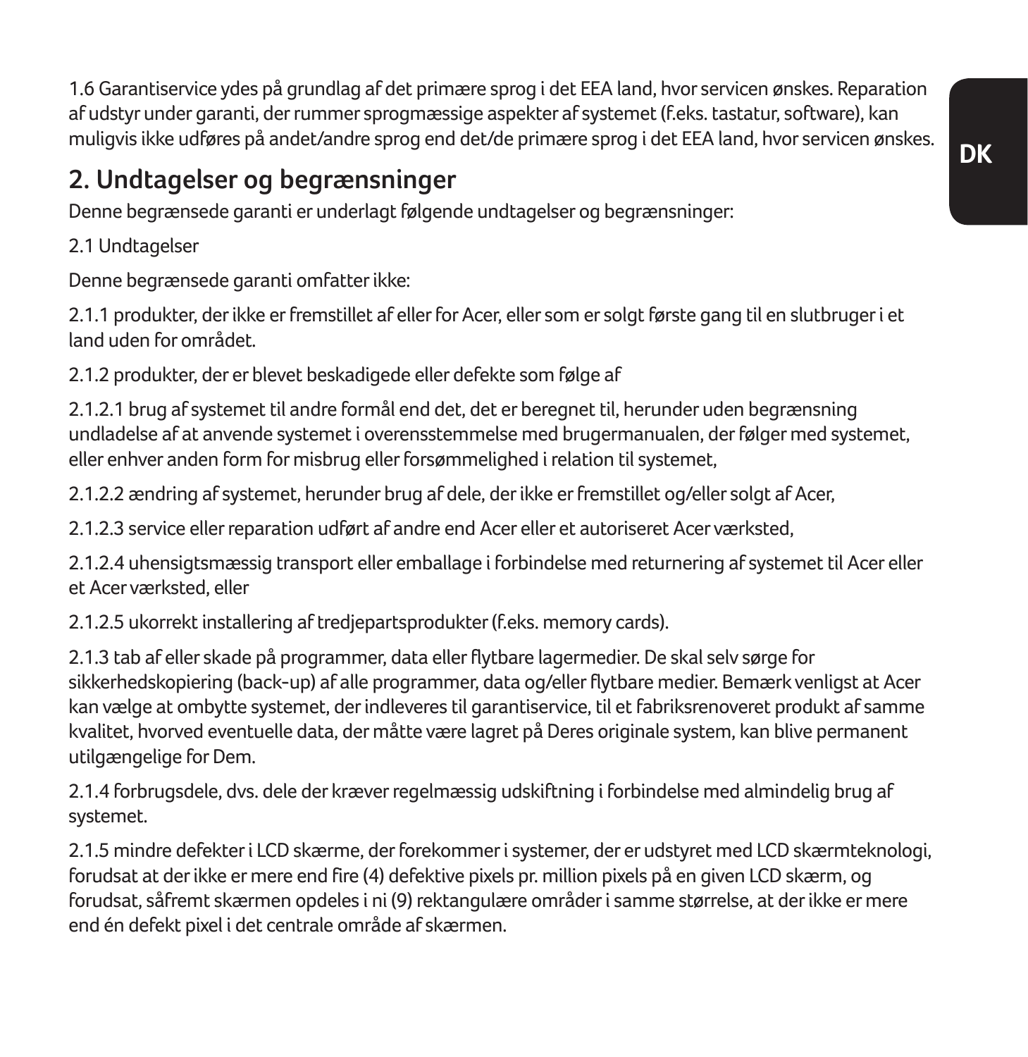1.6 Garantiservice ydes på grundlag af det primære sprog i det EEA land, hvor servicen ønskes. Reparation af udstyr under garanti, der rummer sprogmæssige aspekter af systemet (f.eks. tastatur, software), kan muligvis ikke udføres på andet/andre sprog end det/de primære sprog i det EEA land, hvor servicen ønskes.

## 2. Undtagelser og begrænsninger

Denne begrænsede garanti er underlagt følgende undtagelser og begrænsninger:

2.1 Undtagelser

Denne begrænsede garanti omfatter ikke:

2.1.1 produkter, der ikke er fremstillet af eller for Acer, eller som er solgt første gang til en slutbruger i et land uden for området.

2.1.2 produkter, der er blevet beskadigede eller defekte som følge af

2.1.2.1 brug af systemet til andre formål end det, det er beregnet til, herunder uden begrænsning undladelse af at anvende systemet i overensstemmelse med brugermanualen, der følger med systemet, eller enhver anden form for misbrug eller forsømmelighed i relation til systemet,

2.1.2.2 ændring af systemet, herunder brug af dele, der ikke er fremstillet og/eller solgt af Acer,

2.1.2.3 service eller reparation udført af andre end Acer eller et autoriseret Acer værksted,

2.1.2.4 uhensigtsmæssig transport eller emballage i forbindelse med returnering af systemet til Acer eller et Acer værksted, eller

2.1.2.5 ukorrekt installering af tredjepartsprodukter (f.eks. memory cards).

2.1.3 tab af eller skade på programmer, data eller flytbare lagermedier. De skal selv sørge for sikkerhedskopiering (back-up) af alle programmer, data og/eller flytbare medier. Bemærk venligst at Acer kan vælge at ombytte systemet, der indleveres til garantiservice, til et fabriksrenoveret produkt af samme kvalitet, hvorved eventuelle data, der måtte være lagret på Deres originale system, kan blive permanent utilgængelige for Dem.

2.1.4 forbrugsdele, dvs. dele der kræver regelmæssig udskiftning i forbindelse med almindelig brug af systemet.

2.1.5 mindre defekter i LCD skærme, der forekommer i systemer, der er udstyret med LCD skærmteknologi, forudsat at der ikke er mere end fire (4) defektive pixels pr. million pixels på en given LCD skærm, og forudsat, såfremt skærmen opdeles i ni (9) rektangulære områder i samme størrelse, at der ikke er mere end én defekt pixel i det centrale område af skærmen.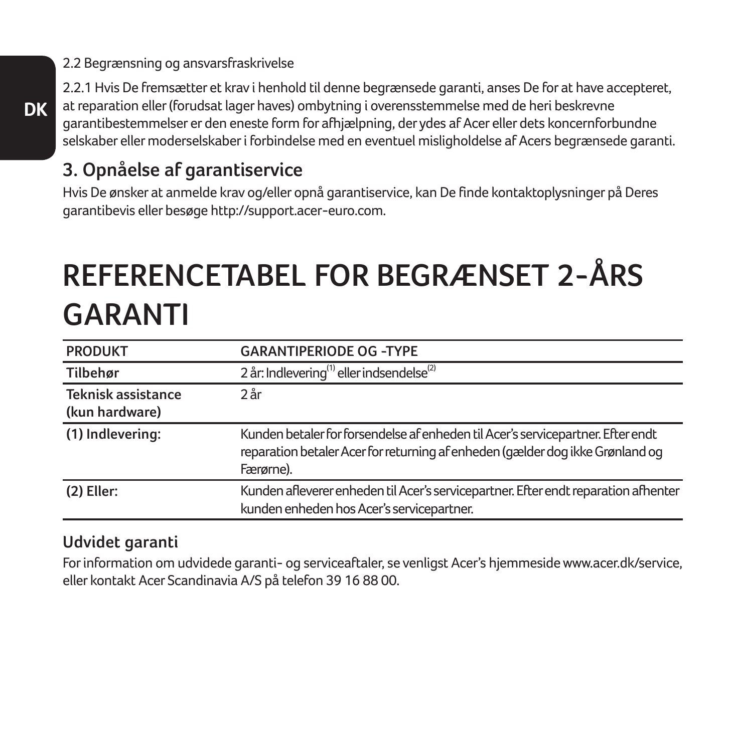2.2 Begrænsning og ansvarsfraskrivelse

2.2.1 Hvis De fremsætter et krav i henhold til denne begrænsede garanti, anses De for at have accepteret, at reparation eller (forudsat lager haves) ombytning i overensstemmelse med de heri beskrevne garantibestemmelser er den eneste form for afhjælpning, der ydes af Acer eller dets koncernforbundne selskaber eller moderselskaber i forbindelse med en eventuel misligholdelse af Acers begrænsede garanti.

## 3. Opnåelse af garantiservice

Hvis De ønsker at anmelde krav og/eller opnå garantiservice, kan De finde kontaktoplysninger på Deres garantibevis eller besøge http://support.acer-euro.com.

# REFERENCETABEL FOR BEGRÆNSET 2-ÅRS GARANTI

| PRODUKT | GARANTIPERIODE OG -TYPE |
|---|---|
| **Tilbehør** | 2 år: Indlevering(1) eller indsendelse(2) |
| **Teknisk assistance (kun hardware)** | 2 år |
| **(1) Indlevering:** | Kunden betaler for forsendelse af enheden til Acer's servicepartner. Efter endt reparation betaler Acer for returning af enheden (gælder dog ikke Grønland og Færørne). |
| **(2) Eller:** | Kunden afleverer enheden til Acer's servicepartner. Efter endt reparation afhenter kunden enheden hos Acer's servicepartner. |

### Udvidet garanti

For information om udvidede garanti- og serviceaftaler, se venligst Acer's hjemmeside www.acer.dk/service, eller kontakt Acer Scandinavia A/S på telefon 39 16 88 00.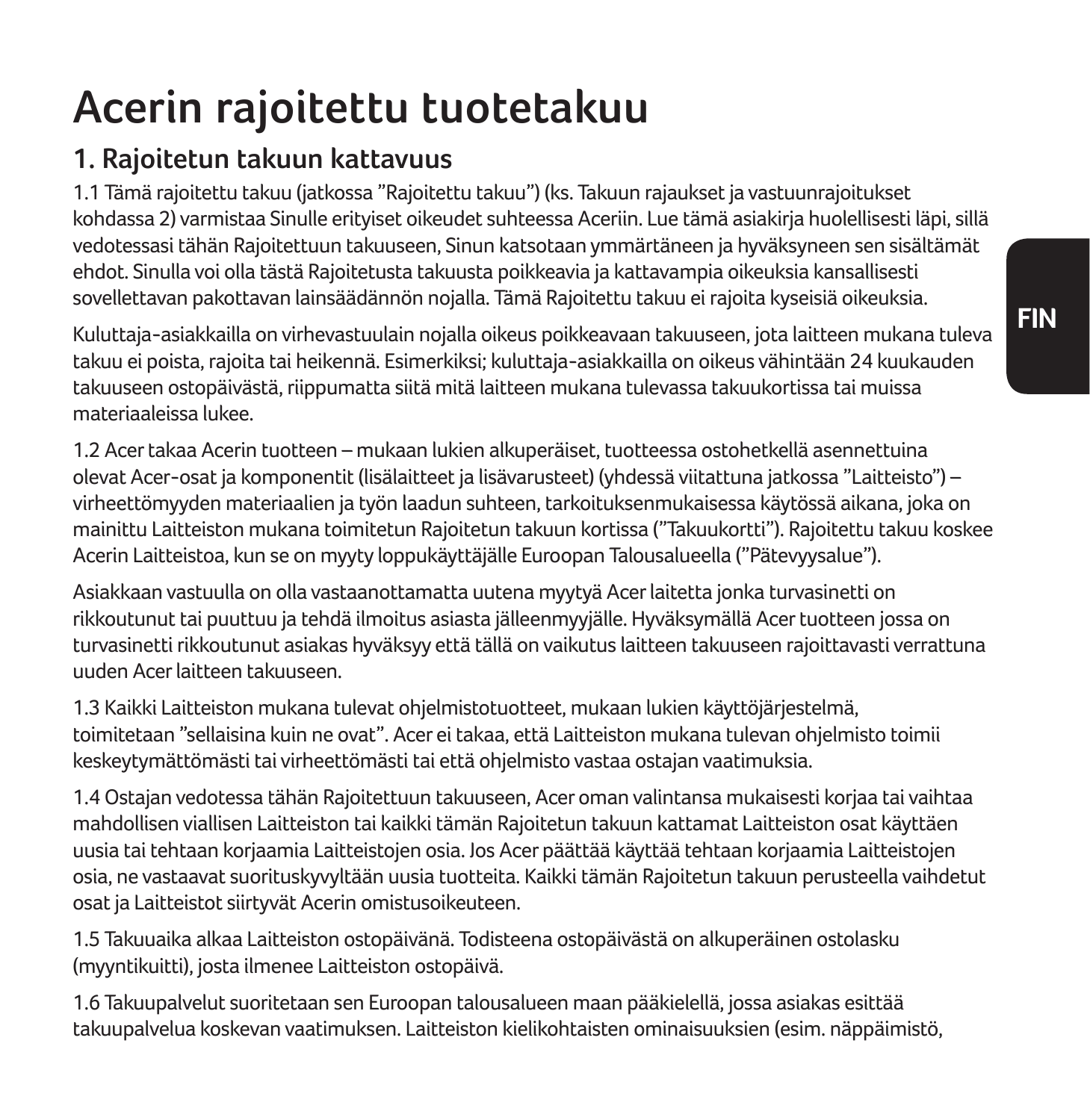# Acerin rajoitettu tuotetakuu

## 1. Rajoitetun takuun kattavuus

1.1 Tämä rajoitettu takuu (jatkossa "Rajoitettu takuu") (ks. Takuun rajaukset ja vastuunrajoitukset kohdassa 2) varmistaa Sinulle erityiset oikeudet suhteessa Aceriin. Lue tämä asiakirja huolellisesti läpi, sillä vedotessasi tähän Rajoitettuun takuuseen, Sinun katsotaan ymmärtäneen ja hyväksyneen sen sisältämät ehdot. Sinulla voi olla tästä Rajoitetusta takuusta poikkeavia ja kattavampia oikeuksia kansallisesti sovellettavan pakottavan lainsäädännön nojalla. Tämä Rajoitettu takuu ei rajoita kyseisiä oikeuksia.

Kuluttaja-asiakkailla on virhevastuulain nojalla oikeus poikkeavaan takuuseen, jota laitteen mukana tuleva takuu ei poista, rajoita tai heikennä. Esimerkiksi; kuluttaja-asiakkailla on oikeus vähintään 24 kuukauden takuuseen ostopäivästä, riippumatta siitä mitä laitteen mukana tulevassa takuukortissa tai muissa materiaaleissa lukee.

1.2 Acer takaa Acerin tuotteen – mukaan lukien alkuperäiset, tuotteessa ostohetkellä asennettuina olevat Acer-osat ja komponentit (lisälaitteet ja lisävarusteet) (yhdessä viitattuna jatkossa "Laitteisto") – virheettömyyden materiaalien ja työn laadun suhteen, tarkoituksenmukaisessa käytössä aikana, joka on mainittu Laitteiston mukana toimitetun Rajoitetun takuun kortissa ("Takuukortti"). Rajoitettu takuu koskee Acerin Laitteistoa, kun se on myyty loppukäyttäjälle Euroopan Talousalueella ("Pätevyysalue").

Asiakkaan vastuulla on olla vastaanottamatta uutena myytyä Acer laitetta jonka turvasinetti on rikkoutunut tai puuttuu ja tehdä ilmoitus asiasta jälleenmyyjälle. Hyväksymällä Acer tuotteen jossa on turvasinetti rikkoutunut asiakas hyväksyy että tällä on vaikutus laitteen takuuseen rajoittavasti verrattuna uuden Acer laitteen takuuseen.

1.3 Kaikki Laitteiston mukana tulevat ohjelmistotuotteet, mukaan lukien käyttöjärjestelmä, toimitetaan "sellaisina kuin ne ovat". Acer ei takaa, että Laitteiston mukana tulevan ohjelmisto toimii keskeytymättömästi tai virheettömästi tai että ohjelmisto vastaa ostajan vaatimuksia.

1.4 Ostajan vedotessa tähän Rajoitettuun takuuseen, Acer oman valintansa mukaisesti korjaa tai vaihtaa mahdollisen viallisen Laitteiston tai kaikki tämän Rajoitetun takuun kattamat Laitteiston osat käyttäen uusia tai tehtaan korjaamia Laitteistojen osia. Jos Acer päättää käyttää tehtaan korjaamia Laitteistojen osia, ne vastaavat suorituskyvyltään uusia tuotteita. Kaikki tämän Rajoitetun takuun perusteella vaihdetut osat ja Laitteistot siirtyvät Acerin omistusoikeuteen.

1.5 Takuuaika alkaa Laitteiston ostopäivänä. Todisteena ostopäivästä on alkuperäinen ostolasku (myyntikuitti), josta ilmenee Laitteiston ostopäivä.

1.6 Takuupalvelut suoritetaan sen Euroopan talousalueen maan pääkielellä, jossa asiakas esittää takuupalvelua koskevan vaatimuksen. Laitteiston kielikohtaisten ominaisuuksien (esim. näppäimistö,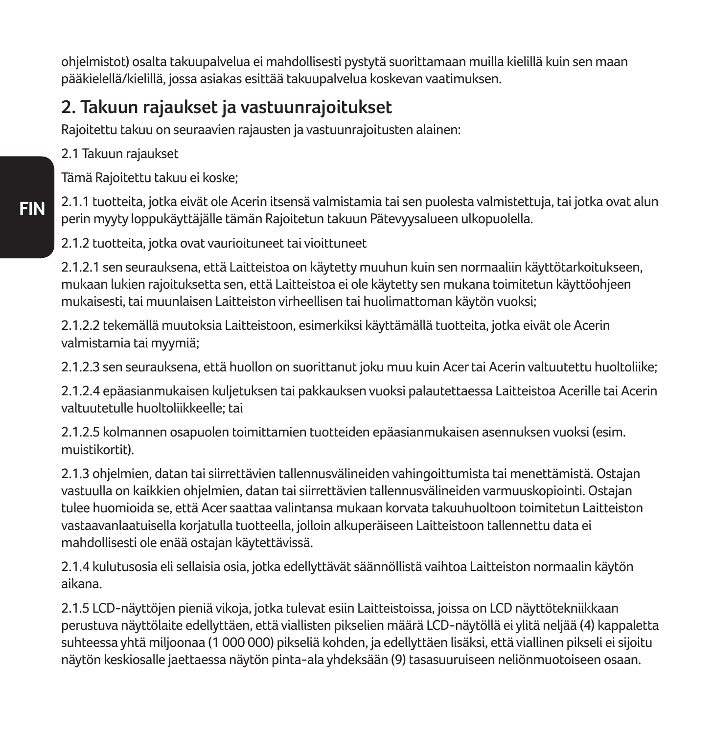ohjelmistot) osalta takuupalvelua ei mahdollisesti pystytä suorittamaan muilla kielillä kuin sen maan pääkielellä/kielillä, jossa asiakas esittää takuupalvelua koskevan vaatimuksen.

## 2. Takuun rajaukset ja vastuunrajoitukset

Rajoitettu takuu on seuraavien rajausten ja vastuunrajoitusten alainen:

2.1 Takuun rajaukset

Tämä Rajoitettu takuu ei koske;

2.1.1 tuotteita, jotka eivät ole Acerin itsensä valmistamia tai sen puolesta valmistettuja, tai jotka ovat alun perin myyty loppukäyttäjälle tämän Rajoitetun takuun Pätevyysalueen ulkopuolella.

2.1.2 tuotteita, jotka ovat vaurioituneet tai vioittuneet

2.1.2.1 sen seurauksena, että Laitteistoa on käytetty muuhun kuin sen normaaliin käyttötarkoitukseen, mukaan lukien rajoituksetta sen, että Laitteistoa ei ole käytetty sen mukana toimitetun käyttöohjeen mukaisesti, tai muunlaisen Laitteiston virheellisen tai huolimattoman käytön vuoksi;

2.1.2.2 tekemällä muutoksia Laitteistoon, esimerkiksi käyttämällä tuotteita, jotka eivät ole Acerin valmistamia tai myymiä;

2.1.2.3 sen seurauksena, että huollon on suorittanut joku muu kuin Acer tai Acerin valtuutettu huoltoliike;

2.1.2.4 epäasianmukaisen kuljetuksen tai pakkauksen vuoksi palautettaessa Laitteistoa Acerille tai Acerin valtuutetulle huoltoliikkeelle; tai

2.1.2.5 kolmannen osapuolen toimittamien tuotteiden epäasianmukaisen asennuksen vuoksi (esim. muistikortit).

2.1.3 ohjelmien, datan tai siirrettävien tallennusvälineiden vahingoittumista tai menettämistä. Ostajan vastuulla on kaikkien ohjelmien, datan tai siirrettävien tallennusvälineiden varmuuskopiointi. Ostajan tulee huomioida se, että Acer saattaa valintansa mukaan korvata takuuhuoltoon toimitetun Laitteiston vastaavanlaatuisella korjatulla tuotteella, jolloin alkuperäiseen Laitteistoon tallennettu data ei mahdollisesti ole enää ostajan käytettävissä.

2.1.4 kulutusosia eli sellaisia osia, jotka edellyttävät säännöllistä vaihtoa Laitteiston normaalin käytön aikana.

2.1.5 LCD-näyttöjen pieniä vikoja, jotka tulevat esiin Laitteistoissa, joissa on LCD näyttötekniikkaan perustuva näyttölaite edellyttäen, että viallisten pikselien määrä LCD-näytöllä ei ylitä neljää (4) kappaletta suhteessa yhtä miljoonaa (1 000 000) pikseliä kohden, ja edellyttäen lisäksi, että viallinen pikseli ei sijoitu näytön keskiosalle jaettaessa näytön pinta-ala yhdeksään (9) tasasuuruiseen neliönmuotoiseen osaan.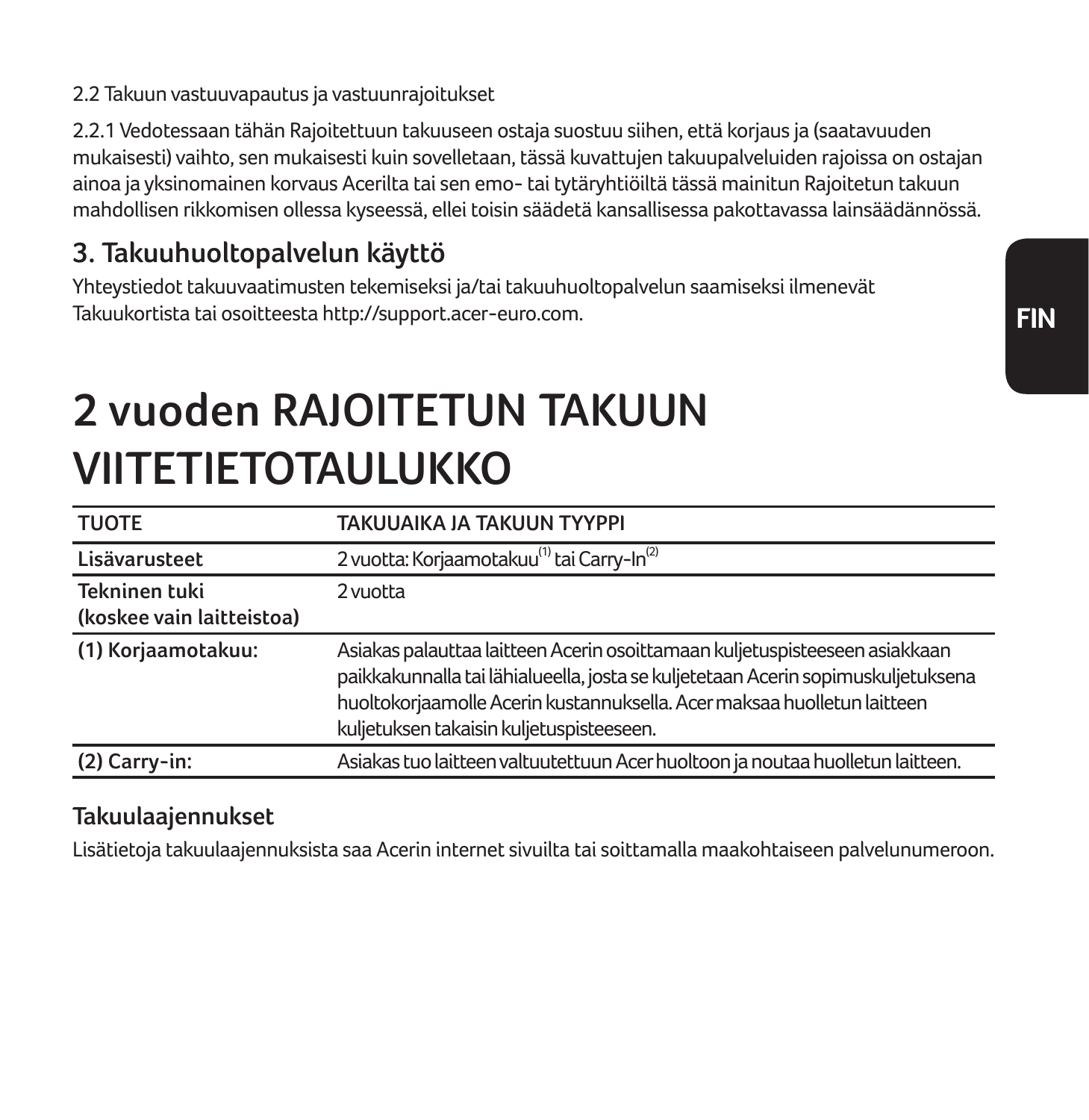2.2 Takuun vastuuvapautus ja vastuunrajoitukset

2.2.1 Vedotessaan tähän Rajoitettuun takuuseen ostaja suostuu siihen, että korjaus ja (saatavuuden mukaisesti) vaihto, sen mukaisesti kuin sovelletaan, tässä kuvattujen takuupalveluiden rajoissa on ostajan ainoa ja yksinomainen korvaus Acerilta tai sen emo- tai tytäryhtiöiltä tässä mainitun Rajoitetun takuun mahdollisen rikkomisen ollessa kyseessä, ellei toisin säädetä kansallisessa pakottavassa lainsäädännössä.

## 3. Takuuhuoltopalvelun käyttö

Yhteystiedot takuuvaatimusten tekemiseksi ja/tai takuuhuoltopalvelun saamiseksi ilmenevät Takuukortista tai osoitteesta http://support.acer-euro.com.

# 2 vuoden RAJOITETUN TAKUUN VIITETIETOTAULUKKO

| TUOTE | TAKUUAIKA JA TAKUUN TYYPPI |
|---|---|
| **Lisävarusteet** | 2 vuotta: Korjaamotakuu[1] tai Carry-In[2] |
| **Tekninen tuki (koskee vain laitteistoa)** | 2 vuotta |
| **(1) Korjaamotakuu:** | Asiakas palauttaa laitteen Acerin osoittamaan kuljetuspisteeseen asiakkaan paikkakunnalla tai lähialueella, josta se kuljetetaan Acerin sopimuskuljetuksena huoltokorjaamolle Acerin kustannuksella. Acer maksaa huolletun laitteen kuljetuksen takaisin kuljetuspisteeseen. |
| **(2) Carry-in:** | Asiakas tuo laitteen valtuutettuun Acer huoltoon ja noutaa huolletun laitteen. |

### Takuulaajennukset

Lisätietoja takuulaajennuksista saa Acerin internet sivuilta tai soittamalla maakohtaiseen palvelunumeroon.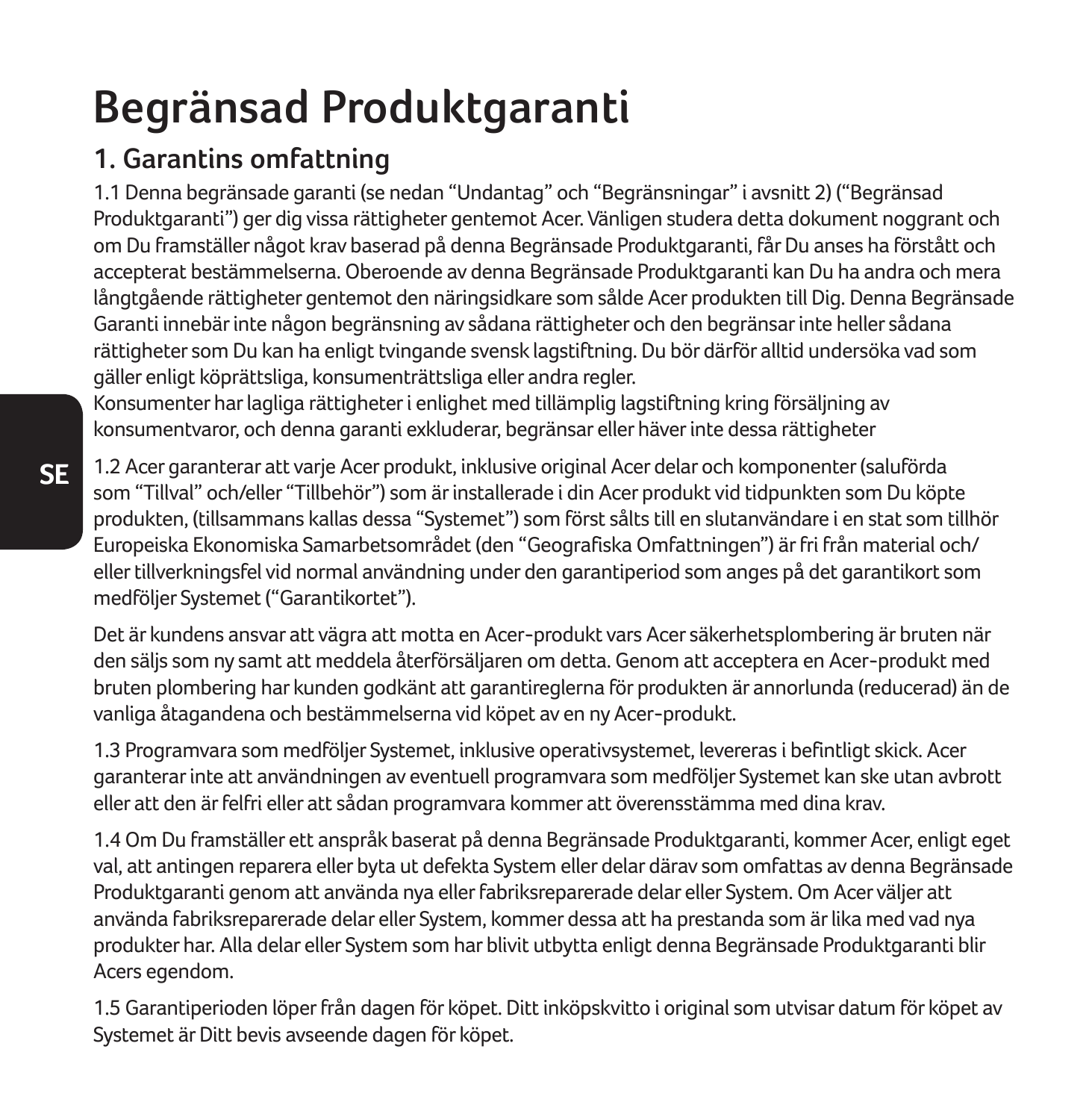# Begränsad Produktgaranti

## 1. Garantins omfattning

1.1 Denna begränsade garanti (se nedan “Undantag” och “Begränsningar” i avsnitt 2) (“Begränsad Produktgaranti”) ger dig vissa rättigheter gentemot Acer. Vänligen studera detta dokument noggrant och om Du framställer något krav baserad på denna Begränsade Produktgaranti, får Du anses ha förstått och accepterat bestämmelserna. Oberoende av denna Begränsade Produktgaranti kan Du ha andra och mera långtgående rättigheter gentemot den näringsidkare som sålde Acer produkten till Dig. Denna Begränsade Garanti innebär inte någon begränsning av sådana rättigheter och den begränsar inte heller sådana rättigheter som Du kan ha enligt tvingande svensk lagstiftning. Du bör därför alltid undersöka vad som gäller enligt köprättsliga, konsumenträttsliga eller andra regler.
Konsumenter har lagliga rättigheter i enlighet med tillämplig lagstiftning kring försäljning av konsumentvaror, och denna garanti exkluderar, begränsar eller häver inte dessa rättigheter

1.2 Acer garanterar att varje Acer produkt, inklusive original Acer delar och komponenter (saluförda som “Tillval” och/eller “Tillbehör”) som är installerade i din Acer produkt vid tidpunkten som Du köpte produkten, (tillsammans kallas dessa “Systemet”) som först sålts till en slutanvändare i en stat som tillhör Europeiska Ekonomiska Samarbetsområdet (den “Geografiska Omfattningen”) är fri från material och/eller tillverkningsfel vid normal användning under den garantiperiod som anges på det garantikort som medföljer Systemet (“Garantikortet”).

Det är kundens ansvar att vägra att motta en Acer-produkt vars Acer säkerhetsplombering är bruten när den säljs som ny samt att meddela återförsäljaren om detta. Genom att acceptera en Acer-produkt med bruten plombering har kunden godkänt att garantireglerna för produkten är annorlunda (reducerad) än de vanliga åtagandena och bestämmelserna vid köpet av en ny Acer-produkt.

1.3 Programvara som medföljer Systemet, inklusive operativsystemet, levereras i befintligt skick. Acer garanterar inte att användningen av eventuell programvara som medföljer Systemet kan ske utan avbrott eller att den är felfri eller att sådan programvara kommer att överensstämma med dina krav.

1.4 Om Du framställer ett anspråk baserat på denna Begränsade Produktgaranti, kommer Acer, enligt eget val, att antingen reparera eller byta ut defekta System eller delar därav som omfattas av denna Begränsade Produktgaranti genom att använda nya eller fabriksreparerade delar eller System. Om Acer väljer att använda fabriksreparerade delar eller System, kommer dessa att ha prestanda som är lika med vad nya produkter har. Alla delar eller System som har blivit utbytta enligt denna Begränsade Produktgaranti blir Acers egendom.

1.5 Garantiperioden löper från dagen för köpet. Ditt inköpskvitto i original som utvisar datum för köpet av Systemet är Ditt bevis avseende dagen för köpet.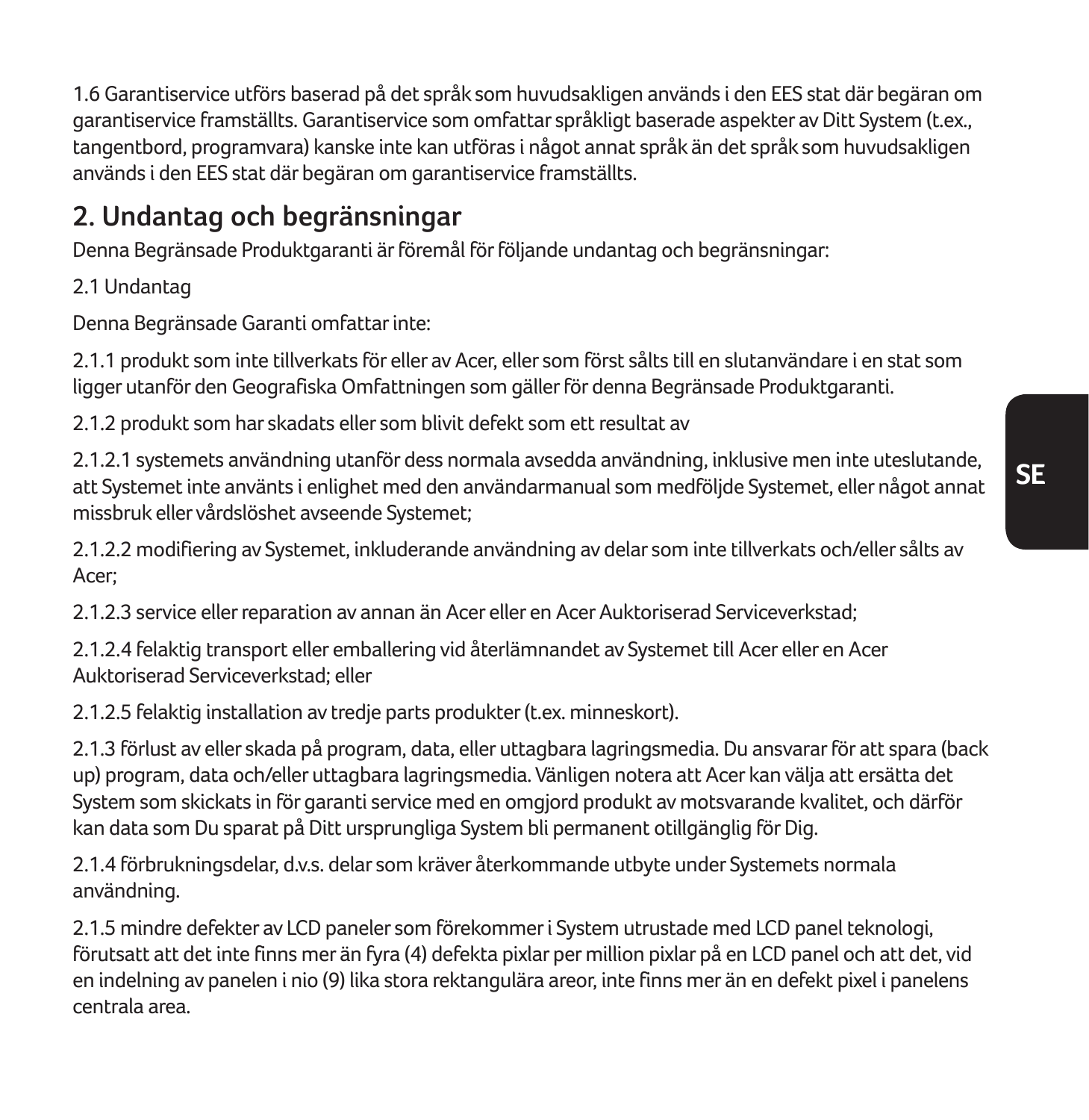1.6 Garantiservice utförs baserad på det språk som huvudsakligen används i den EES stat där begäran om garantiservice framställts. Garantiservice som omfattar språkligt baserade aspekter av Ditt System (t.ex., tangentbord, programvara) kanske inte kan utföras i något annat språk än det språk som huvudsakligen används i den EES stat där begäran om garantiservice framställts.

## 2. Undantag och begränsningar

Denna Begränsade Produktgaranti är föremål för följande undantag och begränsningar:

2.1 Undantag

Denna Begränsade Garanti omfattar inte:

2.1.1 produkt som inte tillverkats för eller av Acer, eller som först sålts till en slutanvändare i en stat som ligger utanför den Geografiska Omfattningen som gäller för denna Begränsade Produktgaranti.

2.1.2 produkt som har skadats eller som blivit defekt som ett resultat av

2.1.2.1 systemets användning utanför dess normala avsedda användning, inklusive men inte uteslutande, att Systemet inte använts i enlighet med den användarmanual som medföljde Systemet, eller något annat missbruk eller vårdslöshet avseende Systemet;

2.1.2.2 modifiering av Systemet, inkluderande användning av delar som inte tillverkats och/eller sålts av Acer;

2.1.2.3 service eller reparation av annan än Acer eller en Acer Auktoriserad Serviceverkstad;

2.1.2.4 felaktig transport eller emballering vid återlämnandet av Systemet till Acer eller en Acer Auktoriserad Serviceverkstad; eller

2.1.2.5 felaktig installation av tredje parts produkter (t.ex. minneskort).

2.1.3 förlust av eller skada på program, data, eller uttagbara lagringsmedia. Du ansvarar för att spara (back up) program, data och/eller uttagbara lagringsmedia. Vänligen notera att Acer kan välja att ersätta det System som skickats in för garanti service med en omgjord produkt av motsvarande kvalitet, och därför kan data som Du sparat på Ditt ursprungliga System bli permanent otillgänglig för Dig.

2.1.4 förbrukningsdelar, d.v.s. delar som kräver återkommande utbyte under Systemets normala användning.

2.1.5 mindre defekter av LCD paneler som förekommer i System utrustade med LCD panel teknologi, förutsatt att det inte finns mer än fyra (4) defekta pixlar per million pixlar på en LCD panel och att det, vid en indelning av panelen i nio (9) lika stora rektangulära areor, inte finns mer än en defekt pixel i panelens centrala area.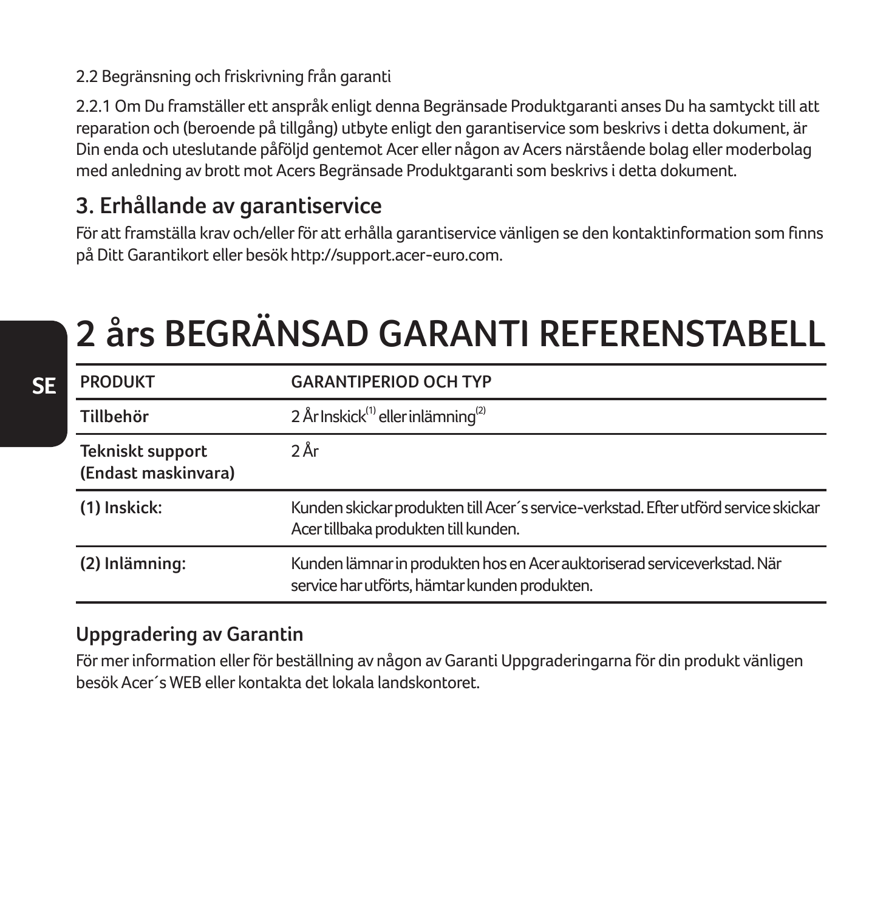2.2 Begränsning och friskrivning från garanti

2.2.1 Om Du framställer ett anspråk enligt denna Begränsade Produktgaranti anses Du ha samtyckt till att reparation och (beroende på tillgång) utbyte enligt den garantiservice som beskrivs i detta dokument, är Din enda och uteslutande påföljd gentemot Acer eller någon av Acers närstående bolag eller moderbolag med anledning av brott mot Acers Begränsade Produktgaranti som beskrivs i detta dokument.

## 3. Erhållande av garantiservice

För att framställa krav och/eller för att erhålla garantiservice vänligen se den kontaktinformation som finns på Ditt Garantikort eller besök http://support.acer-euro.com.

# 2 års BEGRÄNSAD GARANTI REFERENSTABELL

| PRODUKT | GARANTIPERIOD OCH TYP |
|---|---|
| **Tillbehör** | 2 År Inskick(1) eller inlämning(2) |
| **Tekniskt support (Endast maskinvara)** | 2 År |
| **(1) Inskick:** | Kunden skickar produkten till Acer´s service-verkstad. Efter utförd service skickar Acer tillbaka produkten till kunden. |
| **(2) Inlämning:** | Kunden lämnar in produkten hos en Acer auktoriserad serviceverkstad. När service har utförts, hämtar kunden produkten. |

### Uppgradering av Garantin

För mer information eller för beställning av någon av Garanti Uppgraderingarna för din produkt vänligen besök Acer´s WEB eller kontakta det lokala landskontoret.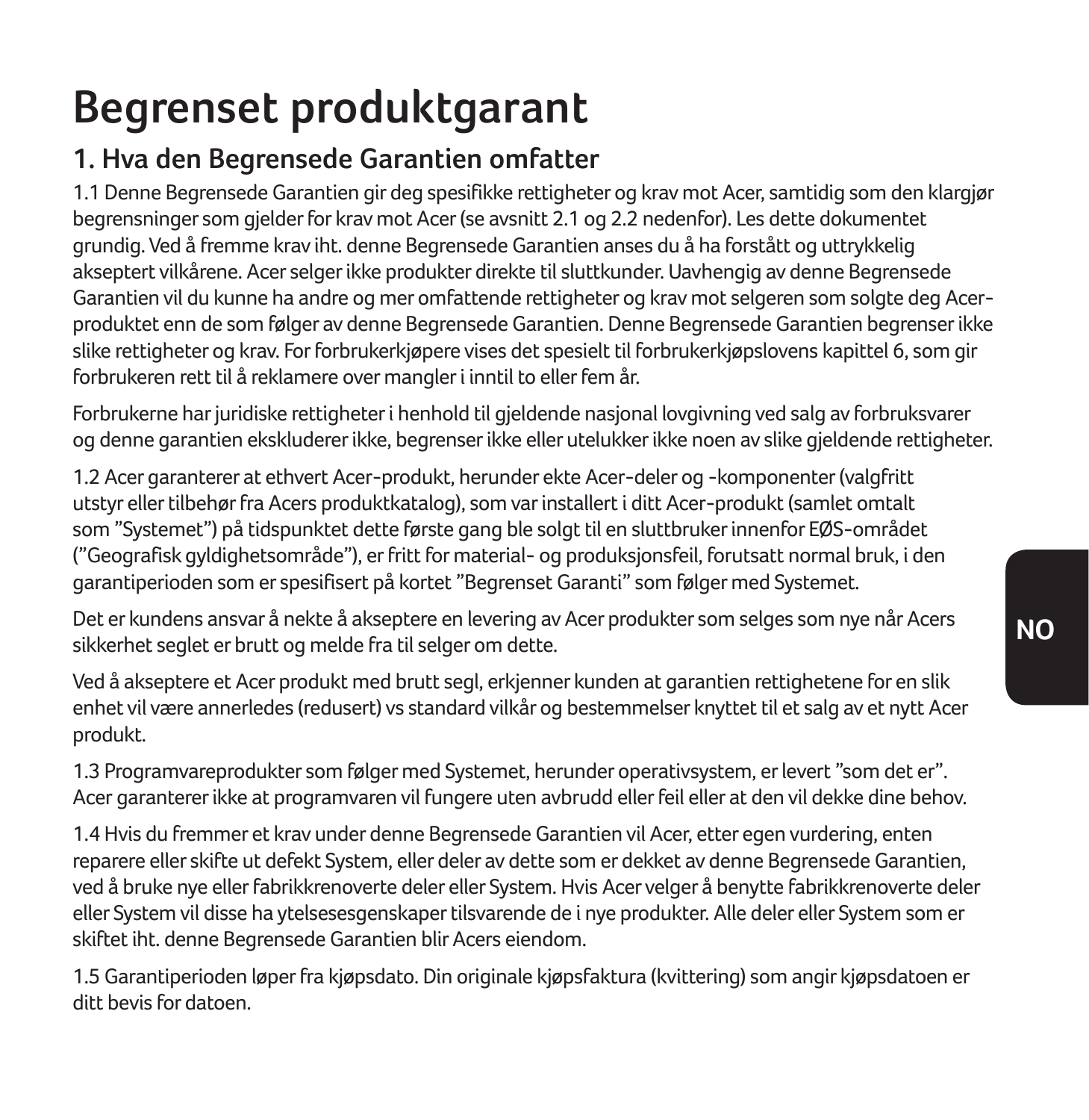# Begrenset produktgarant

## 1. Hva den Begrensede Garantien omfatter

1.1 Denne Begrensede Garantien gir deg spesifikke rettigheter og krav mot Acer, samtidig som den klargjør begrensninger som gjelder for krav mot Acer (se avsnitt 2.1 og 2.2 nedenfor). Les dette dokumentet grundig. Ved å fremme krav iht. denne Begrensede Garantien anses du å ha forstått og uttrykkelig akseptert vilkårene. Acer selger ikke produkter direkte til sluttkunder. Uavhengig av denne Begrensede Garantien vil du kunne ha andre og mer omfattende rettigheter og krav mot selgeren som solgte deg Acer-produktet enn de som følger av denne Begrensede Garantien. Denne Begrensede Garantien begrenser ikke slike rettigheter og krav. For forbrukerkjøpere vises det spesielt til forbrukerkjøpslovens kapittel 6, som gir forbrukeren rett til å reklamere over mangler i inntil to eller fem år.

Forbrukerne har juridiske rettigheter i henhold til gjeldende nasjonal lovgivning ved salg av forbruksvarer og denne garantien ekskluderer ikke, begrenser ikke eller utelukker ikke noen av slike gjeldende rettigheter.

1.2 Acer garanterer at ethvert Acer-produkt, herunder ekte Acer-deler og -komponenter (valgfritt utstyr eller tilbehør fra Acers produktkatalog), som var installert i ditt Acer-produkt (samlet omtalt som "Systemet") på tidspunktet dette første gang ble solgt til en sluttbruker innenfor EØS-området ("Geografisk gyldighetsområde"), er fritt for material- og produksjonsfeil, forutsatt normal bruk, i den garantiperioden som er spesifisert på kortet "Begrenset Garanti" som følger med Systemet.

Det er kundens ansvar å nekte å akseptere en levering av Acer produkter som selges som nye når Acers sikkerhet seglet er brutt og melde fra til selger om dette.

Ved å akseptere et Acer produkt med brutt segl, erkjenner kunden at garantien rettighetene for en slik enhet vil være annerledes (redusert) vs standard vilkår og bestemmelser knyttet til et salg av et nytt Acer produkt.

1.3 Programvareprodukter som følger med Systemet, herunder operativsystem, er levert "som det er". Acer garanterer ikke at programvaren vil fungere uten avbrudd eller feil eller at den vil dekke dine behov.

1.4 Hvis du fremmer et krav under denne Begrensede Garantien vil Acer, etter egen vurdering, enten reparere eller skifte ut defekt System, eller deler av dette som er dekket av denne Begrensede Garantien, ved å bruke nye eller fabrikkrenoverte deler eller System. Hvis Acer velger å benytte fabrikkrenoverte deler eller System vil disse ha ytelsesesegenskaper tilsvarende de i nye produkter. Alle deler eller System som er skiftet iht. denne Begrensede Garantien blir Acers eiendom.

1.5 Garantiperioden løper fra kjøpsdato. Din originale kjøpsfaktura (kvittering) som angir kjøpsdatoen er ditt bevis for datoen.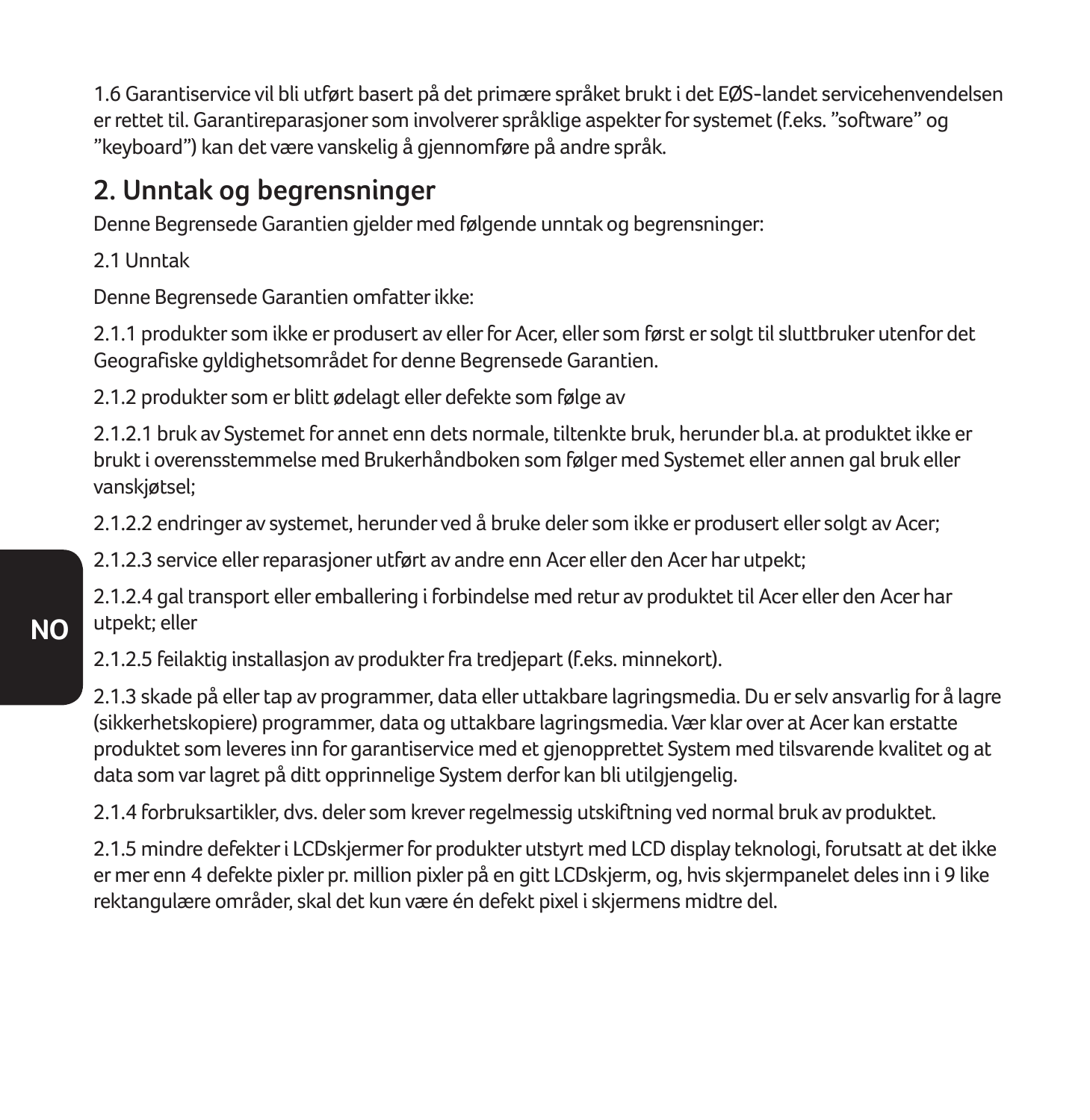1.6 Garantiservice vil bli utført basert på det primære språket brukt i det EØS-landet servicehenvendelsen er rettet til. Garantireparasjoner som involverer språklige aspekter for systemet (f.eks. "software" og "keyboard") kan det være vanskelig å gjennomføre på andre språk.

## 2. Unntak og begrensninger

Denne Begrensede Garantien gjelder med følgende unntak og begrensninger:

2.1 Unntak

Denne Begrensede Garantien omfatter ikke:

2.1.1 produkter som ikke er produsert av eller for Acer, eller som først er solgt til sluttbruker utenfor det Geografiske gyldighetsområdet for denne Begrensede Garantien.

2.1.2 produkter som er blitt ødelagt eller defekte som følge av

2.1.2.1 bruk av Systemet for annet enn dets normale, tiltenkte bruk, herunder bl.a. at produktet ikke er brukt i overensstemmelse med Brukerhåndboken som følger med Systemet eller annen gal bruk eller vanskjøtsel;

2.1.2.2 endringer av systemet, herunder ved å bruke deler som ikke er produsert eller solgt av Acer;

2.1.2.3 service eller reparasjoner utført av andre enn Acer eller den Acer har utpekt;

2.1.2.4 gal transport eller emballering i forbindelse med retur av produktet til Acer eller den Acer har utpekt; eller

2.1.2.5 feilaktig installasjon av produkter fra tredjepart (f.eks. minnekort).

2.1.3 skade på eller tap av programmer, data eller uttakbare lagringsmedia. Du er selv ansvarlig for å lagre (sikkerhetskopiere) programmer, data og uttakbare lagringsmedia. Vær klar over at Acer kan erstatte produktet som leveres inn for garantiservice med et gjenopprettet System med tilsvarende kvalitet og at data som var lagret på ditt opprinnelige System derfor kan bli utilgjengelig.

2.1.4 forbruksartikler, dvs. deler som krever regelmessig utskiftning ved normal bruk av produktet.

2.1.5 mindre defekter i LCDskjermer for produkter utstyrt med LCD display teknologi, forutsatt at det ikke er mer enn 4 defekte pixler pr. million pixler på en gitt LCDskjerm, og, hvis skjermpanelet deles inn i 9 like rektangulære områder, skal det kun være én defekt pixel i skjermens midtre del.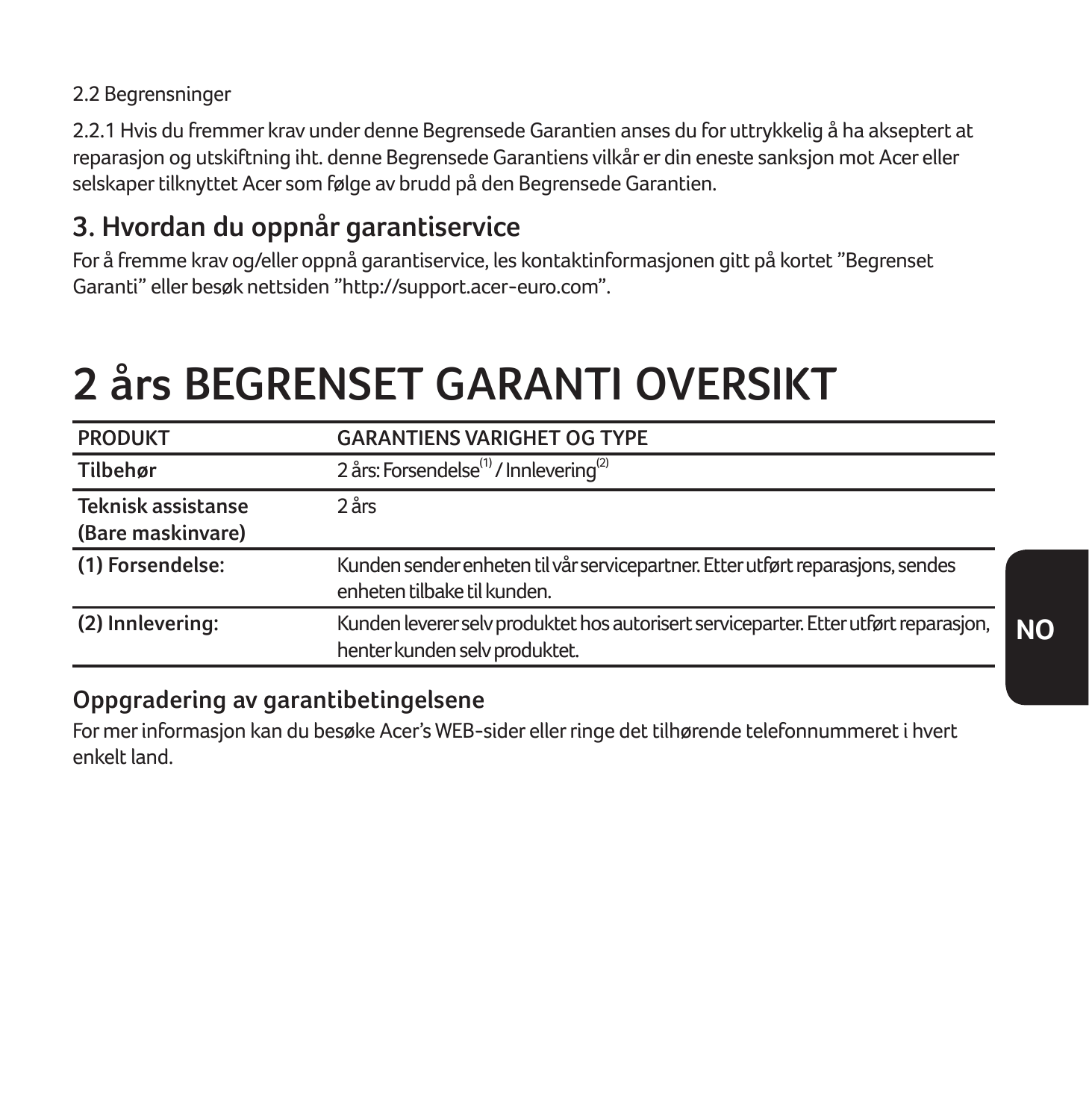2.2 Begrensninger

2.2.1 Hvis du fremmer krav under denne Begrensede Garantien anses du for uttrykkelig å ha akseptert at reparasjon og utskiftning iht. denne Begrensede Garantiens vilkår er din eneste sanksjon mot Acer eller selskaper tilknyttet Acer som følge av brudd på den Begrensede Garantien.

## 3. Hvordan du oppnår garantiservice

For å fremme krav og/eller oppnå garantiservice, les kontaktinformasjonen gitt på kortet "Begrenset Garanti" eller besøk nettsiden "http://support.acer-euro.com".

# 2 års BEGRENSET GARANTI OVERSIKT

| PRODUKT | GARANTIENS VARIGHET OG TYPE |
| --- | --- |
| **Tilbehør** | 2 års: Forsendelse(1) / Innlevering(2) |
| **Teknisk assistanse (Bare maskinvare)** | 2 års |
| **(1) Forsendelse:** | Kunden sender enheten til vår servicepartner. Etter utført reparasjons, sendes enheten tilbake til kunden. |
| **(2) Innlevering:** | Kunden leverer selv produktet hos autorisert serviceparter. Etter utført reparasjon, henter kunden selv produktet. |

### Oppgradering av garantibetingelsene

For mer informasjon kan du besøke Acer's WEB-sider eller ringe det tilhørende telefonnummeret i hvert enkelt land.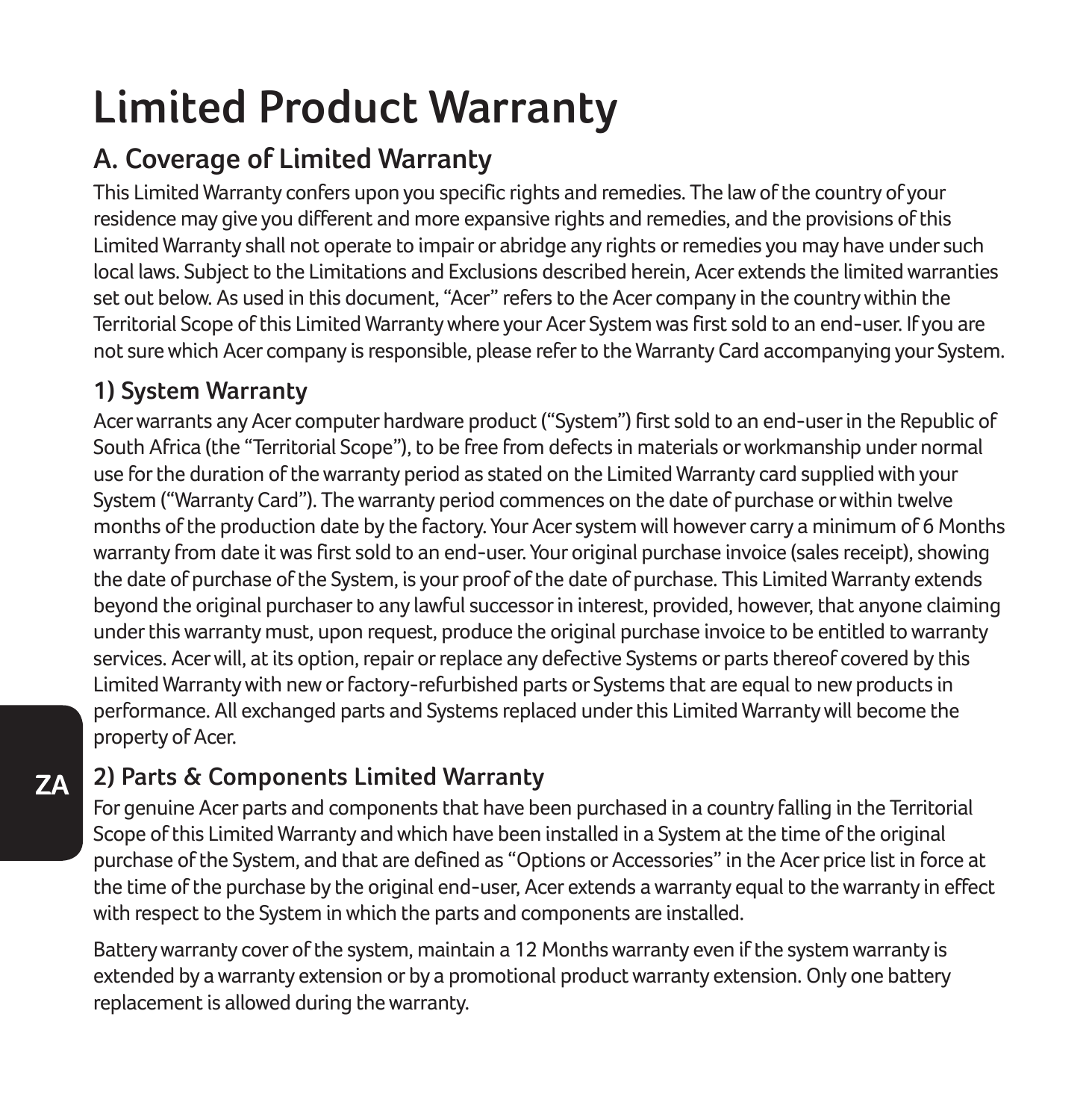# Limited Product Warranty

## A. Coverage of Limited Warranty

This Limited Warranty confers upon you specific rights and remedies. The law of the country of your residence may give you different and more expansive rights and remedies, and the provisions of this Limited Warranty shall not operate to impair or abridge any rights or remedies you may have under such local laws. Subject to the Limitations and Exclusions described herein, Acer extends the limited warranties set out below. As used in this document, "Acer" refers to the Acer company in the country within the Territorial Scope of this Limited Warranty where your Acer System was first sold to an end-user. If you are not sure which Acer company is responsible, please refer to the Warranty Card accompanying your System.

### 1) System Warranty

Acer warrants any Acer computer hardware product ("System") first sold to an end-user in the Republic of South Africa (the "Territorial Scope"), to be free from defects in materials or workmanship under normal use for the duration of the warranty period as stated on the Limited Warranty card supplied with your System ("Warranty Card"). The warranty period commences on the date of purchase or within twelve months of the production date by the factory. Your Acer system will however carry a minimum of 6 Months warranty from date it was first sold to an end-user. Your original purchase invoice (sales receipt), showing the date of purchase of the System, is your proof of the date of purchase. This Limited Warranty extends beyond the original purchaser to any lawful successor in interest, provided, however, that anyone claiming under this warranty must, upon request, produce the original purchase invoice to be entitled to warranty services. Acer will, at its option, repair or replace any defective Systems or parts thereof covered by this Limited Warranty with new or factory-refurbished parts or Systems that are equal to new products in performance. All exchanged parts and Systems replaced under this Limited Warranty will become the property of Acer.

### 2) Parts & Components Limited Warranty

For genuine Acer parts and components that have been purchased in a country falling in the Territorial Scope of this Limited Warranty and which have been installed in a System at the time of the original purchase of the System, and that are defined as "Options or Accessories" in the Acer price list in force at the time of the purchase by the original end-user, Acer extends a warranty equal to the warranty in effect with respect to the System in which the parts and components are installed.

Battery warranty cover of the system, maintain a 12 Months warranty even if the system warranty is extended by a warranty extension or by a promotional product warranty extension. Only one battery replacement is allowed during the warranty.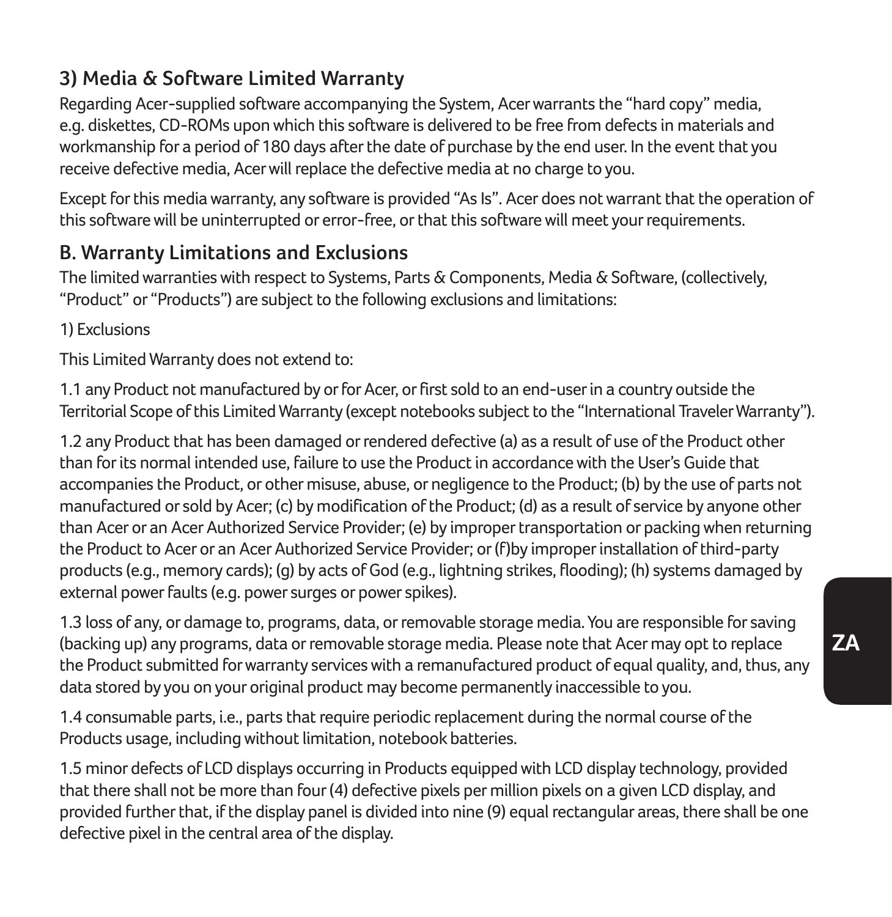### 3) Media & Software Limited Warranty

Regarding Acer-supplied software accompanying the System, Acer warrants the "hard copy" media, e.g. diskettes, CD-ROMs upon which this software is delivered to be free from defects in materials and workmanship for a period of 180 days after the date of purchase by the end user. In the event that you receive defective media, Acer will replace the defective media at no charge to you.

Except for this media warranty, any software is provided "As Is". Acer does not warrant that the operation of this software will be uninterrupted or error-free, or that this software will meet your requirements.

## B. Warranty Limitations and Exclusions

The limited warranties with respect to Systems, Parts & Components, Media & Software, (collectively, "Product" or "Products") are subject to the following exclusions and limitations:

1) Exclusions

This Limited Warranty does not extend to:

1.1 any Product not manufactured by or for Acer, or first sold to an end-user in a country outside the Territorial Scope of this Limited Warranty (except notebooks subject to the "International Traveler Warranty").

1.2 any Product that has been damaged or rendered defective (a) as a result of use of the Product other than for its normal intended use, failure to use the Product in accordance with the User's Guide that accompanies the Product, or other misuse, abuse, or negligence to the Product; (b) by the use of parts not manufactured or sold by Acer; (c) by modification of the Product; (d) as a result of service by anyone other than Acer or an Acer Authorized Service Provider; (e) by improper transportation or packing when returning the Product to Acer or an Acer Authorized Service Provider; or (f)by improper installation of third-party products (e.g., memory cards); (g) by acts of God (e.g., lightning strikes, flooding); (h) systems damaged by external power faults (e.g. power surges or power spikes).

1.3 loss of any, or damage to, programs, data, or removable storage media. You are responsible for saving (backing up) any programs, data or removable storage media. Please note that Acer may opt to replace the Product submitted for warranty services with a remanufactured product of equal quality, and, thus, any data stored by you on your original product may become permanently inaccessible to you.

1.4 consumable parts, i.e., parts that require periodic replacement during the normal course of the Products usage, including without limitation, notebook batteries.

1.5 minor defects of LCD displays occurring in Products equipped with LCD display technology, provided that there shall not be more than four (4) defective pixels per million pixels on a given LCD display, and provided further that, if the display panel is divided into nine (9) equal rectangular areas, there shall be one defective pixel in the central area of the display.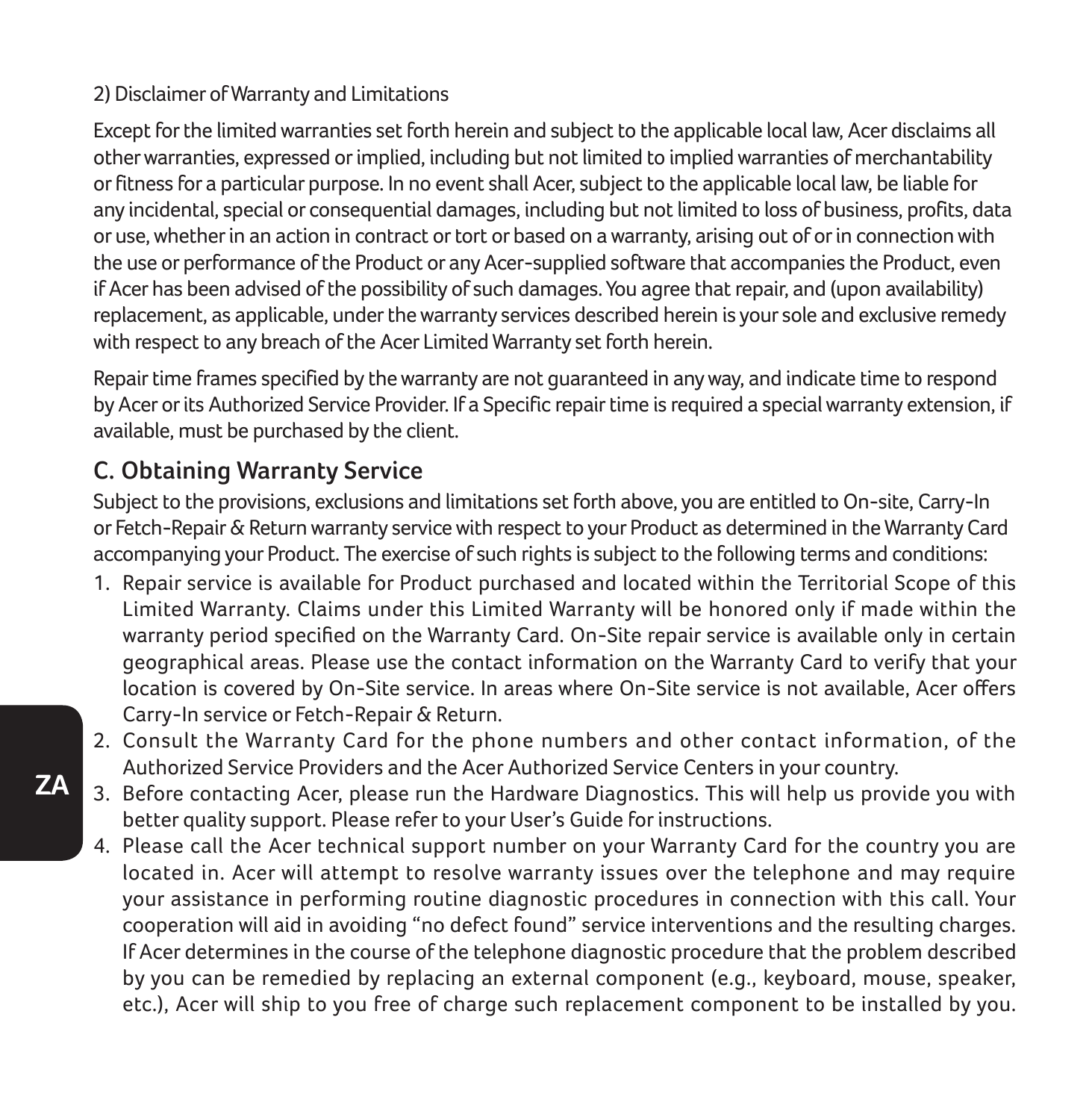2) Disclaimer of Warranty and Limitations

Except for the limited warranties set forth herein and subject to the applicable local law, Acer disclaims all other warranties, expressed or implied, including but not limited to implied warranties of merchantability or fitness for a particular purpose. In no event shall Acer, subject to the applicable local law, be liable for any incidental, special or consequential damages, including but not limited to loss of business, profits, data or use, whether in an action in contract or tort or based on a warranty, arising out of or in connection with the use or performance of the Product or any Acer-supplied software that accompanies the Product, even if Acer has been advised of the possibility of such damages. You agree that repair, and (upon availability) replacement, as applicable, under the warranty services described herein is your sole and exclusive remedy with respect to any breach of the Acer Limited Warranty set forth herein.

Repair time frames specified by the warranty are not guaranteed in any way, and indicate time to respond by Acer or its Authorized Service Provider. If a Specific repair time is required a special warranty extension, if available, must be purchased by the client.

## C. Obtaining Warranty Service

Subject to the provisions, exclusions and limitations set forth above, you are entitled to On-site, Carry-In or Fetch-Repair & Return warranty service with respect to your Product as determined in the Warranty Card accompanying your Product. The exercise of such rights is subject to the following terms and conditions:

1. Repair service is available for Product purchased and located within the Territorial Scope of this Limited Warranty. Claims under this Limited Warranty will be honored only if made within the warranty period specified on the Warranty Card. On-Site repair service is available only in certain geographical areas. Please use the contact information on the Warranty Card to verify that your location is covered by On-Site service. In areas where On-Site service is not available, Acer offers Carry-In service or Fetch-Repair & Return.
2. Consult the Warranty Card for the phone numbers and other contact information, of the Authorized Service Providers and the Acer Authorized Service Centers in your country.
3. Before contacting Acer, please run the Hardware Diagnostics. This will help us provide you with better quality support. Please refer to your User's Guide for instructions.
4. Please call the Acer technical support number on your Warranty Card for the country you are located in. Acer will attempt to resolve warranty issues over the telephone and may require your assistance in performing routine diagnostic procedures in connection with this call. Your cooperation will aid in avoiding "no defect found" service interventions and the resulting charges. If Acer determines in the course of the telephone diagnostic procedure that the problem described by you can be remedied by replacing an external component (e.g., keyboard, mouse, speaker, etc.), Acer will ship to you free of charge such replacement component to be installed by you.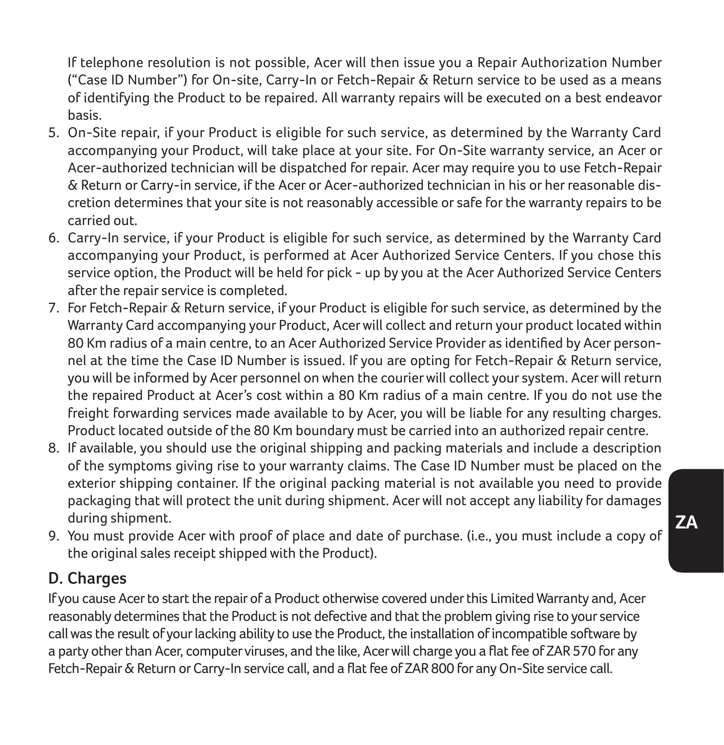If telephone resolution is not possible, Acer will then issue you a Repair Authorization Number ("Case ID Number") for On-site, Carry-In or Fetch-Repair & Return service to be used as a means of identifying the Product to be repaired. All warranty repairs will be executed on a best endeavor basis.

5. On-Site repair, if your Product is eligible for such service, as determined by the Warranty Card accompanying your Product, will take place at your site. For On-Site warranty service, an Acer or Acer-authorized technician will be dispatched for repair. Acer may require you to use Fetch-Repair & Return or Carry-in service, if the Acer or Acer-authorized technician in his or her reasonable discretion determines that your site is not reasonably accessible or safe for the warranty repairs to be carried out.
6. Carry-In service, if your Product is eligible for such service, as determined by the Warranty Card accompanying your Product, is performed at Acer Authorized Service Centers. If you chose this service option, the Product will be held for pick - up by you at the Acer Authorized Service Centers after the repair service is completed.
7. For Fetch-Repair & Return service, if your Product is eligible for such service, as determined by the Warranty Card accompanying your Product, Acer will collect and return your product located within 80 Km radius of a main centre, to an Acer Authorized Service Provider as identified by Acer personnel at the time the Case ID Number is issued. If you are opting for Fetch-Repair & Return service, you will be informed by Acer personnel on when the courier will collect your system. Acer will return the repaired Product at Acer's cost within a 80 Km radius of a main centre. If you do not use the freight forwarding services made available to by Acer, you will be liable for any resulting charges. Product located outside of the 80 Km boundary must be carried into an authorized repair centre.
8. If available, you should use the original shipping and packing materials and include a description of the symptoms giving rise to your warranty claims. The Case ID Number must be placed on the exterior shipping container. If the original packing material is not available you need to provide packaging that will protect the unit during shipment. Acer will not accept any liability for damages during shipment.
9. You must provide Acer with proof of place and date of purchase. (i.e., you must include a copy of the original sales receipt shipped with the Product).

## D. Charges

If you cause Acer to start the repair of a Product otherwise covered under this Limited Warranty and, Acer reasonably determines that the Product is not defective and that the problem giving rise to your service call was the result of your lacking ability to use the Product, the installation of incompatible software by a party other than Acer, computer viruses, and the like, Acer will charge you a flat fee of ZAR 570 for any Fetch-Repair & Return or Carry-In service call, and a flat fee of ZAR 800 for any On-Site service call.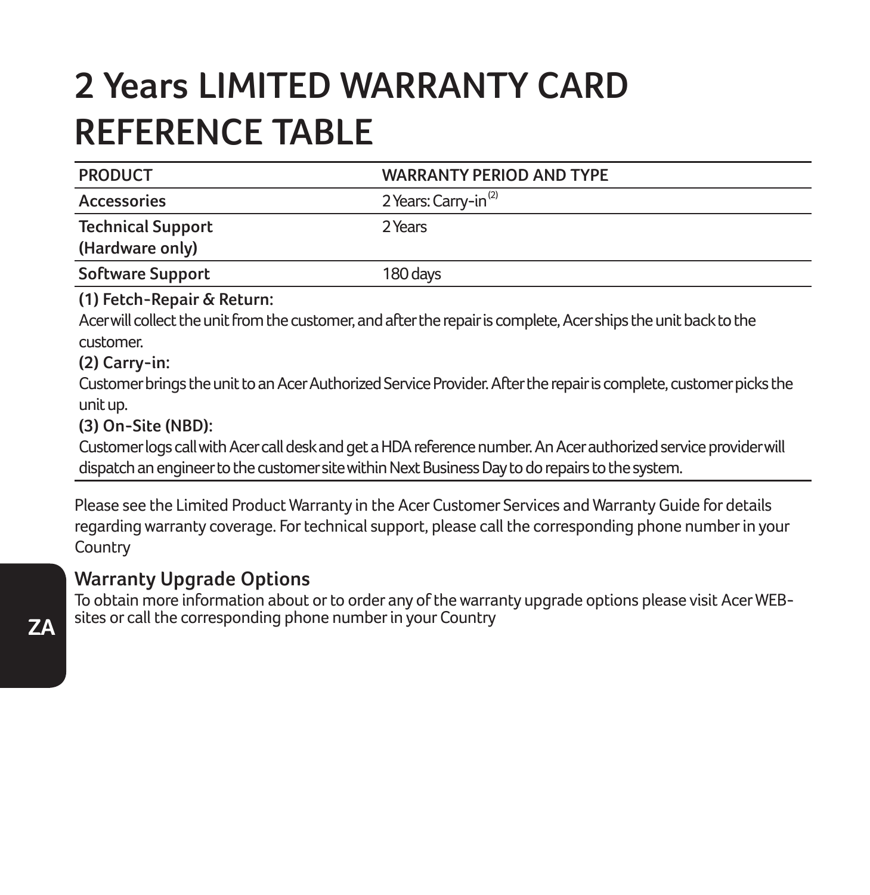# 2 Years LIMITED WARRANTY CARD REFERENCE TABLE

| PRODUCT | WARRANTY PERIOD AND TYPE |
|---|---|
| **Accessories** | 2 Years: Carry-in (2) |
| **Technical Support (Hardware only)** | 2 Years |
| **Software Support** | 180 days |

**(1) Fetch-Repair & Return:**
Acer will collect the unit from the customer, and after the repair is complete, Acer ships the unit back to the customer.

**(2) Carry-in:**
Customer brings the unit to an Acer Authorized Service Provider. After the repair is complete, customer picks the unit up.

**(3) On-Site (NBD):**
Customer logs call with Acer call desk and get a HDA reference number. An Acer authorized service provider will dispatch an engineer to the customer site within Next Business Day to do repairs to the system.

Please see the Limited Product Warranty in the Acer Customer Services and Warranty Guide for details regarding warranty coverage. For technical support, please call the corresponding phone number in your Country

## Warranty Upgrade Options

To obtain more information about or to order any of the warranty upgrade options please visit Acer WEB-sites or call the corresponding phone number in your Country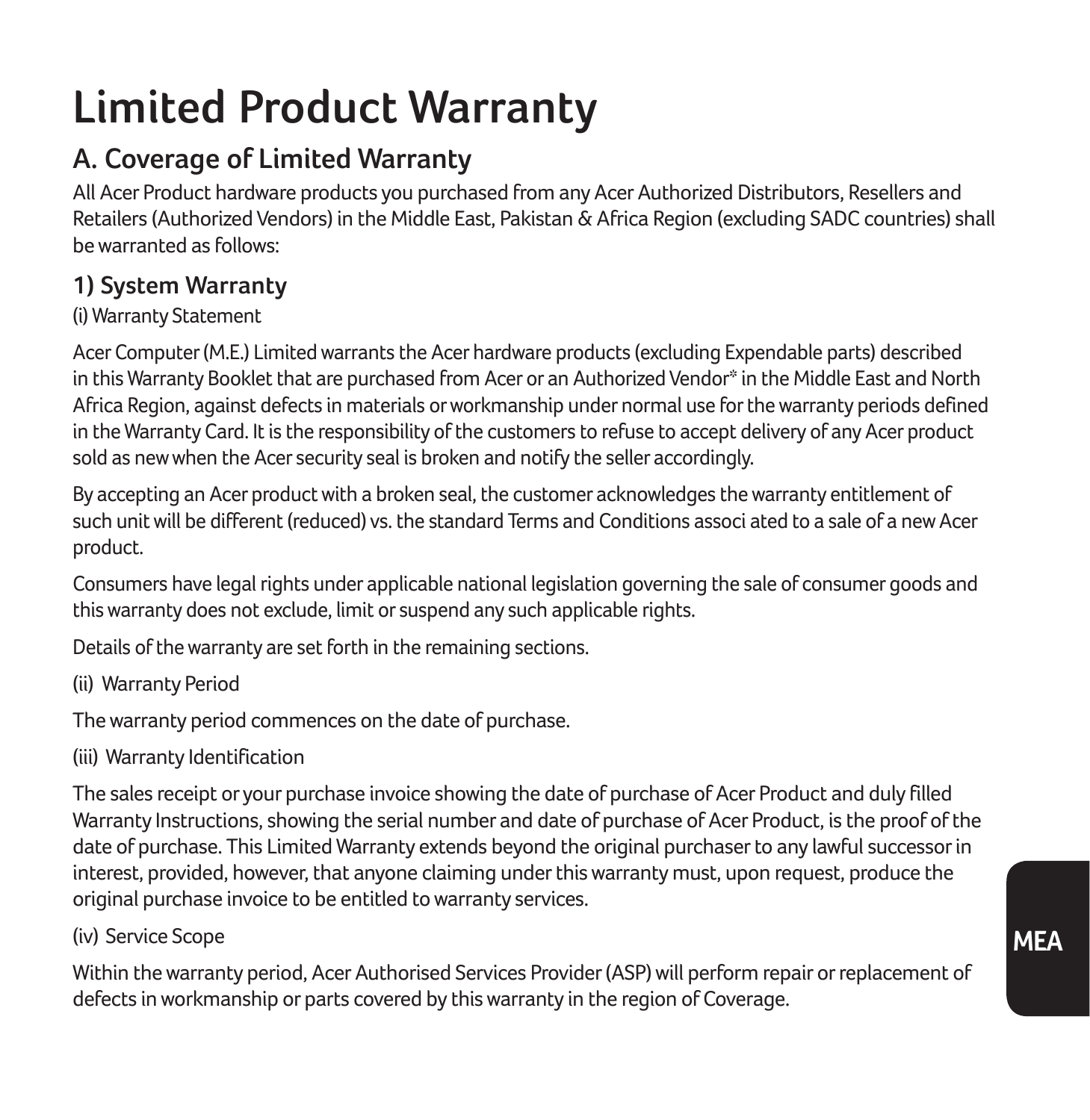# Limited Product Warranty

## A. Coverage of Limited Warranty

All Acer Product hardware products you purchased from any Acer Authorized Distributors, Resellers and Retailers (Authorized Vendors) in the Middle East, Pakistan & Africa Region (excluding SADC countries) shall be warranted as follows:

### 1) System Warranty

(i) Warranty Statement

Acer Computer (M.E.) Limited warrants the Acer hardware products (excluding Expendable parts) described in this Warranty Booklet that are purchased from Acer or an Authorized Vendor* in the Middle East and North Africa Region, against defects in materials or workmanship under normal use for the warranty periods defined in the Warranty Card. It is the responsibility of the customers to refuse to accept delivery of any Acer product sold as new when the Acer security seal is broken and notify the seller accordingly.

By accepting an Acer product with a broken seal, the customer acknowledges the warranty entitlement of such unit will be different (reduced) vs. the standard Terms and Conditions associ ated to a sale of a new Acer product.

Consumers have legal rights under applicable national legislation governing the sale of consumer goods and this warranty does not exclude, limit or suspend any such applicable rights.

Details of the warranty are set forth in the remaining sections.

(ii) Warranty Period

The warranty period commences on the date of purchase.

(iii) Warranty Identification

The sales receipt or your purchase invoice showing the date of purchase of Acer Product and duly filled Warranty Instructions, showing the serial number and date of purchase of Acer Product, is the proof of the date of purchase. This Limited Warranty extends beyond the original purchaser to any lawful successor in interest, provided, however, that anyone claiming under this warranty must, upon request, produce the original purchase invoice to be entitled to warranty services.

(iv) Service Scope

Within the warranty period, Acer Authorised Services Provider (ASP) will perform repair or replacement of defects in workmanship or parts covered by this warranty in the region of Coverage.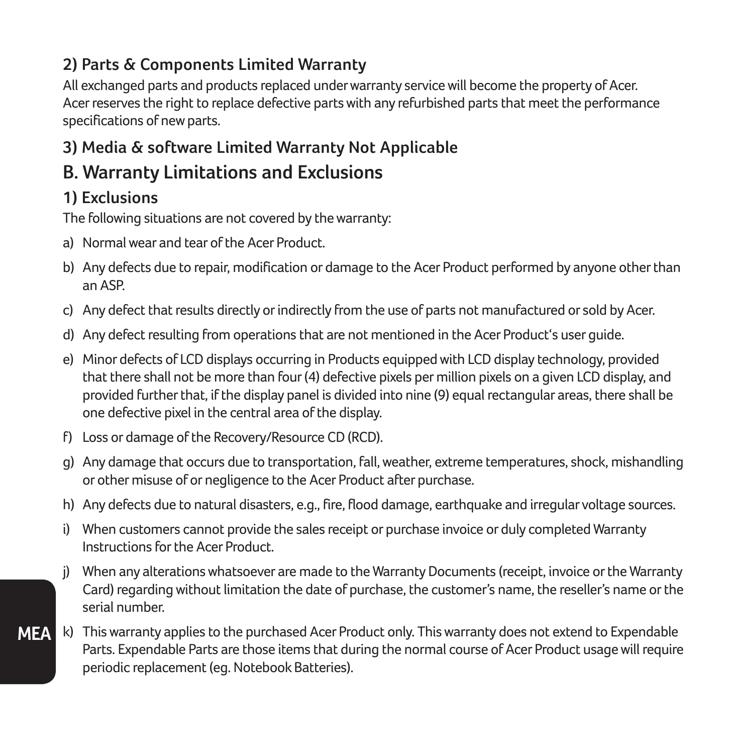### 2) Parts & Components Limited Warranty

All exchanged parts and products replaced under warranty service will become the property of Acer. Acer reserves the right to replace defective parts with any refurbished parts that meet the performance specifications of new parts.

### 3) Media & software Limited Warranty Not Applicable

## B. Warranty Limitations and Exclusions

### 1) Exclusions

The following situations are not covered by the warranty:

a) Normal wear and tear of the Acer Product.

b) Any defects due to repair, modification or damage to the Acer Product performed by anyone other than an ASP.

c) Any defect that results directly or indirectly from the use of parts not manufactured or sold by Acer.

d) Any defect resulting from operations that are not mentioned in the Acer Product's user guide.

e) Minor defects of LCD displays occurring in Products equipped with LCD display technology, provided that there shall not be more than four (4) defective pixels per million pixels on a given LCD display, and provided further that, if the display panel is divided into nine (9) equal rectangular areas, there shall be one defective pixel in the central area of the display.

f) Loss or damage of the Recovery/Resource CD (RCD).

g) Any damage that occurs due to transportation, fall, weather, extreme temperatures, shock, mishandling or other misuse of or negligence to the Acer Product after purchase.

h) Any defects due to natural disasters, e.g., fire, flood damage, earthquake and irregular voltage sources.

i) When customers cannot provide the sales receipt or purchase invoice or duly completed Warranty Instructions for the Acer Product.

j) When any alterations whatsoever are made to the Warranty Documents (receipt, invoice or the Warranty Card) regarding without limitation the date of purchase, the customer's name, the reseller's name or the serial number.

k) This warranty applies to the purchased Acer Product only. This warranty does not extend to Expendable Parts. Expendable Parts are those items that during the normal course of Acer Product usage will require periodic replacement (eg. Notebook Batteries).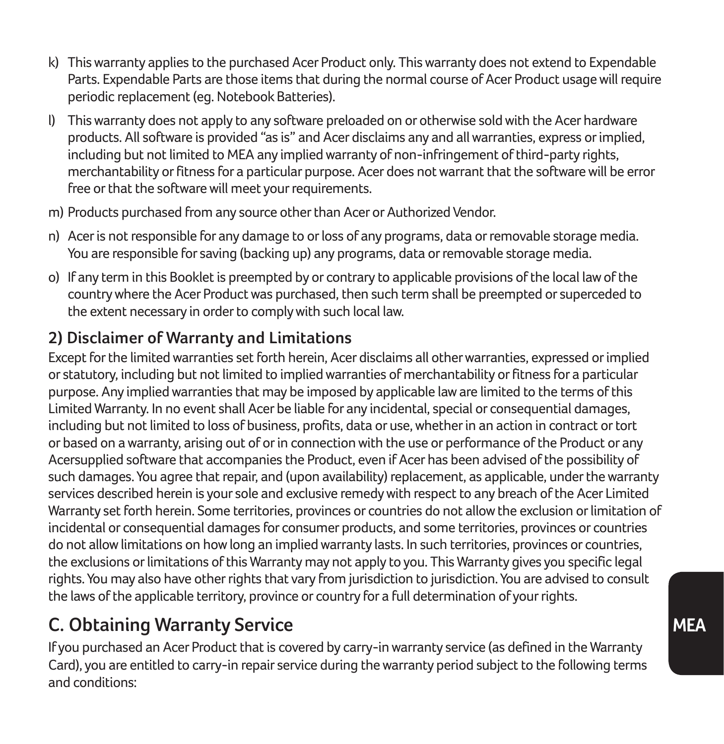k) This warranty applies to the purchased Acer Product only. This warranty does not extend to Expendable Parts. Expendable Parts are those items that during the normal course of Acer Product usage will require periodic replacement (eg. Notebook Batteries).

l) This warranty does not apply to any software preloaded on or otherwise sold with the Acer hardware products. All software is provided "as is" and Acer disclaims any and all warranties, express or implied, including but not limited to MEA any implied warranty of non-infringement of third-party rights, merchantability or fitness for a particular purpose. Acer does not warrant that the software will be error free or that the software will meet your requirements.

m) Products purchased from any source other than Acer or Authorized Vendor.

n) Acer is not responsible for any damage to or loss of any programs, data or removable storage media. You are responsible for saving (backing up) any programs, data or removable storage media.

o) If any term in this Booklet is preempted by or contrary to applicable provisions of the local law of the country where the Acer Product was purchased, then such term shall be preempted or superceded to the extent necessary in order to comply with such local law.

### 2) Disclaimer of Warranty and Limitations

Except for the limited warranties set forth herein, Acer disclaims all other warranties, expressed or implied or statutory, including but not limited to implied warranties of merchantability or fitness for a particular purpose. Any implied warranties that may be imposed by applicable law are limited to the terms of this Limited Warranty. In no event shall Acer be liable for any incidental, special or consequential damages, including but not limited to loss of business, profits, data or use, whether in an action in contract or tort or based on a warranty, arising out of or in connection with the use or performance of the Product or any Acersupplied software that accompanies the Product, even if Acer has been advised of the possibility of such damages. You agree that repair, and (upon availability) replacement, as applicable, under the warranty services described herein is your sole and exclusive remedy with respect to any breach of the Acer Limited Warranty set forth herein. Some territories, provinces or countries do not allow the exclusion or limitation of incidental or consequential damages for consumer products, and some territories, provinces or countries do not allow limitations on how long an implied warranty lasts. In such territories, provinces or countries, the exclusions or limitations of this Warranty may not apply to you. This Warranty gives you specific legal rights. You may also have other rights that vary from jurisdiction to jurisdiction. You are advised to consult the laws of the applicable territory, province or country for a full determination of your rights.

## C. Obtaining Warranty Service

If you purchased an Acer Product that is covered by carry-in warranty service (as defined in the Warranty Card), you are entitled to carry-in repair service during the warranty period subject to the following terms and conditions: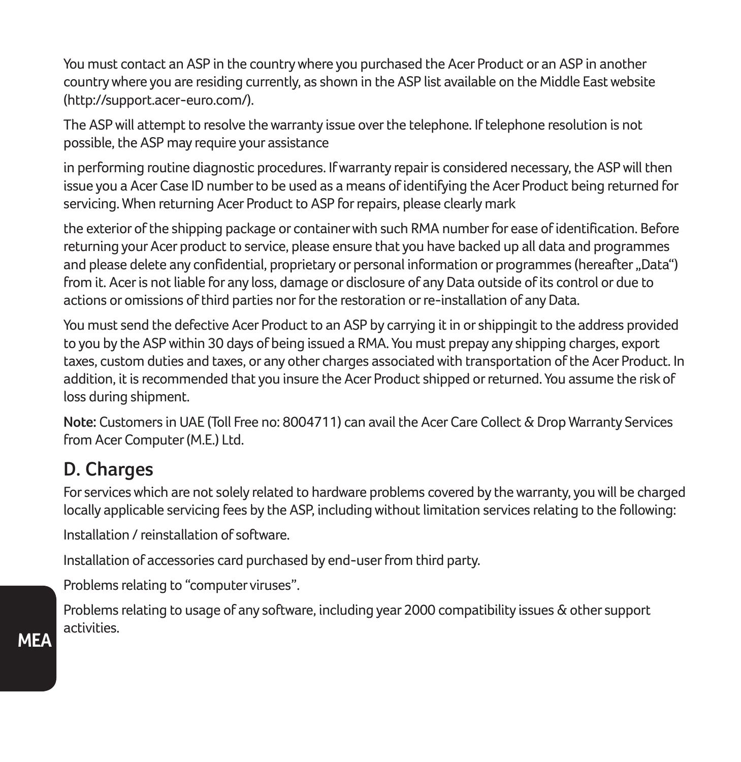You must contact an ASP in the country where you purchased the Acer Product or an ASP in another country where you are residing currently, as shown in the ASP list available on the Middle East website (http://support.acer-euro.com/).

The ASP will attempt to resolve the warranty issue over the telephone. If telephone resolution is not possible, the ASP may require your assistance

in performing routine diagnostic procedures. If warranty repair is considered necessary, the ASP will then issue you a Acer Case ID number to be used as a means of identifying the Acer Product being returned for servicing. When returning Acer Product to ASP for repairs, please clearly mark

the exterior of the shipping package or container with such RMA number for ease of identification. Before returning your Acer product to service, please ensure that you have backed up all data and programmes and please delete any confidential, proprietary or personal information or programmes (hereafter „Data") from it. Acer is not liable for any loss, damage or disclosure of any Data outside of its control or due to actions or omissions of third parties nor for the restoration or re-installation of any Data.

You must send the defective Acer Product to an ASP by carrying it in or shippingit to the address provided to you by the ASP within 30 days of being issued a RMA. You must prepay any shipping charges, export taxes, custom duties and taxes, or any other charges associated with transportation of the Acer Product. In addition, it is recommended that you insure the Acer Product shipped or returned. You assume the risk of loss during shipment.

**Note:** Customers in UAE (Toll Free no: 8004711) can avail the Acer Care Collect & Drop Warranty Services from Acer Computer (M.E.) Ltd.

## D. Charges

For services which are not solely related to hardware problems covered by the warranty, you will be charged locally applicable servicing fees by the ASP, including without limitation services relating to the following:

Installation / reinstallation of software.

Installation of accessories card purchased by end-user from third party.

Problems relating to "computer viruses".

Problems relating to usage of any software, including year 2000 compatibility issues & other support activities.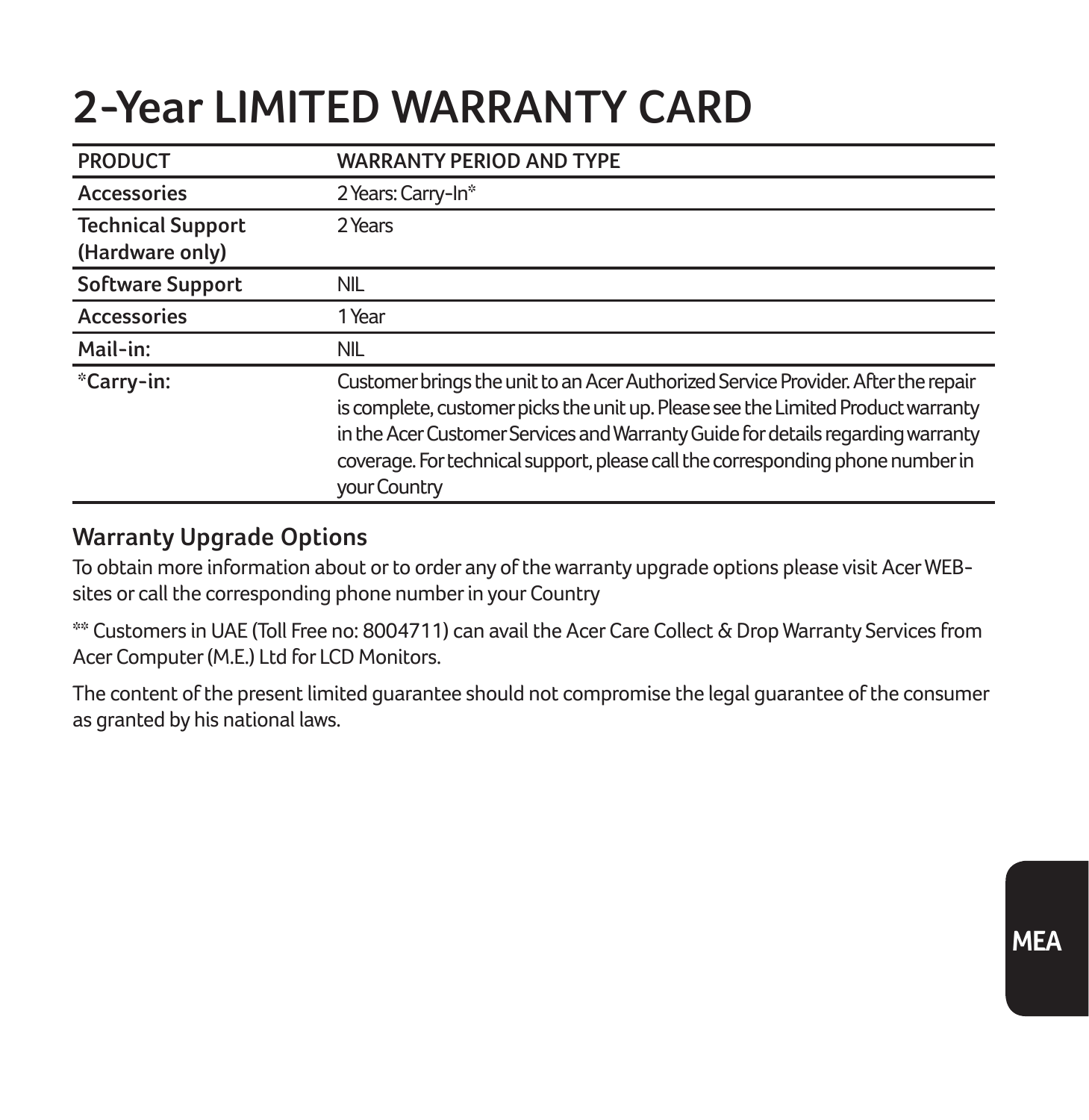# 2-Year LIMITED WARRANTY CARD

| PRODUCT | WARRANTY PERIOD AND TYPE |
| --- | --- |
| Accessories | 2 Years: Carry-In* |
| Technical Support (Hardware only) | 2 Years |
| Software Support | NIL |
| Accessories | 1 Year |
| Mail-in: | NIL |
| *Carry-in: | Customer brings the unit to an Acer Authorized Service Provider. After the repair is complete, customer picks the unit up. Please see the Limited Product warranty in the Acer Customer Services and Warranty Guide for details regarding warranty coverage. For technical support, please call the corresponding phone number in your Country |

## Warranty Upgrade Options

To obtain more information about or to order any of the warranty upgrade options please visit Acer WEB-sites or call the corresponding phone number in your Country

** Customers in UAE (Toll Free no: 8004711) can avail the Acer Care Collect & Drop Warranty Services from Acer Computer (M.E.) Ltd for LCD Monitors.

The content of the present limited guarantee should not compromise the legal guarantee of the consumer as granted by his national laws.

MEA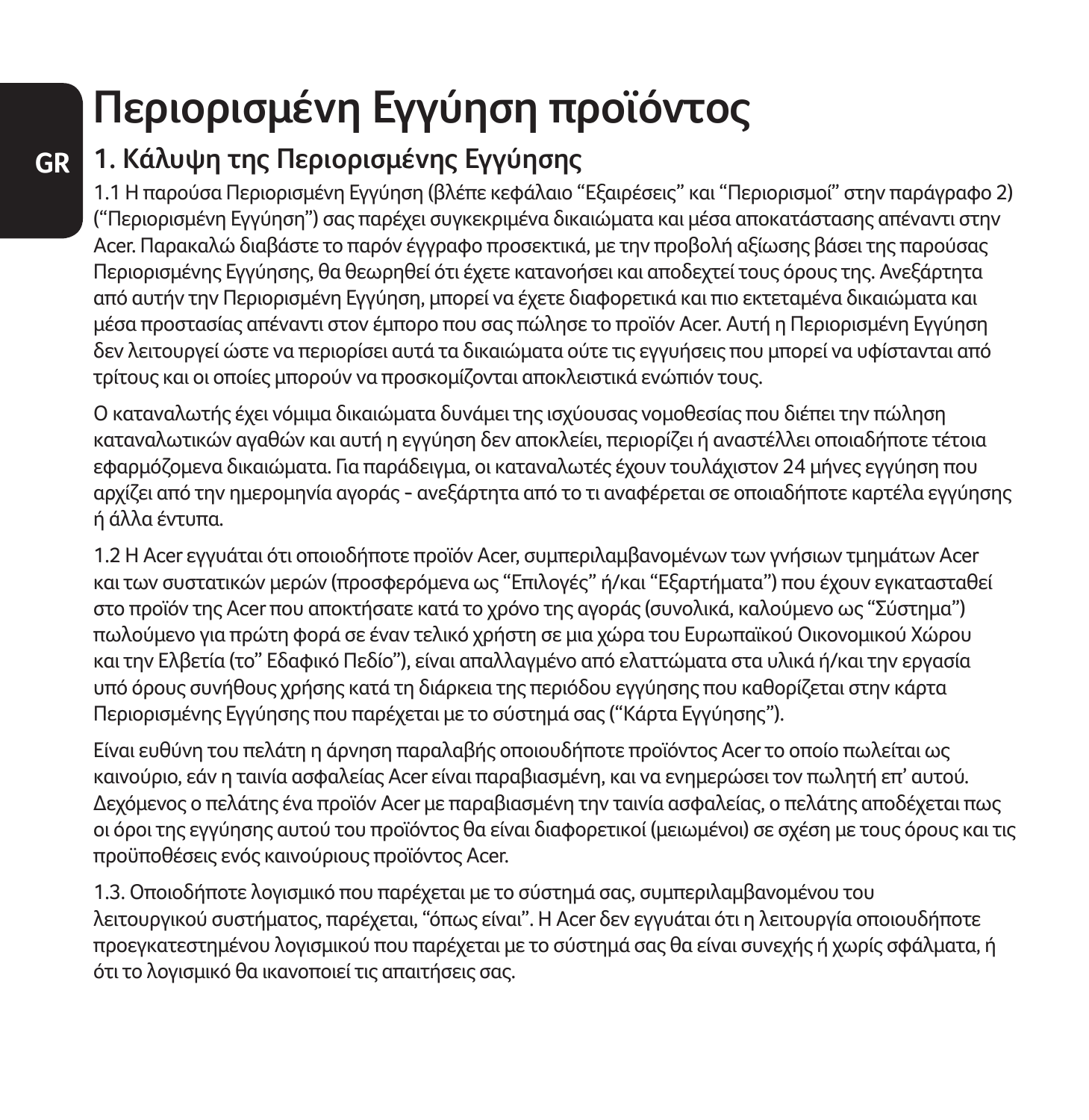# Περιορισμένη Εγγύηση προϊόντος

## 1. Κάλυψη της Περιορισμένης Εγγύησης

1.1 Η παρούσα Περιορισμένη Εγγύηση (βλέπε κεφάλαιο "Εξαιρέσεις" και "Περιορισμοί" στην παράγραφο 2) ("Περιορισμένη Εγγύηση") σας παρέχει συγκεκριμένα δικαιώματα και μέσα αποκατάστασης απέναντι στην Acer. Παρακαλώ διαβάστε το παρόν έγγραφο προσεκτικά, με την προβολή αξίωσης βάσει της παρούσας Περιορισμένης Εγγύησης, θα θεωρηθεί ότι έχετε κατανοήσει και αποδεχτεί τους όρους της. Ανεξάρτητα από αυτήν την Περιορισμένη Εγγύηση, μπορεί να έχετε διαφορετικά και πιο εκτεταμένα δικαιώματα και μέσα προστασίας απέναντι στον έμπορο που σας πώλησε το προϊόν Acer. Αυτή η Περιορισμένη Εγγύηση δεν λειτουργεί ώστε να περιορίσει αυτά τα δικαιώματα ούτε τις εγγυήσεις που μπορεί να υφίστανται από τρίτους και οι οποίες μπορούν να προσκομίζονται αποκλειστικά ενώπιόν τους.

Ο καταναλωτής έχει νόμιμα δικαιώματα δυνάμει της ισχύουσας νομοθεσίας που διέπει την πώληση καταναλωτικών αγαθών και αυτή η εγγύηση δεν αποκλείει, περιορίζει ή αναστέλλει οποιαδήποτε τέτοια εφαρμόζομενα δικαιώματα. Για παράδειγμα, οι καταναλωτές έχουν τουλάχιστον 24 μήνες εγγύηση που αρχίζει από την ημερομηνία αγοράς - ανεξάρτητα από το τι αναφέρεται σε οποιαδήποτε καρτέλα εγγύησης ή άλλα έντυπα.

1.2 Η Acer εγγυάται ότι οποιοδήποτε προϊόν Acer, συμπεριλαμβανομένων των γνήσιων τμημάτων Acer και των συστατικών μερών (προσφερόμενα ως "Επιλογές" ή/και "Εξαρτήματα") που έχουν εγκατασταθεί στο προϊόν της Acer που αποκτήσατε κατά το χρόνο της αγοράς (συνολικά, καλούμενο ως "Σύστημα") πωλούμενο για πρώτη φορά σε έναν τελικό χρήστη σε μια χώρα του Ευρωπαϊκού Οικονομικού Χώρου και την Ελβετία (το" Εδαφικό Πεδίο"), είναι απαλλαγμένο από ελαττώματα στα υλικά ή/και την εργασία υπό όρους συνήθους χρήσης κατά τη διάρκεια της περιόδου εγγύησης που καθορίζεται στην κάρτα Περιορισμένης Εγγύησης που παρέχεται με το σύστημά σας ("Κάρτα Εγγύησης").

Είναι ευθύνη του πελάτη η άρνηση παραλαβής οποιουδήποτε προϊόντος Acer το οποίο πωλείται ως καινούριο, εάν η ταινία ασφαλείας Acer είναι παραβιασμένη, και να ενημερώσει τον πωλητή επ' αυτού. Δεχόμενος ο πελάτης ένα προϊόν Acer με παραβιασμένη την ταινία ασφαλείας, ο πελάτης αποδέχεται πως οι όροι της εγγύησης αυτού του προϊόντος θα είναι διαφορετικοί (μειωμένοι) σε σχέση με τους όρους και τις προϋποθέσεις ενός καινούριους προϊόντος Acer.

1.3. Οποιοδήποτε λογισμικό που παρέχεται με το σύστημά σας, συμπεριλαμβανομένου του λειτουργικού συστήματος, παρέχεται, "όπως είναι". Η Acer δεν εγγυάται ότι η λειτουργία οποιουδήποτε προεγκατεστημένου λογισμικού που παρέχεται με το σύστημά σας θα είναι συνεχής ή χωρίς σφάλματα, ή ότι το λογισμικό θα ικανοποιεί τις απαιτήσεις σας.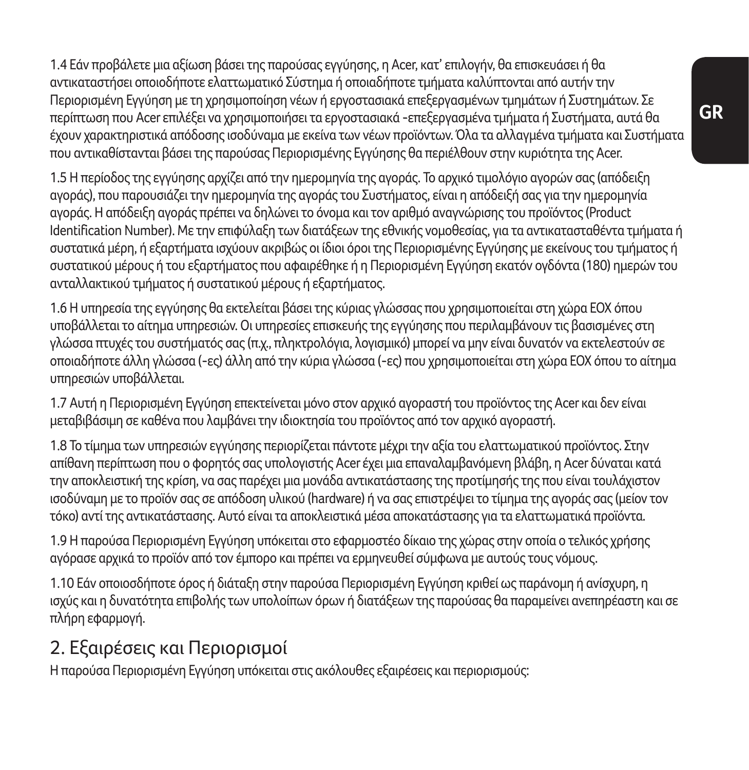1.4 Εάν προβάλετε μια αξίωση βάσει της παρούσας εγγύησης, η Acer, κατ' επιλογήν, θα επισκευάσει ή θα αντικαταστήσει οποιοδήποτε ελαττωματικό Σύστημα ή οποιαδήποτε τμήματα καλύπτονται από αυτήν την Περιορισμένη Εγγύηση με τη χρησιμοποίηση νέων ή εργοστασιακά επεξεργασμένων τμημάτων ή Συστημάτων. Σε περίπτωση που Acer επιλέξει να χρησιμοποιήσει τα εργοστασιακά -επεξεργασμένα τμήματα ή Συστήματα, αυτά θα έχουν χαρακτηριστικά απόδοσης ισοδύναμα με εκείνα των νέων προϊόντων. Όλα τα αλλαγμένα τμήματα και Συστήματα που αντικαθίστανται βάσει της παρούσας Περιορισμένης Εγγύησης θα περιέλθουν στην κυριότητα της Acer.

1.5 Η περίοδος της εγγύησης αρχίζει από την ημερομηνία της αγοράς. Το αρχικό τιμολόγιο αγορών σας (απόδειξη αγοράς), που παρουσιάζει την ημερομηνία της αγοράς του Συστήματος, είναι η απόδειξή σας για την ημερομηνία αγοράς. Η απόδειξη αγοράς πρέπει να δηλώνει το όνομα και τον αριθμό αναγνώρισης του προϊόντος (Product Identification Number). Με την επιφύλαξη των διατάξεων της εθνικής νομοθεσίας, για τα αντικατασταθέντα τμήματα ή συστατικά μέρη, ή εξαρτήματα ισχύουν ακριβώς οι ίδιοι όροι της Περιορισμένης Εγγύησης με εκείνους του τμήματος ή συστατικού μέρους ή του εξαρτήματος που αφαιρέθηκε ή η Περιορισμένη Εγγύηση εκατόν ογδόντα (180) ημερών του ανταλλακτικού τμήματος ή συστατικού μέρους ή εξαρτήματος.

1.6 Η υπηρεσία της εγγύησης θα εκτελείται βάσει της κύριας γλώσσας που χρησιμοποιείται στη χώρα ΕΟΧ όπου υποβάλλεται το αίτημα υπηρεσιών. Οι υπηρεσίες επισκευής της εγγύησης που περιλαμβάνουν τις βασισμένες στη γλώσσα πτυχές του συστήματός σας (π.χ., πληκτρολόγια, λογισμικό) μπορεί να μην είναι δυνατόν να εκτελεστούν σε οποιαδήποτε άλλη γλώσσα (-ες) άλλη από την κύρια γλώσσα (-ες) που χρησιμοποιείται στη χώρα ΕΟΧ όπου το αίτημα υπηρεσιών υποβάλλεται.

1.7 Αυτή η Περιορισμένη Εγγύηση επεκτείνεται μόνο στον αρχικό αγοραστή του προϊόντος της Acer και δεν είναι μεταβιβάσιμη σε καθένα που λαμβάνει την ιδιοκτησία του προϊόντος από τον αρχικό αγοραστή.

1.8 Το τίμημα των υπηρεσιών εγγύησης περιορίζεται πάντοτε μέχρι την αξία του ελαττωματικού προϊόντος. Στην απίθανη περίπτωση που ο φορητός σας υπολογιστής Acer έχει μια επαναλαμβανόμενη βλάβη, η Acer δύναται κατά την αποκλειστική της κρίση, να σας παρέχει μια μονάδα αντικατάστασης της προτίμησής της που είναι τουλάχιστον ισοδύναμη με το προϊόν σας σε απόδοση υλικού (hardware) ή να σας επιστρέψει το τίμημα της αγοράς σας (μείον τον τόκο) αντί της αντικατάστασης. Αυτό είναι τα αποκλειστικά μέσα αποκατάστασης για τα ελαττωματικά προϊόντα.

1.9 Η παρούσα Περιορισμένη Εγγύηση υπόκειται στο εφαρμοστέο δίκαιο της χώρας στην οποία ο τελικός χρήσης αγόρασε αρχικά το προϊόν από τον έμπορο και πρέπει να ερμηνευθεί σύμφωνα με αυτούς τους νόμους.

1.10 Εάν οποιοσδήποτε όρος ή διάταξη στην παρούσα Περιορισμένη Εγγύηση κριθεί ως παράνομη ή ανίσχυρη, η ισχύς και η δυνατότητα επιβολής των υπολοίπων όρων ή διατάξεων της παρούσας θα παραμείνει ανεπηρέαστη και σε πλήρη εφαρμογή.

## 2. Εξαιρέσεις και Περιορισμοί

Η παρούσα Περιορισμένη Εγγύηση υπόκειται στις ακόλουθες εξαιρέσεις και περιορισμούς: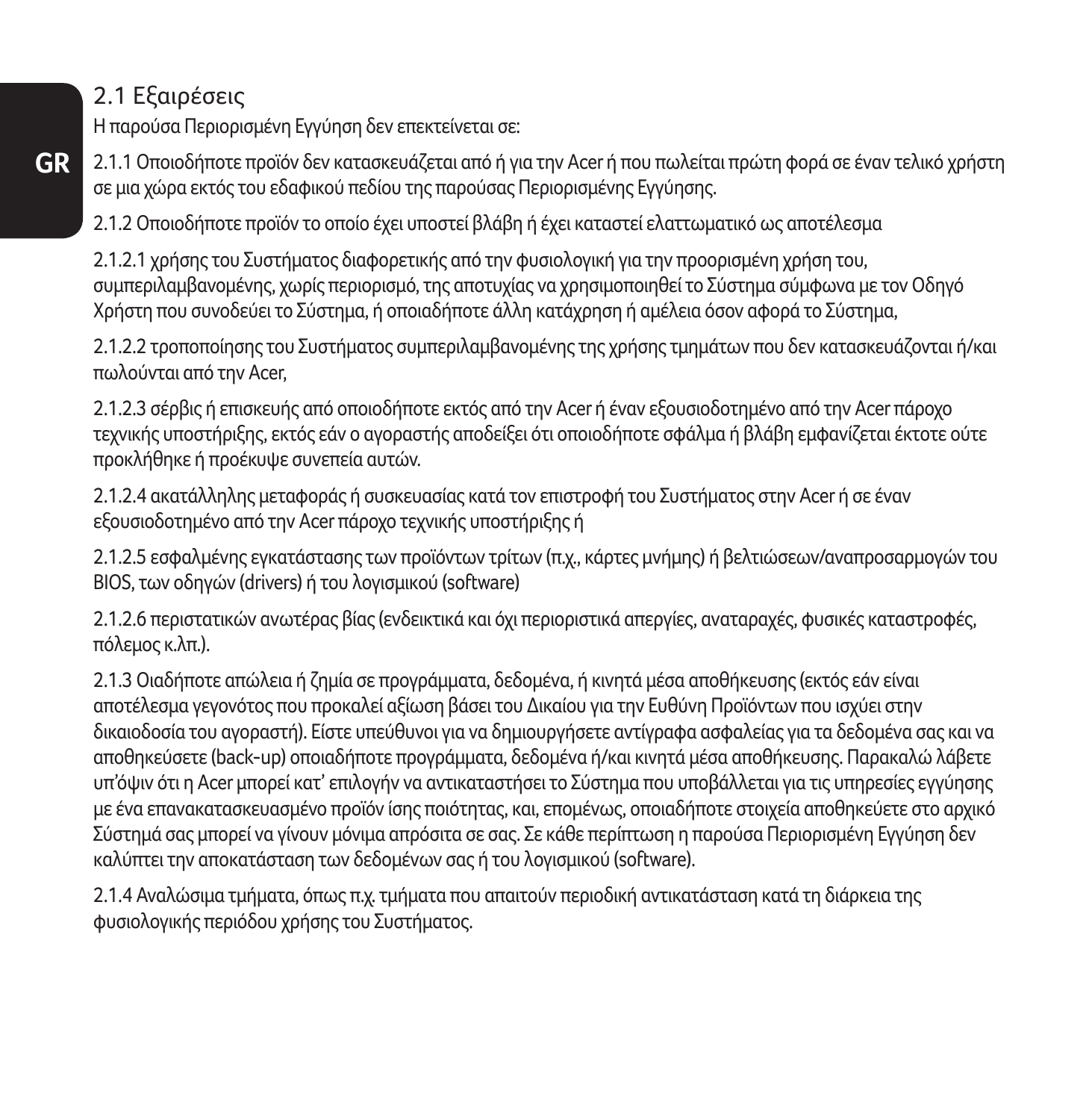## 2.1 Εξαιρέσεις

Η παρούσα Περιορισμένη Εγγύηση δεν επεκτείνεται σε:

2.1.1 Οποιοδήποτε προϊόν δεν κατασκευάζεται από ή για την Acer ή που πωλείται πρώτη φορά σε έναν τελικό χρήστη σε μια χώρα εκτός του εδαφικού πεδίου της παρούσας Περιορισμένης Εγγύησης.

2.1.2 Οποιοδήποτε προϊόν το οποίο έχει υποστεί βλάβη ή έχει καταστεί ελαττωματικό ως αποτέλεσμα

2.1.2.1 χρήσης του Συστήματος διαφορετικής από την φυσιολογική για την προορισμένη χρήση του, συμπεριλαμβανομένης, χωρίς περιορισμό, της αποτυχίας να χρησιμοποιηθεί το Σύστημα σύμφωνα με τον Οδηγό Χρήστη που συνοδεύει το Σύστημα, ή οποιαδήποτε άλλη κατάχρηση ή αμέλεια όσον αφορά το Σύστημα,

2.1.2.2 τροποποίησης του Συστήματος συμπεριλαμβανομένης της χρήσης τμημάτων που δεν κατασκευάζονται ή/και πωλούνται από την Acer,

2.1.2.3 σέρβις ή επισκευής από οποιοδήποτε εκτός από την Acer ή έναν εξουσιοδοτημένο από την Acer πάροχο τεχνικής υποστήριξης, εκτός εάν ο αγοραστής αποδείξει ότι οποιοδήποτε σφάλμα ή βλάβη εμφανίζεται έκτοτε ούτε προκλήθηκε ή προέκυψε συνεπεία αυτών.

2.1.2.4 ακατάλληλης μεταφοράς ή συσκευασίας κατά τον επιστροφή του Συστήματος στην Acer ή σε έναν εξουσιοδοτημένο από την Acer πάροχο τεχνικής υποστήριξης ή

2.1.2.5 εσφαλμένης εγκατάστασης των προϊόντων τρίτων (π.χ., κάρτες μνήμης) ή βελτιώσεων/αναπροσαρμογών του BIOS, των οδηγών (drivers) ή του λογισμικού (software)

2.1.2.6 περιστατικών ανωτέρας βίας (ενδεικτικά και όχι περιοριστικά απεργίες, αναταραχές, φυσικές καταστροφές, πόλεμος κ.λπ.).

2.1.3 Οιαδήποτε απώλεια ή ζημία σε προγράμματα, δεδομένα, ή κινητά μέσα αποθήκευσης (εκτός εάν είναι αποτέλεσμα γεγονότος που προκαλεί αξίωση βάσει του Δικαίου για την Ευθύνη Προϊόντων που ισχύει στην δικαιοδοσία του αγοραστή). Είστε υπεύθυνοι για να δημιουργήσετε αντίγραφα ασφαλείας για τα δεδομένα σας και να αποθηκεύσετε (back-up) οποιαδήποτε προγράμματα, δεδομένα ή/και κινητά μέσα αποθήκευσης. Παρακαλώ λάβετε υπ'όψιν ότι η Acer μπορεί κατ' επιλογήν να αντικαταστήσει το Σύστημα που υποβάλλεται για τις υπηρεσίες εγγύησης με ένα επανακατασκευασμένο προϊόν ίσης ποιότητας, και, επομένως, οποιαδήποτε στοιχεία αποθηκεύετε στο αρχικό Σύστημά σας μπορεί να γίνουν μόνιμα απρόσιτα σε σας. Σε κάθε περίπτωση η παρούσα Περιορισμένη Εγγύηση δεν καλύπτει την αποκατάσταση των δεδομένων σας ή του λογισμικού (software).

2.1.4 Αναλώσιμα τμήματα, όπως π.χ. τμήματα που απαιτούν περιοδική αντικατάσταση κατά τη διάρκεια της φυσιολογικής περιόδου χρήσης του Συστήματος.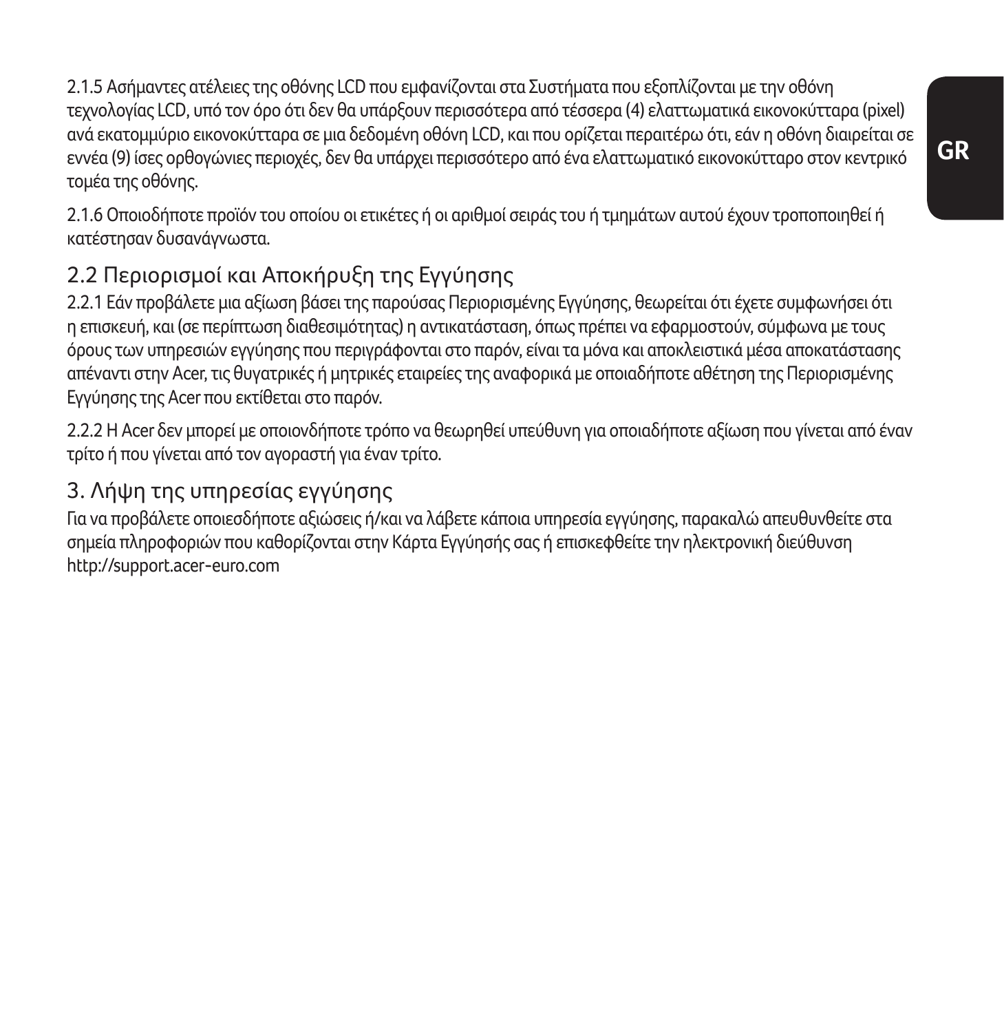2.1.5 Ασήμαντες ατέλειες της οθόνης LCD που εμφανίζονται στα Συστήματα που εξοπλίζονται με την οθόνη τεχνολογίας LCD, υπό τον όρο ότι δεν θα υπάρξουν περισσότερα από τέσσερα (4) ελαττωματικά εικονοκύτταρα (pixel) ανά εκατομμύριο εικονοκύτταρα σε μια δεδομένη οθόνη LCD, και που ορίζεται περαιτέρω ότι, εάν η οθόνη διαιρείται σε εννέα (9) ίσες ορθογώνιες περιοχές, δεν θα υπάρχει περισσότερο από ένα ελαττωματικό εικονοκύτταρο στον κεντρικό τομέα της οθόνης.

2.1.6 Οποιοδήποτε προϊόν του οποίου οι ετικέτες ή οι αριθμοί σειράς του ή τμημάτων αυτού έχουν τροποποιηθεί ή κατέστησαν δυσανάγνωστα.

## 2.2 Περιορισμοί και Αποκήρυξη της Εγγύησης

2.2.1 Εάν προβάλετε μια αξίωση βάσει της παρούσας Περιορισμένης Εγγύησης, θεωρείται ότι έχετε συμφωνήσει ότι η επισκευή, και (σε περίπτωση διαθεσιμότητας) η αντικατάσταση, όπως πρέπει να εφαρμοστούν, σύμφωνα με τους όρους των υπηρεσιών εγγύησης που περιγράφονται στο παρόν, είναι τα μόνα και αποκλειστικά μέσα αποκατάστασης απέναντι στην Acer, τις θυγατρικές ή μητρικές εταιρείες της αναφορικά με οποιαδήποτε αθέτηση της Περιορισμένης Εγγύησης της Acer που εκτίθεται στο παρόν.

2.2.2 Η Acer δεν μπορεί με οποιονδήποτε τρόπο να θεωρηθεί υπεύθυνη για οποιαδήποτε αξίωση που γίνεται από έναν τρίτο ή που γίνεται από τον αγοραστή για έναν τρίτο.

## 3. Λήψη της υπηρεσίας εγγύησης

Για να προβάλετε οποιεσδήποτε αξιώσεις ή/και να λάβετε κάποια υπηρεσία εγγύησης, παρακαλώ απευθυνθείτε στα σημεία πληροφοριών που καθορίζονται στην Κάρτα Εγγύησής σας ή επισκεφθείτε την ηλεκτρονική διεύθυνση http://support.acer-euro.com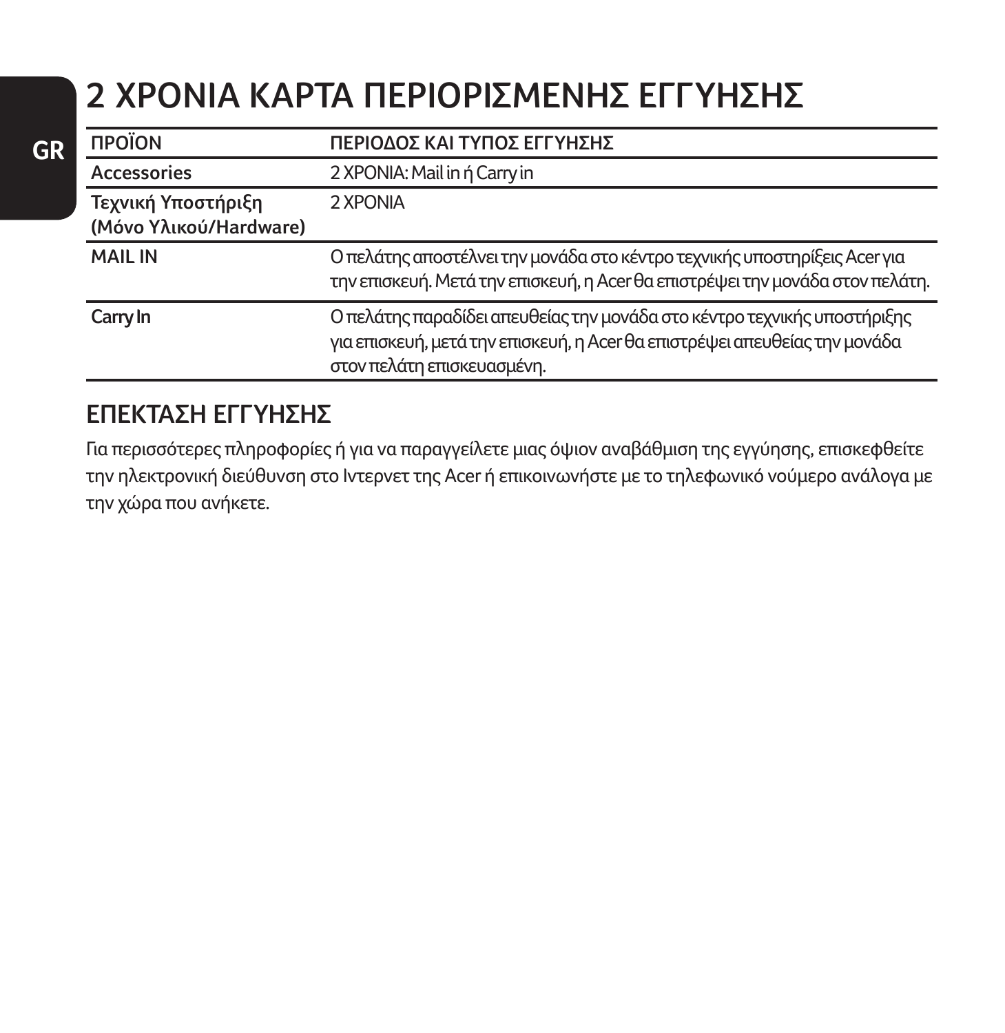# 2 ΧΡΟΝΙΑ ΚΑΡΤΑ ΠΕΡΙΟΡΙΣΜΕΝΗΣ ΕΓΓΥΗΣΗΣ

| ΠΡΟΪΟΝ | ΠΕΡΙΟΔΟΣ ΚΑΙ ΤΥΠΟΣ ΕΓΓΥΗΣΗΣ |
|---|---|
| Accessories | 2 ΧΡΟΝΙΑ: Mail in ή Carry in |
| Τεχνική Υποστήριξη (Μόνο Υλικού/Hardware) | 2 ΧΡΟΝΙΑ |
| MAIL IN | Ο πελάτης αποστέλνει την μονάδα στο κέντρο τεχνικής υποστηρίξεις Acer για την επισκευή. Μετά την επισκευή, η Acer θα επιστρέψει την μονάδα στον πελάτη. |
| Carry In | Ο πελάτης παραδίδει απευθείας την μονάδα στο κέντρο τεχνικής υποστήριξης για επισκευή, μετά την επισκευή, η Acer θα επιστρέψει απευθείας την μονάδα στον πελάτη επισκευασμένη. |

## ΕΠΕΚΤΑΣΗ ΕΓΓΥΗΣΗΣ

Για περισσότερες πληροφορίες ή για να παραγγείλετε μιας όψιον αναβάθμιση της εγγύησης, επισκεφθείτε την ηλεκτρονική διεύθυνση στο Ιντερνετ της Acer ή επικοινωνήστε με το τηλεφωνικό νούμερο ανάλογα με την χώρα που ανήκετε.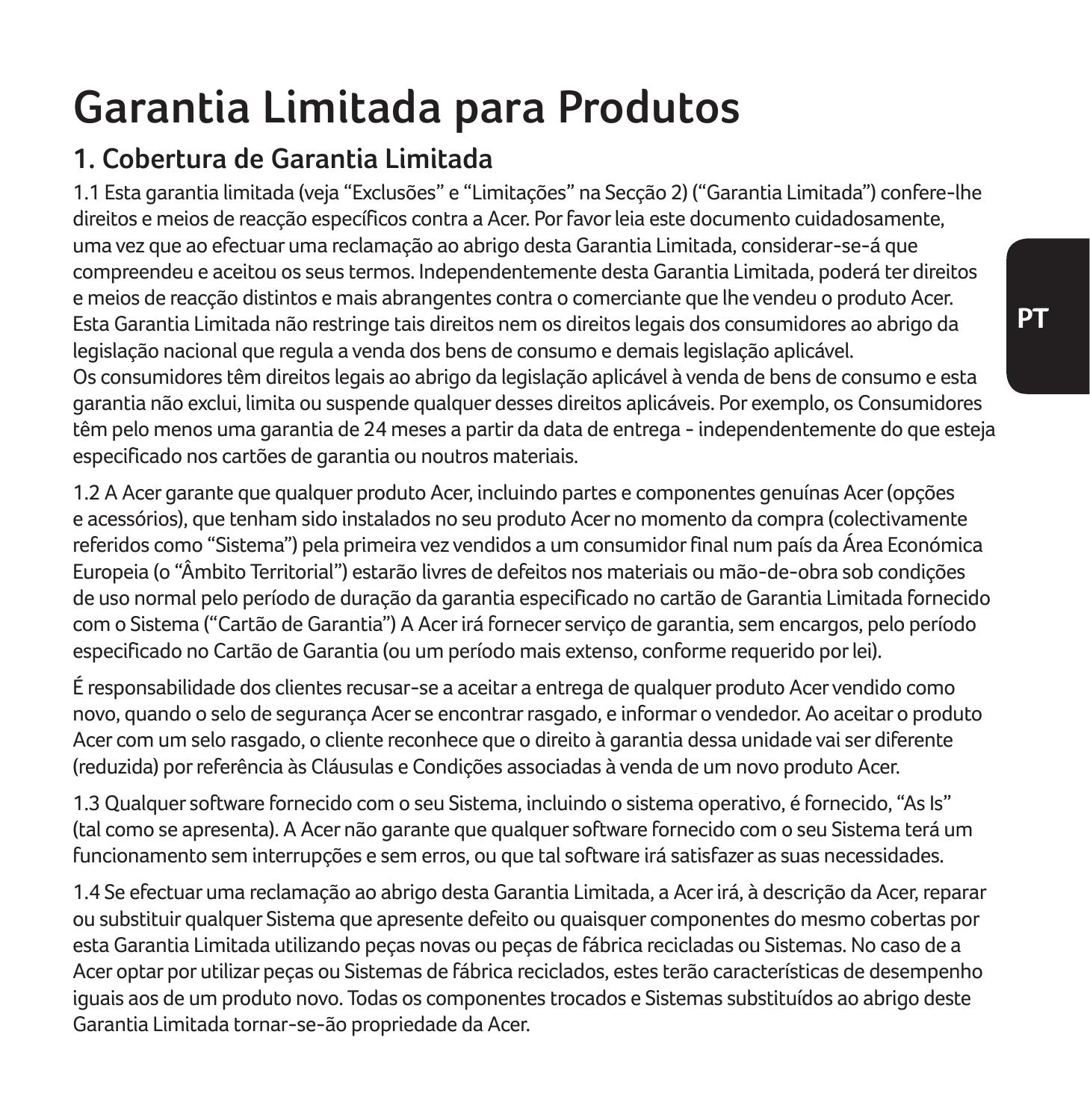# Garantia Limitada para Produtos

## 1. Cobertura de Garantia Limitada

1.1 Esta garantia limitada (veja "Exclusões" e "Limitações" na Secção 2) ("Garantia Limitada") confere-lhe direitos e meios de reacção específicos contra a Acer. Por favor leia este documento cuidadosamente, uma vez que ao efectuar uma reclamação ao abrigo desta Garantia Limitada, considerar-se-á que compreendeu e aceitou os seus termos. Independentemente desta Garantia Limitada, poderá ter direitos e meios de reacção distintos e mais abrangentes contra o comerciante que lhe vendeu o produto Acer. Esta Garantia Limitada não restringe tais direitos nem os direitos legais dos consumidores ao abrigo da legislação nacional que regula a venda dos bens de consumo e demais legislação aplicável.
Os consumidores têm direitos legais ao abrigo da legislação aplicável à venda de bens de consumo e esta garantia não exclui, limita ou suspende qualquer desses direitos aplicáveis. Por exemplo, os Consumidores têm pelo menos uma garantia de 24 meses a partir da data de entrega - independentemente do que esteja especificado nos cartões de garantia ou noutros materiais.

1.2 A Acer garante que qualquer produto Acer, incluindo partes e componentes genuínas Acer (opções e acessórios), que tenham sido instalados no seu produto Acer no momento da compra (colectivamente referidos como "Sistema") pela primeira vez vendidos a um consumidor final num país da Área Económica Europeia (o "Âmbito Territorial") estarão livres de defeitos nos materiais ou mão-de-obra sob condições de uso normal pelo período de duração da garantia especificado no cartão de Garantia Limitada fornecido com o Sistema ("Cartão de Garantia") A Acer irá fornecer serviço de garantia, sem encargos, pelo período especificado no Cartão de Garantia (ou um período mais extenso, conforme requerido por lei).

É responsabilidade dos clientes recusar-se a aceitar a entrega de qualquer produto Acer vendido como novo, quando o selo de segurança Acer se encontrar rasgado, e informar o vendedor. Ao aceitar o produto Acer com um selo rasgado, o cliente reconhece que o direito à garantia dessa unidade vai ser diferente (reduzida) por referência às Cláusulas e Condições associadas à venda de um novo produto Acer.

1.3 Qualquer software fornecido com o seu Sistema, incluindo o sistema operativo, é fornecido, "As Is" (tal como se apresenta). A Acer não garante que qualquer software fornecido com o seu Sistema terá um funcionamento sem interrupções e sem erros, ou que tal software irá satisfazer as suas necessidades.

1.4 Se efectuar uma reclamação ao abrigo desta Garantia Limitada, a Acer irá, à descrição da Acer, reparar ou substituir qualquer Sistema que apresente defeito ou quaisquer componentes do mesmo cobertas por esta Garantia Limitada utilizando peças novas ou peças de fábrica recicladas ou Sistemas. No caso de a Acer optar por utilizar peças ou Sistemas de fábrica reciclados, estes terão características de desempenho iguais aos de um produto novo. Todas os componentes trocados e Sistemas substituídos ao abrigo deste Garantia Limitada tornar-se-ão propriedade da Acer.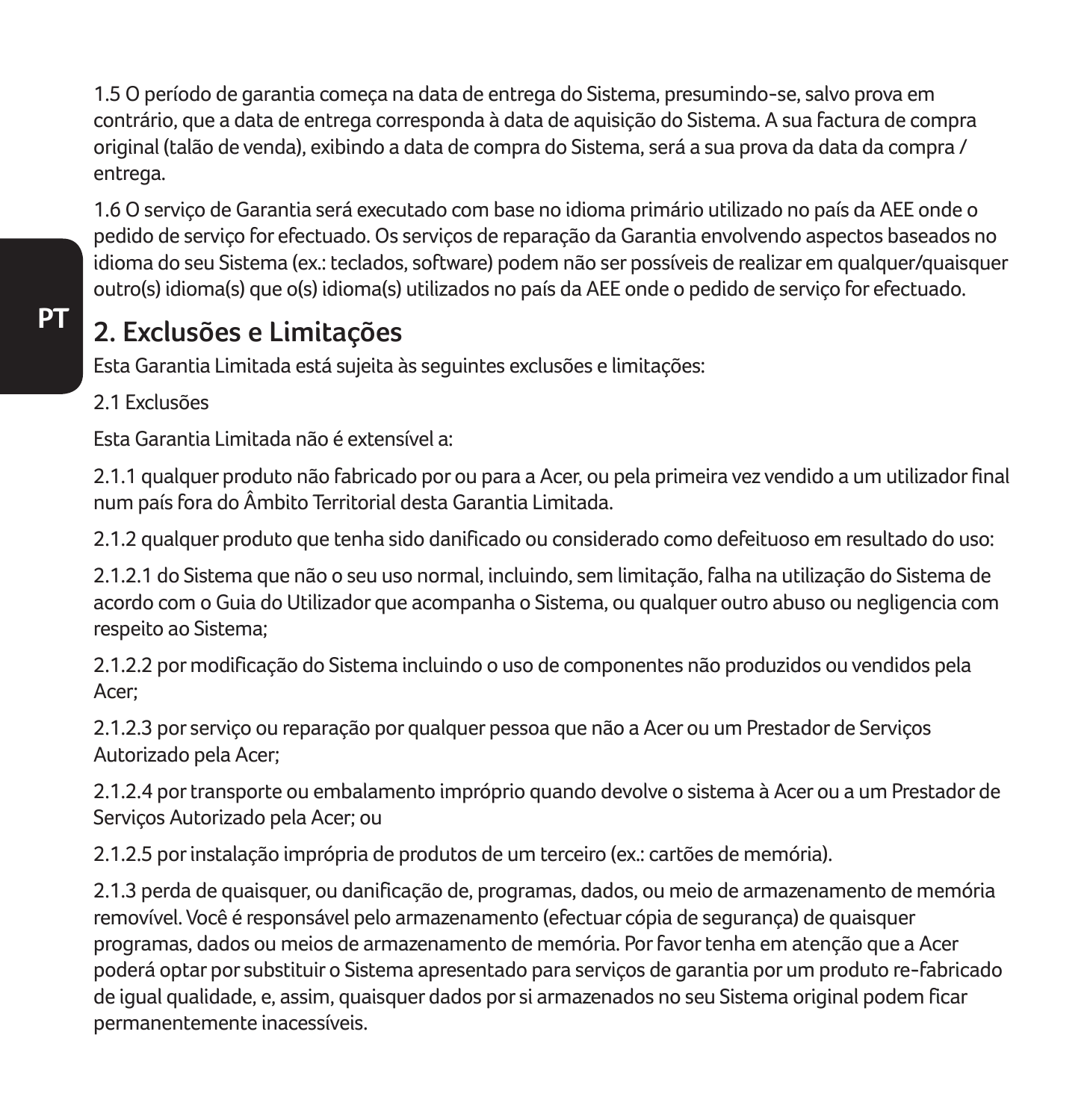1.5 O período de garantia começa na data de entrega do Sistema, presumindo-se, salvo prova em contrário, que a data de entrega corresponda à data de aquisição do Sistema. A sua factura de compra original (talão de venda), exibindo a data de compra do Sistema, será a sua prova da data da compra / entrega.

1.6 O serviço de Garantia será executado com base no idioma primário utilizado no país da AEE onde o pedido de serviço for efectuado. Os serviços de reparação da Garantia envolvendo aspectos baseados no idioma do seu Sistema (ex.: teclados, software) podem não ser possíveis de realizar em qualquer/quaisquer outro(s) idioma(s) que o(s) idioma(s) utilizados no país da AEE onde o pedido de serviço for efectuado.

## 2. Exclusões e Limitações

Esta Garantia Limitada está sujeita às seguintes exclusões e limitações:

2.1 Exclusões

Esta Garantia Limitada não é extensível a:

2.1.1 qualquer produto não fabricado por ou para a Acer, ou pela primeira vez vendido a um utilizador final num país fora do Âmbito Territorial desta Garantia Limitada.

2.1.2 qualquer produto que tenha sido danificado ou considerado como defeituoso em resultado do uso:

2.1.2.1 do Sistema que não o seu uso normal, incluindo, sem limitação, falha na utilização do Sistema de acordo com o Guia do Utilizador que acompanha o Sistema, ou qualquer outro abuso ou negligencia com respeito ao Sistema;

2.1.2.2 por modificação do Sistema incluindo o uso de componentes não produzidos ou vendidos pela Acer;

2.1.2.3 por serviço ou reparação por qualquer pessoa que não a Acer ou um Prestador de Serviços Autorizado pela Acer;

2.1.2.4 por transporte ou embalamento impróprio quando devolve o sistema à Acer ou a um Prestador de Serviços Autorizado pela Acer; ou

2.1.2.5 por instalação imprópria de produtos de um terceiro (ex.: cartões de memória).

2.1.3 perda de quaisquer, ou danificação de, programas, dados, ou meio de armazenamento de memória removível. Você é responsável pelo armazenamento (efectuar cópia de segurança) de quaisquer programas, dados ou meios de armazenamento de memória. Por favor tenha em atenção que a Acer poderá optar por substituir o Sistema apresentado para serviços de garantia por um produto re-fabricado de igual qualidade, e, assim, quaisquer dados por si armazenados no seu Sistema original podem ficar permanentemente inacessíveis.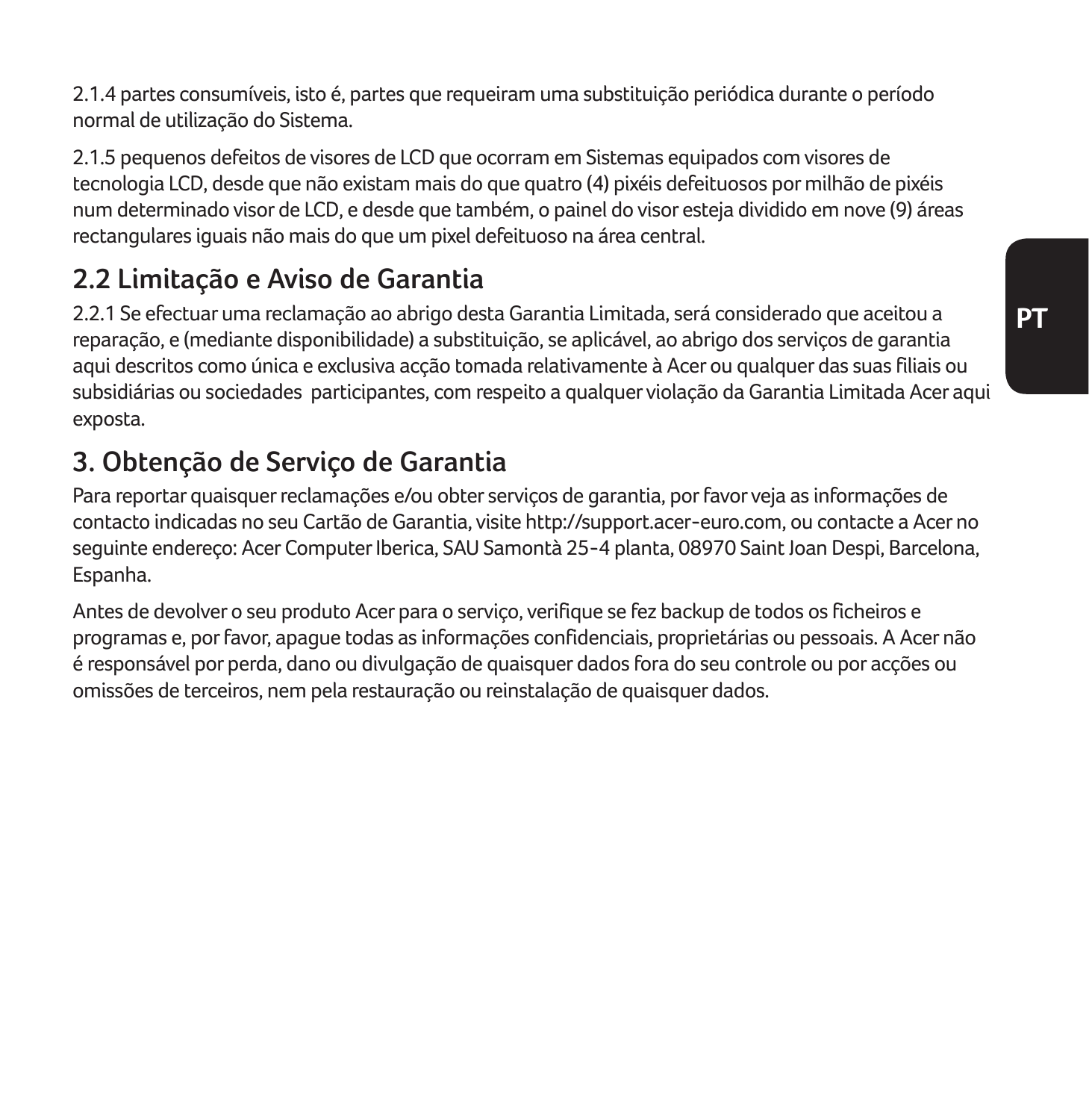2.1.4 partes consumíveis, isto é, partes que requeiram uma substituição periódica durante o período normal de utilização do Sistema.

2.1.5 pequenos defeitos de visores de LCD que ocorram em Sistemas equipados com visores de tecnologia LCD, desde que não existam mais do que quatro (4) pixéis defeituosos por milhão de pixéis num determinado visor de LCD, e desde que também, o painel do visor esteja dividido em nove (9) áreas rectangulares iguais não mais do que um pixel defeituoso na área central.

## 2.2 Limitação e Aviso de Garantia

2.2.1 Se efectuar uma reclamação ao abrigo desta Garantia Limitada, será considerado que aceitou a reparação, e (mediante disponibilidade) a substituição, se aplicável, ao abrigo dos serviços de garantia aqui descritos como única e exclusiva acção tomada relativamente à Acer ou qualquer das suas filiais ou subsidiárias ou sociedades participantes, com respeito a qualquer violação da Garantia Limitada Acer aqui exposta.

## 3. Obtenção de Serviço de Garantia

Para reportar quaisquer reclamações e/ou obter serviços de garantia, por favor veja as informações de contacto indicadas no seu Cartão de Garantia, visite http://support.acer-euro.com, ou contacte a Acer no seguinte endereço: Acer Computer Iberica, SAU Samontà 25-4 planta, 08970 Saint Joan Despi, Barcelona, Espanha.

Antes de devolver o seu produto Acer para o serviço, verifique se fez backup de todos os ficheiros e programas e, por favor, apague todas as informações confidenciais, proprietárias ou pessoais. A Acer não é responsável por perda, dano ou divulgação de quaisquer dados fora do seu controle ou por acções ou omissões de terceiros, nem pela restauração ou reinstalação de quaisquer dados.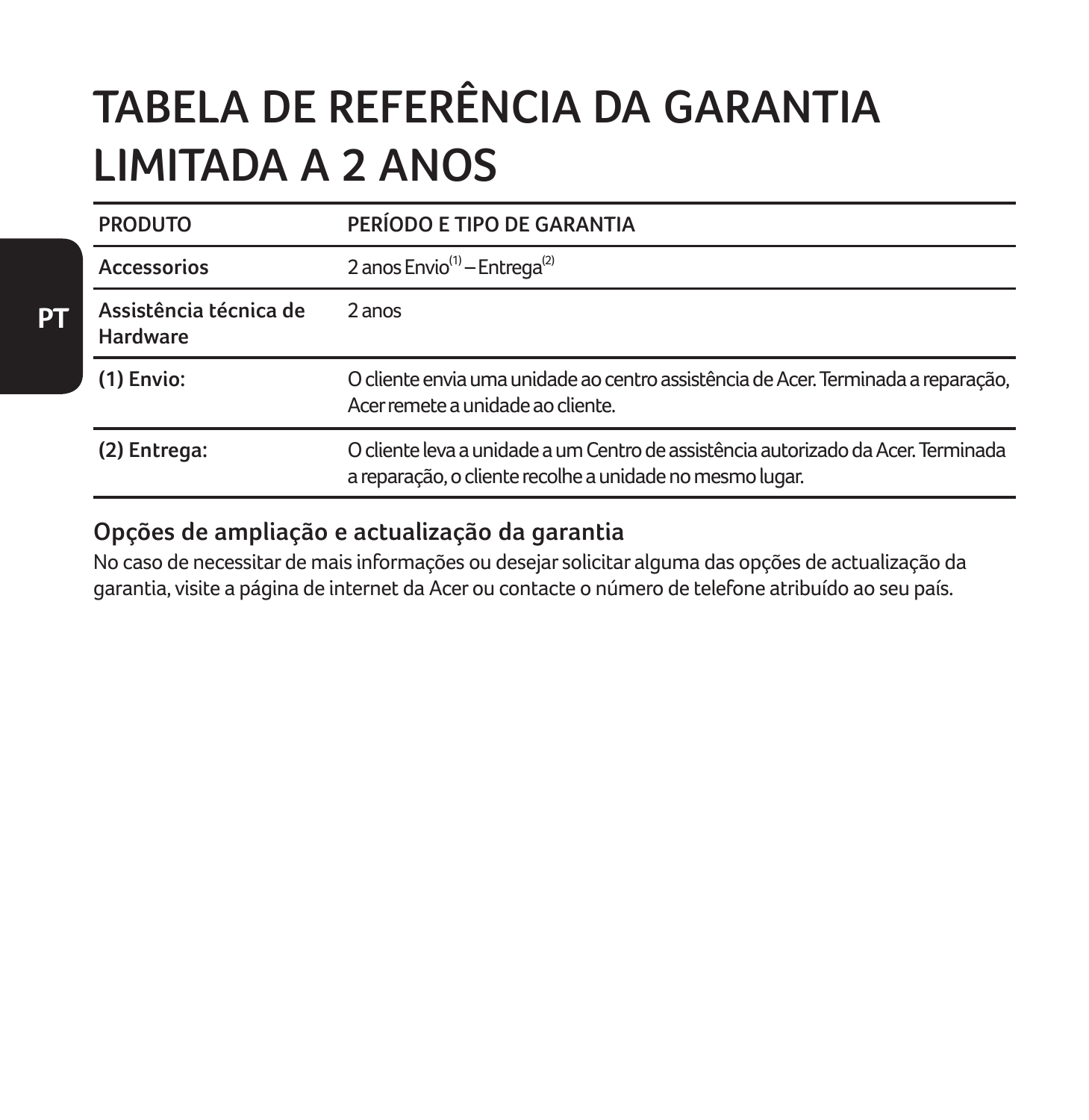# TABELA DE REFERÊNCIA DA GARANTIA LIMITADA A 2 ANOS

| PRODUTO | PERÍODO E TIPO DE GARANTIA |
|---|---|
| Accessorios | 2 anos Envio(1) – Entrega(2) |
| Assistência técnica de Hardware | 2 anos |
| (1) Envio: | O cliente envia uma unidade ao centro assistência de Acer. Terminada a reparação, Acer remete a unidade ao cliente. |
| (2) Entrega: | O cliente leva a unidade a um Centro de assistência autorizado da Acer. Terminada a reparação, o cliente recolhe a unidade no mesmo lugar. |

### Opções de ampliação e actualização da garantia

No caso de necessitar de mais informações ou desejar solicitar alguma das opções de actualização da garantia, visite a página de internet da Acer ou contacte o número de telefone atribuído ao seu país.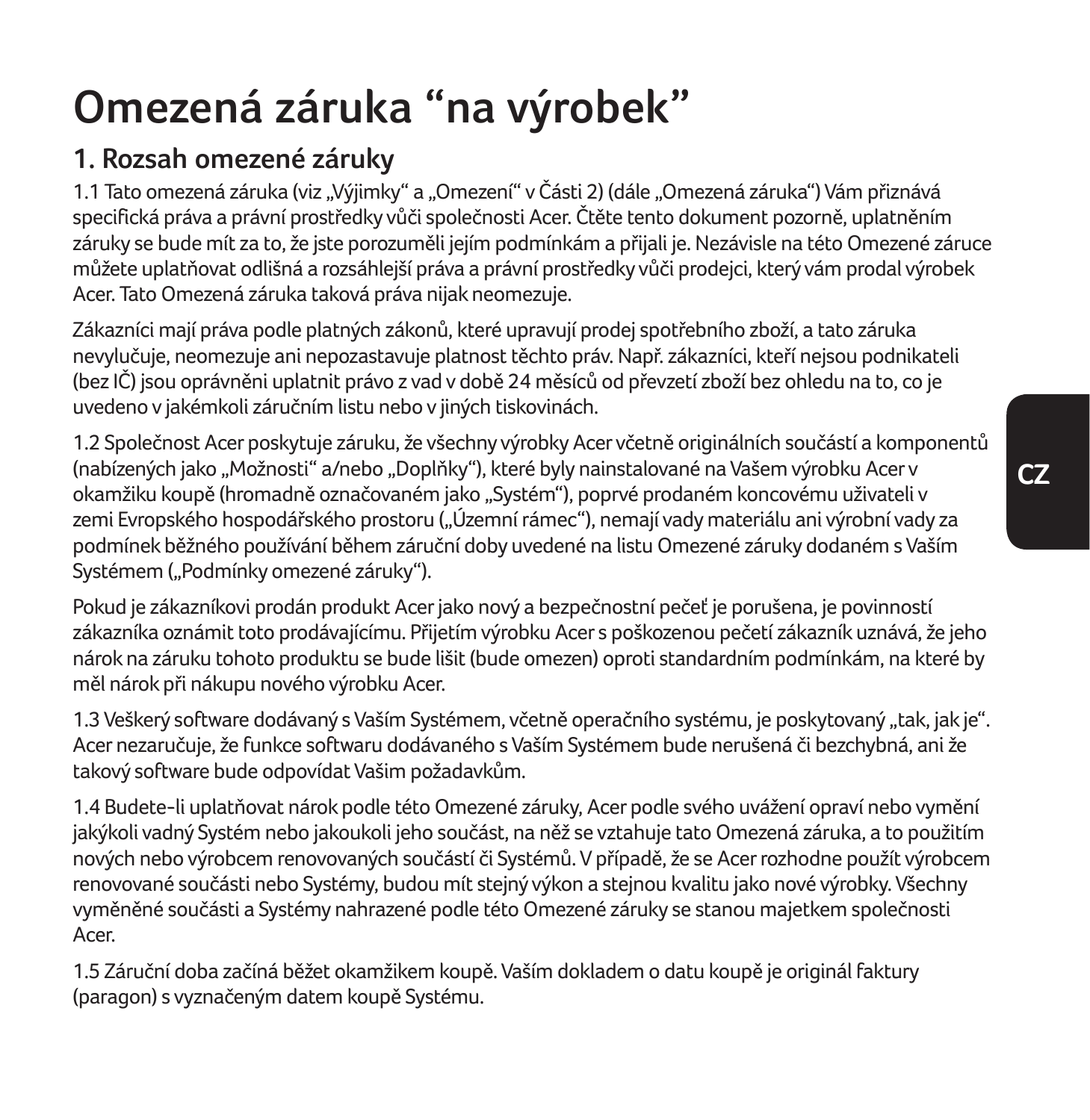# Omezená záruka “na výrobek”

## 1. Rozsah omezené záruky

1.1 Tato omezená záruka (viz „Výjimky“ a „Omezení“ v Části 2) (dále „Omezená záruka“) Vám přiznává specifická práva a právní prostředky vůči společnosti Acer. Čtěte tento dokument pozorně, uplatněním záruky se bude mít za to, že jste porozuměli jejím podmínkám a přijali je. Nezávisle na této Omezené záruce můžete uplatňovat odlišná a rozsáhlejší práva a právní prostředky vůči prodejci, který vám prodal výrobek Acer. Tato Omezená záruka taková práva nijak neomezuje.

Zákazníci mají práva podle platných zákonů, které upravují prodej spotřebního zboží, a tato záruka nevylučuje, neomezuje ani nepozastavuje platnost těchto práv. Např. zákazníci, kteří nejsou podnikateli (bez IČ) jsou oprávněni uplatnit právo z vad v době 24 měsíců od převzetí zboží bez ohledu na to, co je uvedeno v jakémkoli záručním listu nebo v jiných tiskovinách.

1.2 Společnost Acer poskytuje záruku, že všechny výrobky Acer včetně originálních součástí a komponentů (nabízených jako „Možnosti“ a/nebo „Doplňky“), které byly nainstalované na Vašem výrobku Acer v okamžiku koupě (hromadně označovaném jako „Systém“), poprvé prodaném koncovému uživateli v zemi Evropského hospodářského prostoru („Územní rámec“), nemají vady materiálu ani výrobní vady za podmínek běžného používání během záruční doby uvedené na listu Omezené záruky dodaném s Vaším Systémem („Podmínky omezené záruky“).

Pokud je zákazníkovi prodán produkt Acer jako nový a bezpečnostní pečeť je porušena, je povinností zákazníka oznámit toto prodávajícímu. Přijetím výrobku Acer s poškozenou pečetí zákazník uznává, že jeho nárok na záruku tohoto produktu se bude lišit (bude omezen) oproti standardním podmínkám, na které by měl nárok při nákupu nového výrobku Acer.

1.3 Veškerý software dodávaný s Vaším Systémem, včetně operačního systému, je poskytovaný „tak, jak je“. Acer nezaručuje, že funkce softwaru dodávaného s Vaším Systémem bude nerušená či bezchybná, ani že takový software bude odpovídat Vašim požadavkům.

1.4 Budete-li uplatňovat nárok podle této Omezené záruky, Acer podle svého uvážení opraví nebo vymění jakýkoli vadný Systém nebo jakoukoli jeho součást, na něž se vztahuje tato Omezená záruka, a to použitím nových nebo výrobcem renovovaných součástí či Systémů. V případě, že se Acer rozhodne použít výrobcem renovované součásti nebo Systémy, budou mít stejný výkon a stejnou kvalitu jako nové výrobky. Všechny vyměněné součásti a Systémy nahrazené podle této Omezené záruky se stanou majetkem společnosti Acer.

1.5 Záruční doba začíná běžet okamžikem koupě. Vaším dokladem o datu koupě je originál faktury (paragon) s vyznačeným datem koupě Systému.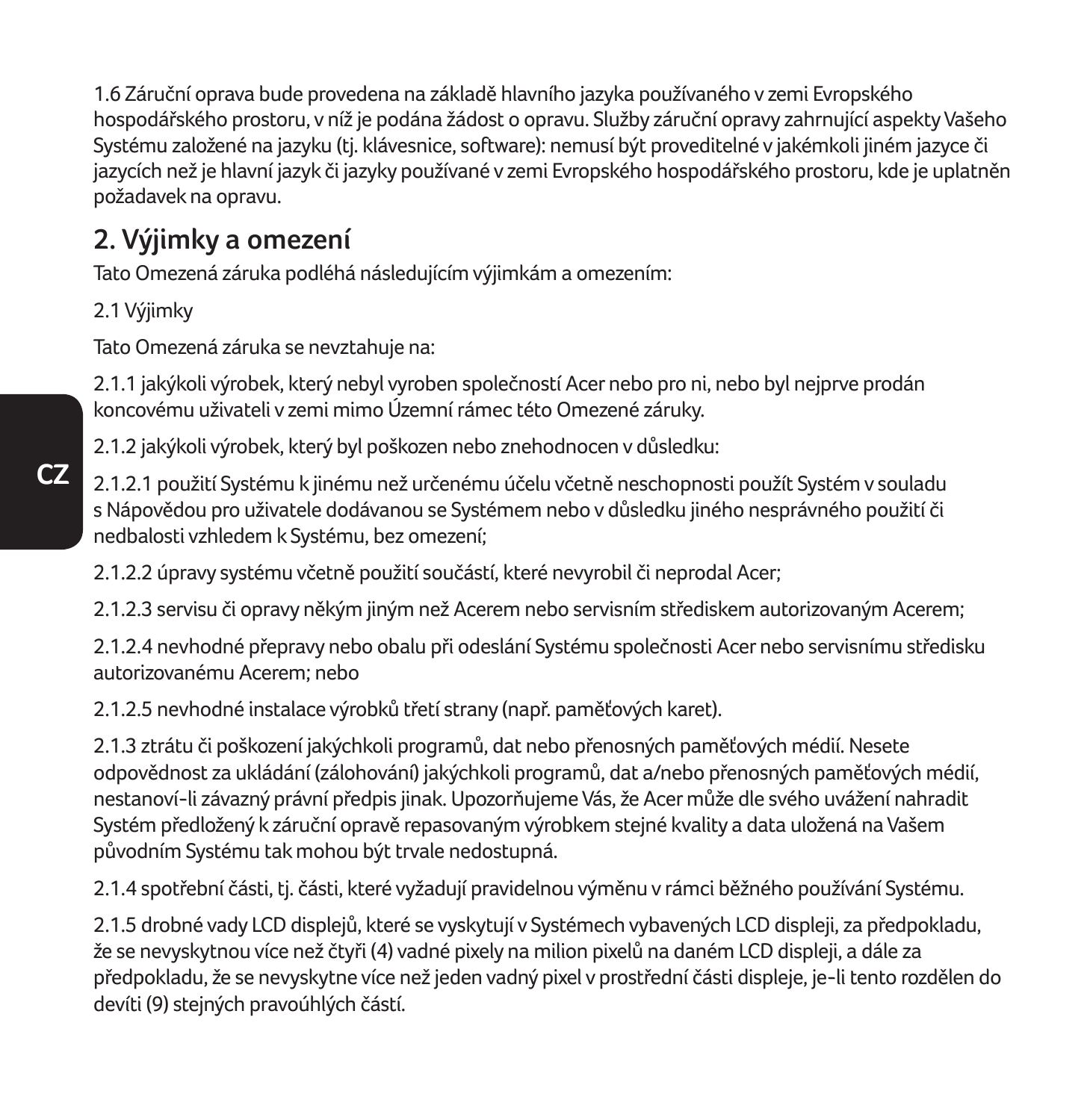1.6 Záruční oprava bude provedena na základě hlavního jazyka používaného v zemi Evropského hospodářského prostoru, v níž je podána žádost o opravu. Služby záruční opravy zahrnující aspekty Vašeho Systému založené na jazyku (tj. klávesnice, software): nemusí být proveditelné v jakémkoli jiném jazyce či jazycích než je hlavní jazyk či jazyky používané v zemi Evropského hospodářského prostoru, kde je uplatněn požadavek na opravu.

## 2. Výjimky a omezení

Tato Omezená záruka podléhá následujícím výjimkám a omezením:

2.1 Výjimky

Tato Omezená záruka se nevztahuje na:

2.1.1 jakýkoli výrobek, který nebyl vyroben společností Acer nebo pro ni, nebo byl nejprve prodán koncovému uživateli v zemi mimo Územní rámec této Omezené záruky.

2.1.2 jakýkoli výrobek, který byl poškozen nebo znehodnocen v důsledku:

2.1.2.1 použití Systému k jinému než určenému účelu včetně neschopnosti použít Systém v souladu s Nápovědou pro uživatele dodávanou se Systémem nebo v důsledku jiného nesprávného použití či nedbalosti vzhledem k Systému, bez omezení;

2.1.2.2 úpravy systému včetně použití součástí, které nevyrobil či neprodal Acer;

2.1.2.3 servisu či opravy někým jiným než Acerem nebo servisním střediskem autorizovaným Acerem;

2.1.2.4 nevhodné přepravy nebo obalu při odeslání Systému společnosti Acer nebo servisnímu středisku autorizovanému Acerem; nebo

2.1.2.5 nevhodné instalace výrobků třetí strany (např. paměťových karet).

2.1.3 ztrátu či poškození jakýchkoli programů, dat nebo přenosných paměťových médií. Nesete odpovědnost za ukládání (zálohování) jakýchkoli programů, dat a/nebo přenosných paměťových médií, nestanoví-li závazný právní předpis jinak. Upozorňujeme Vás, že Acer může dle svého uvážení nahradit Systém předložený k záruční opravě repasovaným výrobkem stejné kvality a data uložená na Vašem původním Systému tak mohou být trvale nedostupná.

2.1.4 spotřební části, tj. části, které vyžadují pravidelnou výměnu v rámci běžného používání Systému.

2.1.5 drobné vady LCD displejů, které se vyskytují v Systémech vybavených LCD displeji, za předpokladu, že se nevyskytnou více než čtyři (4) vadné pixely na milion pixelů na daném LCD displeji, a dále za předpokladu, že se nevyskytne více než jeden vadný pixel v prostřední části displeje, je-li tento rozdělen do devíti (9) stejných pravoúhlých částí.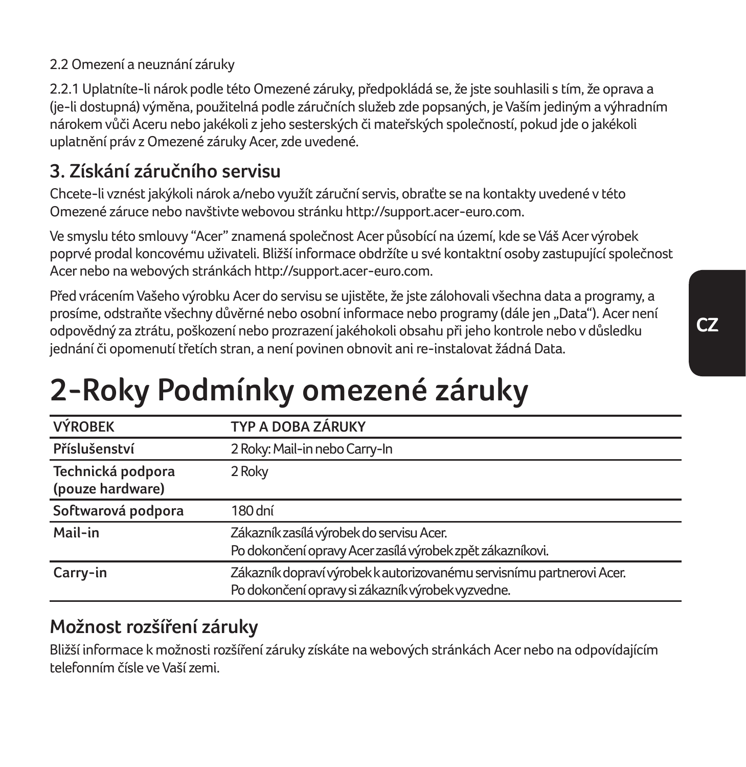2.2 Omezení a neuznání záruky

2.2.1 Uplatníte-li nárok podle této Omezené záruky, předpokládá se, že jste souhlasili s tím, že oprava a (je-li dostupná) výměna, použitelná podle záručních služeb zde popsaných, je Vaším jediným a výhradním nárokem vůči Aceru nebo jakékoli z jeho sesterských či mateřských společností, pokud jde o jakékoli uplatnění práv z Omezené záruky Acer, zde uvedené.

## 3. Získání záručního servisu

Chcete-li vznést jakýkoli nárok a/nebo využít záruční servis, obraťte se na kontakty uvedené v této Omezené záruce nebo navštivte webovou stránku http://support.acer-euro.com.

Ve smyslu této smlouvy "Acer" znamená společnost Acer působící na území, kde se Váš Acer výrobek poprvé prodal koncovému uživateli. Bližší informace obdržíte u své kontaktní osoby zastupující společnost Acer nebo na webových stránkách http://support.acer-euro.com.

Před vrácením Vašeho výrobku Acer do servisu se ujistěte, že jste zálohovali všechna data a programy, a prosíme, odstraňte všechny důvěrné nebo osobní informace nebo programy (dále jen „Data"). Acer není odpovědný za ztrátu, poškození nebo prozrazení jakéhokoli obsahu při jeho kontrole nebo v důsledku jednání či opomenutí třetích stran, a není povinen obnovit ani re-instalovat žádná Data.

# 2-Roky Podmínky omezené záruky

| VÝROBEK | TYP A DOBA ZÁRUKY |
|---|---|
| **Příslušenství** | 2 Roky: Mail-in nebo Carry-In |
| **Technická podpora (pouze hardware)** | 2 Roky |
| **Softwarová podpora** | 180 dní |
| **Mail-in** | Zákazník zasílá výrobek do servisu Acer. Po dokončení opravy Acer zasílá výrobek zpět zákazníkovi. |
| **Carry-in** | Zákazník dopraví výrobek k autorizovanému servisnímu partnerovi Acer. Po dokončení opravy si zákazník výrobek vyzvedne. |

## Možnost rozšíření záruky

Bližší informace k možnosti rozšíření záruky získáte na webových stránkách Acer nebo na odpovídajícím telefonním čísle ve Vaší zemi.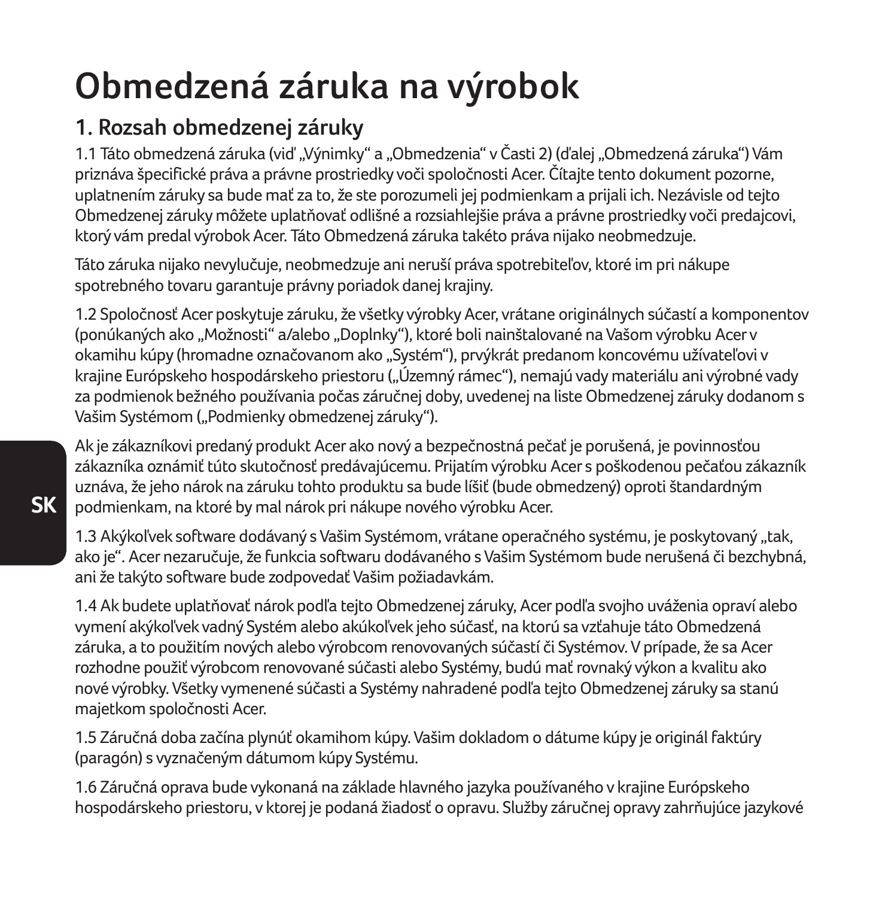# Obmedzená záruka na výrobok

## 1. Rozsah obmedzenej záruky

1.1 Táto obmedzená záruka (viď „Výnimky" a „Obmedzenia" v Časti 2) (ďalej „Obmedzená záruka") Vám priznáva špecifické práva a právne prostriedky voči spoločnosti Acer. Čítajte tento dokument pozorne, uplatnením záruky sa bude mať za to, že ste porozumeli jej podmienkam a prijali ich. Nezávisle od tejto Obmedzenej záruky môžete uplatňovať odlišné a rozsiahlejšie práva a právne prostriedky voči predajcovi, ktorý vám predal výrobok Acer. Táto Obmedzená záruka takéto práva nijako neobmedzuje.

Táto záruka nijako nevylučuje, neobmedzuje ani neruší práva spotrebiteľov, ktoré im pri nákupe spotrebného tovaru garantuje právny poriadok danej krajiny.

1.2 Spoločnosť Acer poskytuje záruku, že všetky výrobky Acer, vrátane originálnych súčastí a komponentov (ponúkaných ako „Možnosti" a/alebo „Doplnky"), ktoré boli nainštalované na Vašom výrobku Acer v okamihu kúpy (hromadne označovanom ako „Systém"), prvýkrát predanom koncovému užívateľovi v krajine Európskeho hospodárskeho priestoru („Územný rámec"), nemajú vady materiálu ani výrobné vady za podmienok bežného používania počas záručnej doby, uvedenej na liste Obmedzenej záruky dodanom s Vašim Systémom („Podmienky obmedzenej záruky").

Ak je zákazníkovi predaný produkt Acer ako nový a bezpečnostná pečať je porušená, je povinnosťou zákazníka oznámiť túto skutočnosť predávajúcemu. Prijatím výrobku Acer s poškodenou pečaťou zákazník uznáva, že jeho nárok na záruku tohto produktu sa bude líšiť (bude obmedzený) oproti štandardným podmienkam, na ktoré by mal nárok pri nákupe nového výrobku Acer.

1.3 Akýkoľvek software dodávaný s Vašim Systémom, vrátane operačného systému, je poskytovaný „tak, ako je". Acer nezaručuje, že funkcia softwaru dodávaného s Vašim Systémom bude nerušená či bezchybná, ani že takýto software bude zodpovedať Vašim požiadavkám.

1.4 Ak budete uplatňovať nárok podľa tejto Obmedzenej záruky, Acer podľa svojho uváženia opraví alebo vymení akýkoľvek vadný Systém alebo akúkoľvek jeho súčasť, na ktorú sa vzťahuje táto Obmedzená záruka, a to použitím nových alebo výrobcom renovovaných súčastí či Systémov. V prípade, že sa Acer rozhodne použiť výrobcom renovované súčasti alebo Systémy, budú mať rovnaký výkon a kvalitu ako nové výrobky. Všetky vymenené súčasti a Systémy nahradené podľa tejto Obmedzenej záruky sa stanú majetkom spoločnosti Acer.

1.5 Záručná doba začína plynúť okamihom kúpy. Vašim dokladom o dátume kúpy je originál faktúry (paragón) s vyznačeným dátumom kúpy Systému.

1.6 Záručná oprava bude vykonaná na základe hlavného jazyka používaného v krajine Európskeho hospodárskeho priestoru, v ktorej je podaná žiadosť o opravu. Služby záručnej opravy zahrňujúce jazykové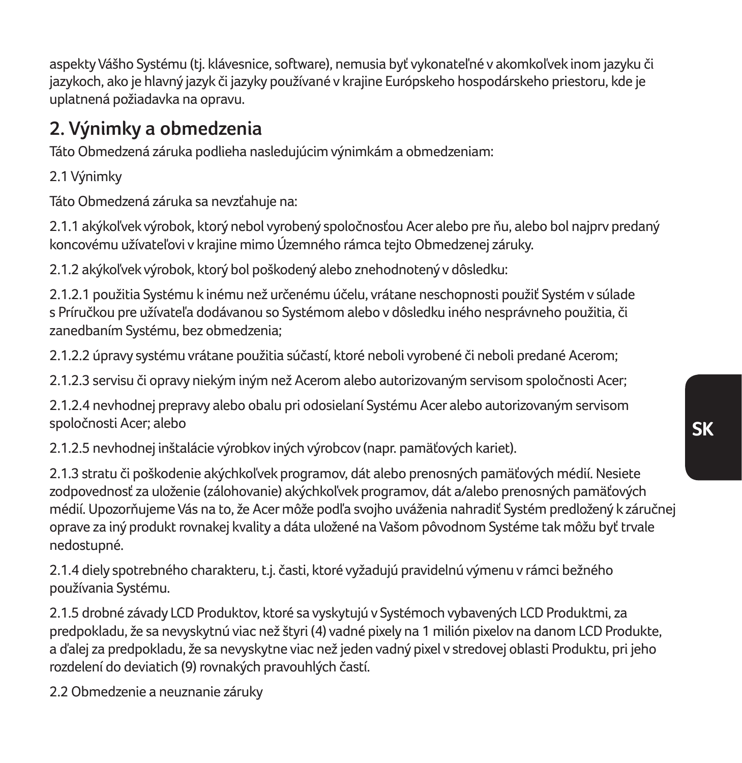aspekty Vášho Systému (tj. klávesnice, software), nemusia byť vykonateľné v akomkoľvek inom jazyku či jazykoch, ako je hlavný jazyk či jazyky používané v krajine Európskeho hospodárskeho priestoru, kde je uplatnená požiadavka na opravu.

## 2. Výnimky a obmedzenia

Táto Obmedzená záruka podlieha nasledujúcim výnimkám a obmedzeniam:

2.1 Výnimky

Táto Obmedzená záruka sa nevzťahuje na:

2.1.1 akýkoľvek výrobok, ktorý nebol vyrobený spoločnosťou Acer alebo pre ňu, alebo bol najprv predaný koncovému užívateľovi v krajine mimo Územného rámca tejto Obmedzenej záruky.

2.1.2 akýkoľvek výrobok, ktorý bol poškodený alebo znehodnotený v dôsledku:

2.1.2.1 použitia Systému k inému než určenému účelu, vrátane neschopnosti použiť Systém v súlade s Príručkou pre užívateľa dodávanou so Systémom alebo v dôsledku iného nesprávneho použitia, či zanedbaním Systému, bez obmedzenia;

2.1.2.2 úpravy systému vrátane použitia súčastí, ktoré neboli vyrobené či neboli predané Acerom;

2.1.2.3 servisu či opravy niekým iným než Acerom alebo autorizovaným servisom spoločnosti Acer;

2.1.2.4 nevhodnej prepravy alebo obalu pri odosielaní Systému Acer alebo autorizovaným servisom spoločnosti Acer; alebo

2.1.2.5 nevhodnej inštalácie výrobkov iných výrobcov (napr. pamäťových kariet).

2.1.3 stratu či poškodenie akýchkoľvek programov, dát alebo prenosných pamäťových médií. Nesiete zodpovednosť za uloženie (zálohovanie) akýchkoľvek programov, dát a/alebo prenosných pamäťových médií. Upozorňujeme Vás na to, že Acer môže podľa svojho uváženia nahradiť Systém predložený k záručnej oprave za iný produkt rovnakej kvality a dáta uložené na Vašom pôvodnom Systéme tak môžu byť trvale nedostupné.

2.1.4 diely spotrebného charakteru, t.j. časti, ktoré vyžadujú pravidelnú výmenu v rámci bežného používania Systému.

2.1.5 drobné závady LCD Produktov, ktoré sa vyskytujú v Systémoch vybavených LCD Produktmi, za predpokladu, že sa nevyskytnú viac než štyri (4) vadné pixely na 1 milión pixelov na danom LCD Produkte, a ďalej za predpokladu, že sa nevyskytne viac než jeden vadný pixel v stredovej oblasti Produktu, pri jeho rozdelení do deviatich (9) rovnakých pravouhlých častí.

2.2 Obmedzenie a neuznanie záruky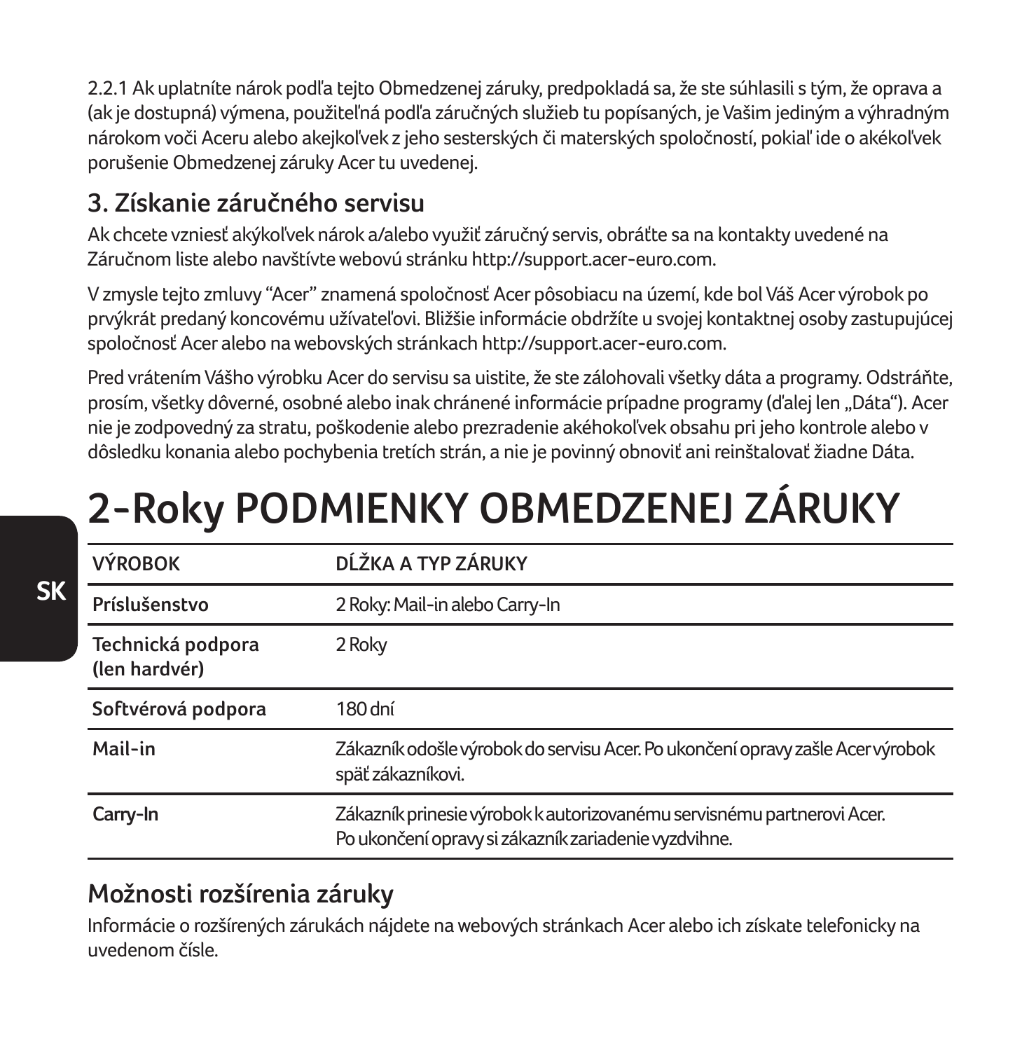2.2.1 Ak uplatníte nárok podľa tejto Obmedzenej záruky, predpokladá sa, že ste súhlasili s tým, že oprava a (ak je dostupná) výmena, použiteľná podľa záručných služieb tu popísaných, je Vašim jediným a výhradným nárokom voči Aceru alebo akejkoľvek z jeho sesterských či materských spoločností, pokiaľ ide o akékoľvek porušenie Obmedzenej záruky Acer tu uvedenej.

## 3. Získanie záručného servisu

Ak chcete vzniesť akýkoľvek nárok a/alebo využiť záručný servis, obráťte sa na kontakty uvedené na Záručnom liste alebo navštívte webovú stránku http://support.acer-euro.com.

V zmysle tejto zmluvy “Acer” znamená spoločnosť Acer pôsobiacu na území, kde bol Váš Acer výrobok po prvýkrát predaný koncovému užívateľovi. Bližšie informácie obdržíte u svojej kontaktnej osoby zastupujúcej spoločnosť Acer alebo na webovských stránkach http://support.acer-euro.com.

Pred vrátením Vášho výrobku Acer do servisu sa uistite, že ste zálohovali všetky dáta a programy. Odstráňte, prosím, všetky dôverné, osobné alebo inak chránené informácie prípadne programy (ďalej len „Dáta“). Acer nie je zodpovedný za stratu, poškodenie alebo prezradenie akéhokoľvek obsahu pri jeho kontrole alebo v dôsledku konania alebo pochybenia tretích strán, a nie je povinný obnoviť ani reinštalovať žiadne Dáta.

# 2-Roky PODMIENKY OBMEDZENEJ ZÁRUKY

| VÝROBOK | DĹŽKA A TYP ZÁRUKY |
|---|---|
| **Príslušenstvo** | 2 Roky: Mail-in alebo Carry-In |
| **Technická podpora (len hardvér)** | 2 Roky |
| **Softvérová podpora** | 180 dní |
| **Mail-in** | Zákazník odošle výrobok do servisu Acer. Po ukončení opravy zašle Acer výrobok späť zákazníkovi. |
| **Carry-In** | Zákazník prinesie výrobok k autorizovanému servisnému partnerovi Acer. Po ukončení opravy si zákazník zariadenie vyzdvihne. |

## Možnosti rozšírenia záruky

Informácie o rozšírených zárukách nájdete na webových stránkach Acer alebo ich získate telefonicky na uvedenom čísle.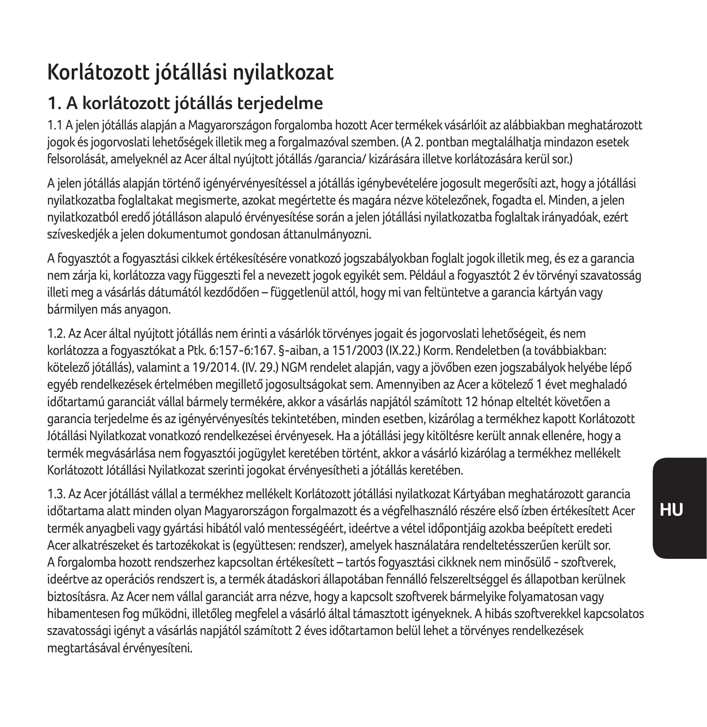# Korlátozott jótállási nyilatkozat

## 1. A korlátozott jótállás terjedelme

1.1 A jelen jótállás alapján a Magyarországon forgalomba hozott Acer termékek vásárlóit az alábbiakban meghatározott jogok és jogorvoslati lehetőségek illetik meg a forgalmazóval szemben. (A 2. pontban megtalálhatja mindazon esetek felsorolását, amelyeknél az Acer által nyújtott jótállás /garancia/ kizárására illetve korlátozására kerül sor.)

A jelen jótállás alapján történő igényérvényesítéssel a jótállás igénybevételére jogosult megerősíti azt, hogy a jótállási nyilatkozatba foglaltakat megismerte, azokat megértette és magára nézve kötelezőnek, fogadta el. Minden, a jelen nyilatkozatból eredő jótálláson alapuló érvényesítése során a jelen jótállási nyilatkozatba foglaltak irányadóak, ezért szíveskedjék a jelen dokumentumot gondosan áttanulmányozni.

A fogyasztót a fogyasztási cikkek értékesítésére vonatkozó jogszabályokban foglalt jogok illetik meg, és ez a garancia nem zárja ki, korlátozza vagy függeszti fel a nevezett jogok egyikét sem. Például a fogyasztót 2 év törvényi szavatosság illeti meg a vásárlás dátumától kezdődően – függetlenül attól, hogy mi van feltüntetve a garancia kártyán vagy bármilyen más anyagon.

1.2. Az Acer által nyújtott jótállás nem érinti a vásárlók törvényes jogait és jogorvoslati lehetőségeit, és nem korlátozza a fogyasztókat a Ptk. 6:157-6:167. §-aiban, a 151/2003 (IX.22.) Korm. Rendeletben (a továbbiakban: kötelező jótállás), valamint a 19/2014. (IV. 29.) NGM rendelet alapján, vagy a jövőben ezen jogszabályok helyébe lépő egyéb rendelkezések értelmében megillető jogosultságokat sem. Amennyiben az Acer a kötelező 1 évet meghaladó időtartamú garanciát vállal bármely termékére, akkor a vásárlás napjától számított 12 hónap elteltét követően a garancia terjedelme és az igényérvényesítés tekintetében, minden esetben, kizárólag a termékhez kapott Korlátozott Jótállási Nyilatkozat vonatkozó rendelkezései érvényesek. Ha a jótállási jegy kitöltésre került annak ellenére, hogy a termék megvásárlása nem fogyasztói jogügylet keretében történt, akkor a vásárló kizárólag a termékhez mellékelt Korlátozott Jótállási Nyilatkozat szerinti jogokat érvényesítheti a jótállás keretében.

1.3. Az Acer jótállást vállal a termékhez mellékelt Korlátozott jótállási nyilatkozat Kártyában meghatározott garancia időtartama alatt minden olyan Magyarországon forgalmazott és a végfelhasználó részére első ízben értékesített Acer termék anyagbeli vagy gyártási hibától való mentességéért, ideértve a vétel időpontjáig azokba beépített eredeti Acer alkatrészeket és tartozékokat is (együttesen: rendszer), amelyek használatára rendeltetésszerűen került sor. A forgalomba hozott rendszerhez kapcsoltan értékesített – tartós fogyasztási cikknek nem minősülő - szoftverek, ideértve az operációs rendszert is, a termék átadáskori állapotában fennálló felszereltséggel és állapotban kerülnek biztosításra. Az Acer nem vállal garanciát arra nézve, hogy a kapcsolt szoftverek bármelyike folyamatosan vagy hibamentesen fog működni, illetőleg megfelel a vásárló által támasztott igényeknek. A hibás szoftverekkel kapcsolatos szavatossági igényt a vásárlás napjától számított 2 éves időtartamon belül lehet a törvényes rendelkezések megtartásával érvényesíteni.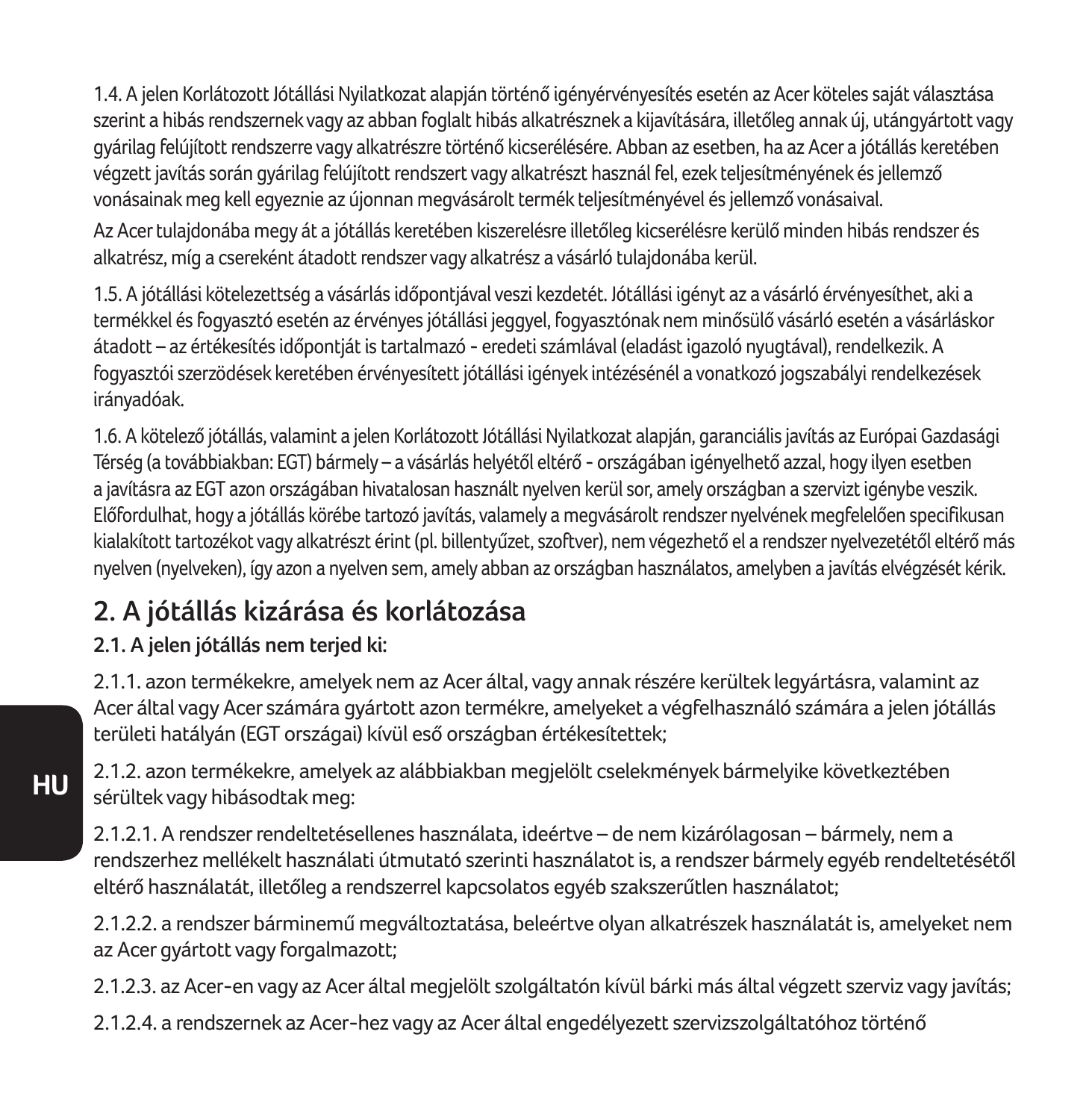1.4. A jelen Korlátozott Jótállási Nyilatkozat alapján történő igényérvényesítés esetén az Acer köteles saját választása szerint a hibás rendszernek vagy az abban foglalt hibás alkatrésznek a kijavítására, illetőleg annak új, utángyártott vagy gyárilag felújított rendszerre vagy alkatrészre történő kicserélésére. Abban az esetben, ha az Acer a jótállás keretében végzett javítás során gyárilag felújított rendszert vagy alkatrészt használ fel, ezek teljesítményének és jellemző vonásainak meg kell egyeznie az újonnan megvásárolt termék teljesítményével és jellemző vonásaival.

Az Acer tulajdonába megy át a jótállás keretében kiszerelésre illetőleg kicserélésre kerülő minden hibás rendszer és alkatrész, míg a csereként átadott rendszer vagy alkatrész a vásárló tulajdonába kerül.

1.5. A jótállási kötelezettség a vásárlás időpontjával veszi kezdetét. Jótállási igényt az a vásárló érvényesíthet, aki a termékkel és fogyasztó esetén az érvényes jótállási jeggyel, fogyasztónak nem minősülő vásárló esetén a vásárláskor átadott – az értékesítés időpontját is tartalmazó - eredeti számlával (eladást igazoló nyugtával), rendelkezik. A fogyasztói szerződések keretében érvényesített jótállási igények intézésénél a vonatkozó jogszabályi rendelkezések irányadóak.

1.6. A kötelező jótállás, valamint a jelen Korlátozott Jótállási Nyilatkozat alapján, garanciális javítás az Európai Gazdasági Térség (a továbbiakban: EGT) bármely – a vásárlás helyétől eltérő - országában igényelhető azzal, hogy ilyen esetben a javításra az EGT azon országában hivatalosan használt nyelven kerül sor, amely országban a szervizt igénybe veszik. Előfordulhat, hogy a jótállás körébe tartozó javítás, valamely a megvásárolt rendszer nyelvének megfelelően specifikusan kialakított tartozékot vagy alkatrészt érint (pl. billentyűzet, szoftver), nem végezhető el a rendszer nyelvezetétől eltérő más nyelven (nyelveken), így azon a nyelven sem, amely abban az országban használatos, amelyben a javítás elvégzését kérik.

## 2. A jótállás kizárása és korlátozása

**2.1. A jelen jótállás nem terjed ki:**

2.1.1. azon termékekre, amelyek nem az Acer által, vagy annak részére kerültek legyártásra, valamint az Acer által vagy Acer számára gyártott azon termékre, amelyeket a végfelhasználó számára a jelen jótállás területi hatályán (EGT országai) kívül eső országban értékesítettek;

2.1.2. azon termékekre, amelyek az alábbiakban megjelölt cselekmények bármelyike következtében sérültek vagy hibásodtak meg:

2.1.2.1. A rendszer rendeltetésellenes használata, ideértve – de nem kizárólagosan – bármely, nem a rendszerhez mellékelt használati útmutató szerinti használatot is, a rendszer bármely egyéb rendeltetésétől eltérő használatát, illetőleg a rendszerrel kapcsolatos egyéb szakszerűtlen használatot;

2.1.2.2. a rendszer bárminemű megváltoztatása, beleértve olyan alkatrészek használatát is, amelyeket nem az Acer gyártott vagy forgalmazott;

2.1.2.3. az Acer-en vagy az Acer által megjelölt szolgáltatón kívül bárki más által végzett szerviz vagy javítás;

2.1.2.4. a rendszernek az Acer-hez vagy az Acer által engedélyezett szervizszolgáltatóhoz történő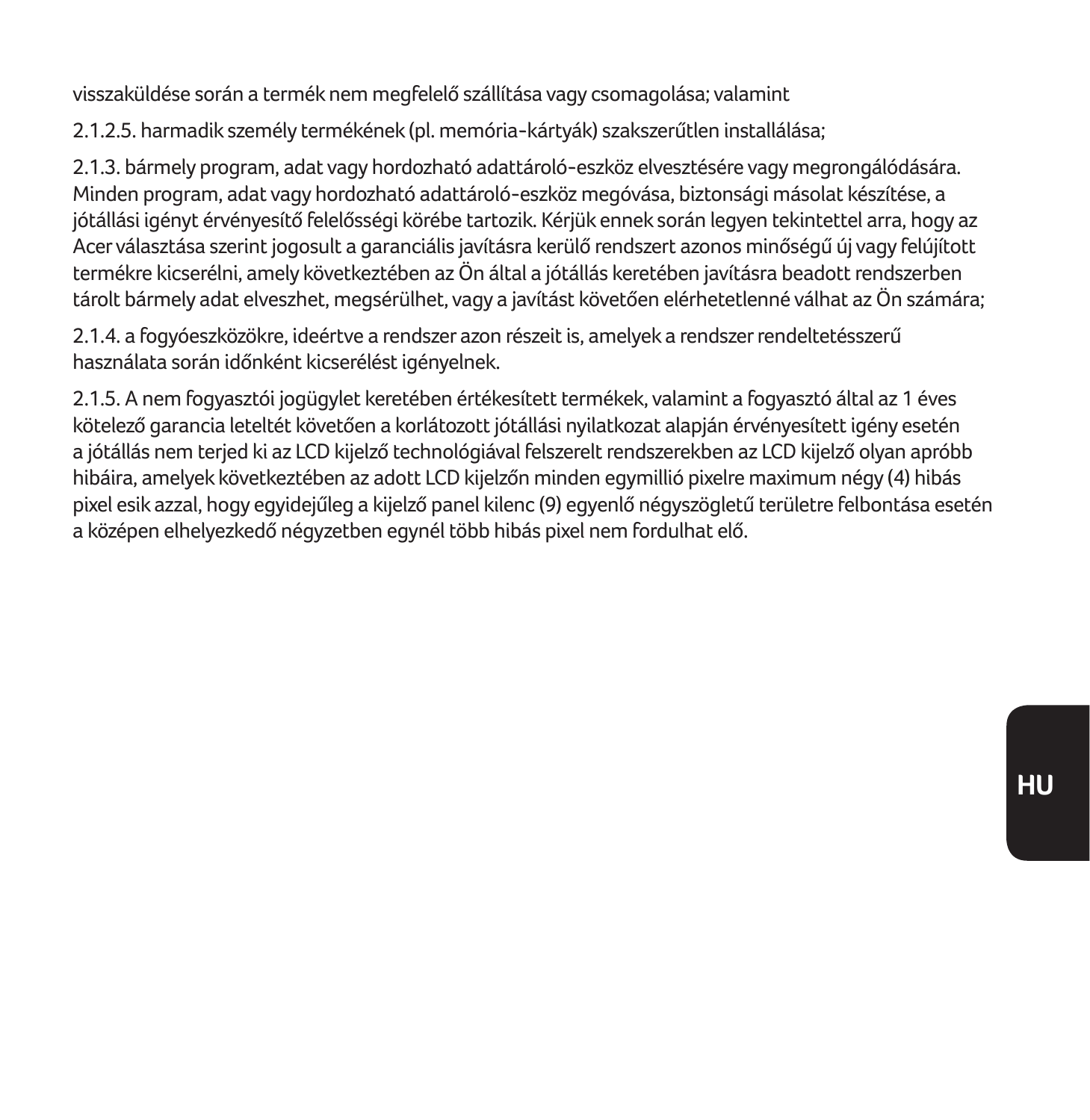visszaküldése során a termék nem megfelelő szállítása vagy csomagolása; valamint

2.1.2.5. harmadik személy termékének (pl. memória-kártyák) szakszerűtlen installálása;

2.1.3. bármely program, adat vagy hordozható adattároló-eszköz elvesztésére vagy megrongálódására. Minden program, adat vagy hordozható adattároló-eszköz megóvása, biztonsági másolat készítése, a jótállási igényt érvényesítő felelősségi körébe tartozik. Kérjük ennek során legyen tekintettel arra, hogy az Acer választása szerint jogosult a garanciális javításra kerülő rendszert azonos minőségű új vagy felújított termékre kicserélni, amely következtében az Ön által a jótállás keretében javításra beadott rendszerben tárolt bármely adat elveszhet, megsérülhet, vagy a javítást követően elérhetetlenné válhat az Ön számára;

2.1.4. a fogyóeszközökre, ideértve a rendszer azon részeit is, amelyek a rendszer rendeltetésszerű használata során időnként kicserélést igényelnek.

2.1.5. A nem fogyasztói jogügylet keretében értékesített termékek, valamint a fogyasztó által az 1 éves kötelező garancia leteltét követően a korlátozott jótállási nyilatkozat alapján érvényesített igény esetén a jótállás nem terjed ki az LCD kijelző technológiával felszerelt rendszerekben az LCD kijelző olyan apróbb hibáira, amelyek következtében az adott LCD kijelzőn minden egymillió pixelre maximum négy (4) hibás pixel esik azzal, hogy egyidejűleg a kijelző panel kilenc (9) egyenlő négyszögletű területre felbontása esetén a középen elhelyezkedő négyzetben egynél több hibás pixel nem fordulhat elő.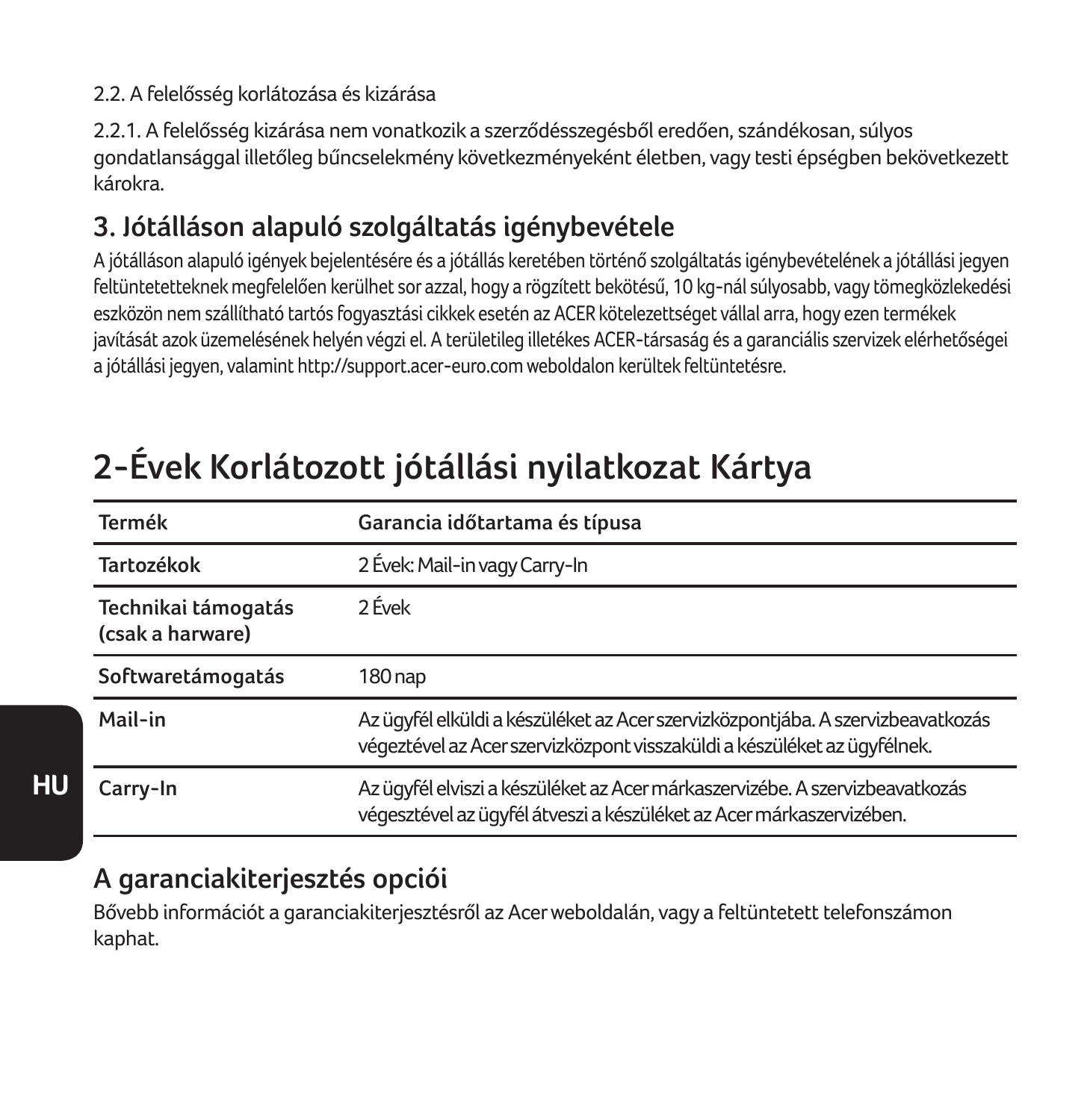2.2. A felelősség korlátozása és kizárása

2.2.1. A felelősség kizárása nem vonatkozik a szerződésszegésből eredően, szándékosan, súlyos gondatlansággal illetőleg bűncselekmény következményeként életben, vagy testi épségben bekövetkezett károkra.

## 3. Jótálláson alapuló szolgáltatás igénybevétele

A jótálláson alapuló igények bejelentésére és a jótállás keretében történő szolgáltatás igénybevételének a jótállási jegyen feltüntetetteknek megfelelően kerülhet sor azzal, hogy a rögzített bekötésű, 10 kg-nál súlyosabb, vagy tömegközlekedési eszközön nem szállítható tartós fogyasztási cikkek esetén az ACER kötelezettséget vállal arra, hogy ezen termékek javítását azok üzemelésének helyén végzi el. A területileg illetékes ACER-társaság és a garanciális szervizek elérhetőségei a jótállási jegyen, valamint http://support.acer-euro.com weboldalon kerültek feltüntetésre.

# 2-Évek Korlátozott jótállási nyilatkozat Kártya

| Termék | Garancia időtartama és típusa |
|---|---|
| Tartozékok | 2 Évek: Mail-in vagy Carry-In |
| Technikai támogatás (csak a harware) | 2 Évek |
| Softwaretámogatás | 180 nap |
| Mail-in | Az ügyfél elküldi a készüléket az Acer szervizközpontjába. A szervizbeavatkozás végeztével az Acer szervizközpont visszaküldi a készüléket az ügyfélnek. |
| Carry-In | Az ügyfél elviszi a készüléket az Acer márkaszervizébe. A szervizbeavatkozás végesztével az ügyfél átveszi a készüléket az Acer márkaszervizében. |

## A garanciakiterjesztés opciói

Bővebb információt a garanciakiterjesztésről az Acer weboldalán, vagy a feltüntetett telefonszámon kaphat.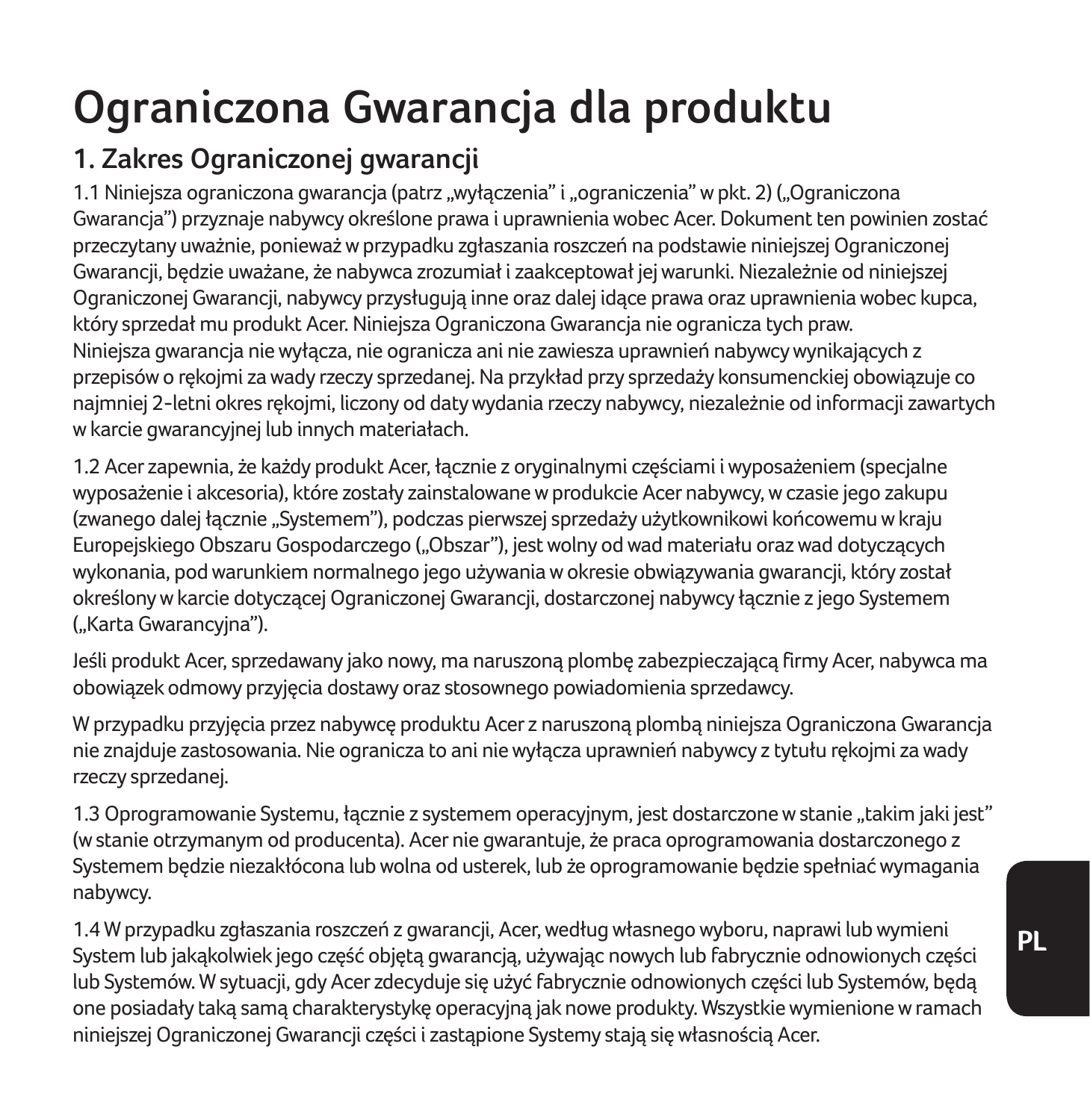# Ograniczona Gwarancja dla produktu

## 1. Zakres Ograniczonej gwarancji

1.1 Niniejsza ograniczona gwarancja (patrz „wyłączenia" i „ograniczenia" w pkt. 2) („Ograniczona Gwarancja") przyznaje nabywcy określone prawa i uprawnienia wobec Acer. Dokument ten powinien zostać przeczytany uważnie, ponieważ w przypadku zgłaszania roszczeń na podstawie niniejszej Ograniczonej Gwarancji, będzie uważane, że nabywca zrozumiał i zaakceptował jej warunki. Niezależnie od niniejszej Ograniczonej Gwarancji, nabywcy przysługują inne oraz dalej idące prawa oraz uprawnienia wobec kupca, który sprzedał mu produkt Acer. Niniejsza Ograniczona Gwarancja nie ogranicza tych praw.
Niniejsza gwarancja nie wyłącza, nie ogranicza ani nie zawiesza uprawnień nabywcy wynikających z przepisów o rękojmi za wady rzeczy sprzedanej. Na przykład przy sprzedaży konsumenckiej obowiązuje co najmniej 2-letni okres rękojmi, liczony od daty wydania rzeczy nabywcy, niezależnie od informacji zawartych w karcie gwarancyjnej lub innych materiałach.

1.2 Acer zapewnia, że każdy produkt Acer, łącznie z oryginalnymi częściami i wyposażeniem (specjalne wyposażenie i akcesoria), które zostały zainstalowane w produkcie Acer nabywcy, w czasie jego zakupu (zwanego dalej łącznie „Systemem"), podczas pierwszej sprzedaży użytkownikowi końcowemu w kraju Europejskiego Obszaru Gospodarczego („Obszar"), jest wolny od wad materiału oraz wad dotyczących wykonania, pod warunkiem normalnego jego używania w okresie obwiązywania gwarancji, który został określony w karcie dotyczącej Ograniczonej Gwarancji, dostarczonej nabywcy łącznie z jego Systemem („Karta Gwarancyjna").

Jeśli produkt Acer, sprzedawany jako nowy, ma naruszoną plombę zabezpieczającą firmy Acer, nabywca ma obowiązek odmowy przyjęcia dostawy oraz stosownego powiadomienia sprzedawcy.

W przypadku przyjęcia przez nabywcę produktu Acer z naruszoną plombą niniejsza Ograniczona Gwarancja nie znajduje zastosowania. Nie ogranicza to ani nie wyłącza uprawnień nabywcy z tytułu rękojmi za wady rzeczy sprzedanej.

1.3 Oprogramowanie Systemu, łącznie z systemem operacyjnym, jest dostarczone w stanie „takim jaki jest" (w stanie otrzymanym od producenta). Acer nie gwarantuje, że praca oprogramowania dostarczonego z Systemem będzie niezakłócona lub wolna od usterek, lub że oprogramowanie będzie spełniać wymagania nabywcy.

1.4 W przypadku zgłaszania roszczeń z gwarancji, Acer, według własnego wyboru, naprawi lub wymieni System lub jakąkolwiek jego część objętą gwarancją, używając nowych lub fabrycznie odnowionych części lub Systemów. W sytuacji, gdy Acer zdecyduje się użyć fabrycznie odnowionych części lub Systemów, będą one posiadały taką samą charakterystykę operacyjną jak nowe produkty. Wszystkie wymienione w ramach niniejszej Ograniczonej Gwarancji części i zastąpione Systemy stają się własnością Acer.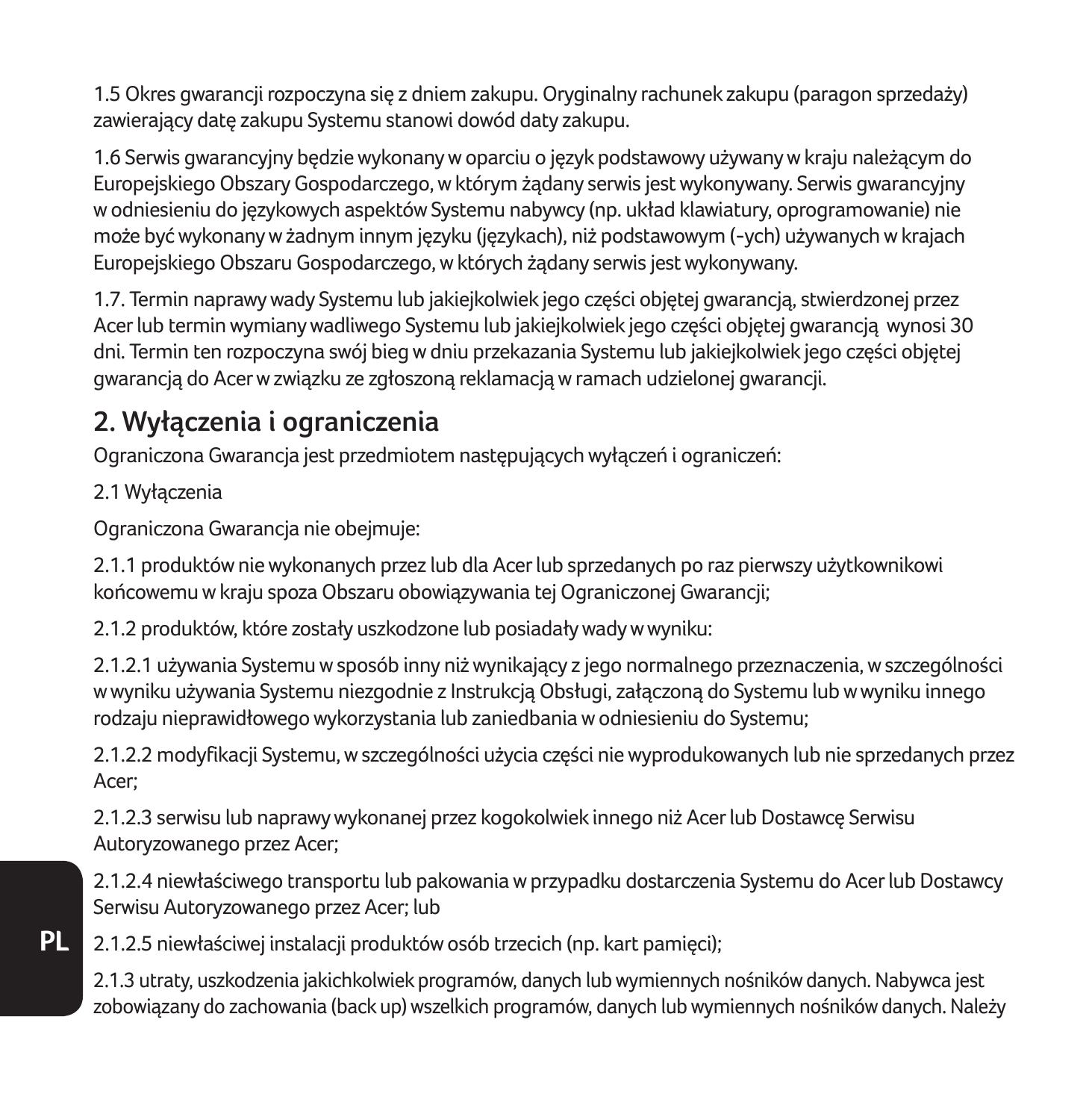1.5 Okres gwarancji rozpoczyna się z dniem zakupu. Oryginalny rachunek zakupu (paragon sprzedaży) zawierający datę zakupu Systemu stanowi dowód daty zakupu.

1.6 Serwis gwarancyjny będzie wykonany w oparciu o język podstawowy używany w kraju należącym do Europejskiego Obszary Gospodarczego, w którym żądany serwis jest wykonywany. Serwis gwarancyjny w odniesieniu do językowych aspektów Systemu nabywcy (np. układ klawiatury, oprogramowanie) nie może być wykonany w żadnym innym języku (językach), niż podstawowym (-ych) używanych w krajach Europejskiego Obszaru Gospodarczego, w których żądany serwis jest wykonywany.

1.7. Termin naprawy wady Systemu lub jakiejkolwiek jego części objętej gwarancją, stwierdzonej przez Acer lub termin wymiany wadliwego Systemu lub jakiejkolwiek jego części objętej gwarancją wynosi 30 dni. Termin ten rozpoczyna swój bieg w dniu przekazania Systemu lub jakiejkolwiek jego części objętej gwarancją do Acer w związku ze zgłoszoną reklamacją w ramach udzielonej gwarancji.

## 2. Wyłączenia i ograniczenia

Ograniczona Gwarancja jest przedmiotem następujących wyłączeń i ograniczeń:

2.1 Wyłączenia

Ograniczona Gwarancja nie obejmuje:

2.1.1 produktów nie wykonanych przez lub dla Acer lub sprzedanych po raz pierwszy użytkownikowi końcowemu w kraju spoza Obszaru obowiązywania tej Ograniczonej Gwarancji;

2.1.2 produktów, które zostały uszkodzone lub posiadały wady w wyniku:

2.1.2.1 używania Systemu w sposób inny niż wynikający z jego normalnego przeznaczenia, w szczególności w wyniku używania Systemu niezgodnie z Instrukcją Obsługi, załączoną do Systemu lub w wyniku innego rodzaju nieprawidłowego wykorzystania lub zaniedbania w odniesieniu do Systemu;

2.1.2.2 modyfikacji Systemu, w szczególności użycia części nie wyprodukowanych lub nie sprzedanych przez Acer;

2.1.2.3 serwisu lub naprawy wykonanej przez kogokolwiek innego niż Acer lub Dostawcę Serwisu Autoryzowanego przez Acer;

2.1.2.4 niewłaściwego transportu lub pakowania w przypadku dostarczenia Systemu do Acer lub Dostawcy Serwisu Autoryzowanego przez Acer; lub

2.1.2.5 niewłaściwej instalacji produktów osób trzecich (np. kart pamięci);

2.1.3 utraty, uszkodzenia jakichkolwiek programów, danych lub wymiennych nośników danych. Nabywca jest zobowiązany do zachowania (back up) wszelkich programów, danych lub wymiennych nośników danych. Należy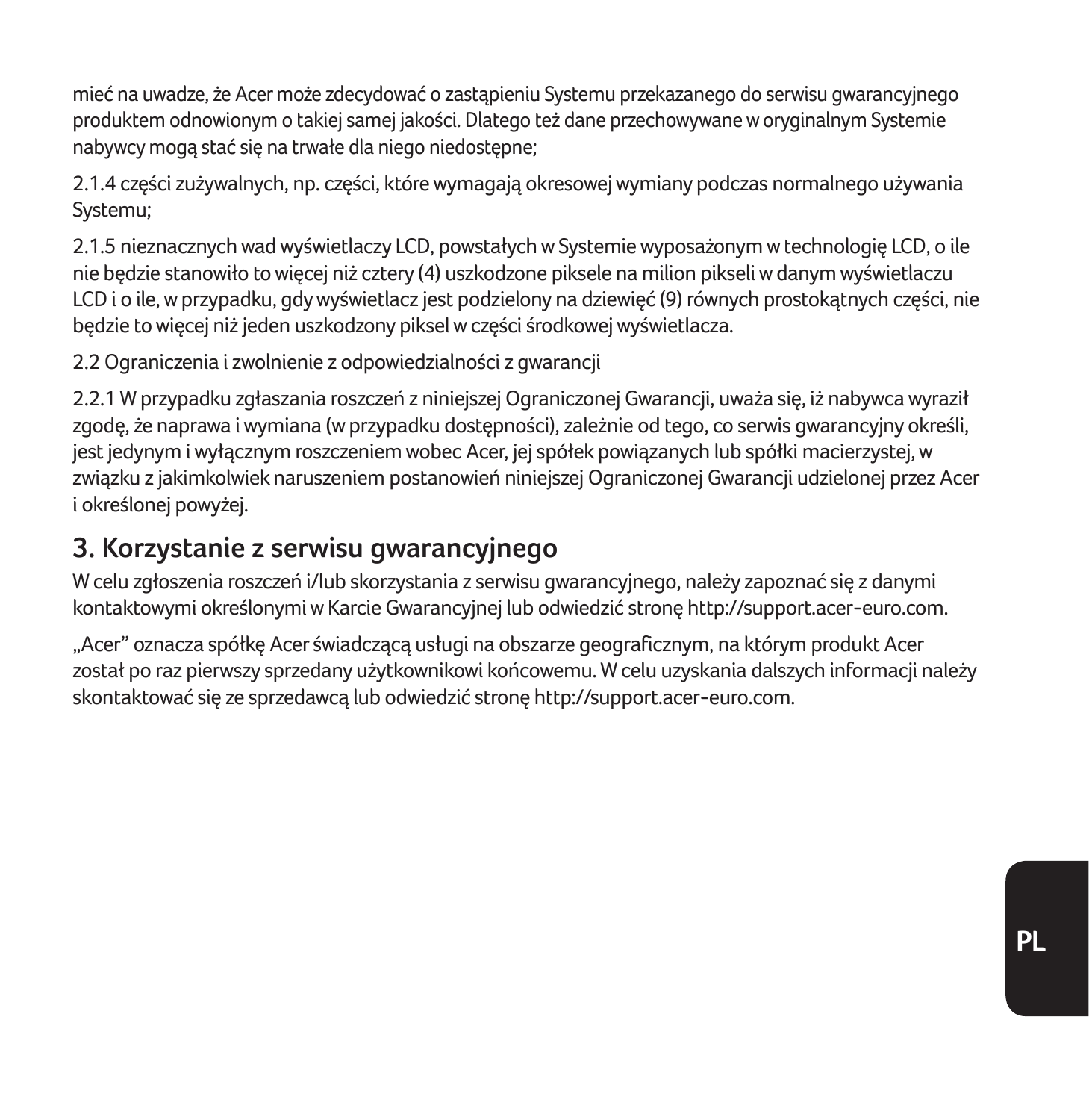mieć na uwadze, że Acer może zdecydować o zastąpieniu Systemu przekazanego do serwisu gwarancyjnego produktem odnowionym o takiej samej jakości. Dlatego też dane przechowywane w oryginalnym Systemie nabywcy mogą stać się na trwałe dla niego niedostępne;

2.1.4 części zużywalnych, np. części, które wymagają okresowej wymiany podczas normalnego używania Systemu;

2.1.5 nieznacznych wad wyświetlaczy LCD, powstałych w Systemie wyposażonym w technologię LCD, o ile nie będzie stanowiło to więcej niż cztery (4) uszkodzone piksele na milion pikseli w danym wyświetlaczu LCD i o ile, w przypadku, gdy wyświetlacz jest podzielony na dziewięć (9) równych prostokątnych części, nie będzie to więcej niż jeden uszkodzony piksel w części środkowej wyświetlacza.

2.2 Ograniczenia i zwolnienie z odpowiedzialności z gwarancji

2.2.1 W przypadku zgłaszania roszczeń z niniejszej Ograniczonej Gwarancji, uważa się, iż nabywca wyraził zgodę, że naprawa i wymiana (w przypadku dostępności), zależnie od tego, co serwis gwarancyjny określi, jest jedynym i wyłącznym roszczeniem wobec Acer, jej spółek powiązanych lub spółki macierzystej, w związku z jakimkolwiek naruszeniem postanowień niniejszej Ograniczonej Gwarancji udzielonej przez Acer i określonej powyżej.

## 3. Korzystanie z serwisu gwarancyjnego

W celu zgłoszenia roszczeń i/lub skorzystania z serwisu gwarancyjnego, należy zapoznać się z danymi kontaktowymi określonymi w Karcie Gwarancyjnej lub odwiedzić stronę http://support.acer-euro.com.

„Acer" oznacza spółkę Acer świadczącą usługi na obszarze geograficznym, na którym produkt Acer został po raz pierwszy sprzedany użytkownikowi końcowemu. W celu uzyskania dalszych informacji należy skontaktować się ze sprzedawcą lub odwiedzić stronę http://support.acer-euro.com.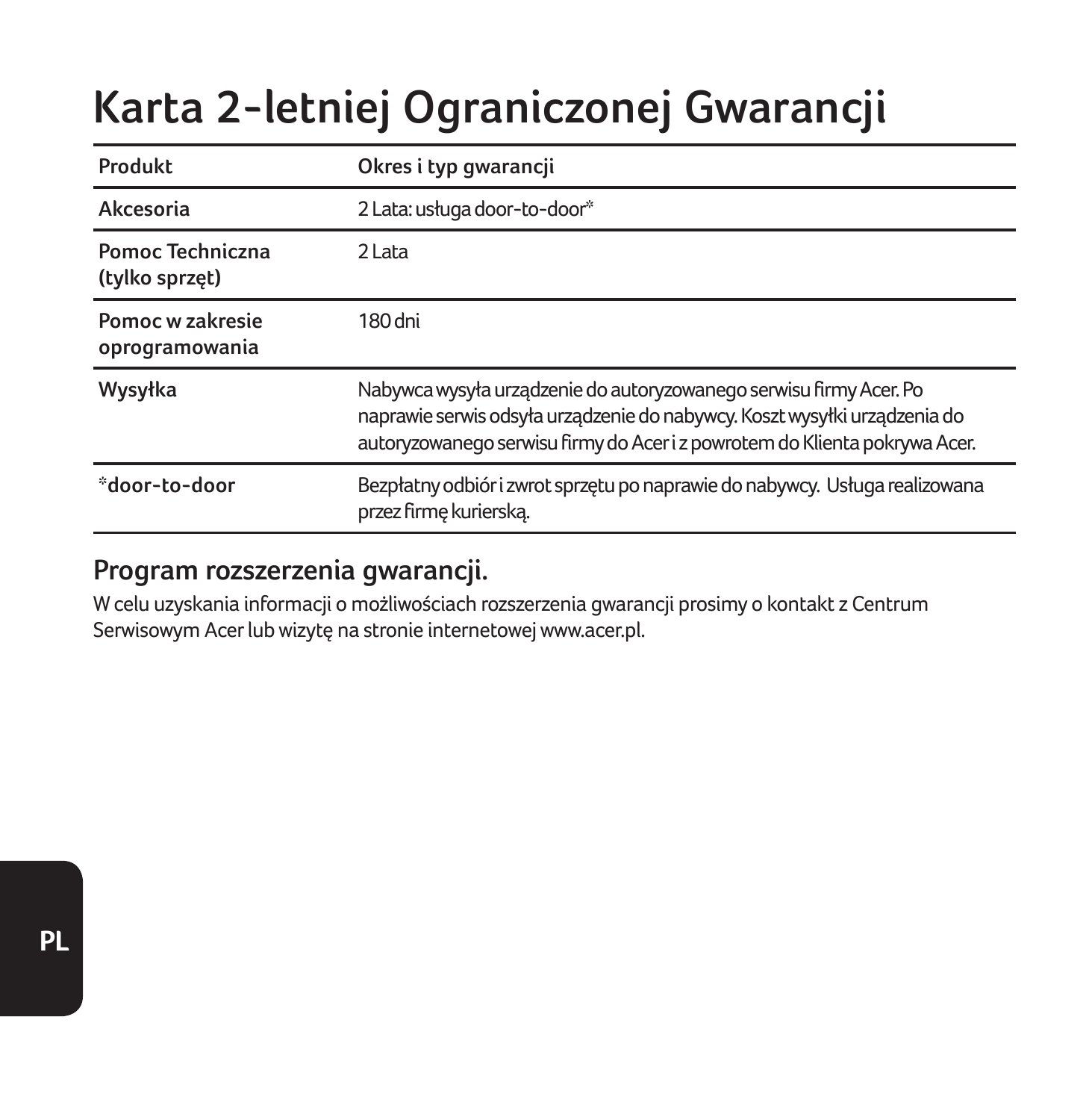# Karta 2-letniej Ograniczonej Gwarancji

| Produkt | Okres i typ gwarancji |
|---|---|
| Akcesoria | 2 Lata: usługa door-to-door* |
| Pomoc Techniczna (tylko sprzęt) | 2 Lata |
| Pomoc w zakresie oprogramowania | 180 dni |
| Wysyłka | Nabywca wysyła urządzenie do autoryzowanego serwisu firmy Acer. Po naprawie serwis odsyła urządzenie do nabywcy. Koszt wysyłki urządzenia do autoryzowanego serwisu firmy do Acer i z powrotem do Klienta pokrywa Acer. |
| *door-to-door | Bezpłatny odbiór i zwrot sprzętu po naprawie do nabywcy. Usługa realizowana przez firmę kurierską. |

## Program rozszerzenia gwarancji.

W celu uzyskania informacji o możliwościach rozszerzenia gwarancji prosimy o kontakt z Centrum Serwisowym Acer lub wizytę na stronie internetowej www.acer.pl.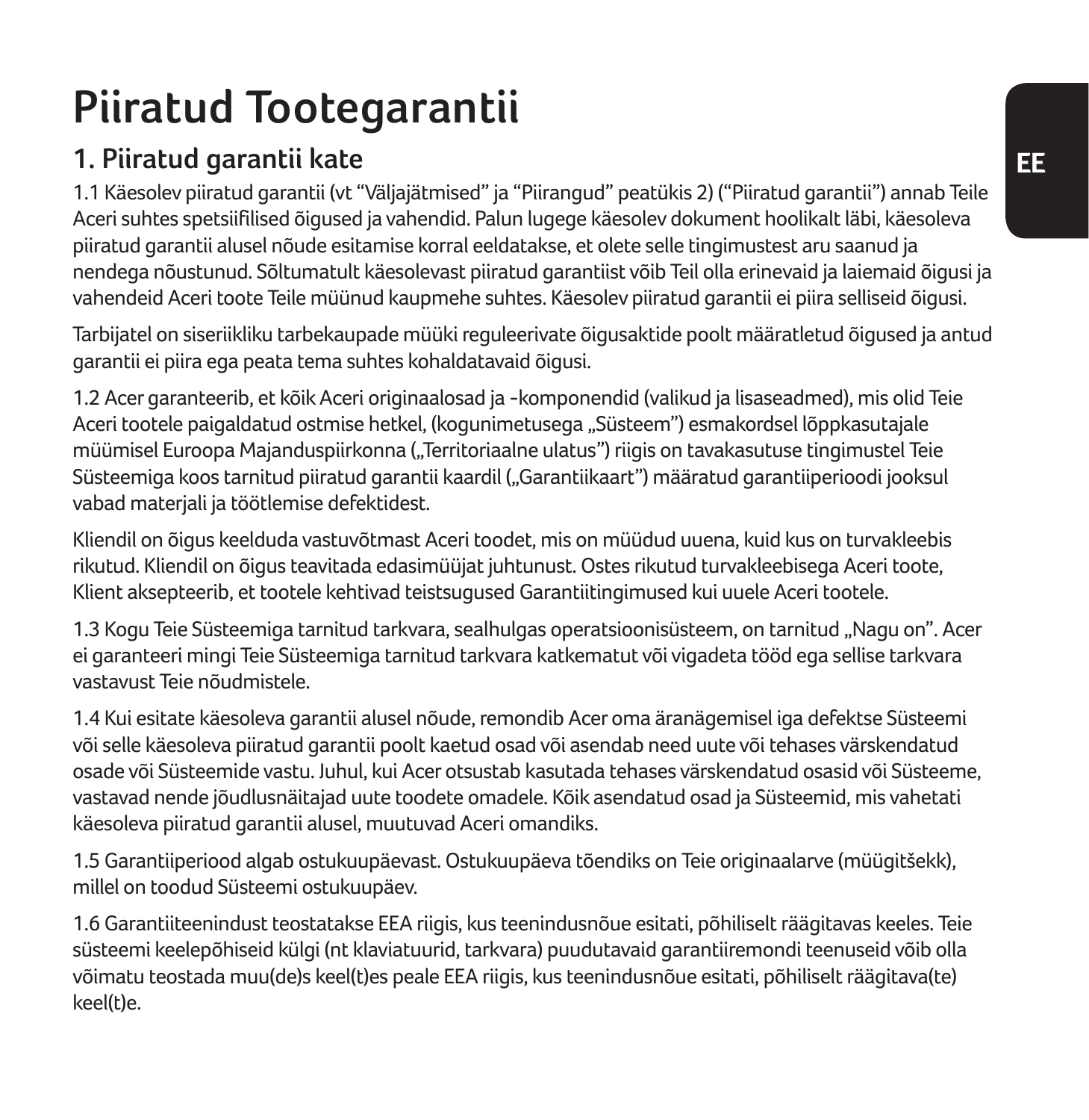# Piiratud Tootegarantii

## 1. Piiratud garantii kate

1.1 Käesolev piiratud garantii (vt "Väljajätmised" ja "Piirangud" peatükis 2) ("Piiratud garantii") annab Teile Aceri suhtes spetsiifilised õigused ja vahendid. Palun lugege käesolev dokument hoolikalt läbi, käesoleva piiratud garantii alusel nõude esitamise korral eeldatakse, et olete selle tingimustest aru saanud ja nendega nõustunud. Sõltumatult käesolevast piiratud garantiist võib Teil olla erinevaid ja laiemaid õigusi ja vahendeid Aceri toote Teile müünud kaupmehe suhtes. Käesolev piiratud garantii ei piira selliseid õigusi.

Tarbijatel on siseriikliku tarbekaupade müüki reguleerivate õigusaktide poolt määratletud õigused ja antud garantii ei piira ega peata tema suhtes kohaldatavaid õigusi.

1.2 Acer garanteerib, et kõik Aceri originaalosad ja -komponendid (valikud ja lisaseadmed), mis olid Teie Aceri tootele paigaldatud ostmise hetkel, (kogunimetusega „Süsteem") esmakordsel lõppkasutajale müümisel Euroopa Majanduspiirkonna („Territoriaalne ulatus") riigis on tavakasutuse tingimustel Teie Süsteemiga koos tarnitud piiratud garantii kaardil („Garantiikaart") määratud garantiiperioodi jooksul vabad materjali ja töötlemise defektidest.

Kliendil on õigus keelduda vastuvõtmast Aceri toodet, mis on müüdud uuena, kuid kus on turvakleebis rikutud. Kliendil on õigus teavitada edasimüüjat juhtunust. Ostes rikutud turvakleebisega Aceri toote, Klient aksepteerib, et tootele kehtivad teistsugused Garantiitingimused kui uuele Aceri tootele.

1.3 Kogu Teie Süsteemiga tarnitud tarkvara, sealhulgas operatsioonisüsteem, on tarnitud „Nagu on". Acer ei garanteeri mingi Teie Süsteemiga tarnitud tarkvara katkematut või vigadeta tööd ega sellise tarkvara vastavust Teie nõudmistele.

1.4 Kui esitate käesoleva garantii alusel nõude, remondib Acer oma äranägemisel iga defektse Süsteemi või selle käesoleva piiratud garantii poolt kaetud osad või asendab need uute või tehases värskendatud osade või Süsteemide vastu. Juhul, kui Acer otsustab kasutada tehases värskendatud osasid või Süsteeme, vastavad nende jõudlusnäitajad uute toodete omadele. Kõik asendatud osad ja Süsteemid, mis vahetati käesoleva piiratud garantii alusel, muutuvad Aceri omandiks.

1.5 Garantiiperiood algab ostukuupäevast. Ostukuupäeva tõendiks on Teie originaalarve (müügitšekk), millel on toodud Süsteemi ostukuupäev.

1.6 Garantiiteenindust teostatakse EEA riigis, kus teenindusnõue esitati, põhiliselt räägitavas keeles. Teie süsteemi keelepõhiseid külgi (nt klaviatuurid, tarkvara) puudutavaid garantiiremondi teenuseid võib olla võimatu teostada muu(de)s keel(t)es peale EEA riigis, kus teenindusnõue esitati, põhiliselt räägitava(te) keel(t)e.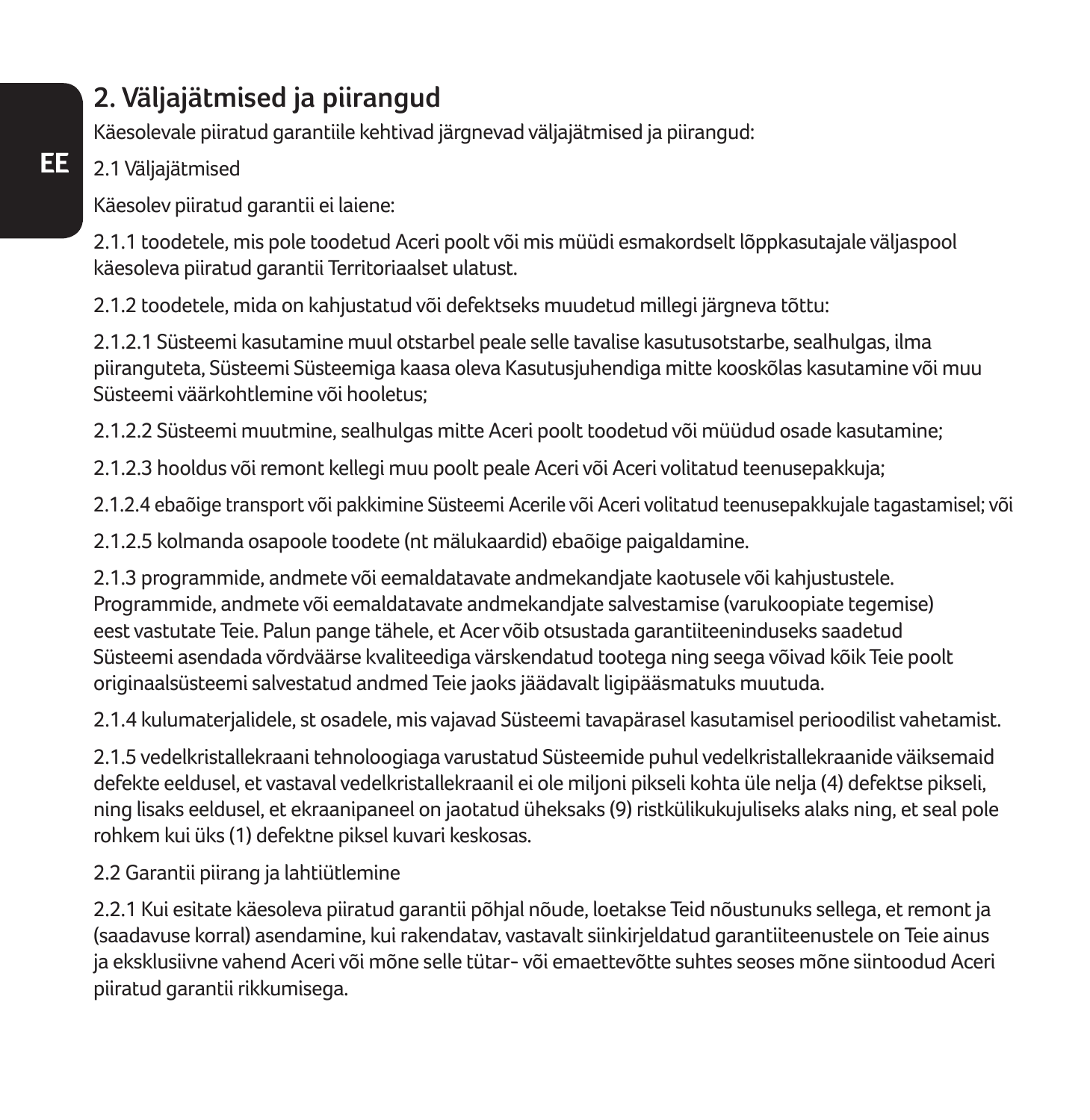## 2. Väljajätmised ja piirangud

Käesolevale piiratud garantiile kehtivad järgnevad väljajätmised ja piirangud:

2.1 Väljajätmised

Käesolev piiratud garantii ei laiene:

2.1.1 toodetele, mis pole toodetud Aceri poolt või mis müüdi esmakordselt lõppkasutajale väljaspool käesoleva piiratud garantii Territoriaalset ulatust.

2.1.2 toodetele, mida on kahjustatud või defektseks muudetud millegi järgneva tõttu:

2.1.2.1 Süsteemi kasutamine muul otstarbel peale selle tavalise kasutusotstarbe, sealhulgas, ilma piiranguteta, Süsteemi Süsteemiga kaasa oleva Kasutusjuhendiga mitte kooskõlas kasutamine või muu Süsteemi väärkohtlemine või hooletus;

2.1.2.2 Süsteemi muutmine, sealhulgas mitte Aceri poolt toodetud või müüdud osade kasutamine;

2.1.2.3 hooldus või remont kellegi muu poolt peale Aceri või Aceri volitatud teenusepakkuja;

2.1.2.4 ebaõige transport või pakkimine Süsteemi Acerile või Aceri volitatud teenusepakkujale tagastamisel; või

2.1.2.5 kolmanda osapoole toodete (nt mälukaardid) ebaõige paigaldamine.

2.1.3 programmide, andmete või eemaldatavate andmekandjate kaotusele või kahjustustele. Programmide, andmete või eemaldatavate andmekandjate salvestamise (varukoopiate tegemise) eest vastutate Teie. Palun pange tähele, et Acer võib otsustada garantiiteeninduseks saadetud Süsteemi asendada võrdväärse kvaliteediga värskendatud tootega ning seega võivad kõik Teie poolt originaalsüsteemi salvestatud andmed Teie jaoks jäädavalt ligipääsmatuks muutuda.

2.1.4 kulumaterjalidele, st osadele, mis vajavad Süsteemi tavapärasel kasutamisel perioodilist vahetamist.

2.1.5 vedelkristallekraani tehnoloogiaga varustatud Süsteemide puhul vedelkristallekraanide väiksemaid defekte eeldusel, et vastaval vedelkristallekraanil ei ole miljoni pikseli kohta üle nelja (4) defektse pikseli, ning lisaks eeldusel, et ekraanipaneel on jaotatud üheksaks (9) ristkülikukujuliseks alaks ning, et seal pole rohkem kui üks (1) defektne piksel kuvari keskosas.

2.2 Garantii piirang ja lahtiütlemine

2.2.1 Kui esitate käesoleva piiratud garantii põhjal nõude, loetakse Teid nõustunuks sellega, et remont ja (saadavuse korral) asendamine, kui rakendatav, vastavalt siinkirjeldatud garantiiteenustele on Teie ainus ja eksklusiivne vahend Aceri või mõne selle tütar- või emaettevõtte suhtes seoses mõne siintoodud Aceri piiratud garantii rikkumisega.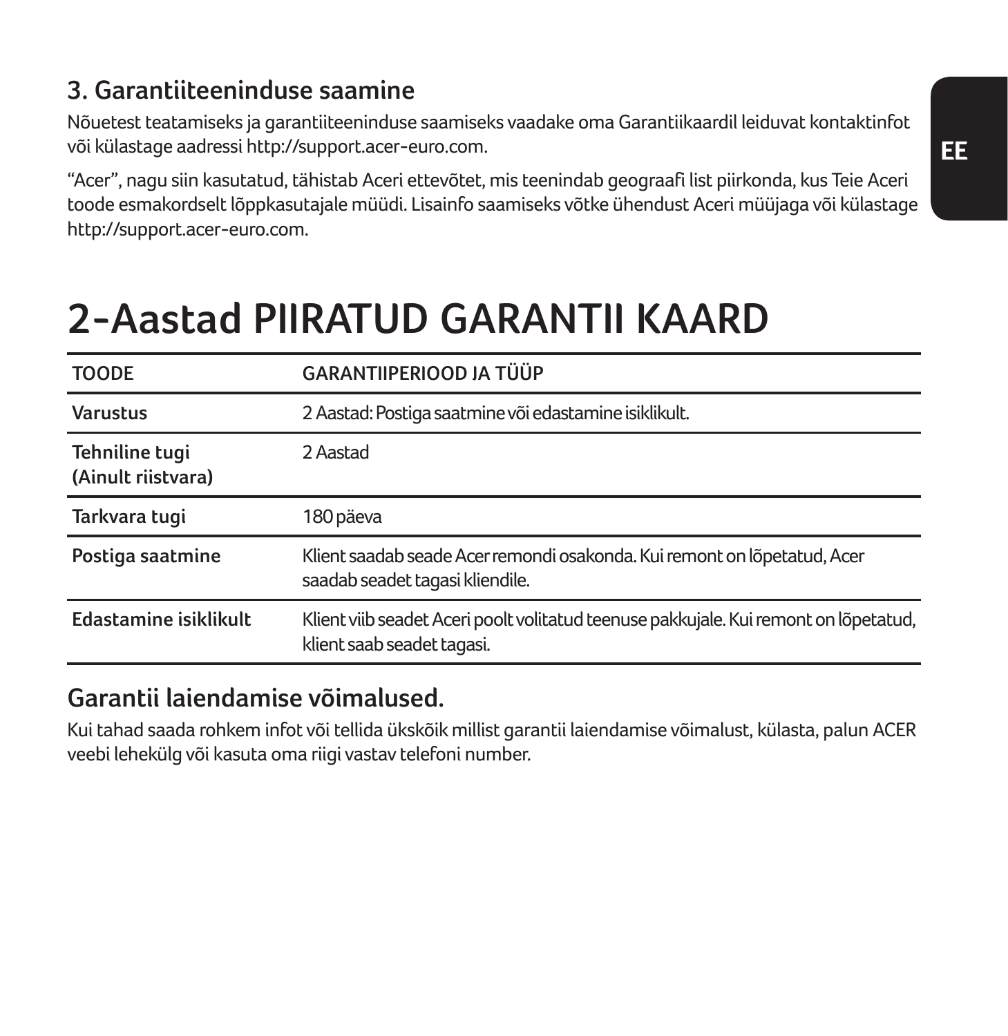### 3. Garantiiteeninduse saamine

Nõuetest teatamiseks ja garantiiteeninduse saamiseks vaadake oma Garantiikaardil leiduvat kontaktinfot või külastage aadressi http://support.acer-euro.com.

"Acer", nagu siin kasutatud, tähistab Aceri ettevõtet, mis teenindab geograafi list piirkonda, kus Teie Aceri toode esmakordselt lõppkasutajale müüdi. Lisainfo saamiseks võtke ühendust Aceri müüjaga või külastage http://support.acer-euro.com.

# 2-Aastad PIIRATUD GARANTII KAARD

| TOODE | GARANTIIPERIOOD JA TÜÜP |
|---|---|
| **Varustus** | 2 Aastad: Postiga saatmine või edastamine isiklikult. |
| **Tehniline tugi (Ainult riistvara)** | 2 Aastad |
| **Tarkvara tugi** | 180 päeva |
| **Postiga saatmine** | Klient saadab seade Acer remondi osakonda. Kui remont on lõpetatud, Acer saadab seadet tagasi kliendile. |
| **Edastamine isiklikult** | Klient viib seadet Aceri poolt volitatud teenuse pakkujale. Kui remont on lõpetatud, klient saab seadet tagasi. |

## Garantii laiendamise võimalused.

Kui tahad saada rohkem infot või tellida ükskõik millist garantii laiendamise võimalust, külasta, palun ACER veebi lehekülg või kasuta oma riigi vastav telefoni number.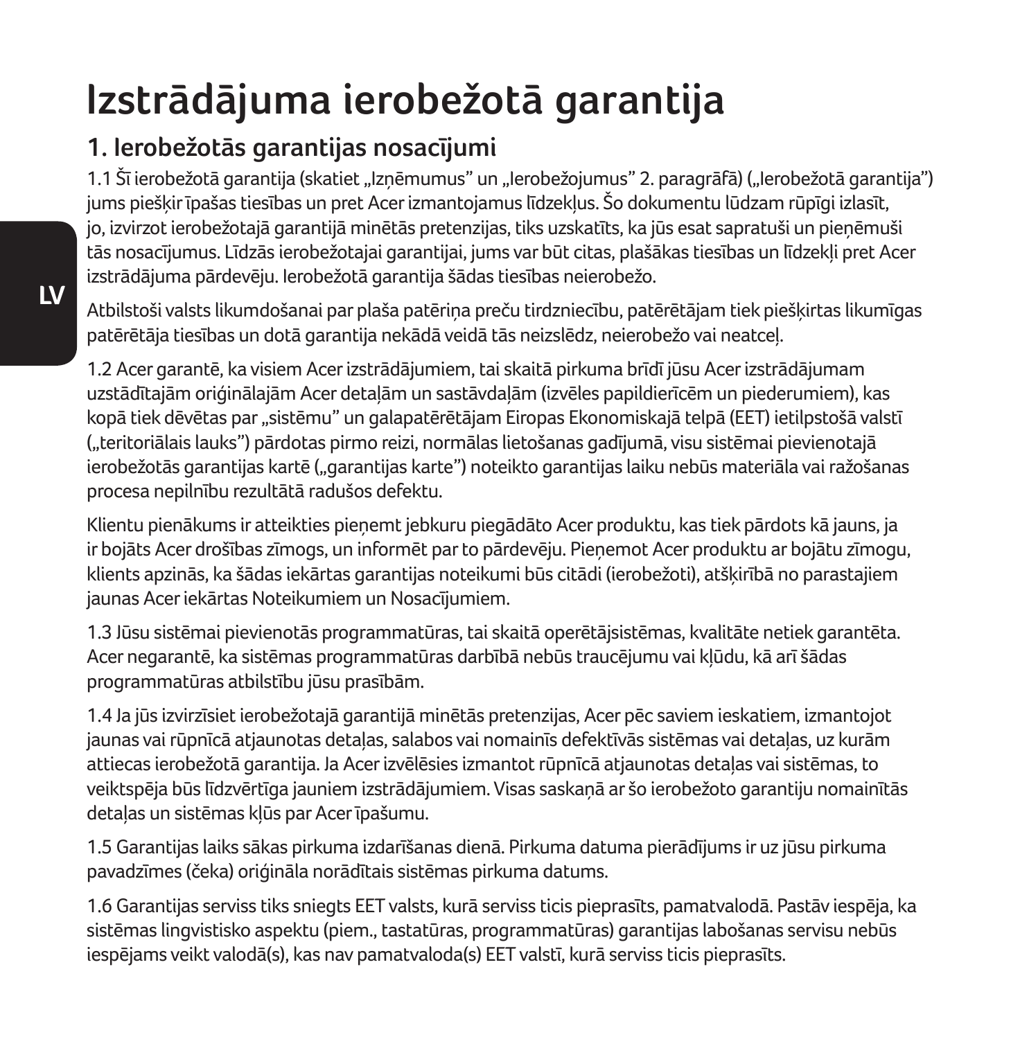# Izstrādājuma ierobežotā garantija

## 1. Ierobežotās garantijas nosacījumi

1.1 Šī ierobežotā garantija (skatiet „Izņēmumus" un „Ierobežojumus" 2. paragrāfā) („Ierobežotā garantija") jums piešķir īpašas tiesības un pret Acer izmantojamus līdzekļus. Šo dokumentu lūdzam rūpīgi izlasīt, jo, izvirzot ierobežotajā garantijā minētās pretenzijas, tiks uzskatīts, ka jūs esat sapratuši un pieņēmuši tās nosacījumus. Līdzās ierobežotajai garantijai, jums var būt citas, plašākas tiesības un līdzekļi pret Acer izstrādājuma pārdevēju. Ierobežotā garantija šādas tiesības neierobežo.

Atbilstoši valsts likumdošanai par plaša patēriņa preču tirdzniecību, patērētājam tiek piešķirtas likumīgas patērētāja tiesības un dotā garantija nekādā veidā tās neizslēdz, neierobežo vai neatceļ.

1.2 Acer garantē, ka visiem Acer izstrādājumiem, tai skaitā pirkuma brīdī jūsu Acer izstrādājumam uzstādītajām oriģinālajām Acer detaļām un sastāvdaļām (izvēles papildierīcēm un piederumiem), kas kopā tiek dēvētas par „sistēmu" un galapatērētājam Eiropas Ekonomiskajā telpā (EET) ietilpstošā valstī („teritoriālais lauks") pārdotas pirmo reizi, normālas lietošanas gadījumā, visu sistēmai pievienotajā ierobežotās garantijas kartē („garantijas karte") noteikto garantijas laiku nebūs materiāla vai ražošanas procesa nepilnību rezultātā radušos defektu.

Klientu pienākums ir atteikties pieņemt jebkuru piegādāto Acer produktu, kas tiek pārdots kā jauns, ja ir bojāts Acer drošības zīmogs, un informēt par to pārdevēju. Pieņemot Acer produktu ar bojātu zīmogu, klients apzinās, ka šādas iekārtas garantijas noteikumi būs citādi (ierobežoti), atšķirībā no parastajiem jaunas Acer iekārtas Noteikumiem un Nosacījumiem.

1.3 Jūsu sistēmai pievienotās programmatūras, tai skaitā operētājsistēmas, kvalitāte netiek garantēta. Acer negarantē, ka sistēmas programmatūras darbībā nebūs traucējumu vai kļūdu, kā arī šādas programmatūras atbilstību jūsu prasībām.

1.4 Ja jūs izvirzīsiet ierobežotajā garantijā minētās pretenzijas, Acer pēc saviem ieskatiem, izmantojot jaunas vai rūpnīcā atjaunotas detaļas, salabos vai nomainīs defektīvās sistēmas vai detaļas, uz kurām attiecas ierobežotā garantija. Ja Acer izvēlēsies izmantot rūpnīcā atjaunotas detaļas vai sistēmas, to veiktspēja būs līdzvērtīga jauniem izstrādājumiem. Visas saskaņā ar šo ierobežoto garantiju nomainītās detaļas un sistēmas kļūs par Acer īpašumu.

1.5 Garantijas laiks sākas pirkuma izdarīšanas dienā. Pirkuma datuma pierādījums ir uz jūsu pirkuma pavadzīmes (čeka) oriģināla norādītais sistēmas pirkuma datums.

1.6 Garantijas serviss tiks sniegts EET valsts, kurā serviss ticis pieprasīts, pamatvalodā. Pastāv iespēja, ka sistēmas lingvistisko aspektu (piem., tastatūras, programmatūras) garantijas labošanas servisu nebūs iespējams veikt valodā(s), kas nav pamatvaloda(s) EET valstī, kurā serviss ticis pieprasīts.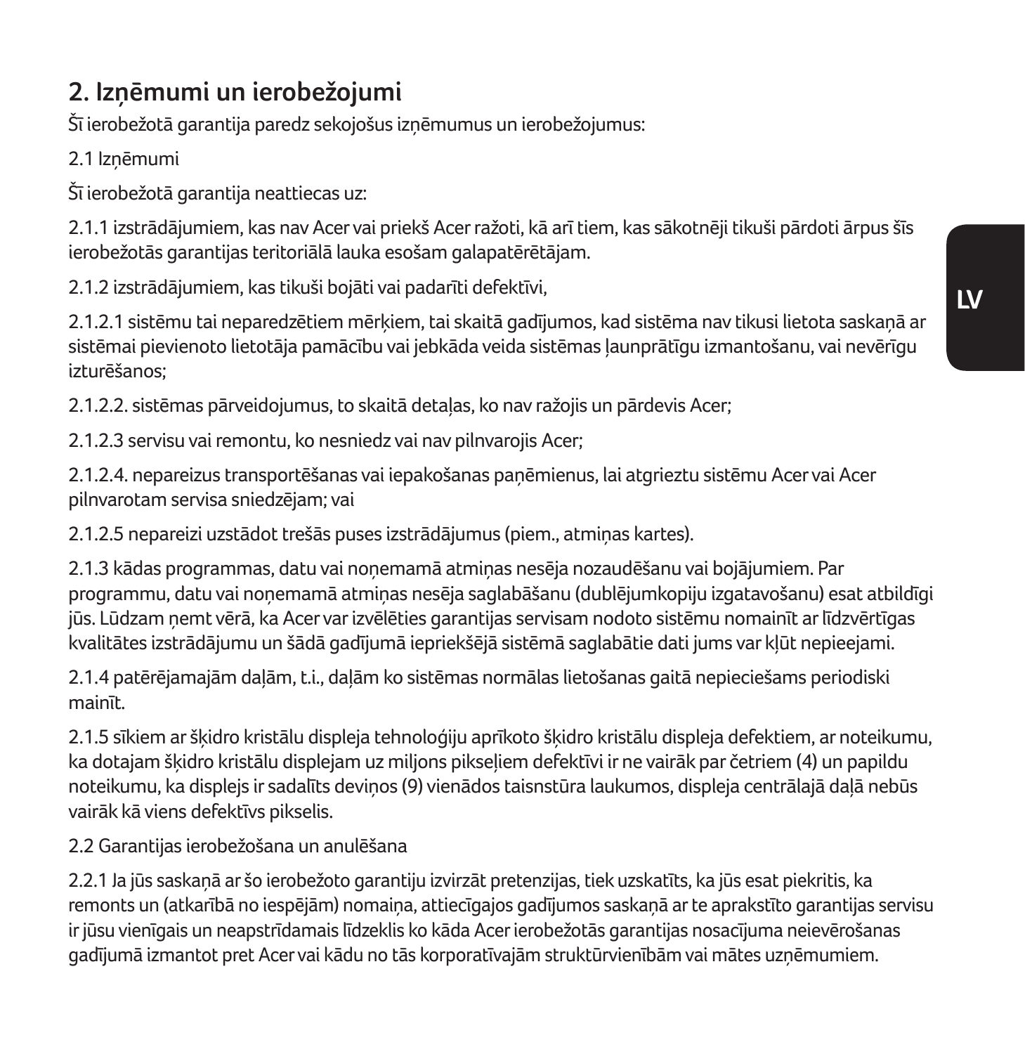## 2. Izņēmumi un ierobežojumi

Šī ierobežotā garantija paredz sekojošus izņēmumus un ierobežojumus:

2.1 Izņēmumi

Šī ierobežotā garantija neattiecas uz:

2.1.1 izstrādājumiem, kas nav Acer vai priekš Acer ražoti, kā arī tiem, kas sākotnēji tikuši pārdoti ārpus šīs ierobežotās garantijas teritoriālā lauka esošam galapatērētājam.

2.1.2 izstrādājumiem, kas tikuši bojāti vai padarīti defektīvi,

2.1.2.1 sistēmu tai neparedzētiem mērķiem, tai skaitā gadījumos, kad sistēma nav tikusi lietota saskaņā ar sistēmai pievienoto lietotāja pamācību vai jebkāda veida sistēmas ļaunprātīgu izmantošanu, vai nevērīgu izturēšanos;

2.1.2.2. sistēmas pārveidojumus, to skaitā detaļas, ko nav ražojis un pārdevis Acer;

2.1.2.3 servisu vai remontu, ko nesniedz vai nav pilnvarojis Acer;

2.1.2.4. nepareizus transportēšanas vai iepakošanas paņēmienus, lai atgrieztu sistēmu Acer vai Acer pilnvarotam servisa sniedzējam; vai

2.1.2.5 nepareizi uzstādot trešās puses izstrādājumus (piem., atmiņas kartes).

2.1.3 kādas programmas, datu vai noņemamā atmiņas nesēja nozaudēšanu vai bojājumiem. Par programmu, datu vai noņemamā atmiņas nesēja saglabāšanu (dublējumkopiju izgatavošanu) esat atbildīgi jūs. Lūdzam ņemt vērā, ka Acer var izvēlēties garantijas servisam nodoto sistēmu nomainīt ar līdzvērtīgas kvalitātes izstrādājumu un šādā gadījumā iepriekšējā sistēmā saglabātie dati jums var kļūt nepieejami.

2.1.4 patērējamajām daļām, t.i., daļām ko sistēmas normālas lietošanas gaitā nepieciešams periodiski mainīt.

2.1.5 sīkiem ar šķidro kristālu displeja tehnoloģiju aprīkoto šķidro kristālu displeja defektiem, ar noteikumu, ka dotajam šķidro kristālu displejam uz miljons pikseļiem defektīvi ir ne vairāk par četriem (4) un papildu noteikumu, ka displejs ir sadalīts deviņos (9) vienādos taisnstūra laukumos, displeja centrālajā daļā nebūs vairāk kā viens defektīvs pikselis.

2.2 Garantijas ierobežošana un anulēšana

2.2.1 Ja jūs saskaņā ar šo ierobežoto garantiju izvirzāt pretenzijas, tiek uzskatīts, ka jūs esat piekritis, ka remonts un (atkarībā no iespējām) nomaiņa, attiecīgajos gadījumos saskaņā ar te aprakstīto garantijas servisu ir jūsu vienīgais un neapstrīdamais līdzeklis ko kāda Acer ierobežotās garantijas nosacījuma neievērošanas gadījumā izmantot pret Acer vai kādu no tās korporatīvajām struktūrvienībām vai mātes uzņēmumiem.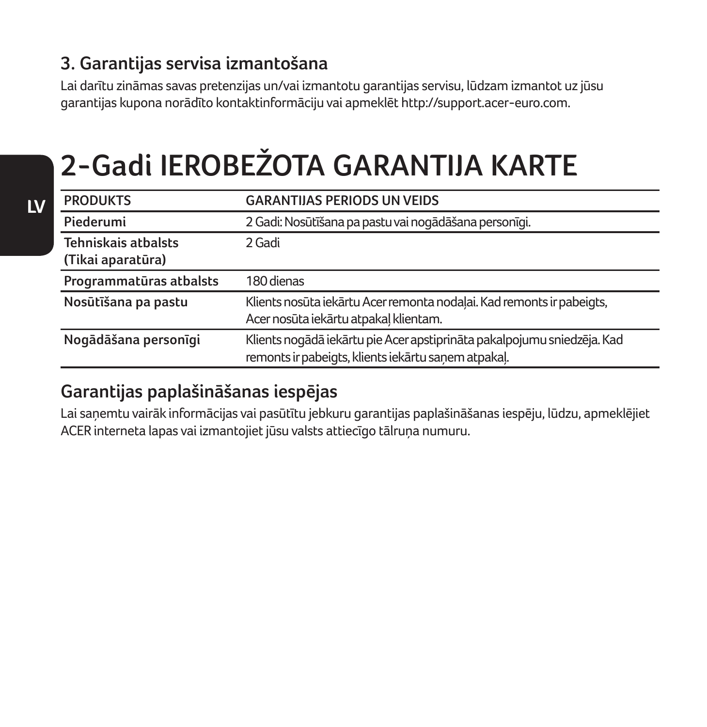### 3. Garantijas servisa izmantošana

Lai darītu zināmas savas pretenzijas un/vai izmantotu garantijas servisu, lūdzam izmantot uz jūsu garantijas kupona norādīto kontaktinformāciju vai apmeklēt http://support.acer-euro.com.

# 2-Gadi IEROBEŽOTA GARANTIJA KARTE

| PRODUKTS | GARANTIJAS PERIODS UN VEIDS |
| --- | --- |
| **Piederumi** | 2 Gadi: Nosūtīšana pa pastu vai nogādāšana personīgi. |
| **Tehniskais atbalsts (Tikai aparatūra)** | 2 Gadi |
| **Programmatūras atbalsts** | 180 dienas |
| **Nosūtīšana pa pastu** | Klients nosūta iekārtu Acer remonta nodaļai. Kad remonts ir pabeigts, Acer nosūta iekārtu atpakaļ klientam. |
| **Nogādāšana personīgi** | Klients nogādā iekārtu pie Acer apstiprināta pakalpojumu sniedzēja. Kad remonts ir pabeigts, klients iekārtu saņem atpakaļ. |

## Garantijas paplašināšanas iespējas

Lai saņemtu vairāk informācijas vai pasūtītu jebkuru garantijas paplašināšanas iespēju, lūdzu, apmeklējiet ACER interneta lapas vai izmantojiet jūsu valsts attiecīgo tālruņa numuru.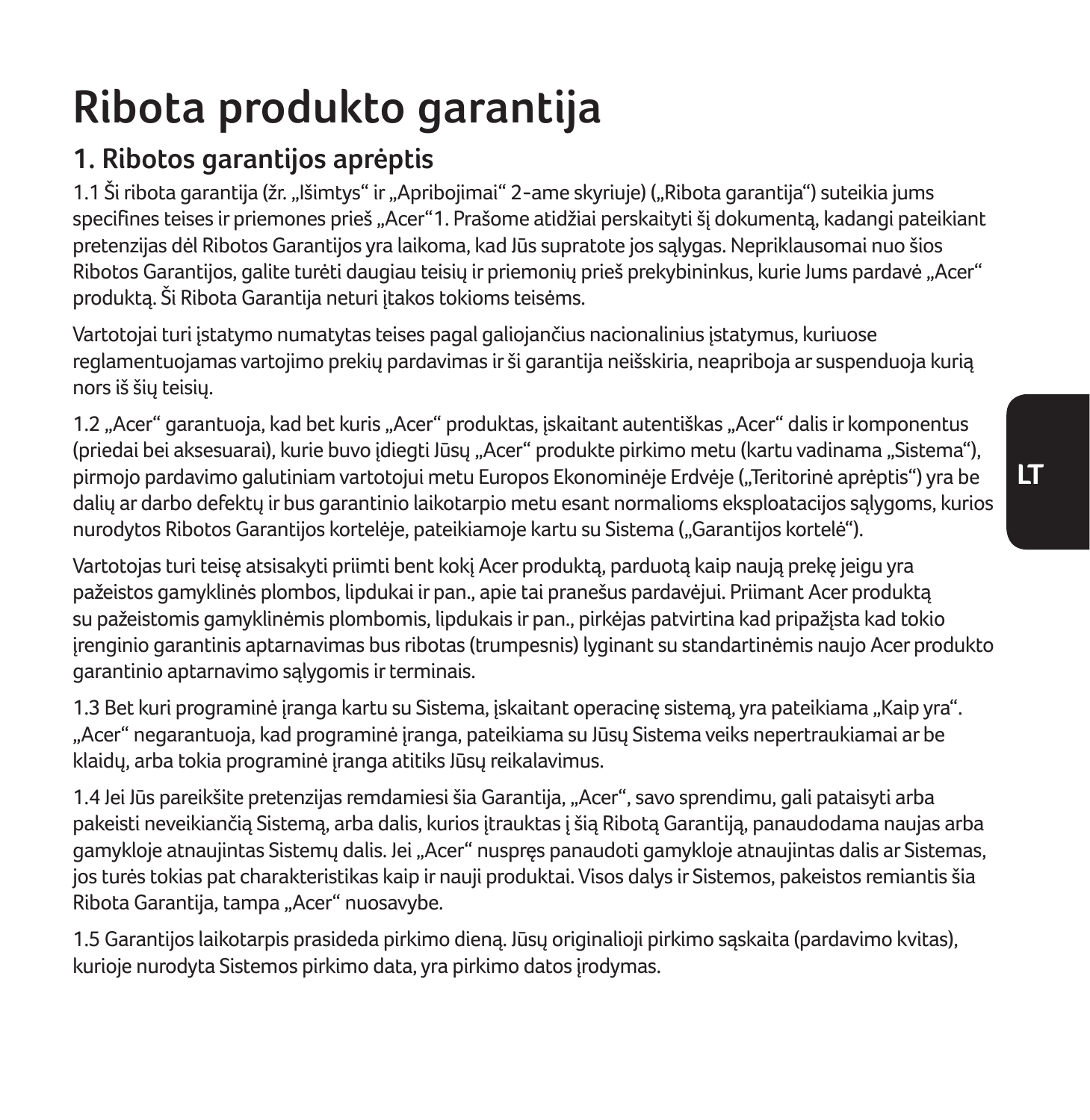# Ribota produkto garantija

## 1. Ribotos garantijos aprėptis

1.1 Ši ribota garantija (žr. „Išimtys“ ir „Apribojimai“ 2-ame skyriuje) („Ribota garantija“) suteikia jums specifines teises ir priemones prieš „Acer“1. Prašome atidžiai perskaityti šį dokumentą, kadangi pateikiant pretenzijas dėl Ribotos Garantijos yra laikoma, kad Jūs supratote jos sąlygas. Nepriklausomai nuo šios Ribotos Garantijos, galite turėti daugiau teisių ir priemonių prieš prekybininkus, kurie Jums pardavė „Acer“ produktą. Ši Ribota Garantija neturi įtakos tokioms teisėms.

Vartotojai turi įstatymo numatytas teises pagal galiojančius nacionalinius įstatymus, kuriuose reglamentuojamas vartojimo prekių pardavimas ir ši garantija neišskiria, neapriboja ar suspenduoja kurią nors iš šių teisių.

1.2 „Acer“ garantuoja, kad bet kuris „Acer“ produktas, įskaitant autentiškas „Acer“ dalis ir komponentus (priedai bei aksesuarai), kurie buvo įdiegti Jūsų „Acer“ produkte pirkimo metu (kartu vadinama „Sistema“), pirmojo pardavimo galutiniam vartotojui metu Europos Ekonominėje Erdvėje („Teritorinė aprėptis“) yra be dalių ar darbo defektų ir bus garantinio laikotarpio metu esant normalioms eksploatacijos sąlygoms, kurios nurodytos Ribotos Garantijos kortelėje, pateikiamoje kartu su Sistema („Garantijos kortelė“).

Vartotojas turi teisę atsisakyti priimti bent kokį Acer produktą, parduotą kaip naują prekę jeigu yra pažeistos gamyklinės plombos, lipdukai ir pan., apie tai pranešus pardavėjui. Priimant Acer produktą su pažeistomis gamyklinėmis plombomis, lipdukais ir pan., pirkėjas patvirtina kad pripažįsta kad tokio įrenginio garantinis aptarnavimas bus ribotas (trumpesnis) lyginant su standartinėmis naujo Acer produkto garantinio aptarnavimo sąlygomis ir terminais.

1.3 Bet kuri programinė įranga kartu su Sistema, įskaitant operacinę sistemą, yra pateikiama „Kaip yra“. „Acer“ negarantuoja, kad programinė įranga, pateikiama su Jūsų Sistema veiks nepertraukiamai ar be klaidų, arba tokia programinė įranga atitiks Jūsų reikalavimus.

1.4 Jei Jūs pareikšite pretenzijas remdamiesi šia Garantija, „Acer“, savo sprendimu, gali pataisyti arba pakeisti neveikiančią Sistemą, arba dalis, kurios įtrauktas į šią Ribotą Garantiją, panaudodama naujas arba gamykloje atnaujintas Sistemų dalis. Jei „Acer“ nuspręs panaudoti gamykloje atnaujintas dalis ar Sistemas, jos turės tokias pat charakteristikas kaip ir nauji produktai. Visos dalys ir Sistemos, pakeistos remiantis šia Ribota Garantija, tampa „Acer“ nuosavybe.

1.5 Garantijos laikotarpis prasideda pirkimo dieną. Jūsų originalioji pirkimo sąskaita (pardavimo kvitas), kurioje nurodyta Sistemos pirkimo data, yra pirkimo datos įrodymas.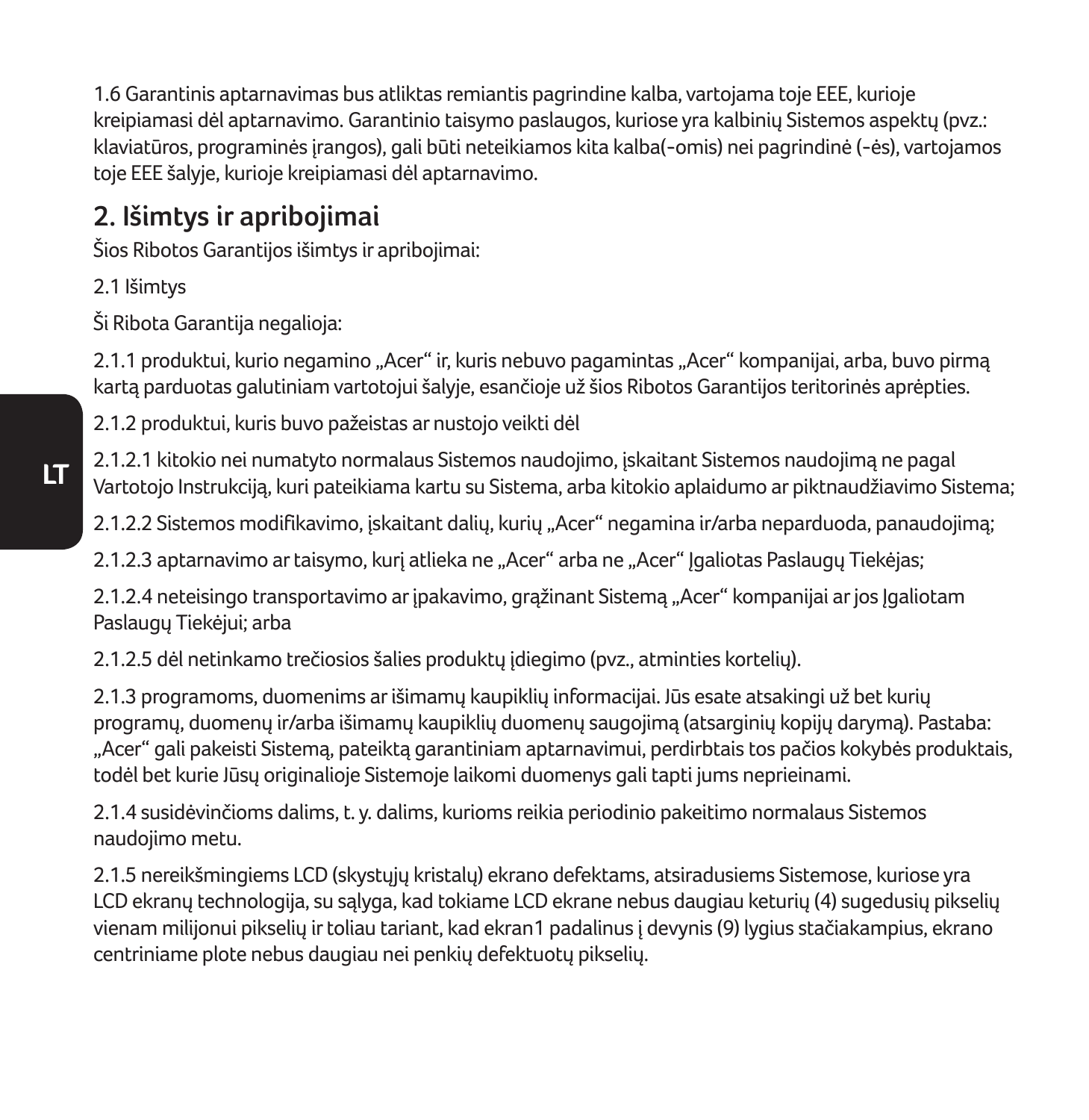1.6 Garantinis aptarnavimas bus atliktas remiantis pagrindine kalba, vartojama toje EEE, kurioje kreipiamasi dėl aptarnavimo. Garantinio taisymo paslaugos, kuriose yra kalbinių Sistemos aspektų (pvz.: klaviatūros, programinės įrangos), gali būti neteikiamos kita kalba(-omis) nei pagrindinė (-ės), vartojamos toje EEE šalyje, kurioje kreipiamasi dėl aptarnavimo.

## 2. Išimtys ir apribojimai

Šios Ribotos Garantijos išimtys ir apribojimai:

2.1 Išimtys

Ši Ribota Garantija negalioja:

2.1.1 produktui, kurio negamino „Acer“ ir, kuris nebuvo pagamintas „Acer“ kompanijai, arba, buvo pirmą kartą parduotas galutiniam vartotojui šalyje, esančioje už šios Ribotos Garantijos teritorinės aprėpties.

2.1.2 produktui, kuris buvo pažeistas ar nustojo veikti dėl

2.1.2.1 kitokio nei numatyto normalaus Sistemos naudojimo, įskaitant Sistemos naudojimą ne pagal Vartotojo Instrukciją, kuri pateikiama kartu su Sistema, arba kitokio aplaidumo ar piktnaudžiavimo Sistema;

2.1.2.2 Sistemos modifikavimo, įskaitant dalių, kurių „Acer“ negamina ir/arba neparduoda, panaudojimą;

2.1.2.3 aptarnavimo ar taisymo, kurį atlieka ne „Acer“ arba ne „Acer“ Įgaliotas Paslaugų Tiekėjas;

2.1.2.4 neteisingo transportavimo ar įpakavimo, grąžinant Sistemą „Acer“ kompanijai ar jos Įgaliotam Paslaugų Tiekėjui; arba

2.1.2.5 dėl netinkamo trečiosios šalies produktų įdiegimo (pvz., atminties kortelių).

2.1.3 programoms, duomenims ar išimamų kaupiklių informacijai. Jūs esate atsakingi už bet kurių programų, duomenų ir/arba išimamų kaupiklių duomenų saugojimą (atsarginių kopijų darymą). Pastaba: „Acer“ gali pakeisti Sistemą, pateiktą garantiniam aptarnavimui, perdirbtais tos pačios kokybės produktais, todėl bet kurie Jūsų originalioje Sistemoje laikomi duomenys gali tapti jums neprieinami.

2.1.4 susidėvinčioms dalims, t. y. dalims, kurioms reikia periodinio pakeitimo normalaus Sistemos naudojimo metu.

2.1.5 nereikšmingiems LCD (skystųjų kristalų) ekrano defektams, atsiradusiems Sistemose, kuriose yra LCD ekranų technologija, su sąlyga, kad tokiame LCD ekrane nebus daugiau keturių (4) sugedusių pikselių vienam milijonui pikselių ir toliau tariant, kad ekran1 padalinus į devynis (9) lygius stačiakampius, ekrano centriniame plote nebus daugiau nei penkių defektuotų pikselių.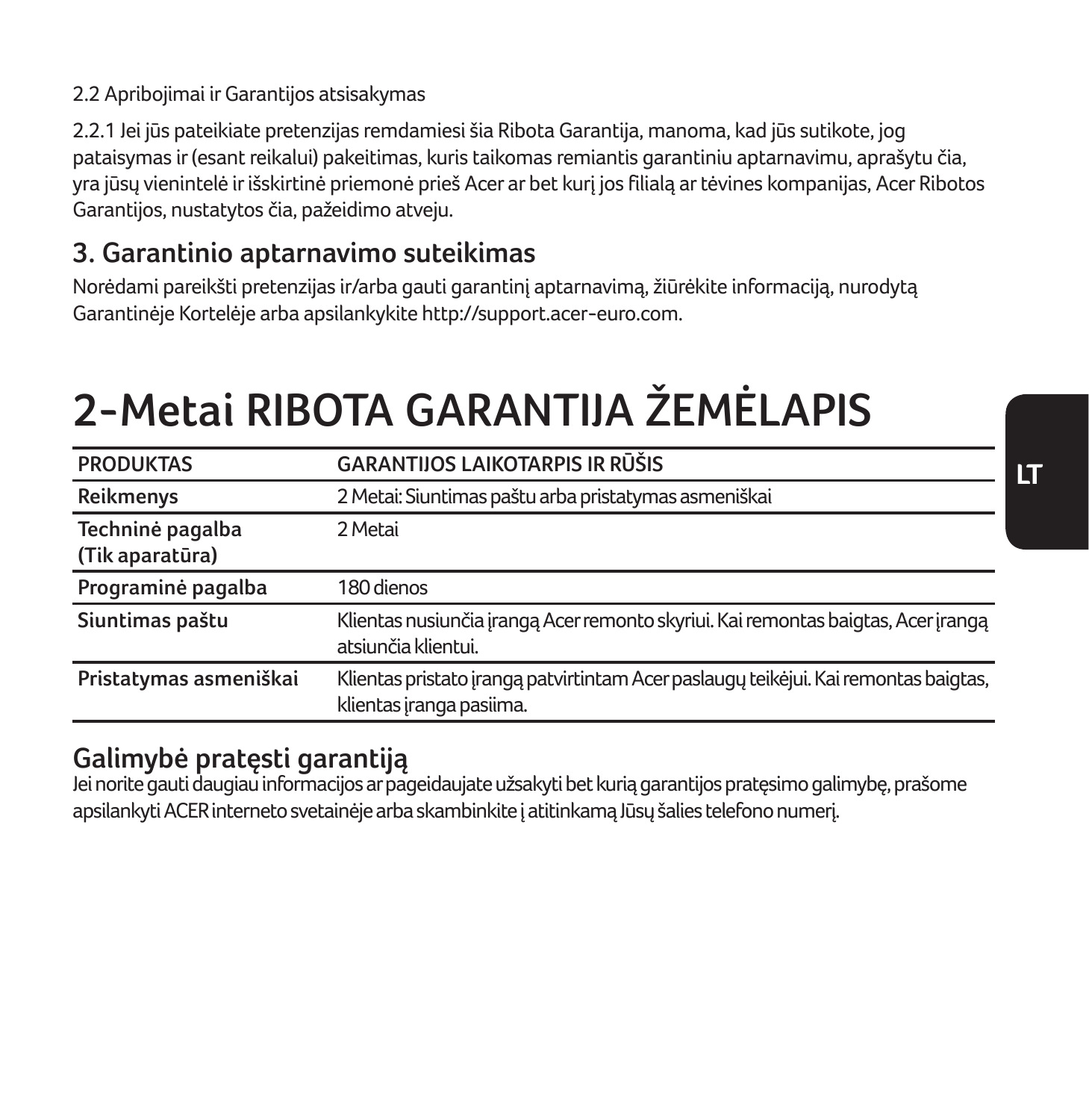2.2 Apribojimai ir Garantijos atsisakymas

2.2.1 Jei jūs pateikiate pretenzijas remdamiesi šia Ribota Garantija, manoma, kad jūs sutikote, jog pataisymas ir (esant reikalui) pakeitimas, kuris taikomas remiantis garantiniu aptarnavimu, aprašytu čia, yra jūsų vienintelė ir išskirtinė priemonė prieš Acer ar bet kurį jos filialą ar tėvines kompanijas, Acer Ribotos Garantijos, nustatytos čia, pažeidimo atveju.

## 3. Garantinio aptarnavimo suteikimas

Norėdami pareikšti pretenzijas ir/arba gauti garantinį aptarnavimą, žiūrėkite informaciją, nurodytą Garantinėje Kortelėje arba apsilankykite http://support.acer-euro.com.

# 2-Metai RIBOTA GARANTIJA ŽEMĖLAPIS

| PRODUKTAS | GARANTIJOS LAIKOTARPIS IR RŪŠIS |
|---|---|
| **Reikmenys** | 2 Metai: Siuntimas paštu arba pristatymas asmeniškai |
| **Techninė pagalba (Tik aparatūra)** | 2 Metai |
| **Programinė pagalba** | 180 dienos |
| **Siuntimas paštu** | Klientas nusiunčia įrangą Acer remonto skyriui. Kai remontas baigtas, Acer įrangą atsiunčia klientui. |
| **Pristatymas asmeniškai** | Klientas pristato įrangą patvirtintam Acer paslaugų teikėjui. Kai remontas baigtas, klientas įranga pasiima. |

## Galimybė pratęsti garantiją

Jei norite gauti daugiau informacijos ar pageidaujate užsakyti bet kurią garantijos pratęsimo galimybę, prašome apsilankyti ACER interneto svetainėje arba skambinkite į atitinkamą Jūsų šalies telefono numerį.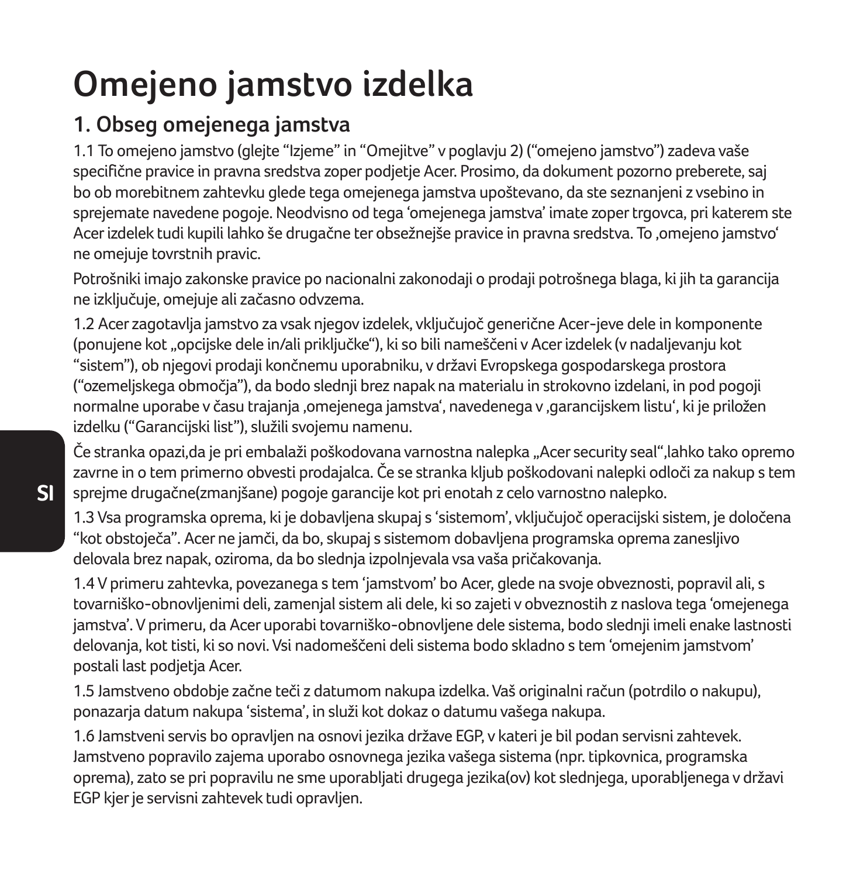# Omejeno jamstvo izdelka

## 1. Obseg omejenega jamstva

1.1 To omejeno jamstvo (glejte “Izjeme” in “Omejitve” v poglavju 2) (“omejeno jamstvo”) zadeva vaše specifične pravice in pravna sredstva zoper podjetje Acer. Prosimo, da dokument pozorno preberete, saj bo ob morebitnem zahtevku glede tega omejenega jamstva upoštevano, da ste seznanjeni z vsebino in sprejemate navedene pogoje. Neodvisno od tega ‘omejenega jamstva’ imate zoper trgovca, pri katerem ste Acer izdelek tudi kupili lahko še drugačne ter obsežnejše pravice in pravna sredstva. To ‚omejeno jamstvo‘ ne omejuje tovrstnih pravic.

Potrošniki imajo zakonske pravice po nacionalni zakonodaji o prodaji potrošnega blaga, ki jih ta garancija ne izključuje, omejuje ali začasno odvzema.

1.2 Acer zagotavlja jamstvo za vsak njegov izdelek, vključujoč generične Acer-jeve dele in komponente (ponujene kot „opcijske dele in/ali priključke“), ki so bili nameščeni v Acer izdelek (v nadaljevanju kot “sistem”), ob njegovi prodaji končnemu uporabniku, v državi Evropskega gospodarskega prostora (“ozemeljskega območja”), da bodo slednji brez napak na materialu in strokovno izdelani, in pod pogoji normalne uporabe v času trajanja ‚omejenega jamstva‘, navedenega v ‚garancijskem listu‘, ki je priložen izdelku (“Garancijski list”), služili svojemu namenu.

Če stranka opazi,da je pri embalaži poškodovana varnostna nalepka „Acer security seal“,lahko tako opremo zavrne in o tem primerno obvesti prodajalca. Če se stranka kljub poškodovani nalepki odloči za nakup s tem sprejme drugačne(zmanjšane) pogoje garancije kot pri enotah z celo varnostno nalepko.

1.3 Vsa programska oprema, ki je dobavljena skupaj s ‘sistemom’, vključujoč operacijski sistem, je določena “kot obstoječa”. Acer ne jamči, da bo, skupaj s sistemom dobavljena programska oprema zanesljivo delovala brez napak, oziroma, da bo slednja izpolnjevala vsa vaša pričakovanja.

1.4 V primeru zahtevka, povezanega s tem ‘jamstvom’ bo Acer, glede na svoje obveznosti, popravil ali, s tovarniško-obnovljenimi deli, zamenjal sistem ali dele, ki so zajeti v obveznostih z naslova tega ‘omejenega jamstva’. V primeru, da Acer uporabi tovarniško-obnovljene dele sistema, bodo slednji imeli enake lastnosti delovanja, kot tisti, ki so novi. Vsi nadomeščeni deli sistema bodo skladno s tem ‘omejenim jamstvom’ postali last podjetja Acer.

1.5 Jamstveno obdobje začne teči z datumom nakupa izdelka. Vaš originalni račun (potrdilo o nakupu), ponazarja datum nakupa ‘sistema’, in služi kot dokaz o datumu vašega nakupa.

1.6 Jamstveni servis bo opravljen na osnovi jezika države EGP, v kateri je bil podan servisni zahtevek. Jamstveno popravilo zajema uporabo osnovnega jezika vašega sistema (npr. tipkovnica, programska oprema), zato se pri popravilu ne sme uporabljati drugega jezika(ov) kot slednjega, uporabljenega v državi EGP kjer je servisni zahtevek tudi opravljen.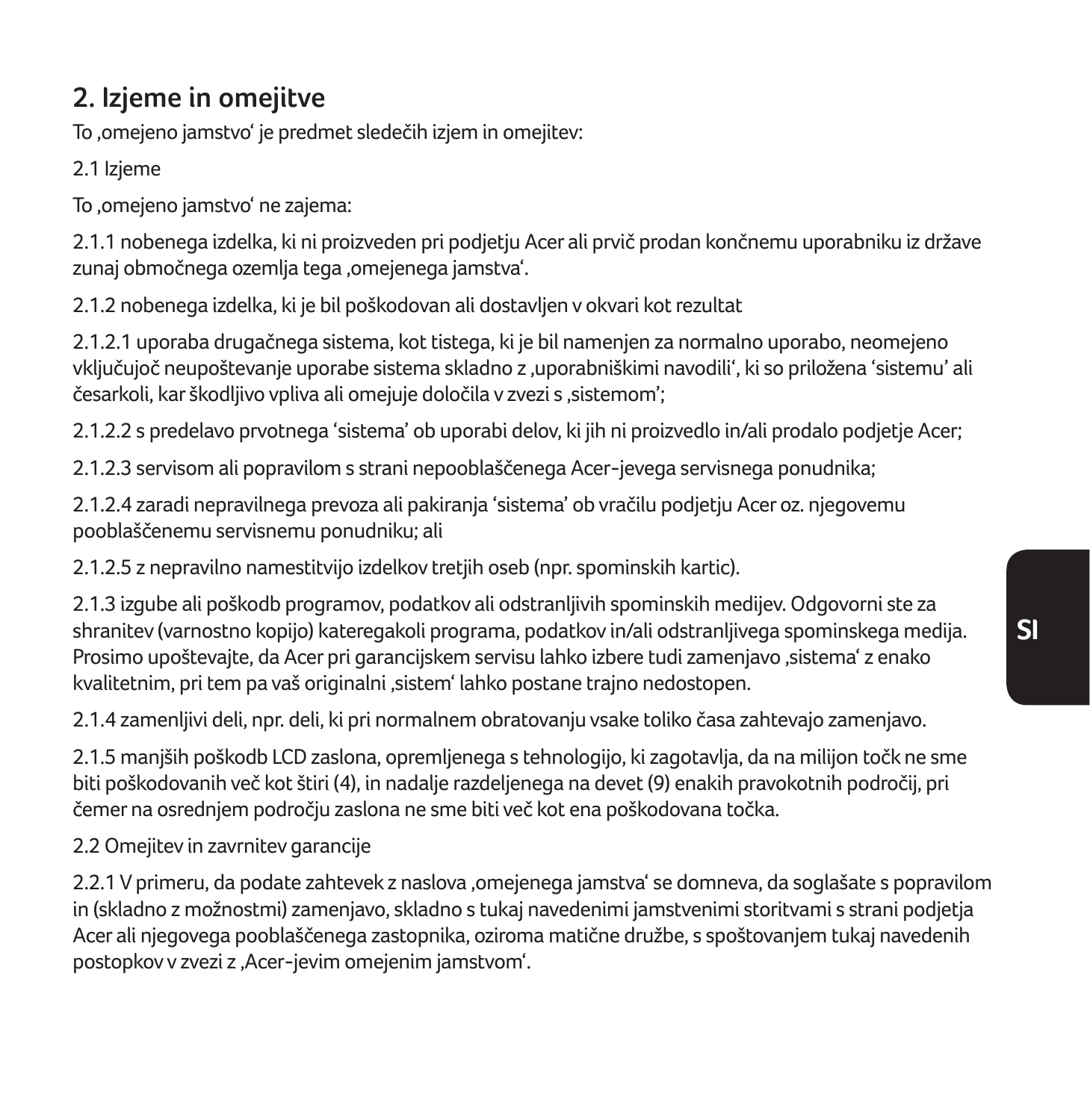## 2. Izjeme in omejitve

To ‚omejeno jamstvo' je predmet sledečih izjem in omejitev:

2.1 Izjeme

To ‚omejeno jamstvo' ne zajema:

2.1.1 nobenega izdelka, ki ni proizveden pri podjetju Acer ali prvič prodan končnemu uporabniku iz države zunaj območnega ozemlja tega ‚omejenega jamstva'.

2.1.2 nobenega izdelka, ki je bil poškodovan ali dostavljen v okvari kot rezultat

2.1.2.1 uporaba drugačnega sistema, kot tistega, ki je bil namenjen za normalno uporabo, neomejeno vključujoč neupoštevanje uporabe sistema skladno z ‚uporabniškimi navodili', ki so priložena 'sistemu' ali česarkoli, kar škodljivo vpliva ali omejuje določila v zvezi s ‚sistemom';

2.1.2.2 s predelavo prvotnega 'sistema' ob uporabi delov, ki jih ni proizvedlo in/ali prodalo podjetje Acer;

2.1.2.3 servisom ali popravilom s strani nepooblaščenega Acer-jevega servisnega ponudnika;

2.1.2.4 zaradi nepravilnega prevoza ali pakiranja 'sistema' ob vračilu podjetju Acer oz. njegovemu pooblaščenemu servisnemu ponudniku; ali

2.1.2.5 z nepravilno namestitvijo izdelkov tretjih oseb (npr. spominskih kartic).

2.1.3 izgube ali poškodb programov, podatkov ali odstranljivih spominskih medijev. Odgovorni ste za shranitev (varnostno kopijo) kateregakoli programa, podatkov in/ali odstranljivega spominskega medija. Prosimo upoštevajte, da Acer pri garancijskem servisu lahko izbere tudi zamenjavo ‚sistema' z enako kvalitetnim, pri tem pa vaš originalni ‚sistem' lahko postane trajno nedostopen.

2.1.4 zamenljivi deli, npr. deli, ki pri normalnem obratovanju vsake toliko časa zahtevajo zamenjavo.

2.1.5 manjših poškodb LCD zaslona, opremljenega s tehnologijo, ki zagotavlja, da na milijon točk ne sme biti poškodovanih več kot štiri (4), in nadalje razdeljenega na devet (9) enakih pravokotnih področij, pri čemer na osrednjem področju zaslona ne sme biti več kot ena poškodovana točka.

2.2 Omejitev in zavrnitev garancije

2.2.1 V primeru, da podate zahtevek z naslova ‚omejenega jamstva' se domneva, da soglašate s popravilom in (skladno z možnostmi) zamenjavo, skladno s tukaj navedenimi jamstvenimi storitvami s strani podjetja Acer ali njegovega pooblaščenega zastopnika, oziroma matične družbe, s spoštovanjem tukaj navedenih postopkov v zvezi z ‚Acer-jevim omejenim jamstvom'.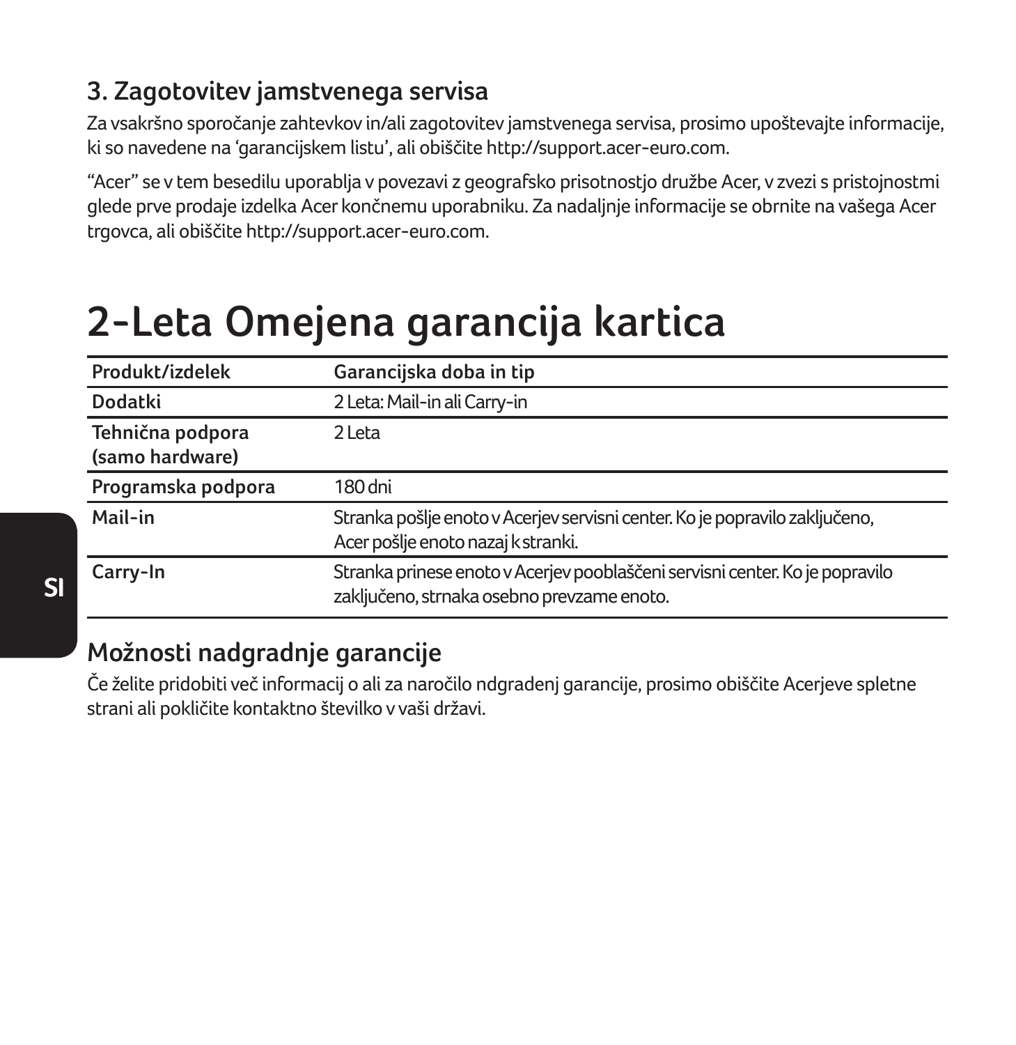### 3. Zagotovitev jamstvenega servisa

Za vsakršno sporočanje zahtevkov in/ali zagotovitev jamstvenega servisa, prosimo upoštevajte informacije, ki so navedene na 'garancijskem listu', ali obiščite http://support.acer-euro.com.

"Acer" se v tem besedilu uporablja v povezavi z geografsko prisotnostjo družbe Acer, v zvezi s pristojnostmi glede prve prodaje izdelka Acer končnemu uporabniku. Za nadaljnje informacije se obrnite na vašega Acer trgovca, ali obiščite http://support.acer-euro.com.

# 2-Leta Omejena garancija kartica

| Produkt/izdelek | Garancijska doba in tip |
|---|---|
| Dodatki | 2 Leta: Mail-in ali Carry-in |
| Tehnična podpora (samo hardware) | 2 Leta |
| Programska podpora | 180 dni |
| Mail-in | Stranka pošlje enoto v Acerjev servisni center. Ko je popravilo zaključeno, Acer pošlje enoto nazaj k stranki. |
| Carry-In | Stranka prinese enoto v Acerjev pooblaščeni servisni center. Ko je popravilo zaključeno, strnaka osebno prevzame enoto. |

## Možnosti nadgradnje garancije

Če želite pridobiti več informacij o ali za naročilo ndgradenj garancije, prosimo obiščite Acerjeve spletne strani ali pokličite kontaktno številko v vaši državi.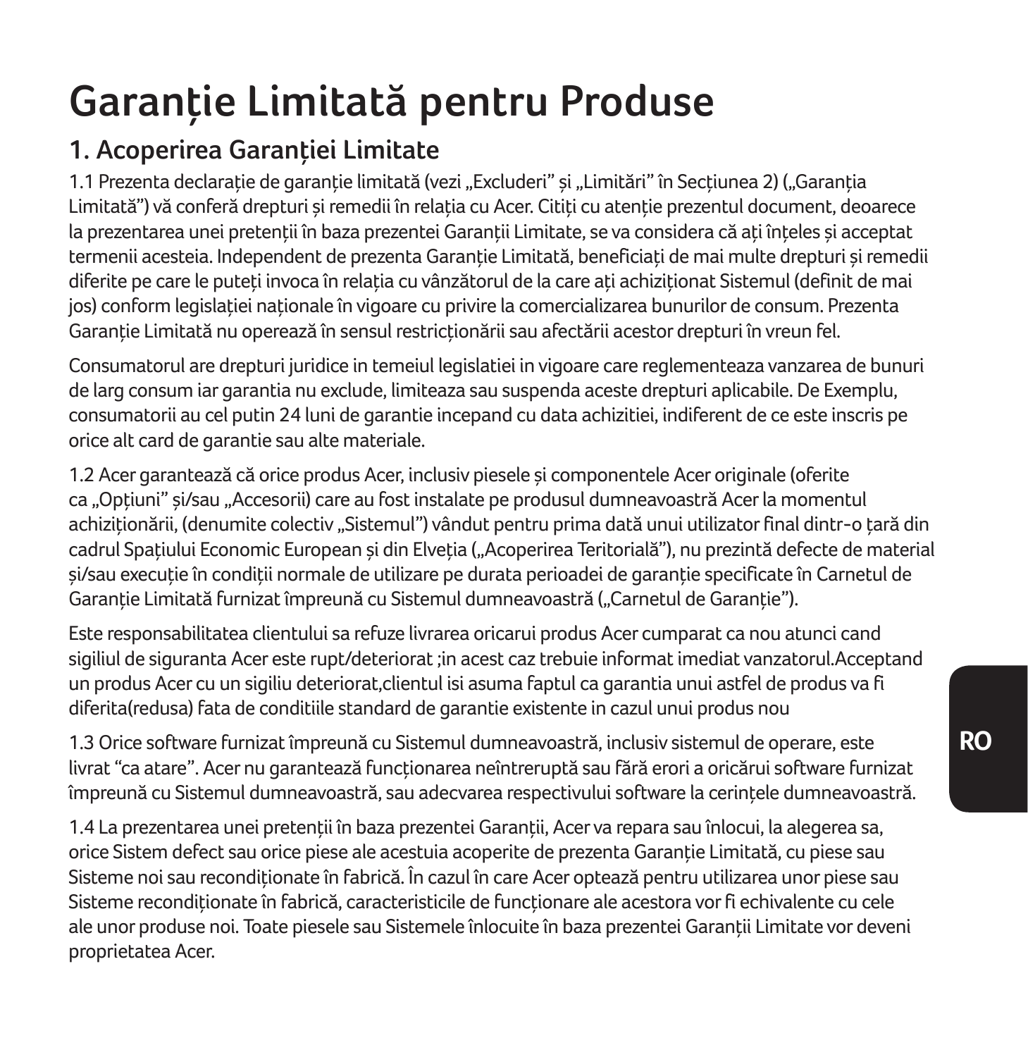# Garanție Limitată pentru Produse

## 1. Acoperirea Garanției Limitate

1.1 Prezenta declarație de garanție limitată (vezi „Excluderi" și „Limitări" în Secțiunea 2) („Garanția Limitată") vă conferă drepturi și remedii în relația cu Acer. Citiți cu atenție prezentul document, deoarece la prezentarea unei pretenții în baza prezentei Garanții Limitate, se va considera că ați înțeles și acceptat termenii acesteia. Independent de prezenta Garanție Limitată, beneficiați de mai multe drepturi și remedii diferite pe care le puteți invoca în relația cu vânzătorul de la care ați achiziționat Sistemul (definit de mai jos) conform legislației naționale în vigoare cu privire la comercializarea bunurilor de consum. Prezenta Garanție Limitată nu operează în sensul restricționării sau afectării acestor drepturi în vreun fel.

Consumatorul are drepturi juridice in temeiul legislatiei in vigoare care reglementeaza vanzarea de bunuri de larg consum iar garantia nu exclude, limiteaza sau suspenda aceste drepturi aplicabile. De Exemplu, consumatorii au cel putin 24 luni de garantie incepand cu data achizitiei, indiferent de ce este inscris pe orice alt card de garantie sau alte materiale.

1.2 Acer garantează că orice produs Acer, inclusiv piesele și componentele Acer originale (oferite ca „Opțiuni" și/sau „Accesorii) care au fost instalate pe produsul dumneavoastră Acer la momentul achiziționării, (denumite colectiv „Sistemul") vândut pentru prima dată unui utilizator final dintr-o țară din cadrul Spațiului Economic European și din Elveția („Acoperirea Teritorială"), nu prezintă defecte de material și/sau execuție în condiții normale de utilizare pe durata perioadei de garanție specificate în Carnetul de Garanție Limitată furnizat împreună cu Sistemul dumneavoastră („Carnetul de Garanție").

Este responsabilitatea clientului sa refuze livrarea oricarui produs Acer cumparat ca nou atunci cand sigiliul de siguranta Acer este rupt/deteriorat ;in acest caz trebuie informat imediat vanzatorul.Acceptand un produs Acer cu un sigiliu deteriorat,clientul isi asuma faptul ca garantia unui astfel de produs va fi diferita(redusa) fata de conditiile standard de garantie existente in cazul unui produs nou

1.3 Orice software furnizat împreună cu Sistemul dumneavoastră, inclusiv sistemul de operare, este livrat "ca atare". Acer nu garantează funcționarea neîntreruptă sau fără erori a oricărui software furnizat împreună cu Sistemul dumneavoastră, sau adecvarea respectivului software la cerințele dumneavoastră.

1.4 La prezentarea unei pretenții în baza prezentei Garanții, Acer va repara sau înlocui, la alegerea sa, orice Sistem defect sau orice piese ale acestuia acoperite de prezenta Garanție Limitată, cu piese sau Sisteme noi sau recondiționate în fabrică. În cazul în care Acer optează pentru utilizarea unor piese sau Sisteme recondiționate în fabrică, caracteristicile de funcționare ale acestora vor fi echivalente cu cele ale unor produse noi. Toate piesele sau Sistemele înlocuite în baza prezentei Garanții Limitate vor deveni proprietatea Acer.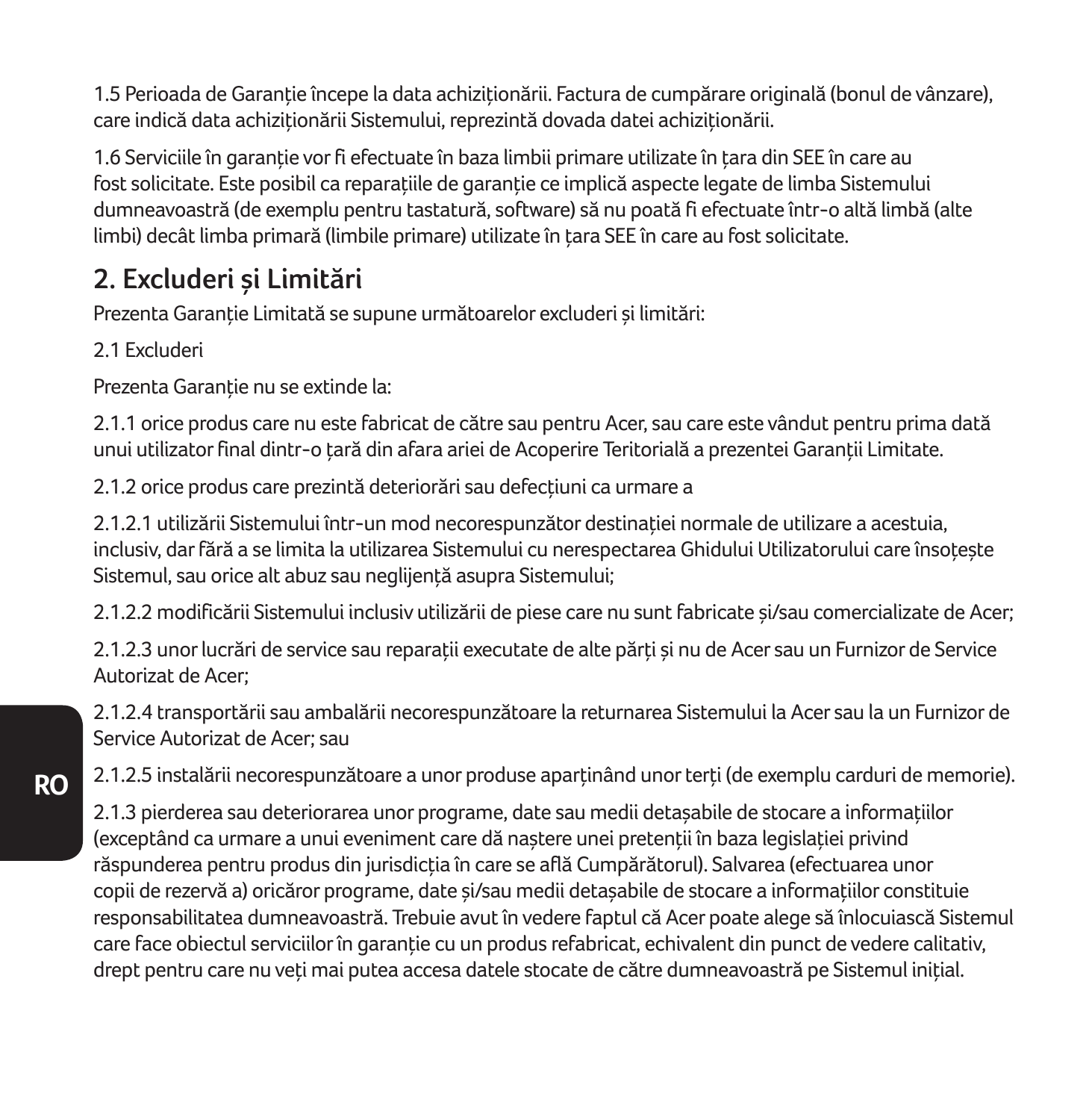1.5 Perioada de Garanție începe la data achiziționării. Factura de cumpărare originală (bonul de vânzare), care indică data achiziționării Sistemului, reprezintă dovada datei achiziționării.

1.6 Serviciile în garanție vor fi efectuate în baza limbii primare utilizate în țara din SEE în care au fost solicitate. Este posibil ca reparațiile de garanție ce implică aspecte legate de limba Sistemului dumneavoastră (de exemplu pentru tastatură, software) să nu poată fi efectuate într-o altă limbă (alte limbi) decât limba primară (limbile primare) utilizate în țara SEE în care au fost solicitate.

## 2. Excluderi și Limitări

Prezenta Garanție Limitată se supune următoarelor excluderi și limitări:

2.1 Excluderi

Prezenta Garanție nu se extinde la:

2.1.1 orice produs care nu este fabricat de către sau pentru Acer, sau care este vândut pentru prima dată unui utilizator final dintr-o țară din afara ariei de Acoperire Teritorială a prezentei Garanții Limitate.

2.1.2 orice produs care prezintă deteriorări sau defecțiuni ca urmare a

2.1.2.1 utilizării Sistemului într-un mod necorespunzător destinației normale de utilizare a acestuia, inclusiv, dar fără a se limita la utilizarea Sistemului cu nerespectarea Ghidului Utilizatorului care însoțește Sistemul, sau orice alt abuz sau neglijență asupra Sistemului;

2.1.2.2 modificării Sistemului inclusiv utilizării de piese care nu sunt fabricate și/sau comercializate de Acer;

2.1.2.3 unor lucrări de service sau reparații executate de alte părți și nu de Acer sau un Furnizor de Service Autorizat de Acer;

2.1.2.4 transportării sau ambalării necorespunzătoare la returnarea Sistemului la Acer sau la un Furnizor de Service Autorizat de Acer; sau

2.1.2.5 instalării necorespunzătoare a unor produse aparținând unor terți (de exemplu carduri de memorie).

2.1.3 pierderea sau deteriorarea unor programe, date sau medii detașabile de stocare a informațiilor (exceptând ca urmare a unui eveniment care dă naștere unei pretenții în baza legislației privind răspunderea pentru produs din jurisdicția în care se află Cumpărătorul). Salvarea (efectuarea unor copii de rezervă a) oricăror programe, date și/sau medii detașabile de stocare a informațiilor constituie responsabilitatea dumneavoastră. Trebuie avut în vedere faptul că Acer poate alege să înlocuiască Sistemul care face obiectul serviciilor în garanție cu un produs refabricat, echivalent din punct de vedere calitativ, drept pentru care nu veți mai putea accesa datele stocate de către dumneavoastră pe Sistemul inițial.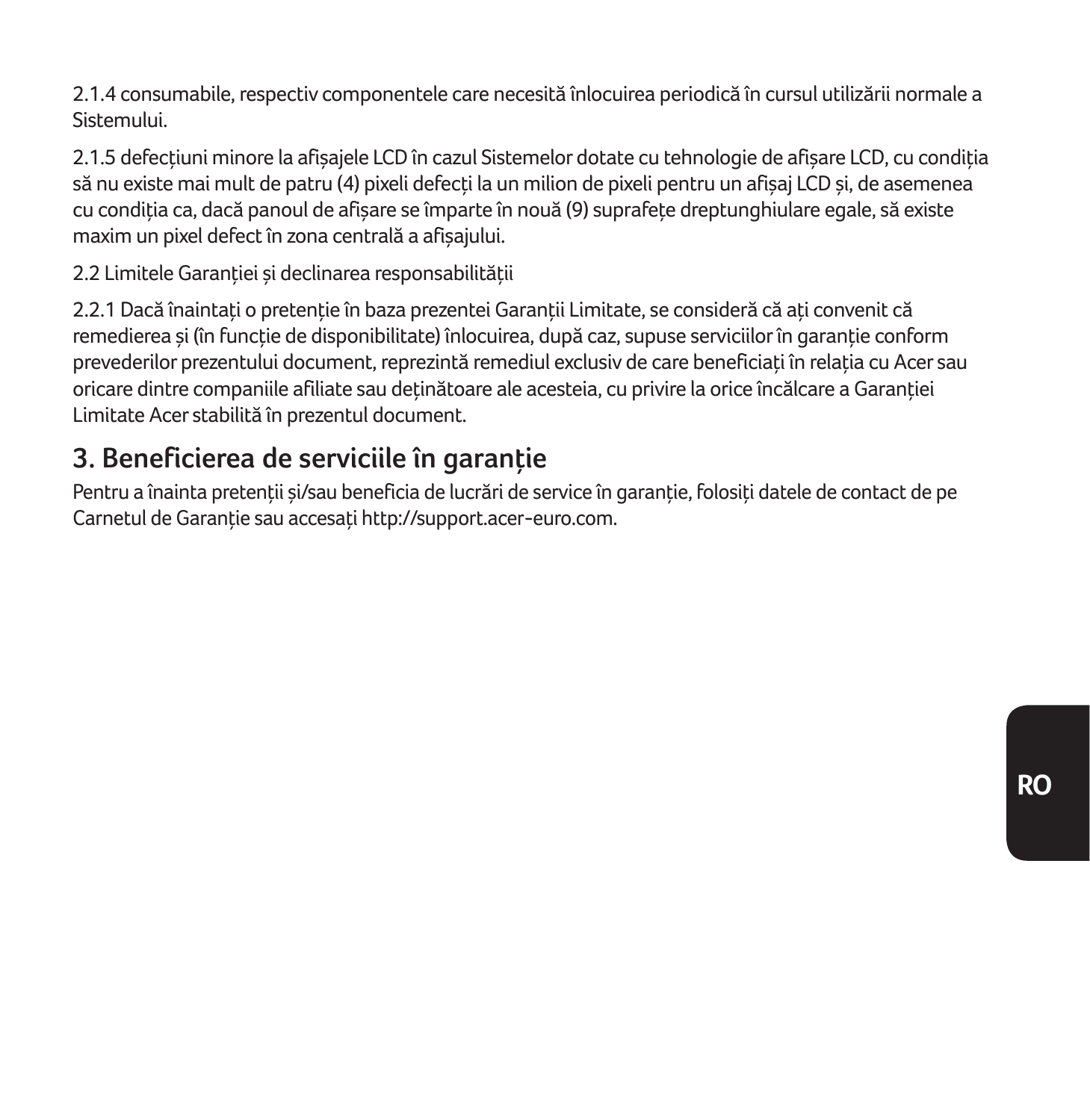2.1.4 consumabile, respectiv componentele care necesită înlocuirea periodică în cursul utilizării normale a Sistemului.

2.1.5 defecțiuni minore la afișajele LCD în cazul Sistemelor dotate cu tehnologie de afișare LCD, cu condiția să nu existe mai mult de patru (4) pixeli defecți la un milion de pixeli pentru un afișaj LCD și, de asemenea cu condiția ca, dacă panoul de afișare se împarte în nouă (9) suprafețe dreptunghiulare egale, să existe maxim un pixel defect în zona centrală a afișajului.

2.2 Limitele Garanției și declinarea responsabilității

2.2.1 Dacă înaintați o pretenție în baza prezentei Garanții Limitate, se consideră că ați convenit că remedierea și (în funcție de disponibilitate) înlocuirea, după caz, supuse serviciilor în garanție conform prevederilor prezentului document, reprezintă remediul exclusiv de care beneficiați în relația cu Acer sau oricare dintre companiile afiliate sau deținătoare ale acesteia, cu privire la orice încălcare a Garanției Limitate Acer stabilită în prezentul document.

## 3. Beneficierea de serviciile în garanție

Pentru a înainta pretenții și/sau beneficia de lucrări de service în garanție, folosiți datele de contact de pe Carnetul de Garanție sau accesați http://support.acer-euro.com.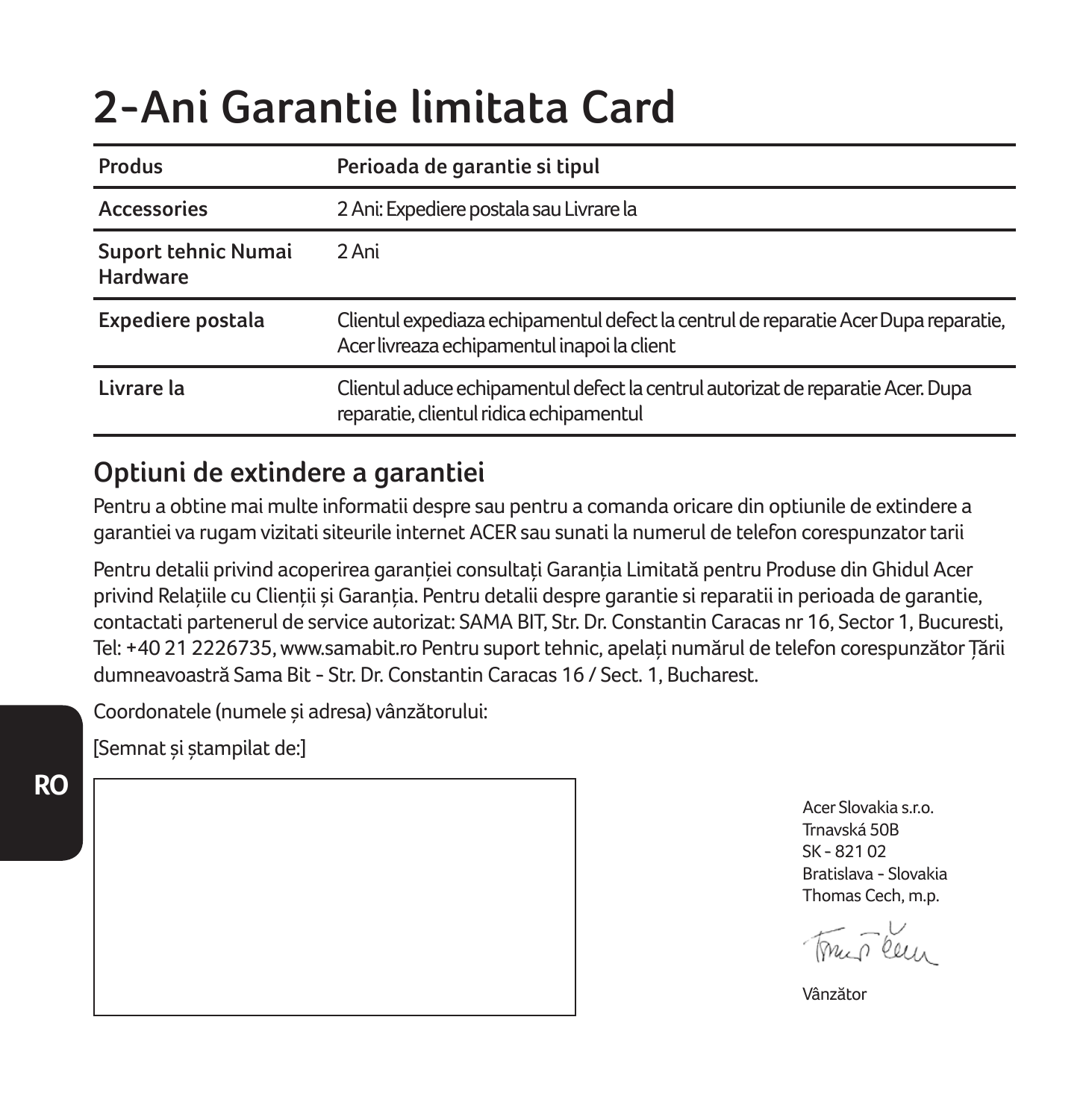# 2-Ani Garantie limitata Card

| Produs | Perioada de garantie si tipul |
|---|---|
| Accessories | 2 Ani: Expediere postala sau Livrare la |
| Suport tehnic Numai Hardware | 2 Ani |
| Expediere postala | Clientul expediaza echipamentul defect la centrul de reparatie Acer Dupa reparatie, Acer livreaza echipamentul inapoi la client |
| Livrare la | Clientul aduce echipamentul defect la centrul autorizat de reparatie Acer. Dupa reparatie, clientul ridica echipamentul |

## Optiuni de extindere a garantiei

Pentru a obtine mai multe informatii despre sau pentru a comanda oricare din optiunile de extindere a garantiei va rugam vizitati siteurile internet ACER sau sunati la numerul de telefon corespunzator tarii

Pentru detalii privind acoperirea garanției consultați Garanția Limitată pentru Produse din Ghidul Acer privind Relațiile cu Clienții și Garanția. Pentru detalii despre garantie si reparatii in perioada de garantie, contactati partenerul de service autorizat: SAMA BIT, Str. Dr. Constantin Caracas nr 16, Sector 1, Bucuresti, Tel: +40 21 2226735, www.samabit.ro Pentru suport tehnic, apelați numărul de telefon corespunzător Țării dumneavoastră Sama Bit - Str. Dr. Constantin Caracas 16 / Sect. 1, Bucharest.

Coordonatele (numele și adresa) vânzătorului:

[Semnat și ștampilat de:]

Acer Slovakia s.r.o.
Trnavská 50B
SK - 821 02
Bratislava - Slovakia
Thomas Cech, m.p.

Vânzător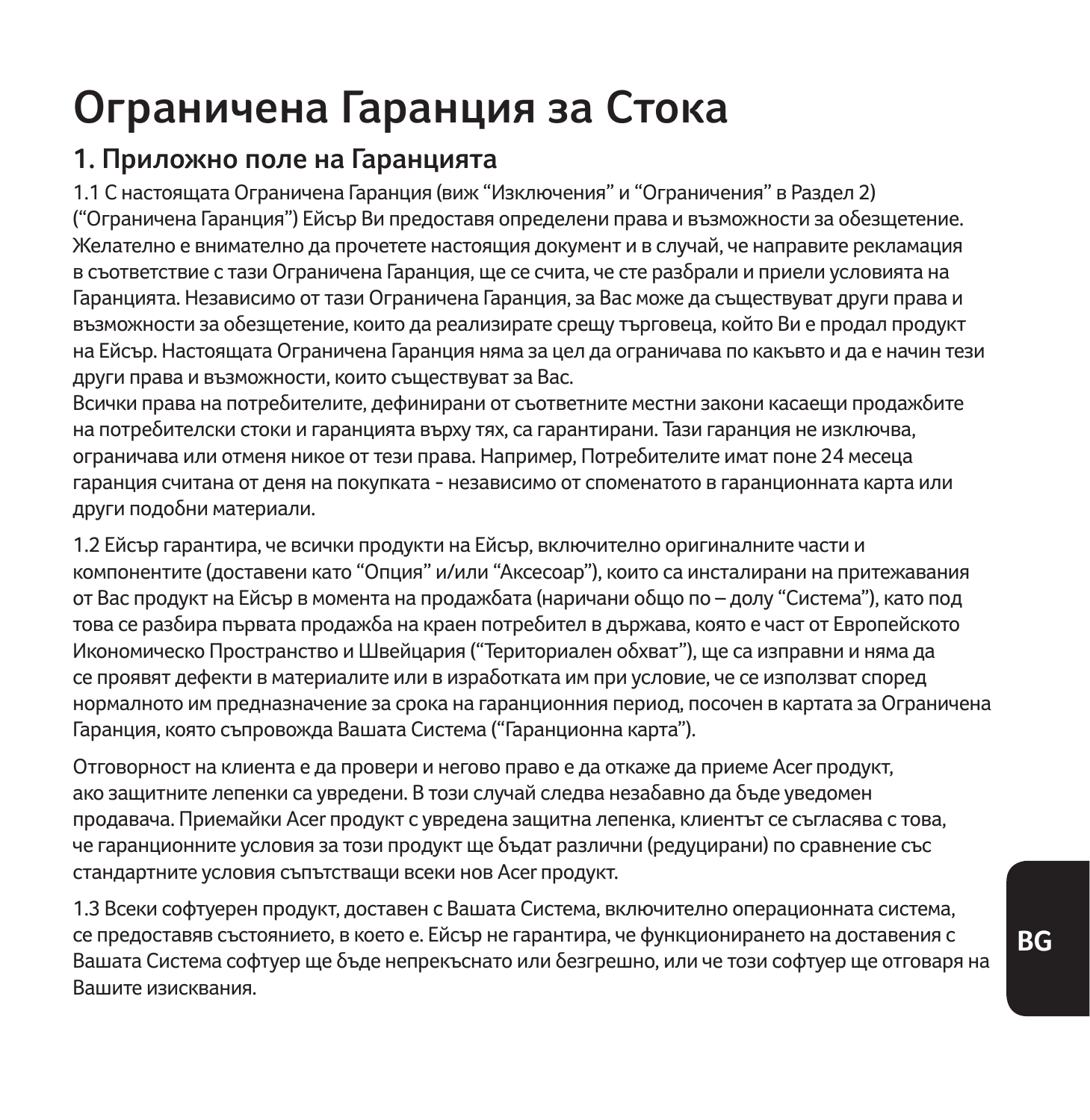# Ограничена Гаранция за Стока

## 1. Приложно поле на Гаранцията

1.1 С настоящата Ограничена Гаранция (виж "Изключения" и "Ограничения" в Раздел 2) ("Ограничена Гаранция") Ейсър Ви предоставя определени права и възможности за обезщетение. Желателно е внимателно да прочетете настоящия документ и в случай, че направите рекламация в съответствие с тази Ограничена Гаранция, ще се счита, че сте разбрали и приели условията на Гаранцията. Независимо от тази Ограничена Гаранция, за Вас може да съществуват други права и възможности за обезщетение, които да реализирате срещу търговеца, който Ви е продал продукт на Ейсър. Настоящата Ограничена Гаранция няма за цел да ограничава по какъвто и да е начин тези други права и възможности, които съществуват за Вас.
Всички права на потребителите, дефинирани от съответните местни закони касаещи продажбите на потребителски стоки и гаранцията върху тях, са гарантирани. Тази гаранция не изключва, ограничава или отменя никое от тези права. Например, Потребителите имат поне 24 месеца гаранция считана от деня на покупката - независимо от споменатото в гаранционната карта или други подобни материали.

1.2 Ейсър гарантира, че всички продукти на Ейсър, включително оригиналните части и компонентите (доставени като "Опция" и/или "Аксесоар"), които са инсталирани на притежавания от Вас продукт на Ейсър в момента на продажбата (наричани общо по – долу "Система"), като под това се разбира първата продажба на краен потребител в държава, която е част от Европейското Икономическо Пространство и Швейцария ("Териториален обхват"), ще са изправни и няма да се проявят дефекти в материалите или в изработката им при условие, че се използват според нормалното им предназначение за срока на гаранционния период, посочен в картата за Ограничена Гаранция, която съпровожда Вашата Система ("Гаранционна карта").

Отговорност на клиента е да провери и негово право е да откаже да приеме Acer продукт, ако защитните лепенки са увредени. В този случай следва незабавно да бъде уведомен продавача. Приемайки Acer продукт с увредена защитна лепенка, клиентът се съгласява с това, че гаранционните условия за този продукт ще бъдат различни (редуцирани) по сравнение със стандартните условия съпътстващи всеки нов Acer продукт.

1.3 Всеки софтуерен продукт, доставен с Вашата Система, включително операционната система, се предоставяв състоянието, в което е. Ейсър не гарантира, че функционирането на доставения с Вашата Система софтуер ще бъде непрекъснато или безгрешно, или че този софтуер ще отговаря на Вашите изисквания.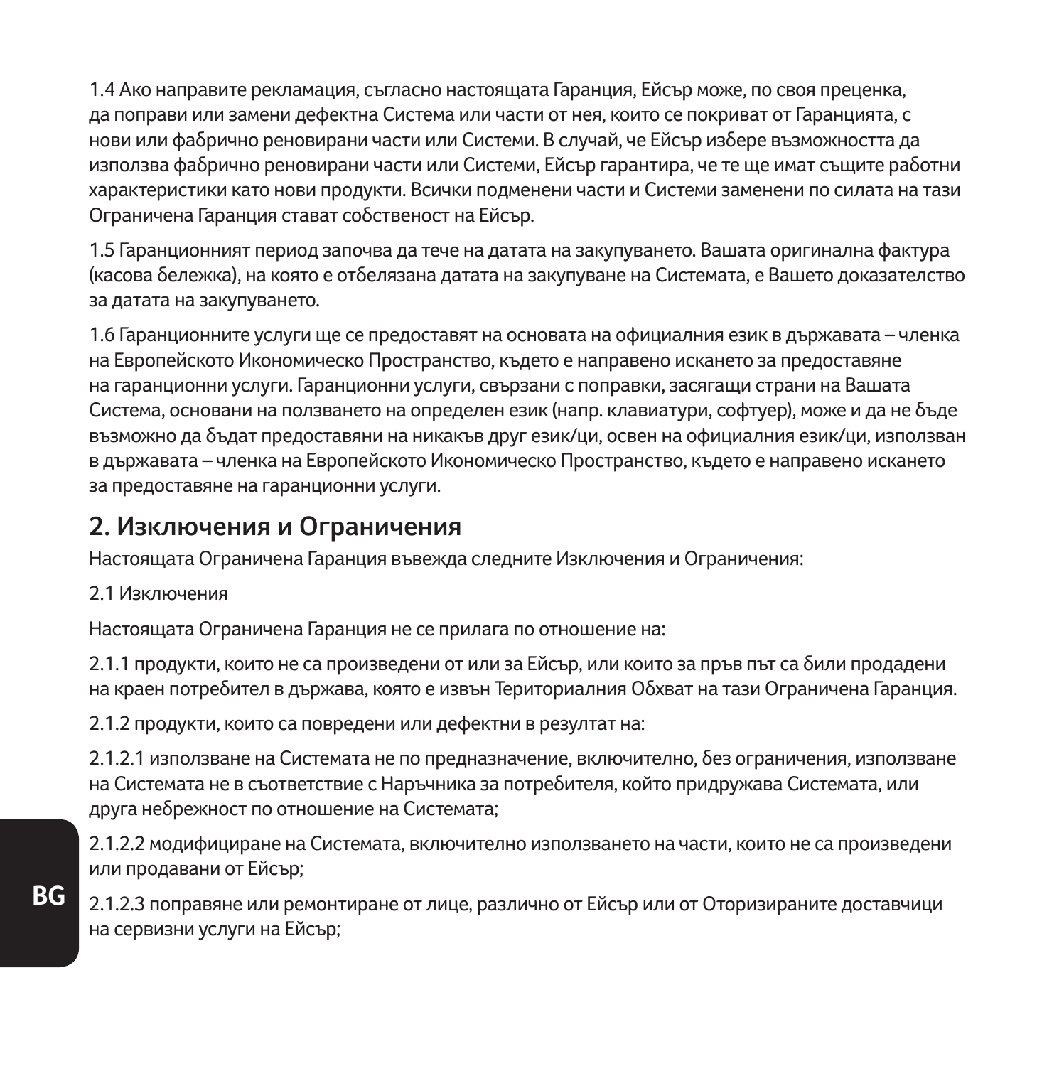1.4 Ако направите рекламация, съгласно настоящата Гаранция, Ейсър може, по своя преценка, да поправи или замени дефектна Система или части от нея, които се покриват от Гаранцията, с нови или фабрично реновирани части или Системи. В случай, че Ейсър избере възможността да използва фабрично реновирани части или Системи, Ейсър гарантира, че те ще имат същите работни характеристики като нови продукти. Всички подменени части и Системи заменени по силата на тази Ограничена Гаранция стават собственост на Ейсър.

1.5 Гаранционният период започва да тече на датата на закупуването. Вашата оригинална фактура (касова бележка), на която е отбелязана датата на закупуване на Системата, е Вашето доказателство за датата на закупуването.

1.6 Гаранционните услуги ще се предоставят на основата на официалния език в държавата – членка на Европейското Икономическо Пространство, където е направено искането за предоставяне на гаранционни услуги. Гаранционни услуги, свързани с поправки, засягащи страни на Вашата Система, основани на ползването на определен език (напр. клавиатури, софтуер), може и да не бъде възможно да бъдат предоставяни на никакъв друг език/ци, освен на официалния език/ци, използван в държавата – членка на Европейското Икономическо Пространство, където е направено искането за предоставяне на гаранционни услуги.

## 2. Изключения и Ограничения

Настоящата Ограничена Гаранция въвежда следните Изключения и Ограничения:

2.1 Изключения

Настоящата Ограничена Гаранция не се прилага по отношение на:

2.1.1 продукти, които не са произведени от или за Ейсър, или които за пръв път са били продадени на краен потребител в държава, която е извън Териториалния Обхват на тази Ограничена Гаранция.

2.1.2 продукти, които са повредени или дефектни в резултат на:

2.1.2.1 използване на Системата не по предназначение, включително, без ограничения, използване на Системата не в съответствие с Наръчника за потребителя, който придружава Системата, или друга небрежност по отношение на Системата;

2.1.2.2 модифициране на Системата, включително използването на части, които не са произведени или продавани от Ейсър;

2.1.2.3 поправяне или ремонтиране от лице, различно от Ейсър или от Оторизираните доставчици на сервизни услуги на Ейсър;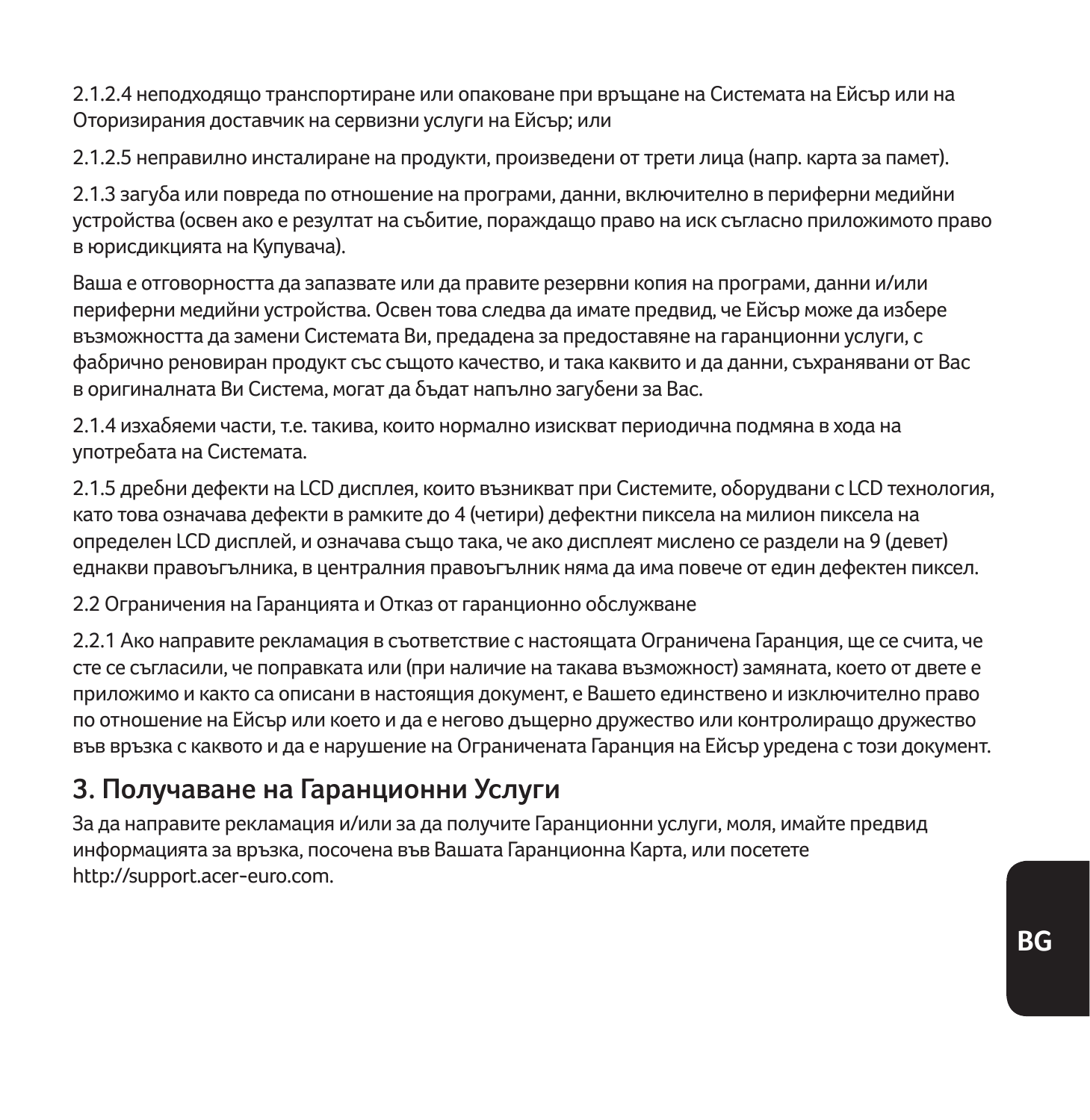2.1.2.4 неподходящо транспортиране или опаковане при връщане на Системата на Ейсър или на Оторизирания доставчик на сервизни услуги на Ейсър; или

2.1.2.5 неправилно инсталиране на продукти, произведени от трети лица (напр. карта за памет).

2.1.3 загуба или повреда по отношение на програми, данни, включително в периферни медийни устройства (освен ако е резултат на събитие, пораждащо право на иск съгласно приложимото право в юрисдикцията на Купувача).

Ваша е отговорността да запазвате или да правите резервни копия на програми, данни и/или периферни медийни устройства. Освен това следва да имате предвид, че Ейсър може да избере възможността да замени Системата Ви, предадена за предоставяне на гаранционни услуги, с фабрично реновиран продукт със същото качество, и така каквито и да данни, съхранявани от Вас в оригиналната Ви Система, могат да бъдат напълно загубени за Вас.

2.1.4 изхабяеми части, т.е. такива, които нормално изискват периодична подмяна в хода на употребата на Системата.

2.1.5 дребни дефекти на LCD дисплея, които възникват при Системите, оборудвани с LCD технология, като това означава дефекти в рамките до 4 (четири) дефектни пиксела на милион пиксела на определен LCD дисплей, и означава също така, че ако дисплеят мислено се раздели на 9 (девет) еднакви правоъгълника, в централния правоъгълник няма да има повече от един дефектен пиксел.

2.2 Ограничения на Гаранцията и Отказ от гаранционно обслужване

2.2.1 Ако направите рекламация в съответствие с настоящата Ограничена Гаранция, ще се счита, че сте се съгласили, че поправката или (при наличие на такава възможност) замяната, което от двете е приложимо и както са описани в настоящия документ, е Вашето единствено и изключително право по отношение на Ейсър или което и да е негово дъщерно дружество или контролиращо дружество във връзка с каквото и да е нарушение на Ограничената Гаранция на Ейсър уредена с този документ.

## 3. Получаване на Гаранционни Услуги

За да направите рекламация и/или за да получите Гаранционни услуги, моля, имайте предвид информацията за връзка, посочена във Вашата Гаранционна Карта, или посетете http://support.acer-euro.com.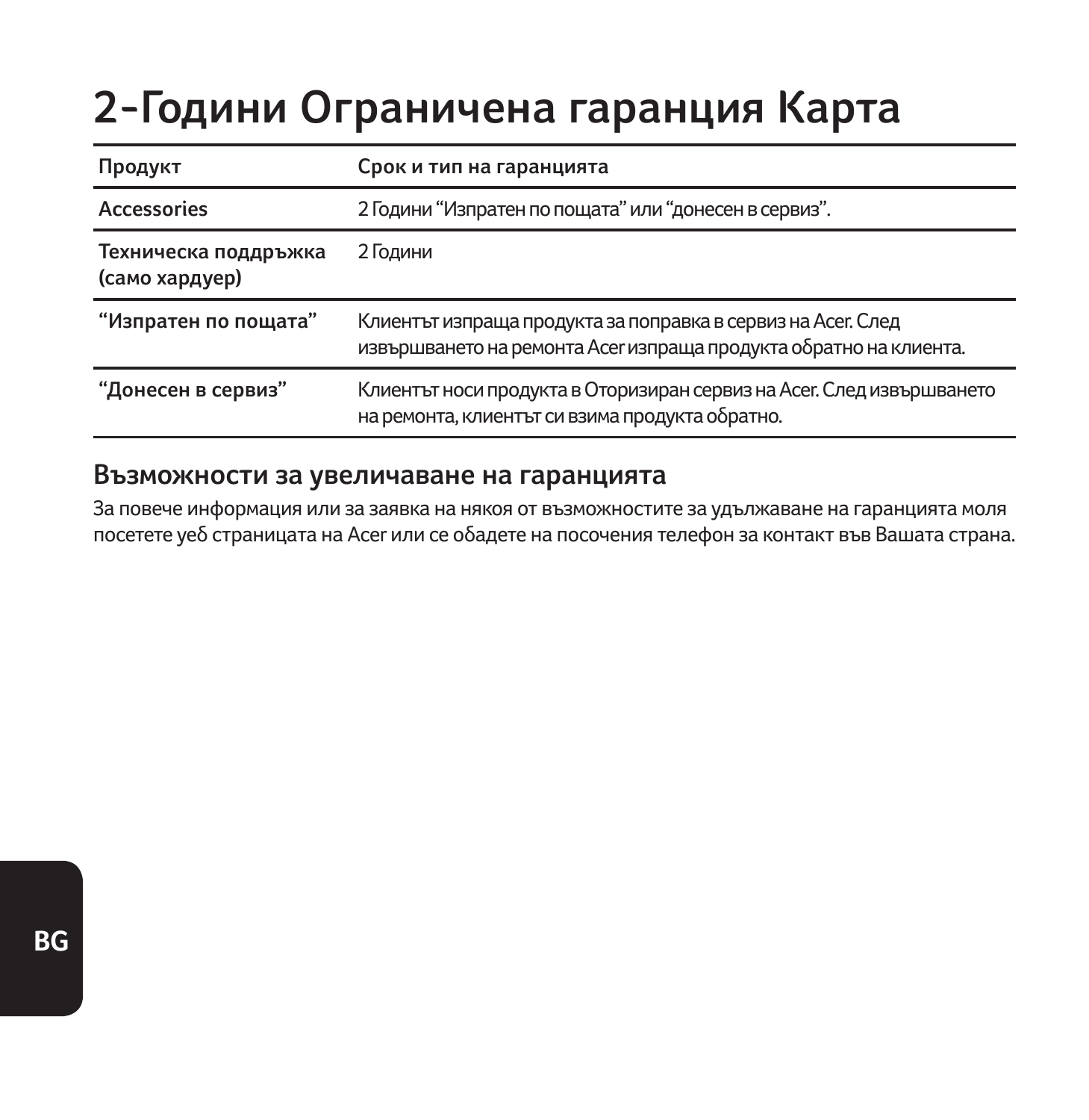# 2-Години Ограничена гаранция Карта

| Продукт | Срок и тип на гаранцията |
| --- | --- |
| Accessories | 2 Години “Изпратен по пощата” или “донесен в сервиз”. |
| Техническа поддръжка (само хардуер) | 2 Години |
| “Изпратен по пощата” | Клиентът изпраща продукта за поправка в сервиз на Acer. След извършването на ремонта Acer изпраща продукта обратно на клиента. |
| “Донесен в сервиз” | Клиентът носи продукта в Оторизиран сервиз на Acer. След извършването на ремонта, клиентът си взима продукта обратно. |

## Възможности за увеличаване на гаранцията

За повече информация или за заявка на някоя от възможностите за удължаване на гаранцията моля посетете уеб страницата на Acer или се обадете на посочения телефон за контакт във Вашата страна.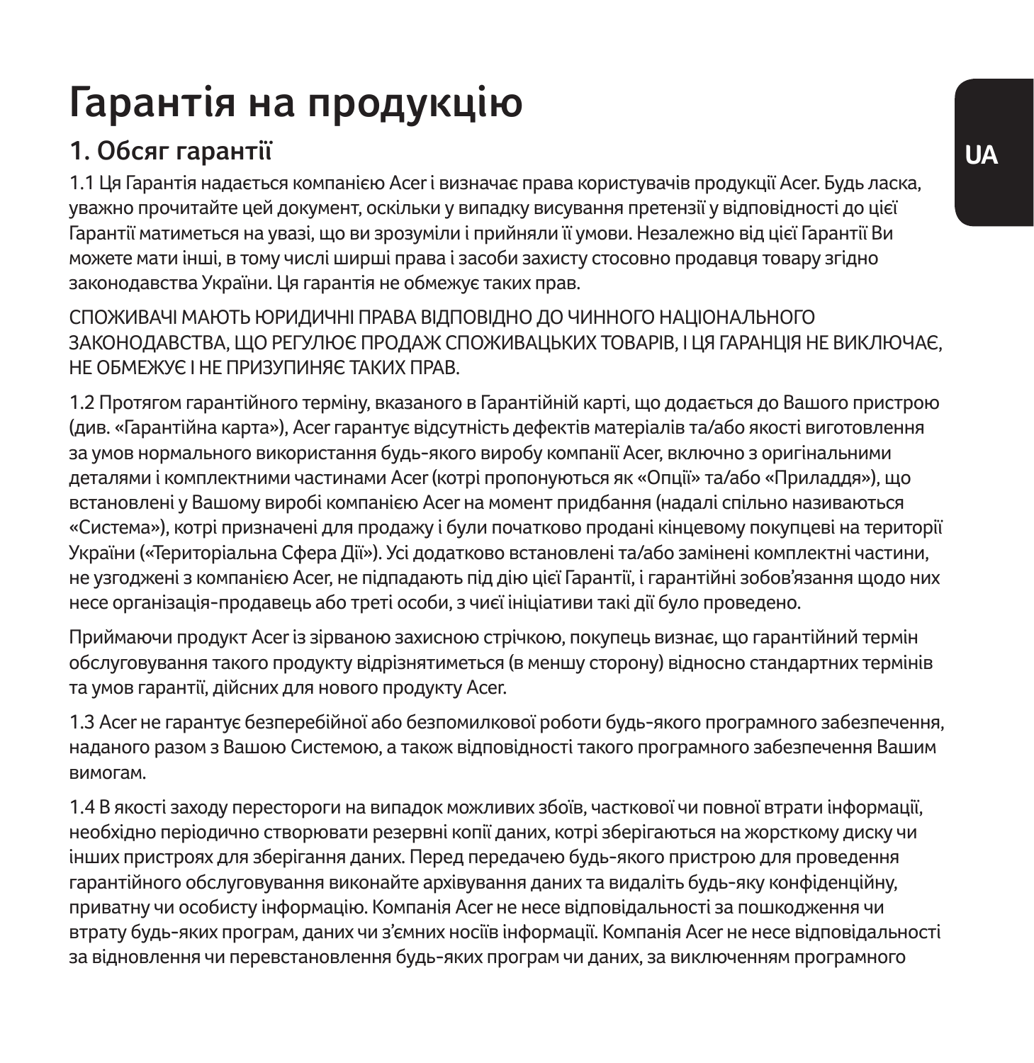# Гарантія на продукцію

## 1. Обсяг гарантії

1.1 Ця Гарантія надається компанією Acer і визначає права користувачів продукції Acer. Будь ласка, уважно прочитайте цей документ, оскільки у випадку висування претензії у відповідності до цієї Гарантії матиметься на увазі, що ви зрозуміли і прийняли її умови. Незалежно від цієї Гарантії Ви можете мати інші, в тому числі ширші права і засоби захисту стосовно продавця товару згідно законодавства України. Ця гарантія не обмежує таких прав.

СПОЖИВАЧІ МАЮТЬ ЮРИДИЧНІ ПРАВА ВІДПОВІДНО ДО ЧИННОГО НАЦІОНАЛЬНОГО ЗАКОНОДАВСТВА, ЩО РЕГУЛЮЄ ПРОДАЖ СПОЖИВАЦЬКИХ ТОВАРІВ, І ЦЯ ГАРАНЦІЯ НЕ ВИКЛЮЧАЄ, НЕ ОБМЕЖУЄ І НЕ ПРИЗУПИНЯЄ ТАКИХ ПРАВ.

1.2 Протягом гарантійного терміну, вказаного в Гарантійній карті, що додається до Вашого пристрою (див. «Гарантійна карта»), Acer гарантує відсутність дефектів матеріалів та/або якості виготовлення за умов нормального використання будь-якого виробу компанії Acer, включно з оригінальними деталями і комплектними частинами Acer (котрі пропонуються як «Опції» та/або «Приладдя»), що встановлені у Вашому виробі компанією Acer на момент придбання (надалі спільно називаються «Система»), котрі призначені для продажу і були початково продані кінцевому покупцеві на території України («Територіальна Сфера Дії»). Усі додатково встановлені та/або замінені комплектні частини, не узгоджені з компанією Acer, не підпадають під дію цієї Гарантії, і гарантійні зобов'язання щодо них несе організація-продавець або треті особи, з чиєї ініціативи такі дії було проведено.

Приймаючи продукт Acer із зірваною захисною стрічкою, покупець визнає, що гарантійний термін обслуговування такого продукту відрізнятиметься (в меншу сторону) відносно стандартних термінів та умов гарантії, дійсних для нового продукту Acer.

1.3 Acer не гарантує безперебійної або безпомилкової роботи будь-якого програмного забезпечення, наданого разом з Вашою Системою, а також відповідності такого програмного забезпечення Вашим вимогам.

1.4 В якості заходу перестороги на випадок можливих збоїв, часткової чи повної втрати інформації, необхідно періодично створювати резервні копії даних, котрі зберігаються на жорсткому диску чи інших пристроях для зберігання даних. Перед передачею будь-якого пристрою для проведення гарантійного обслуговування виконайте архівування даних та видаліть будь-яку конфіденційну, приватну чи особисту інформацію. Компанія Acer не несе відповідальності за пошкодження чи втрату будь-яких програм, даних чи з'ємних носіїв інформації. Компанія Acer не несе відповідальності за відновлення чи перевстановлення будь-яких програм чи даних, за виключенням програмного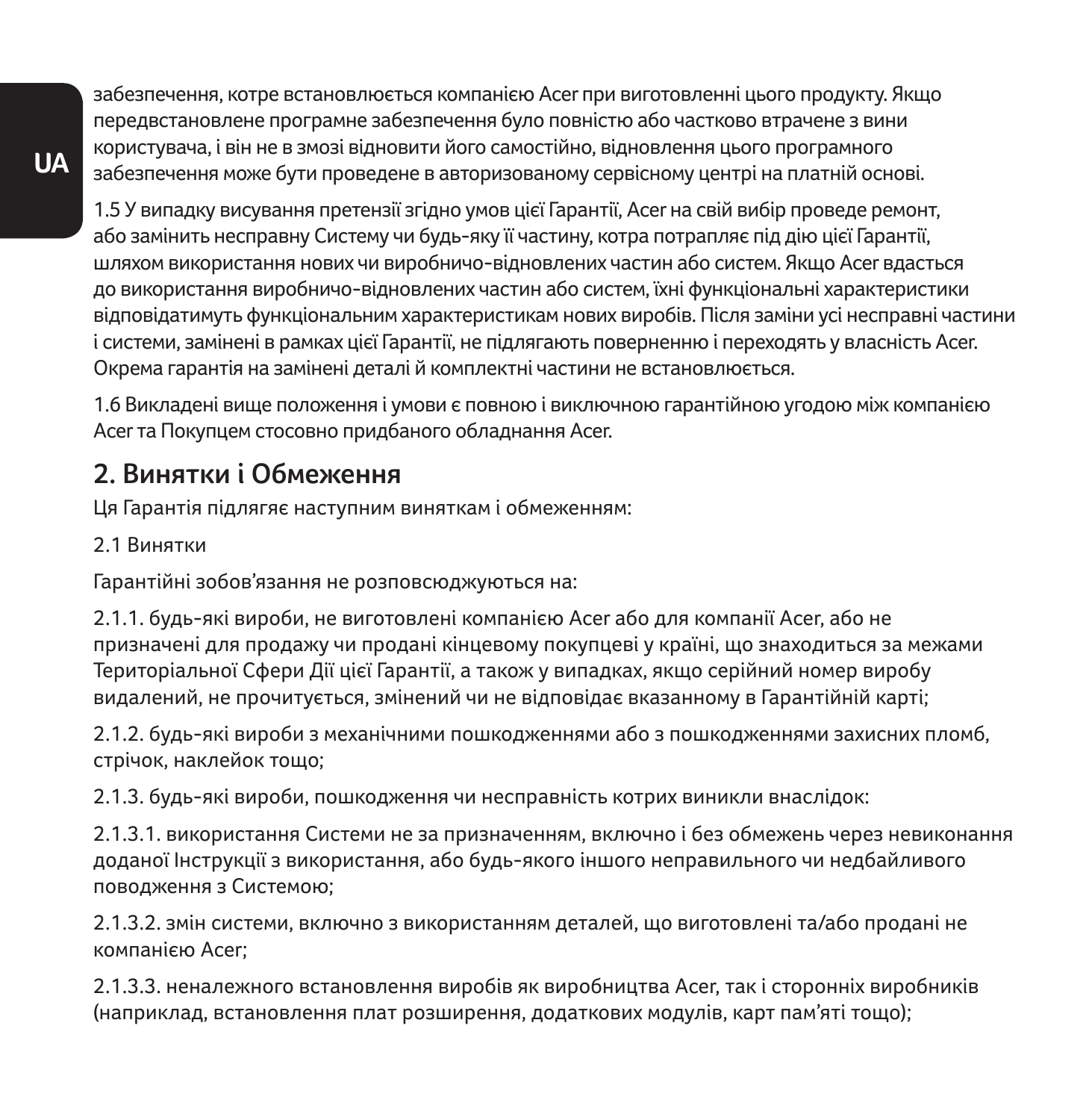забезпечення, котре встановлюється компанією Acer при виготовленні цього продукту. Якщо передвстановлене програмне забезпечення було повністю або частково втрачене з вини користувача, і він не в змозі відновити його самостійно, відновлення цього програмного забезпечення може бути проведене в авторизованому сервісному центрі на платній основі.

1.5 У випадку висування претензії згідно умов цієї Гарантії, Acer на свій вибір проведе ремонт, або замінить несправну Систему чи будь-яку її частину, котра потрапляє під дію цієї Гарантії, шляхом використання нових чи виробничо-відновлених частин або систем. Якщо Acer вдасться до використання виробничо-відновлених частин або систем, їхні функціональні характеристики відповідатимуть функціональним характеристикам нових виробів. Після заміни усі несправні частини і системи, замінені в рамках цієї Гарантії, не підлягають поверненню і переходять у власність Acer. Окрема гарантія на замінені деталі й комплектні частини не встановлюється.

1.6 Викладені вище положення і умови є повною і виключною гарантійною угодою між компанією Acer та Покупцем стосовно придбаного обладнання Acer.

## 2. Винятки і Обмеження

Ця Гарантія підлягає наступним виняткам і обмеженням:

2.1 Винятки

Гарантійні зобов'язання не розповсюджуються на:

2.1.1. будь-які вироби, не виготовлені компанією Acer або для компанії Acer, або не призначені для продажу чи продані кінцевому покупцеві у країні, що знаходиться за межами Територіальної Сфери Дії цієї Гарантії, а також у випадках, якщо серійний номер виробу видалений, не прочитується, змінений чи не відповідає вказанному в Гарантійній карті;

2.1.2. будь-які вироби з механічними пошкодженнями або з пошкодженнями захисних пломб, стрічок, наклейок тощо;

2.1.3. будь-які вироби, пошкодження чи несправність котрих виникли внаслідок:

2.1.3.1. використання Системи не за призначенням, включно і без обмежень через невиконання доданої Інструкції з використання, або будь-якого іншого неправильного чи недбайливого поводження з Системою;

2.1.3.2. змін системи, включно з використанням деталей, що виготовлені та/або продані не компанією Acer;

2.1.3.3. неналежного встановлення виробів як виробництва Acer, так і сторонніх виробників (наприклад, встановлення плат розширення, додаткових модулів, карт пам'яті тощо);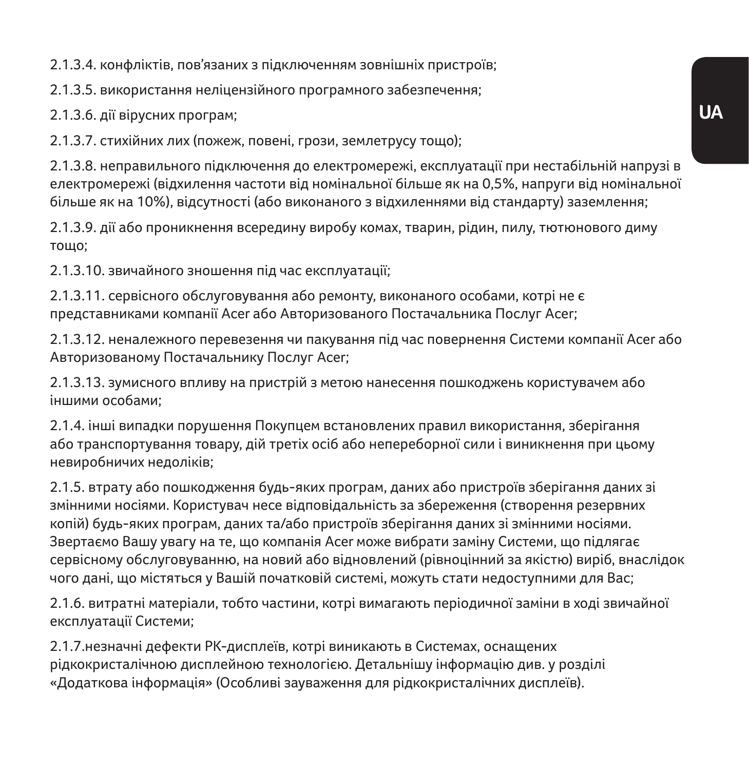2.1.3.4. конфліктів, пов’язаних з підключенням зовнішніх пристроїв;

2.1.3.5. використання неліцензійного програмного забезпечення;

2.1.3.6. дії вірусних програм;

2.1.3.7. стихійних лих (пожеж, повені, грози, землетрусу тощо);

2.1.3.8. неправильного підключення до електромережі, експлуатації при нестабільній напрузі в електромережі (відхилення частоти від номінальної більше як на 0,5%, напруги від номінальної більше як на 10%), відсутності (або виконаного з відхиленнями від стандарту) заземлення;

2.1.3.9. дії або проникнення всередину виробу комах, тварин, рідин, пилу, тютюнового диму тощо;

2.1.3.10. звичайного зношення під час експлуатації;

2.1.3.11. сервісного обслуговування або ремонту, виконаного особами, котрі не є представниками компанії Acer або Авторизованого Постачальника Послуг Acer;

2.1.3.12. неналежного перевезення чи пакування під час повернення Системи компанії Acer або Авторизованому Постачальнику Послуг Acer;

2.1.3.13. зумисного впливу на пристрій з метою нанесення пошкоджень користувачем або іншими особами;

2.1.4. інші випадки порушення Покупцем встановлених правил використання, зберігання або транспортування товару, дій третіх осіб або непереборної сили і виникнення при цьому невиробничих недоліків;

2.1.5. втрату або пошкодження будь-яких програм, даних або пристроїв зберігання даних зі змінними носіями. Користувач несе відповідальність за збереження (створення резервних копій) будь-яких програм, даних та/або пристроїв зберігання даних зі змінними носіями. Звертаємо Вашу увагу на те, що компанія Acer може вибрати заміну Системи, що підлягає сервісному обслуговуванню, на новий або відновлений (рівноцінний за якістю) виріб, внаслідок чого дані, що містяться у Вашій початковій системі, можуть стати недоступними для Вас;

2.1.6. витратні матеріали, тобто частини, котрі вимагають періодичної заміни в ході звичайної експлуатації Системи;

2.1.7.незначні дефекти РК-дисплеїв, котрі виникають в Системах, оснащених рідкокристалічною дисплейною технологією. Детальнішу інформацію див. у розділі «Додаткова інформація» (Особливі зауваження для рідкокристалічних дисплеїв).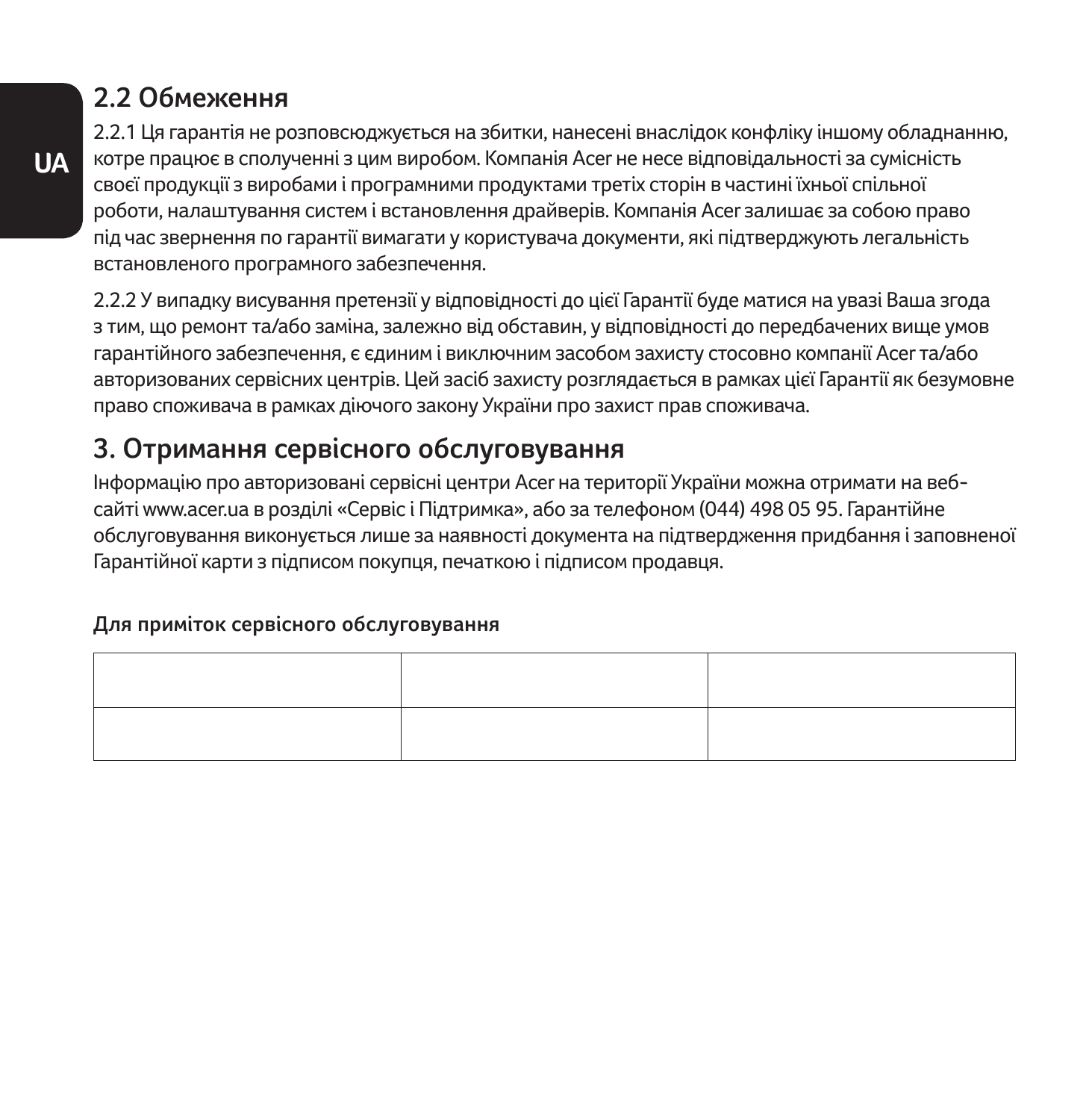## 2.2 Обмеження

2.2.1 Ця гарантія не розповсюджується на збитки, нанесені внаслідок конфліку іншому обладнанню, котре працює в сполученні з цим виробом. Компанія Acer не несе відповідальності за сумісність своєї продукції з виробами і програмними продуктами третіх сторін в частині їхньої спільної роботи, налаштування систем і встановлення драйверів. Компанія Acer залишає за собою право під час звернення по гарантії вимагати у користувача документи, які підтверджують легальність встановленого програмного забезпечення.

2.2.2 У випадку висування претензії у відповідності до цієї Гарантії буде матися на увазі Ваша згода з тим, що ремонт та/або заміна, залежно від обставин, у відповідності до передбачених вище умов гарантійного забезпечення, є єдиним і виключним засобом захисту стосовно компанії Acer та/або авторизованих сервісних центрів. Цей засіб захисту розглядається в рамках цієї Гарантії як безумовне право споживача в рамках діючого закону України про захист прав споживача.

## 3. Отримання сервісного обслуговування

Інформацію про авторизовані сервісні центри Acer на території України можна отримати на веб-сайті www.acer.ua в розділі «Сервіс і Підтримка», або за телефоном (044) 498 05 95. Гарантійне обслуговування виконується лише за наявності документа на підтвердження придбання і заповненої Гарантійної карти з підписом покупця, печаткою і підписом продавця.

**Для приміток сервісного обслуговування**

| | | |
|---|---|---|
| | | |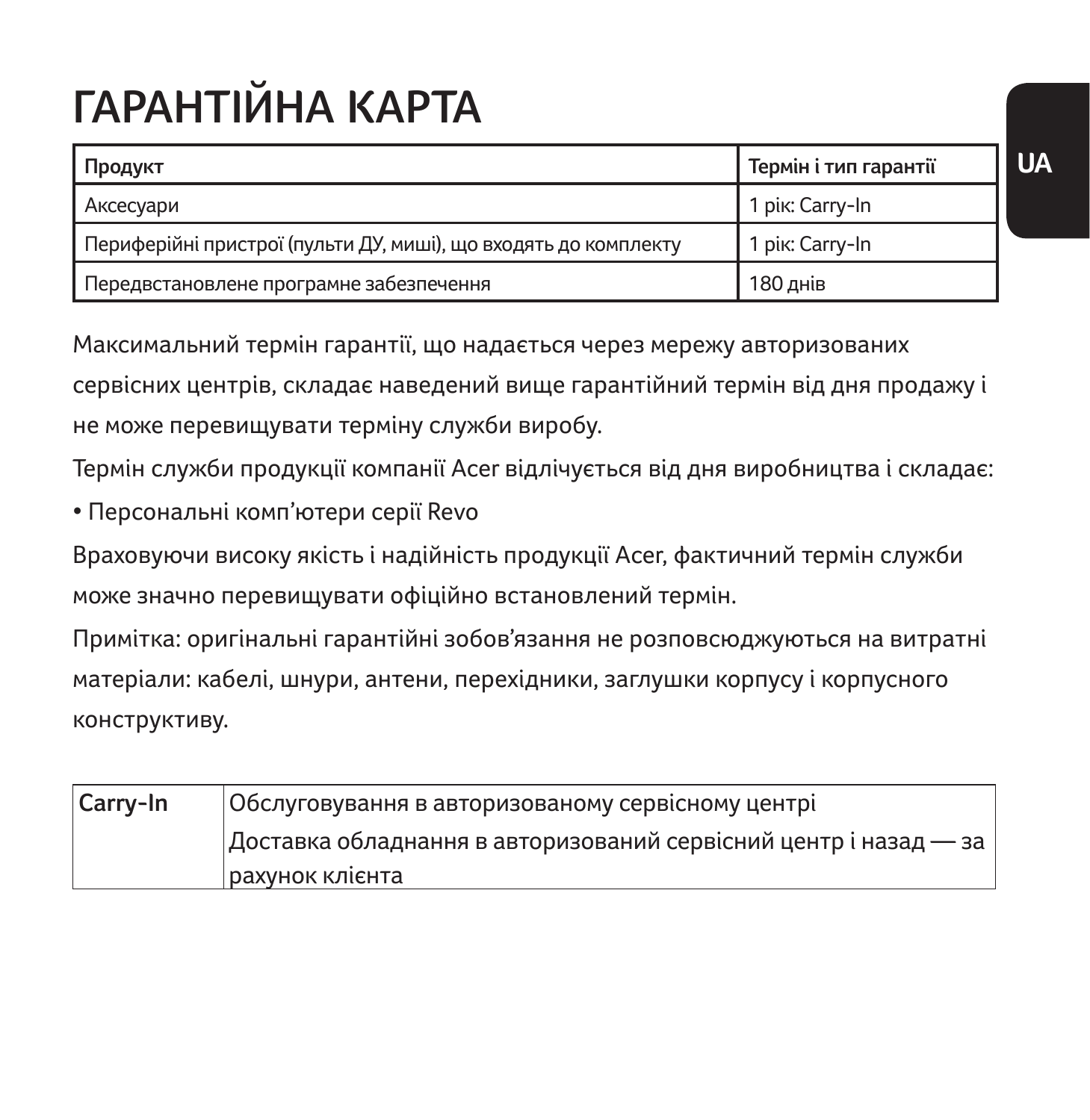# ГАРАНТІЙНА КАРТА

| Продукт | Термін і тип гарантії |
| --- | --- |
| Аксесуари | 1 рік: Carry-In |
| Периферійні пристрої (пульти ДУ, миші), що входять до комплекту | 1 рік: Carry-In |
| Передвстановлене програмне забезпечення | 180 днів |

Максимальний термін гарантії, що надається через мережу авторизованих сервісних центрів, складає наведений вище гарантійний термін від дня продажу і не може перевищувати терміну служби виробу.

Термін служби продукції компанії Acer відлічується від дня виробництва і складає:

• Персональні комп'ютери серії Revo

Враховуючи високу якість і надійність продукції Acer, фактичний термін служби може значно перевищувати офіційно встановлений термін.

Примітка: оригінальні гарантійні зобов'язання не розповсюджуються на витратні матеріали: кабелі, шнури, антени, перехідники, заглушки корпусу і корпусного конструктиву.

| Carry-In | Обслуговування в авторизованому сервісному центрі<br>Доставка обладнання в авторизований сервісний центр і назад — за рахунок клієнта |
| --- | --- |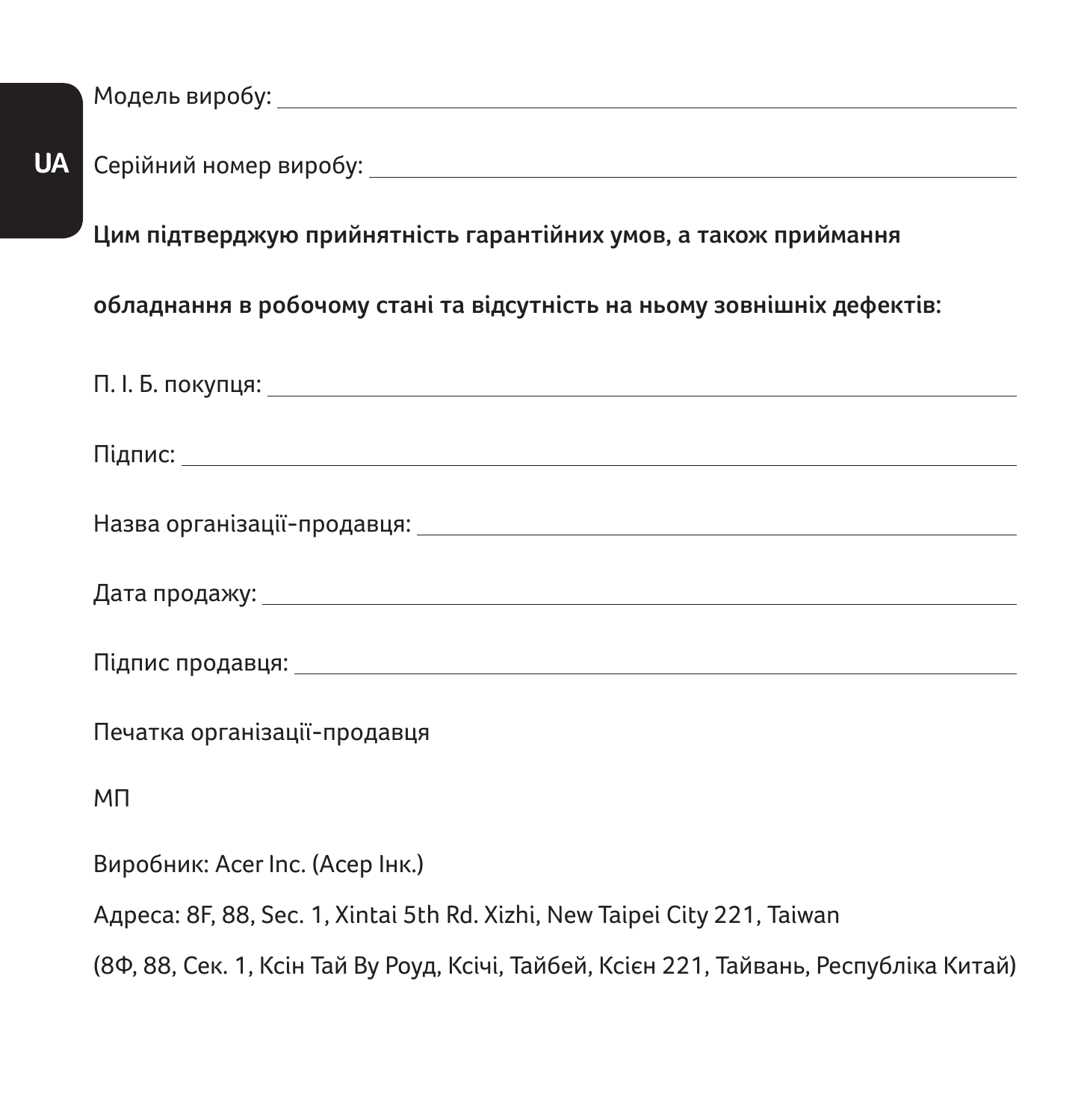Модель виробу: ____________________________________________

Серійний номер виробу: ____________________________________________

**Цим підтверджую прийнятність гарантійних умов, а також приймання обладнання в робочому стані та відсутність на ньому зовнішніх дефектів:**

П. І. Б. покупця: ____________________________________________

Підпис: ____________________________________________

Назва організації-продавця: ____________________________________________

Дата продажу: ____________________________________________

Підпис продавця: ____________________________________________

Печатка організації-продавця

МП

Виробник: Acer Inc. (Асер Інк.)

Адреса: 8F, 88, Sec. 1, Xintai 5th Rd. Xizhi, New Taipei City 221, Taiwan

(8Ф, 88, Сек. 1, Ксін Тай Ву Роуд, Ксічі, Тайбей, Ксієн 221, Тайвань, Республіка Китай)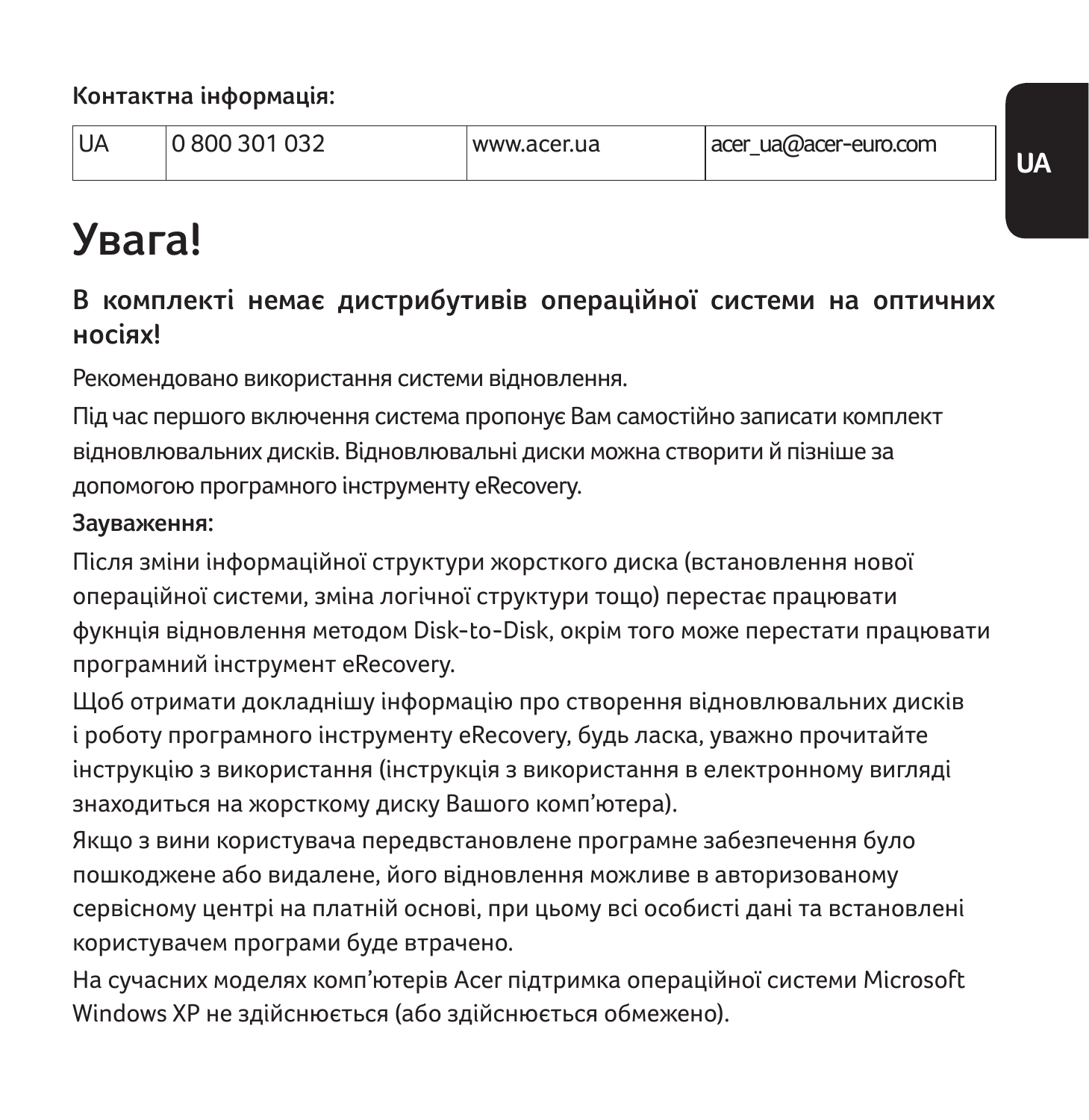**Контактна інформація:**

| UA | 0 800 301 032 | www.acer.ua | acer_ua@acer-euro.com |
|---|---|---|---|

# Увага!

## В комплекті немає дистрибутивів операційної системи на оптичних носіях!

Рекомендовано використання системи відновлення.

Під час першого включення система пропонує Вам самостійно записати комплект відновлювальних дисків. Відновлювальні диски можна створити й пізніше за допомогою програмного інструменту eRecovery.

**Зауваження:**

Після зміни інформаційної структури жорсткого диска (встановлення нової операційної системи, зміна логічної структури тощо) перестає працювати фукнція відновлення методом Disk-to-Disk, окрім того може перестати працювати програмний інструмент eRecovery.

Щоб отримати докладнішу інформацію про створення відновлювальних дисків і роботу програмного інструменту eRecovery, будь ласка, уважно прочитайте інструкцію з використання (інструкція з використання в електронному вигляді знаходиться на жорсткому диску Вашого комп'ютера).

Якщо з вини користувача передвстановлене програмне забезпечення було пошкоджене або видалене, його відновлення можливе в авторизованому сервісному центрі на платній основі, при цьому всі особисті дані та встановлені користувачем програми буде втрачено.

На сучасних моделях комп'ютерів Acer підтримка операційної системи Microsoft Windows XP не здійснюється (або здійснюється обмежено).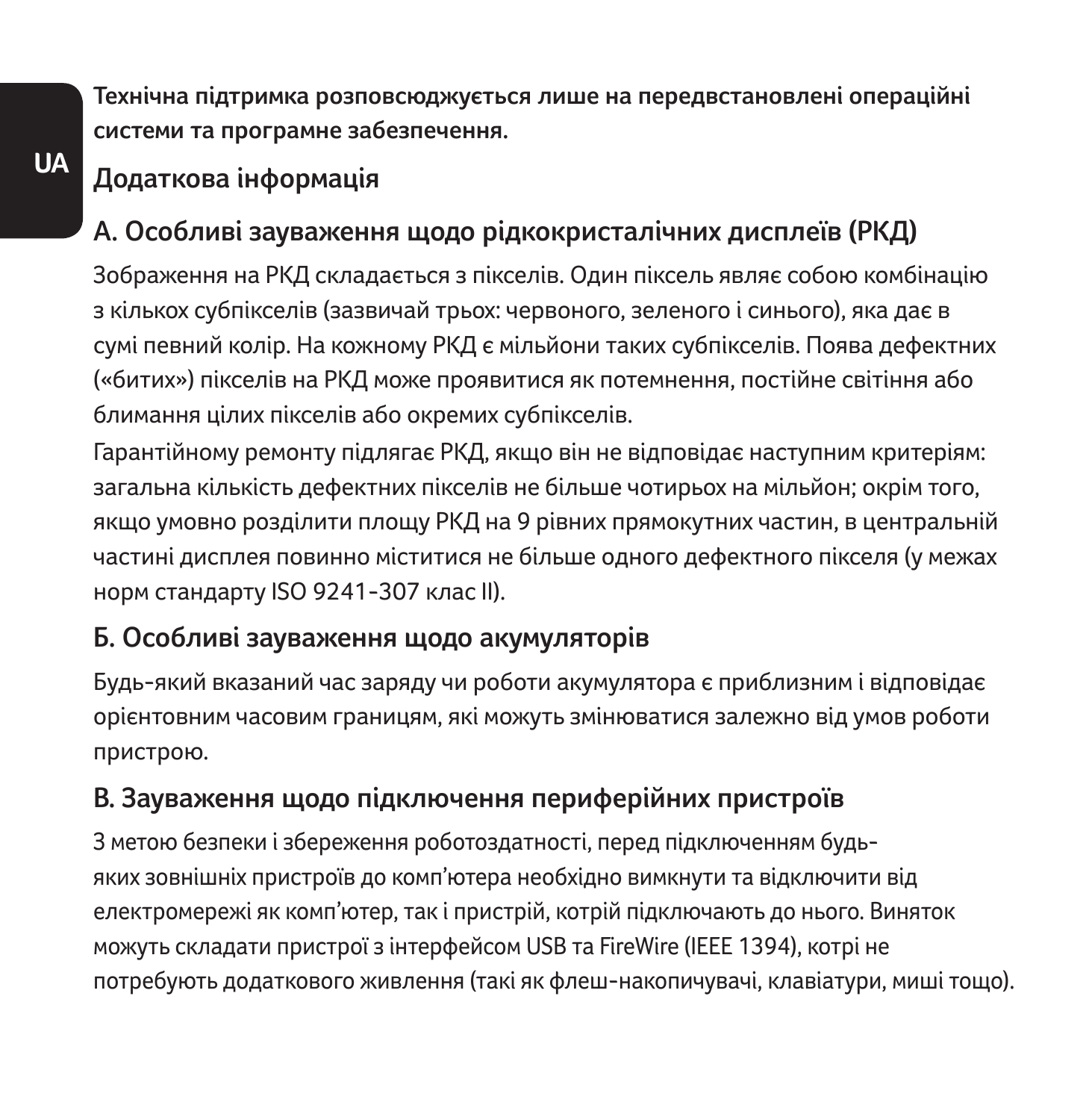**Технічна підтримка розповсюджується лише на передвстановлені операційні системи та програмне забезпечення.**

## Додаткова інформація

### А. Особливі зауваження щодо рідкокристалічних дисплеїв (РКД)

Зображення на РКД складається з пікселів. Один піксель являє собою комбінацію з кількох субпікселів (зазвичай трьох: червоного, зеленого і синього), яка дає в сумі певний колір. На кожному РКД є мільйони таких субпікселів. Поява дефектних («битих») пікселів на РКД може проявитися як потемнення, постійне світіння або блимання цілих пікселів або окремих субпікселів.

Гарантійному ремонту підлягає РКД, якщо він не відповідає наступним критеріям: загальна кількість дефектних пікселів не більше чотирьох на мільйон; окрім того, якщо умовно розділити площу РКД на 9 рівних прямокутних частин, в центральній частині дисплея повинно міститися не більше одного дефектного пікселя (у межах норм стандарту ISO 9241-307 клас II).

### Б. Особливі зауваження щодо акумуляторів

Будь-який вказаний час заряду чи роботи акумулятора є приблизним і відповідає орієнтовним часовим границям, які можуть змінюватися залежно від умов роботи пристрою.

### В. Зауваження щодо підключення периферійних пристроїв

З метою безпеки і збереження роботоздатності, перед підключенням будь-яких зовнішніх пристроїв до комп'ютера необхідно вимкнути та відключити від електромережі як комп'ютер, так і пристрій, котрій підключають до нього. Виняток можуть складати пристрої з інтерфейсом USB та FireWire (IEEE 1394), котрі не потребують додаткового живлення (такі як флеш-накопичувачі, клавіатури, миші тощо).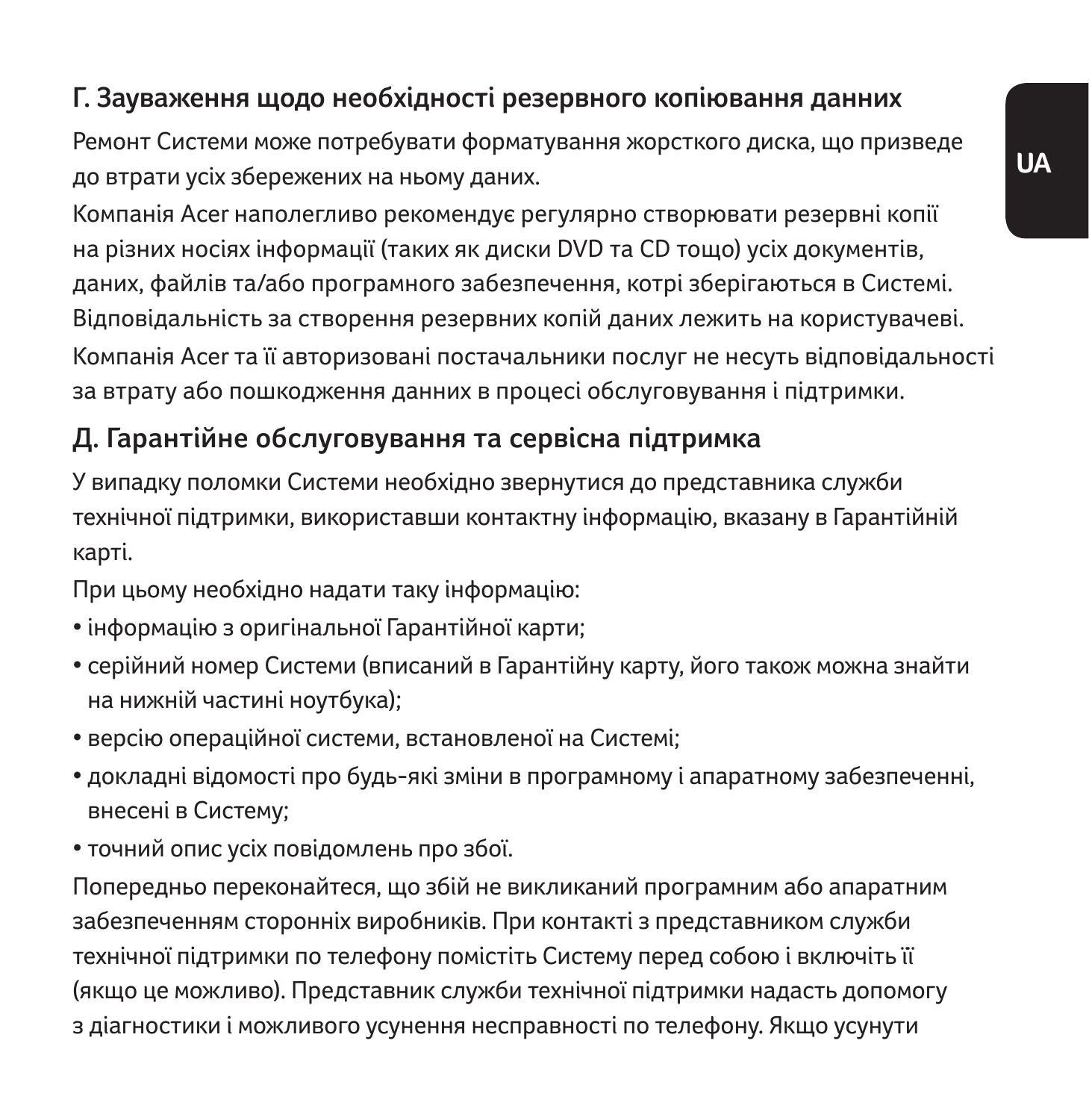## Г. Зауваження щодо необхідності резервного копіювання данних

Ремонт Системи може потребувати форматування жорсткого диска, що призведе до втрати усіх збережених на ньому даних.

Компанія Acer наполегливо рекомендує регулярно створювати резервні копії на різних носіях інформації (таких як диски DVD та CD тощо) усіх документів, даних, файлів та/або програмного забезпечення, котрі зберігаються в Системі. Відповідальність за створення резервних копій даних лежить на користувачеві.

Компанія Acer та її авторизовані постачальники послуг не несуть відповідальності за втрату або пошкодження данних в процесі обслуговування і підтримки.

## Д. Гарантійне обслуговування та сервісна підтримка

У випадку поломки Системи необхідно звернутися до представника служби технічної підтримки, використавши контактну інформацію, вказану в Гарантійній карті.

При цьому необхідно надати таку інформацію:

- інформацію з оригінальної Гарантійної карти;
- серійний номер Системи (вписаний в Гарантійну карту, його також можна знайти на нижній частині ноутбука);
- версію операційної системи, встановленої на Системі;
- докладні відомості про будь-які зміни в програмному і апаратному забезпеченні, внесені в Систему;
- точний опис усіх повідомлень про збої.

Попередньо переконайтеся, що збій не викликаний програмним або апаратним забезпеченням сторонніх виробників. При контакті з представником служби технічної підтримки по телефону помістіть Систему перед собою і включіть її (якщо це можливо). Представник служби технічної підтримки надасть допомогу з діагностики і можливого усунення несправності по телефону. Якщо усунути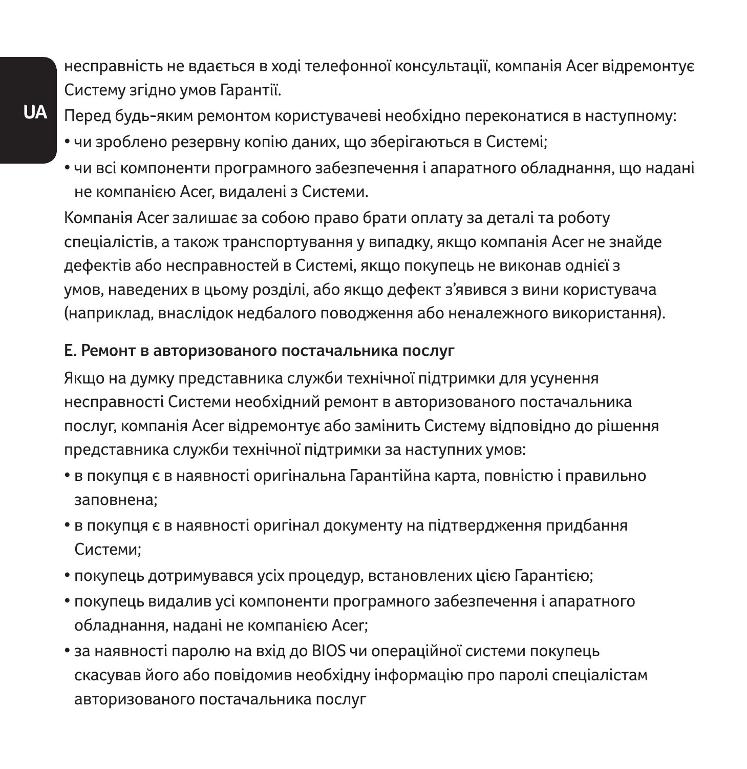несправність не вдається в ході телефонної консультації, компанія Acer відремонтує Систему згідно умов Гарантії.

Перед будь-яким ремонтом користувачеві необхідно переконатися в наступному:

- чи зроблено резервну копію даних, що зберігаються в Системі;
- чи всі компоненти програмного забезпечення і апаратного обладнання, що надані не компанією Acer, видалені з Системи.

Компанія Acer залишає за собою право брати оплату за деталі та роботу спеціалістів, а також транспортування у випадку, якщо компанія Acer не знайде дефектів або несправностей в Системі, якщо покупець не виконав однієї з умов, наведених в цьому розділі, або якщо дефект з'явився з вини користувача (наприклад, внаслідок недбалого поводження або неналежного використання).

**E. Ремонт в авторизованого постачальника послуг**

Якщо на думку представника служби технічної підтримки для усунення несправності Системи необхідний ремонт в авторизованого постачальника послуг, компанія Acer відремонтує або замінить Систему відповідно до рішення представника служби технічної підтримки за наступних умов:

- в покупця є в наявності оригінальна Гарантійна карта, повністю і правильно заповнена;
- в покупця є в наявності оригінал документу на підтвердження придбання Системи;
- покупець дотримувався усіх процедур, встановлених цією Гарантією;
- покупець видалив усі компоненти програмного забезпечення і апаратного обладнання, надані не компанією Acer;
- за наявності паролю на вхід до BIOS чи операційної системи покупець скасував його або повідомив необхідну інформацію про паролі спеціалістам авторизованого постачальника послуг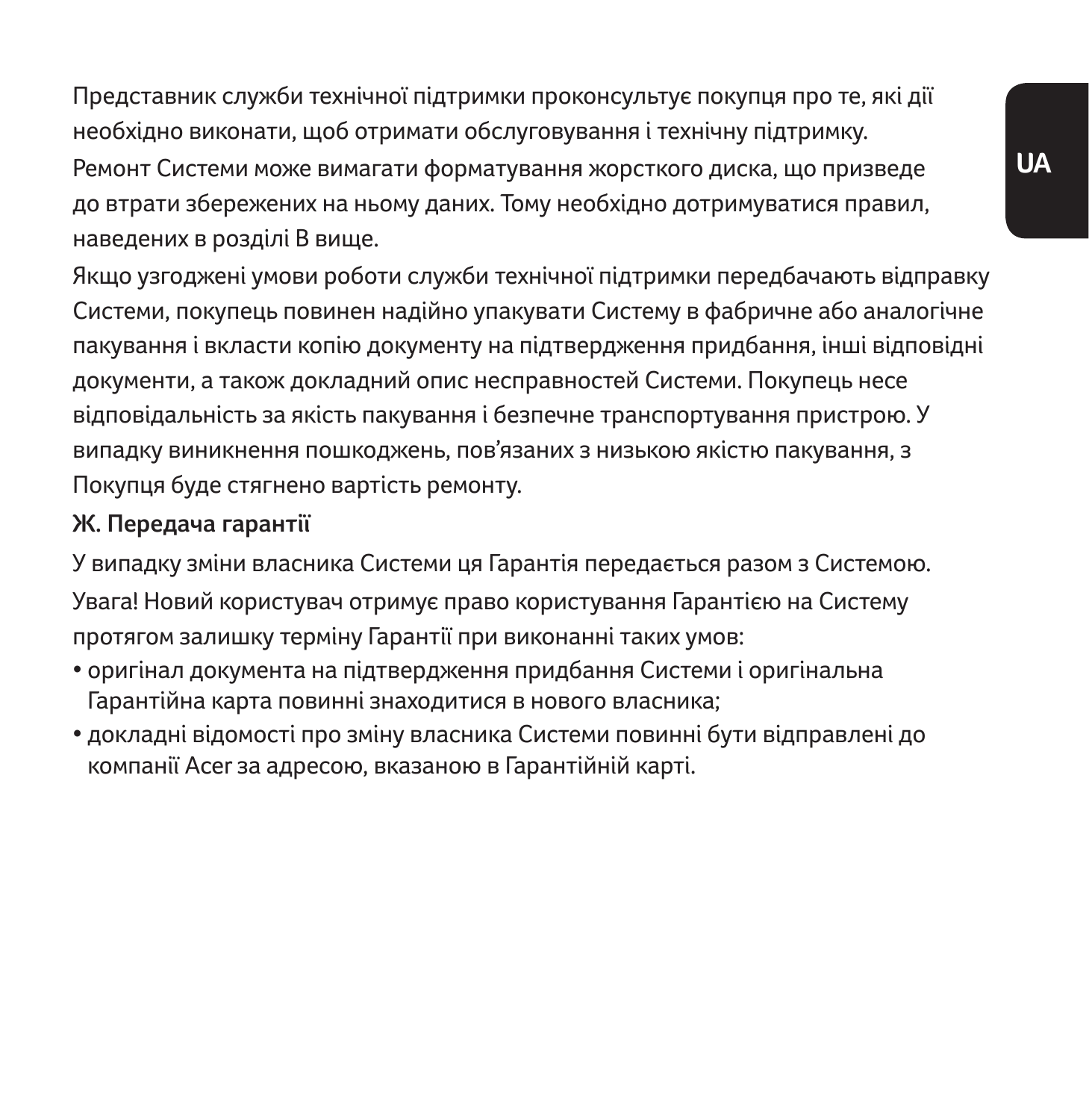Представник служби технічної підтримки проконсультує покупця про те, які дії необхідно виконати, щоб отримати обслуговування і технічну підтримку.

Ремонт Системи може вимагати форматування жорсткого диска, що призведе до втрати збережених на ньому даних. Тому необхідно дотримуватися правил, наведених в розділі В вище.

Якщо узгоджені умови роботи служби технічної підтримки передбачають відправку Системи, покупець повинен надійно упакувати Систему в фабричне або аналогічне пакування і вкласти копію документу на підтвердження придбання, інші відповідні документи, а також докладний опис несправностей Системи. Покупець несе відповідальність за якість пакування і безпечне транспортування пристрою. У випадку виникнення пошкоджень, пов'язаних з низькою якістю пакування, з Покупця буде стягнено вартість ремонту.

**Ж. Передача гарантії**

У випадку зміни власника Системи ця Гарантія передається разом з Системою.

Увага! Новий користувач отримує право користування Гарантією на Систему протягом залишку терміну Гарантії при виконанні таких умов:

- оригінал документа на підтвердження придбання Системи і оригінальна Гарантійна карта повинні знаходитися в нового власника;
- докладні відомості про зміну власника Системи повинні бути відправлені до компанії Acer за адресою, вказаною в Гарантійній карті.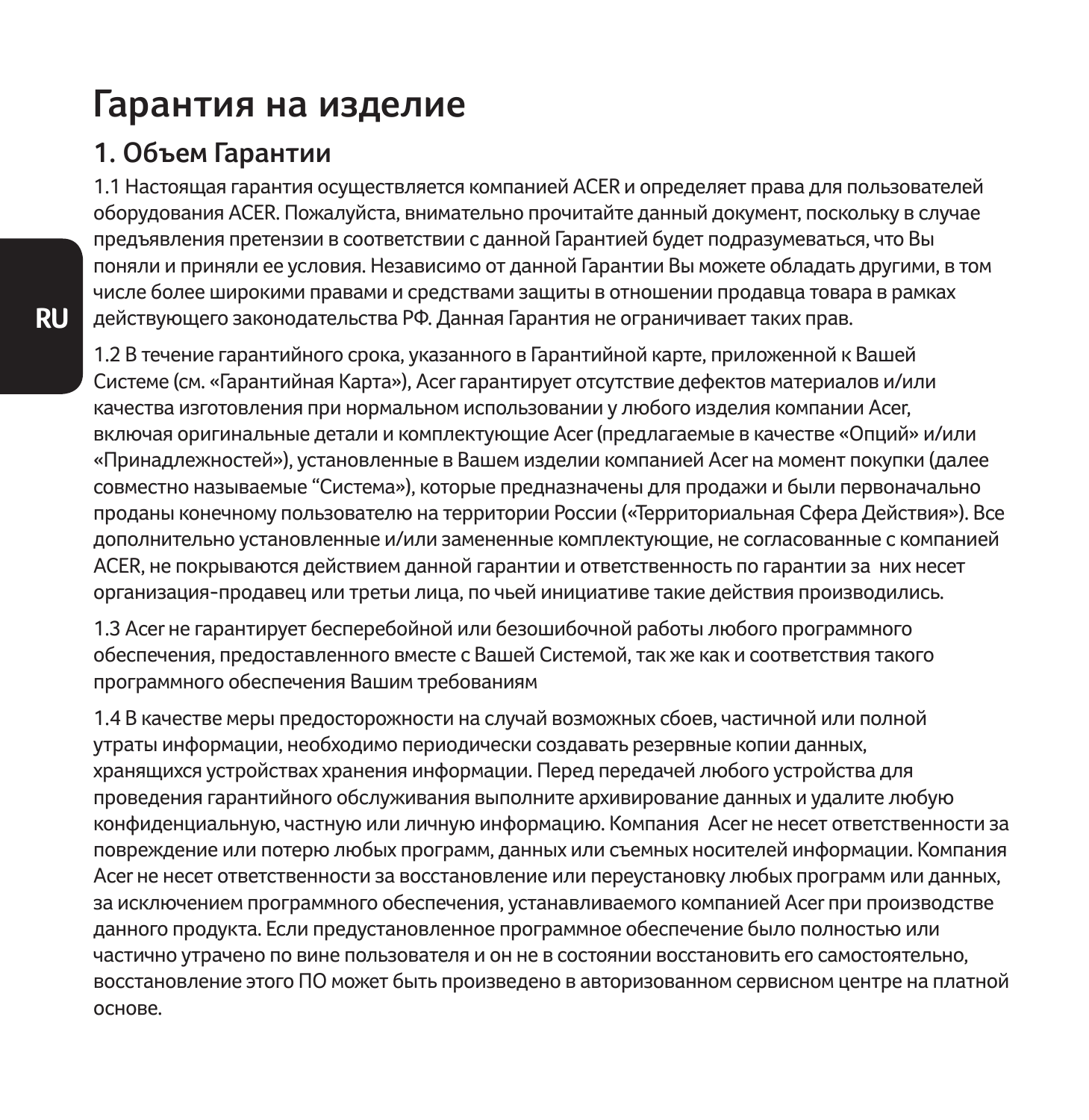# Гарантия на изделие

## 1. Объем Гарантии

1.1 Настоящая гарантия осуществляется компанией ACER и определяет права для пользователей оборудования ACER. Пожалуйста, внимательно прочитайте данный документ, поскольку в случае предъявления претензии в соответствии с данной Гарантией будет подразумеваться, что Вы поняли и приняли ее условия. Независимо от данной Гарантии Вы можете обладать другими, в том числе более широкими правами и средствами защиты в отношении продавца товара в рамках действующего законодательства РФ. Данная Гарантия не ограничивает таких прав.

1.2 В течение гарантийного срока, указанного в Гарантийной карте, приложенной к Вашей Системе (см. «Гарантийная Карта»), Acer гарантирует отсутствие дефектов материалов и/или качества изготовления при нормальном использовании у любого изделия компании Acer, включая оригинальные детали и комплектующие Acer (предлагаемые в качестве «Опций» и/или «Принадлежностей»), установленные в Вашем изделии компанией Acer на момент покупки (далее совместно называемые “Система»), которые предназначены для продажи и были первоначально проданы конечному пользователю на территории России («Территориальная Сфера Действия»). Все дополнительно установленные и/или замененные комплектующие, не согласованные с компанией ACER, не покрываются действием данной гарантии и ответственность по гарантии за них несет организация-продавец или третьи лица, по чьей инициативе такие действия производились.

1.3 Acer не гарантирует бесперебойной или безошибочной работы любого программного обеспечения, предоставленного вместе с Вашей Системой, так же как и соответствия такого программного обеспечения Вашим требованиям

1.4 В качестве меры предосторожности на случай возможных сбоев, частичной или полной утраты информации, необходимо периодически создавать резервные копии данных, хранящихся устройствах хранения информации. Перед передачей любого устройства для проведения гарантийного обслуживания выполните архивирование данных и удалите любую конфиденциальную, частную или личную информацию. Компания Acer не несет ответственности за повреждение или потерю любых программ, данных или съемных носителей информации. Компания Acer не несет ответственности за восстановление или переустановку любых программ или данных, за исключением программного обеспечения, устанавливаемого компанией Acer при производстве данного продукта. Если предустановленное программное обеспечение было полностью или частично утрачено по вине пользователя и он не в состоянии восстановить его самостоятельно, восстановление этого ПО может быть произведено в авторизованном сервисном центре на платной основе.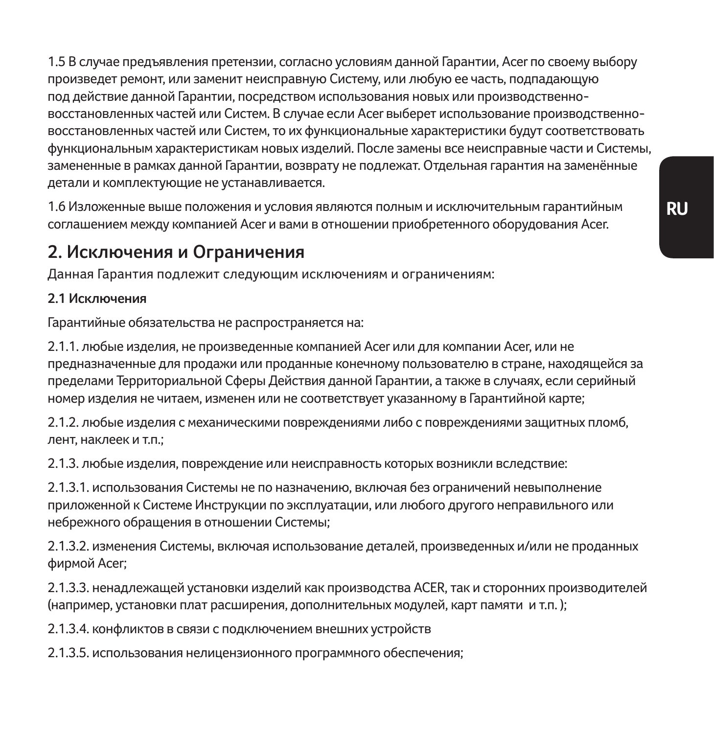1.5 В случае предъявления претензии, согласно условиям данной Гарантии, Acer по своему выбору произведет ремонт, или заменит неисправную Систему, или любую ее часть, подпадающую под действие данной Гарантии, посредством использования новых или производственно-восстановленных частей или Систем. В случае если Acer выберет использование производственно-восстановленных частей или Систем, то их функциональные характеристики будут соответствовать функциональным характеристикам новых изделий. После замены все неисправные части и Системы, замененные в рамках данной Гарантии, возврату не подлежат. Отдельная гарантия на заменённые детали и комплектующие не устанавливается.

1.6 Изложенные выше положения и условия являются полным и исключительным гарантийным соглашением между компанией Acer и вами в отношении приобретенного оборудования Acer.

## 2. Исключения и Ограничения

Данная Гарантия подлежит следующим исключениям и ограничениям:

**2.1 Исключения**

Гарантийные обязательства не распространяется на:

2.1.1. любые изделия, не произведенные компанией Acer или для компании Acer, или не предназначенные для продажи или проданные конечному пользователю в стране, находящейся за пределами Территориальной Сферы Действия данной Гарантии, а также в случаях, если серийный номер изделия не читаем, изменен или не соответствует указанному в Гарантийной карте;

2.1.2. любые изделия с механическими повреждениями либо с повреждениями защитных пломб, лент, наклеек и т.п.;

2.1.3. любые изделия, повреждение или неисправность которых возникли вследствие:

2.1.3.1. использования Системы не по назначению, включая без ограничений невыполнение приложенной к Системе Инструкции по эксплуатации, или любого другого неправильного или небрежного обращения в отношении Системы;

2.1.3.2. изменения Системы, включая использование деталей, произведенных и/или не проданных фирмой Acer;

2.1.3.3. ненадлежащей установки изделий как производства ACER, так и сторонних производителей (например, установки плат расширения, дополнительных модулей, карт памяти и т.п. );

2.1.3.4. конфликтов в связи с подключением внешних устройств

2.1.3.5. использования нелицензионного программного обеспечения;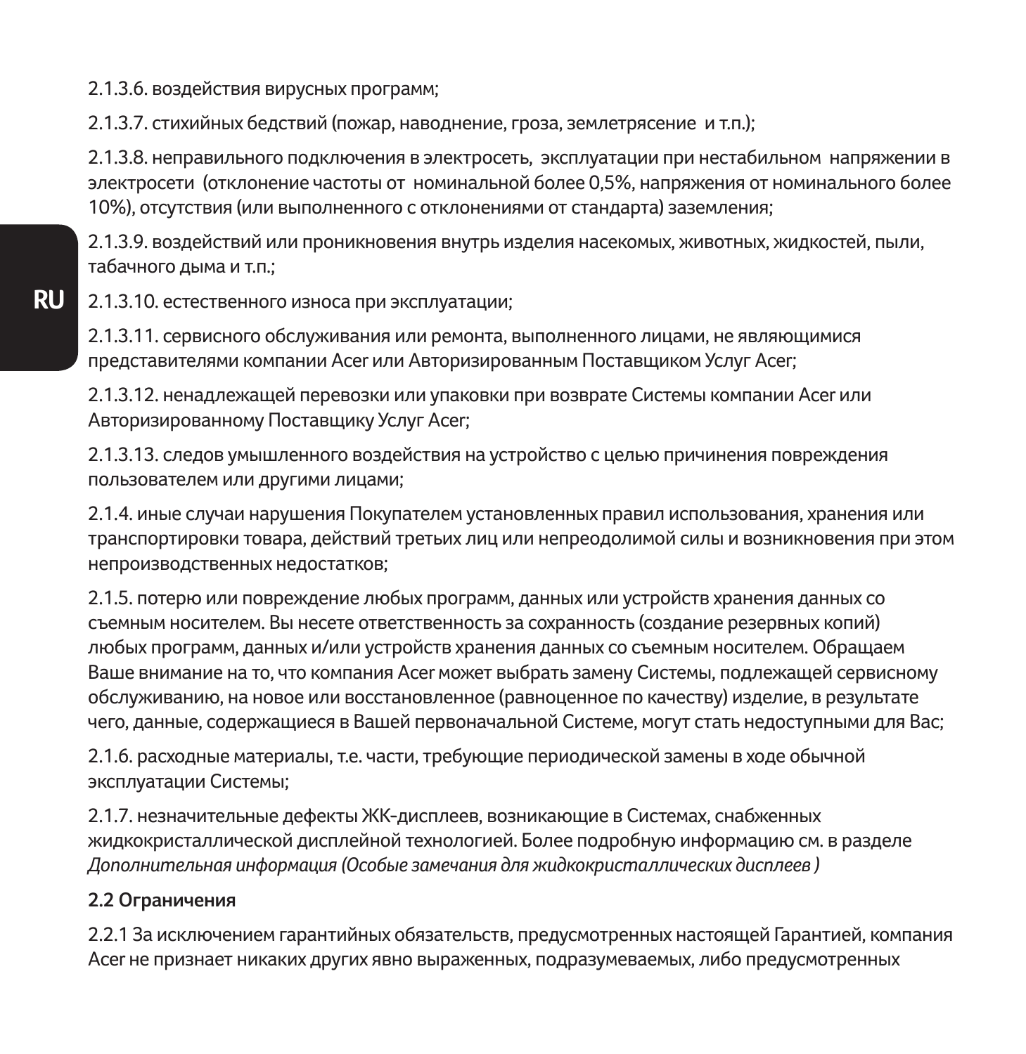2.1.3.6. воздействия вирусных программ;

2.1.3.7. стихийных бедствий (пожар, наводнение, гроза, землетрясение и т.п.);

2.1.3.8. неправильного подключения в электросеть, эксплуатации при нестабильном напряжении в электросети (отклонение частоты от номинальной более 0,5%, напряжения от номинального более 10%), отсутствия (или выполненного с отклонениями от стандарта) заземления;

2.1.3.9. воздействий или проникновения внутрь изделия насекомых, животных, жидкостей, пыли, табачного дыма и т.п.;

2.1.3.10. естественного износа при эксплуатации;

2.1.3.11. сервисного обслуживания или ремонта, выполненного лицами, не являющимися представителями компании Acer или Авторизированным Поставщиком Услуг Acer;

2.1.3.12. ненадлежащей перевозки или упаковки при возврате Системы компании Acer или Авторизированному Поставщику Услуг Acer;

2.1.3.13. следов умышленного воздействия на устройство с целью причинения повреждения пользователем или другими лицами;

2.1.4. иные случаи нарушения Покупателем установленных правил использования, хранения или транспортировки товара, действий третьих лиц или непреодолимой силы и возникновения при этом непроизводственных недостатков;

2.1.5. потерю или повреждение любых программ, данных или устройств хранения данных со съемным носителем. Вы несете ответственность за сохранность (создание резервных копий) любых программ, данных и/или устройств хранения данных со съемным носителем. Обращаем Ваше внимание на то, что компания Acer может выбрать замену Системы, подлежащей сервисному обслуживанию, на новое или восстановленное (равноценное по качеству) изделие, в результате чего, данные, содержащиеся в Вашей первоначальной Системе, могут стать недоступными для Вас;

2.1.6. расходные материалы, т.е. части, требующие периодической замены в ходе обычной эксплуатации Системы;

2.1.7. незначительные дефекты ЖК-дисплеев, возникающие в Системах, снабженных жидкокристаллической дисплейной технологией. Более подробную информацию см. в разделе *Дополнительная информация (Особые замечания для жидкокристаллических дисплеев )*

**2.2 Ограничения**

2.2.1 За исключением гарантийных обязательств, предусмотренных настоящей Гарантией, компания Acer не признает никаких других явно выраженных, подразумеваемых, либо предусмотренных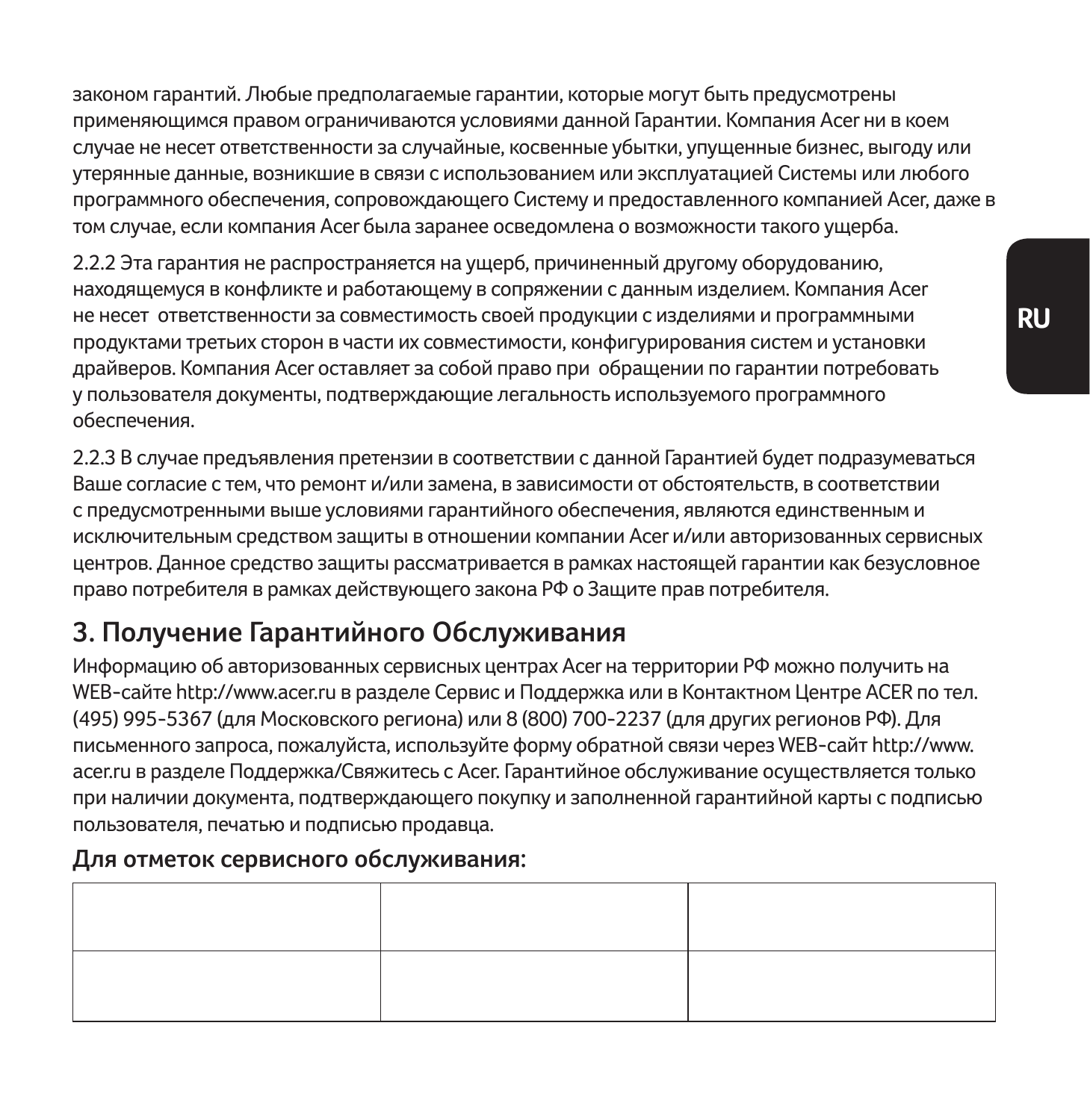законом гарантий. Любые предполагаемые гарантии, которые могут быть предусмотрены применяющимся правом ограничиваются условиями данной Гарантии. Компания Acer ни в коем случае не несет ответственности за случайные, косвенные убытки, упущенные бизнес, выгоду или утерянные данные, возникшие в связи с использованием или эксплуатацией Системы или любого программного обеспечения, сопровождающего Систему и предоставленного компанией Acer, даже в том случае, если компания Acer была заранее осведомлена о возможности такого ущерба.

2.2.2 Эта гарантия не распространяется на ущерб, причиненный другому оборудованию, находящемуся в конфликте и работающему в сопряжении с данным изделием. Компания Acer не несет ответственности за совместимость своей продукции с изделиями и программными продуктами третьих сторон в части их совместимости, конфигурирования систем и установки драйверов. Компания Acer оставляет за собой право при обращении по гарантии потребовать у пользователя документы, подтверждающие легальность используемого программного обеспечения.

2.2.3 В случае предъявления претензии в соответствии с данной Гарантией будет подразумеваться Ваше согласие с тем, что ремонт и/или замена, в зависимости от обстоятельств, в соответствии с предусмотренными выше условиями гарантийного обеспечения, являются единственным и исключительным средством защиты в отношении компании Acer и/или авторизованных сервисных центров. Данное средство защиты рассматривается в рамках настоящей гарантии как безусловное право потребителя в рамках действующего закона РФ о Защите прав потребителя.

## 3. Получение Гарантийного Обслуживания

Информацию об авторизованных сервисных центрах Acer на территории РФ можно получить на WEB-сайте http://www.acer.ru в разделе Сервис и Поддержка или в Контактном Центре ACER по тел. (495) 995-5367 (для Московского региона) или 8 (800) 700-2237 (для других регионов РФ). Для письменного запроса, пожалуйста, используйте форму обратной связи через WEB-сайт http://www.acer.ru в разделе Поддержка/Свяжитесь с Acer. Гарантийное обслуживание осуществляется только при наличии документа, подтверждающего покупку и заполненной гарантийной карты с подписью пользователя, печатью и подписью продавца.

**Для отметок сервисного обслуживания:**

| | | |
|---|---|---|
| | | |
| | | |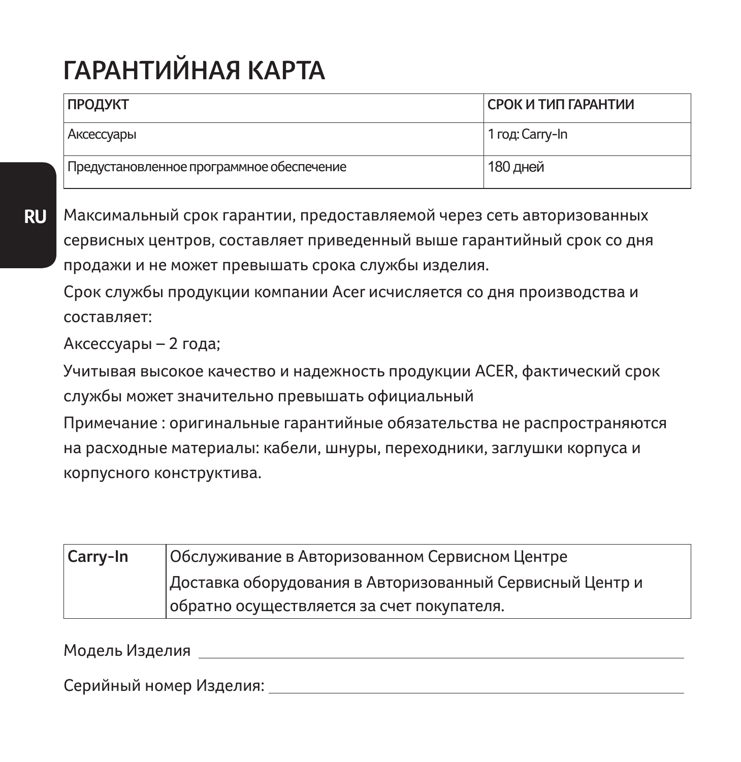# ГАРАНТИЙНАЯ КАРТА

| ПРОДУКТ | СРОК И ТИП ГАРАНТИИ |
| --- | --- |
| Аксессуары | 1 год: Carry-In |
| Предустановленное программное обеспечение | 180 дней |

Максимальный срок гарантии, предоставляемой через сеть авторизованных сервисных центров, составляет приведенный выше гарантийный срок со дня продажи и не может превышать срока службы изделия.

Срок службы продукции компании Acer исчисляется со дня производства и составляет:

Аксессуары – 2 года;

Учитывая высокое качество и надежность продукции ACER, фактический срок службы может значительно превышать официальный

Примечание : оригинальные гарантийные обязательства не распространяются на расходные материалы: кабели, шнуры, переходники, заглушки корпуса и корпусного конструктива.

| **Carry-In** | Обслуживание в Авторизованном Сервисном Центре Доставка оборудования в Авторизованный Сервисный Центр и обратно осуществляется за счет покупателя. |
| --- | --- |

Модель Изделия \_\_\_\_\_\_\_\_\_\_\_\_\_\_\_\_\_\_\_\_\_\_\_\_\_\_\_\_\_\_\_\_\_\_\_\_\_\_\_\_

Серийный номер Изделия: \_\_\_\_\_\_\_\_\_\_\_\_\_\_\_\_\_\_\_\_\_\_\_\_\_\_\_\_\_\_\_\_\_\_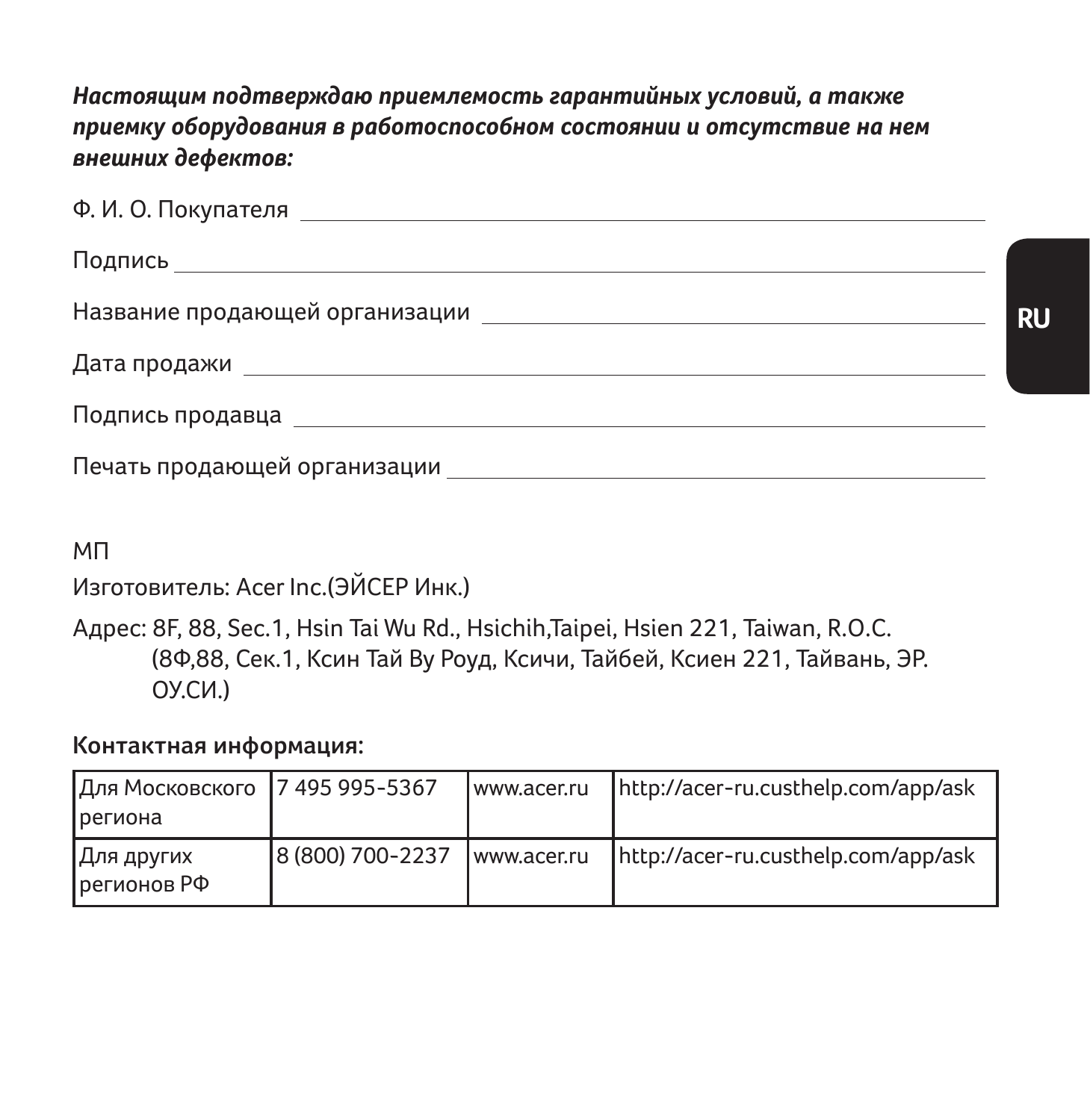***Настоящим подтверждаю приемлемость гарантийных условий, а также приемку оборудования в работоспособном состоянии и отсутствие на нем внешних дефектов:***

Ф. И. О. Покупателя ______________________________

Подпись ______________________________

Название продающей организации ______________________________

Дата продажи ______________________________

Подпись продавца ______________________________

Печать продающей организации ______________________________

МП

Изготовитель: Acer Inc.(ЭЙСЕР Инк.)

Адрес: 8F, 88, Sec.1, Hsin Tai Wu Rd., Hsichih,Taipei, Hsien 221, Taiwan, R.O.C. (8Ф,88, Сек.1, Ксин Тай Ву Роуд, Ксичи, Тайбей, Ксиен 221, Тайвань, ЭР. ОУ.СИ.)

**Контактная информация:**

| Для Московского региона | 7 495 995-5367 | www.acer.ru | http://acer-ru.custhelp.com/app/ask |
|---|---|---|---|
| Для других регионов РФ | 8 (800) 700-2237 | www.acer.ru | http://acer-ru.custhelp.com/app/ask |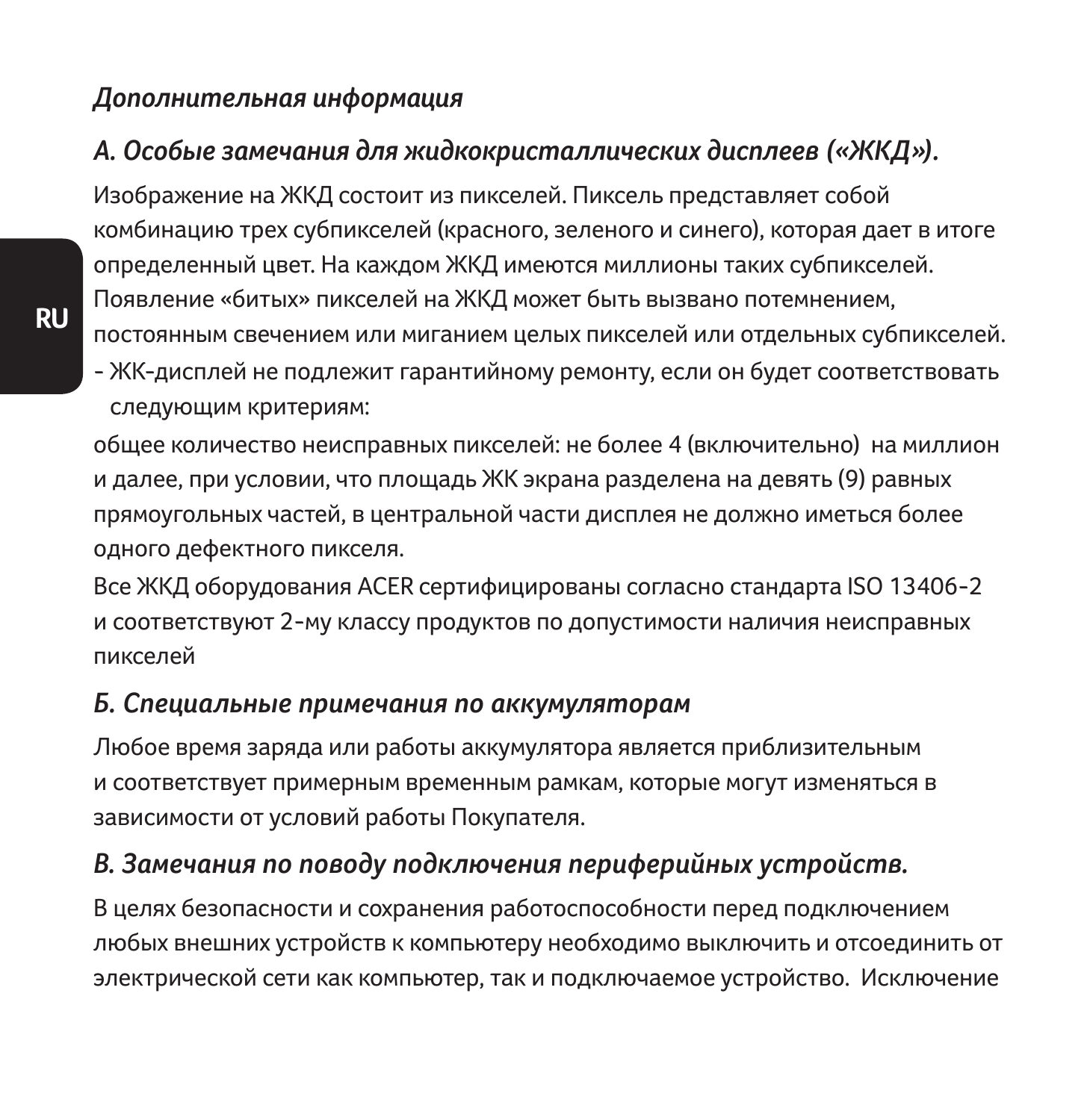*Дополнительная информация*

## *А. Особые замечания для жидкокристаллических дисплеев («ЖКД»).*

Изображение на ЖКД состоит из пикселей. Пиксель представляет собой комбинацию трех субпикселей (красного, зеленого и синего), которая дает в итоге определенный цвет. На каждом ЖКД имеются миллионы таких субпикселей. Появление «битых» пикселей на ЖКД может быть вызвано потемнением, постоянным свечением или миганием целых пикселей или отдельных субпикселей.

- ЖК-дисплей не подлежит гарантийному ремонту, если он будет соответствовать следующим критериям:

общее количество неисправных пикселей: не более 4 (включительно) на миллион и далее, при условии, что площадь ЖК экрана разделена на девять (9) равных прямоугольных частей, в центральной части дисплея не должно иметься более одного дефектного пикселя.

Все ЖКД оборудования ACER сертифицированы согласно стандарта ISO 13406-2 и соответствуют 2-му классу продуктов по допустимости наличия неисправных пикселей

## *Б. Специальные примечания по аккумуляторам*

Любое время заряда или работы аккумулятора является приблизительным и соответствует примерным временным рамкам, которые могут изменяться в зависимости от условий работы Покупателя.

## *В. Замечания по поводу подключения периферийных устройств.*

В целях безопасности и сохранения работоспособности перед подключением любых внешних устройств к компьютеру необходимо выключить и отсоединить от электрической сети как компьютер, так и подключаемое устройство. Исключение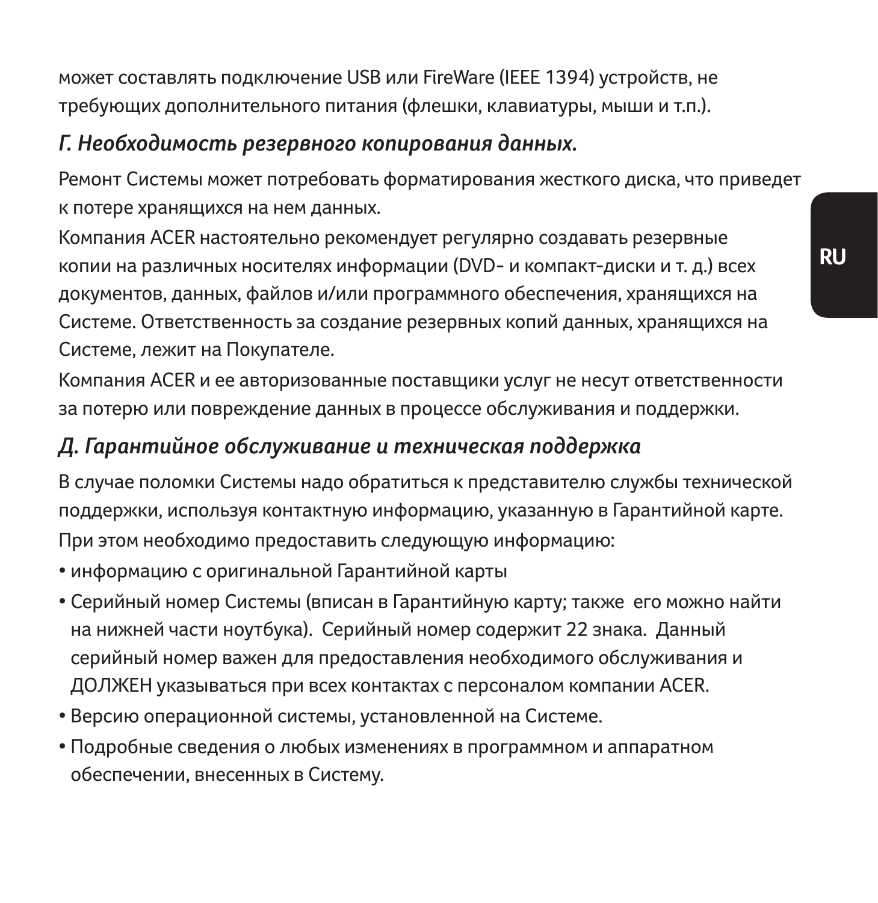может составлять подключение USB или FireWare (IEEE 1394) устройств, не требующих дополнительного питания (флешки, клавиатуры, мыши и т.п.).

### *Г. Необходимость резервного копирования данных.*

Ремонт Системы может потребовать форматирования жесткого диска, что приведет к потере хранящихся на нем данных.

Компания ACER настоятельно рекомендует регулярно создавать резервные копии на различных носителях информации (DVD- и компакт-диски и т. д.) всех документов, данных, файлов и/или программного обеспечения, хранящихся на Системе. Ответственность за создание резервных копий данных, хранящихся на Системе, лежит на Покупателе.

Компания ACER и ее авторизованные поставщики услуг не несут ответственности за потерю или повреждение данных в процессе обслуживания и поддержки.

### *Д. Гарантийное обслуживание и техническая поддержка*

В случае поломки Системы надо обратиться к представителю службы технической поддержки, используя контактную информацию, указанную в Гарантийной карте.

При этом необходимо предоставить следующую информацию:

- информацию с оригинальной Гарантийной карты
- Серийный номер Системы (вписан в Гарантийную карту; также его можно найти на нижней части ноутбука). Серийный номер содержит 22 знака. Данный серийный номер важен для предоставления необходимого обслуживания и ДОЛЖЕН указываться при всех контактах с персоналом компании ACER.
- Версию операционной системы, установленной на Системе.
- Подробные сведения о любых изменениях в программном и аппаратном обеспечении, внесенных в Систему.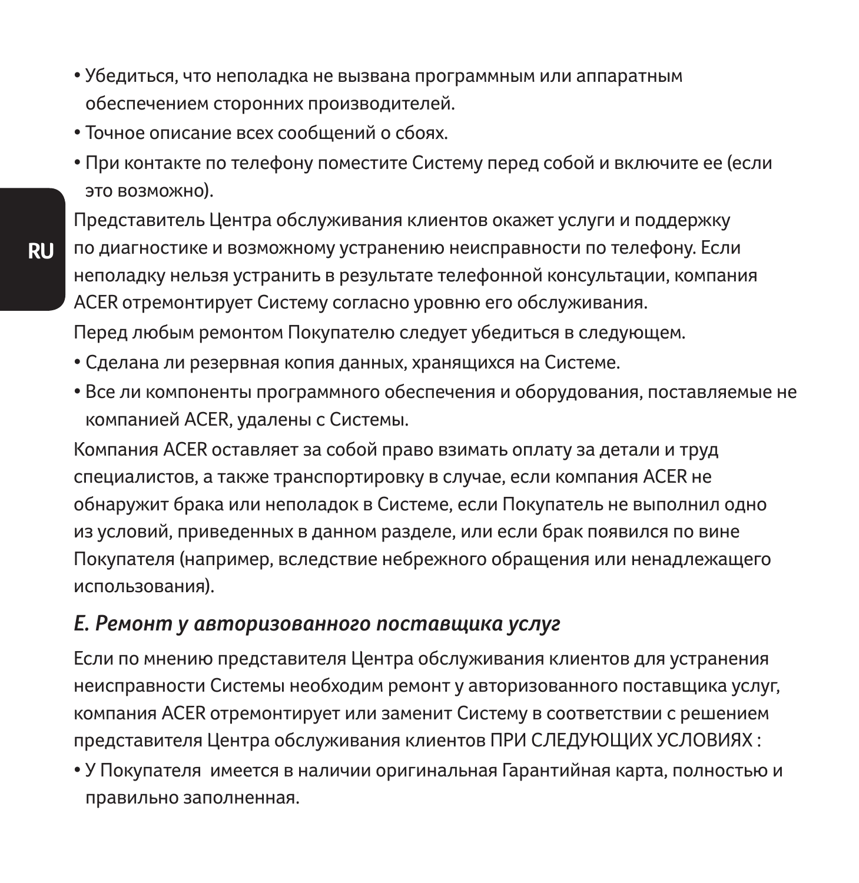- Убедиться, что неполадка не вызвана программным или аппаратным обеспечением сторонних производителей.
- Точное описание всех сообщений о сбоях.
- При контакте по телефону поместите Систему перед собой и включите ее (если это возможно).

Представитель Центра обслуживания клиентов окажет услуги и поддержку по диагностике и возможному устранению неисправности по телефону. Если неполадку нельзя устранить в результате телефонной консультации, компания ACER отремонтирует Систему согласно уровню его обслуживания.

Перед любым ремонтом Покупателю следует убедиться в следующем.

- Сделана ли резервная копия данных, хранящихся на Системе.
- Все ли компоненты программного обеспечения и оборудования, поставляемые не компанией ACER, удалены с Системы.

Компания ACER оставляет за собой право взимать оплату за детали и труд специалистов, а также транспортировку в случае, если компания ACER не обнаружит брака или неполадок в Системе, если Покупатель не выполнил одно из условий, приведенных в данном разделе, или если брак появился по вине Покупателя (например, вследствие небрежного обращения или ненадлежащего использования).

### *E. Ремонт у авторизованного поставщика услуг*

Если по мнению представителя Центра обслуживания клиентов для устранения неисправности Системы необходим ремонт у авторизованного поставщика услуг, компания ACER отремонтирует или заменит Систему в соответствии с решением представителя Центра обслуживания клиентов ПРИ СЛЕДУЮЩИХ УСЛОВИЯХ :

- У Покупателя имеется в наличии оригинальная Гарантийная карта, полностью и правильно заполненная.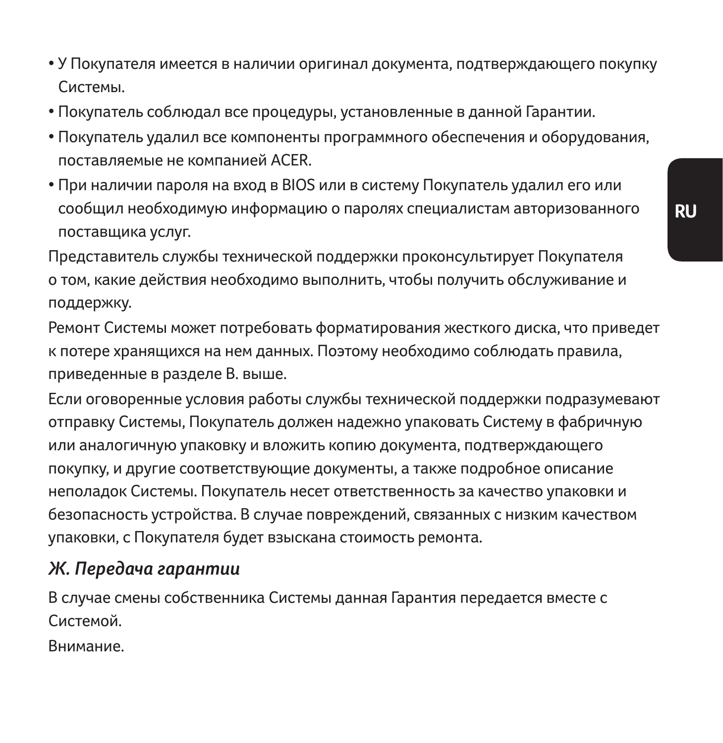- У Покупателя имеется в наличии оригинал документа, подтверждающего покупку Системы.
- Покупатель соблюдал все процедуры, установленные в данной Гарантии.
- Покупатель удалил все компоненты программного обеспечения и оборудования, поставляемые не компанией ACER.
- При наличии пароля на вход в BIOS или в систему Покупатель удалил его или сообщил необходимую информацию о паролях специалистам авторизованного поставщика услуг.

Представитель службы технической поддержки проконсультирует Покупателя о том, какие действия необходимо выполнить, чтобы получить обслуживание и поддержку.

Ремонт Системы может потребовать форматирования жесткого диска, что приведет к потере хранящихся на нем данных. Поэтому необходимо соблюдать правила, приведенные в разделе В. выше.

Если оговоренные условия работы службы технической поддержки подразумевают отправку Системы, Покупатель должен надежно упаковать Систему в фабричную или аналогичную упаковку и вложить копию документа, подтверждающего покупку, и другие соответствующие документы, а также подробное описание неполадок Системы. Покупатель несет ответственность за качество упаковки и безопасность устройства. В случае повреждений, связанных с низким качеством упаковки, с Покупателя будет взыскана стоимость ремонта.

## *Ж. Передача гарантии*

В случае смены собственника Системы данная Гарантия передается вместе с Системой.

Внимание.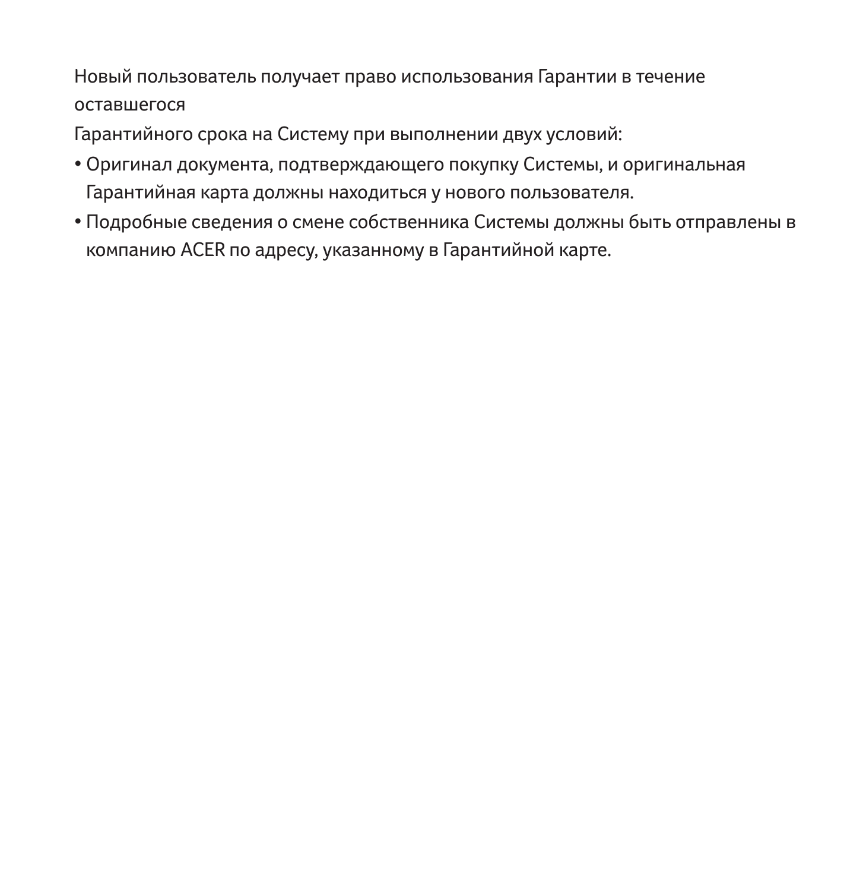Новый пользователь получает право использования Гарантии в течение оставшегося
Гарантийного срока на Систему при выполнении двух условий:

- Оригинал документа, подтверждающего покупку Системы, и оригинальная Гарантийная карта должны находиться у нового пользователя.
- Подробные сведения о смене собственника Системы должны быть отправлены в компанию ACER по адресу, указанному в Гарантийной карте.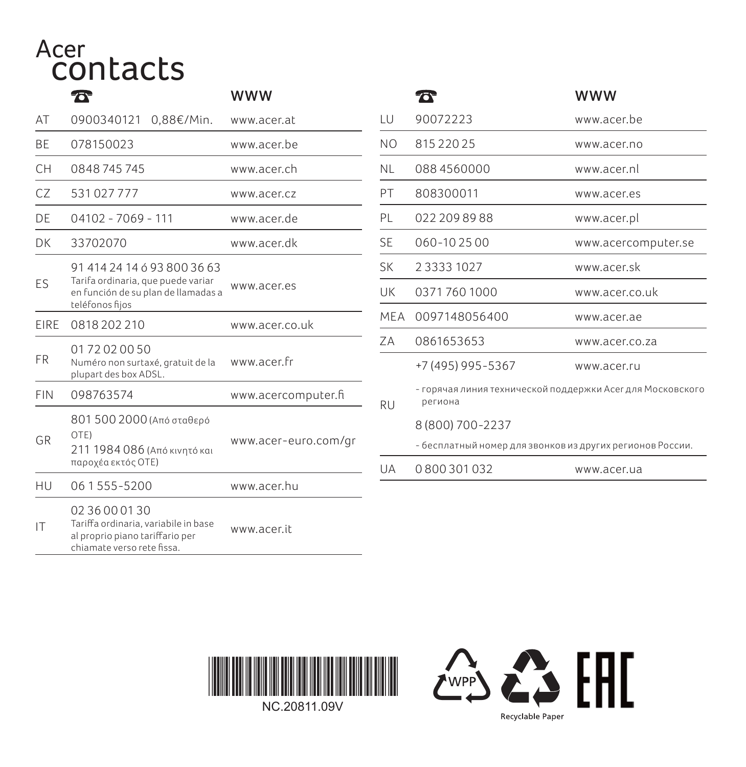# Acer contacts

| | ☎ | www |
|---|---|---|
| AT | 0900340121 0,88€/Min. | www.acer.at |
| BE | 078150023 | www.acer.be |
| CH | 0848 745 745 | www.acer.ch |
| CZ | 531 027 777 | www.acer.cz |
| DE | 04102 - 7069 - 111 | www.acer.de |
| DK | 33702070 | www.acer.dk |
| ES | 91 414 24 14 ó 93 800 36 63<br>Tarifa ordinaria, que puede variar en función de su plan de llamadas a teléfonos fijos | www.acer.es |
| EIRE | 0818 202 210 | www.acer.co.uk |
| FR | 01 72 02 00 50<br>Numéro non surtaxé, gratuit de la plupart des box ADSL. | www.acer.fr |
| FIN | 098763574 | www.acercomputer.fi |
| GR | 801 500 2000 (Από σταθερό ΟΤΕ)<br>211 1984 086 (Από κινητό και παροχέα εκτός ΟΤΕ) | www.acer-euro.com/gr |
| HU | 06 1 555-5200 | www.acer.hu |
| IT | 02 36 00 01 30<br>Tariffa ordinaria, variabile in base al proprio piano tariffario per chiamate verso rete fissa. | www.acer.it |

| | ☎ | www |
|---|---|---|
| LU | 90072223 | www.acer.be |
| NO | 815 220 25 | www.acer.no |
| NL | 088 4560000 | www.acer.nl |
| PT | 808300011 | www.acer.es |
| PL | 022 209 89 88 | www.acer.pl |
| SE | 060-10 25 00 | www.acercomputer.se |
| SK | 2 3333 1027 | www.acer.sk |
| UK | 0371 760 1000 | www.acer.co.uk |
| MEA | 0097148056400 | www.acer.ae |
| ZA | 0861653653 | www.acer.co.za |
| RU | +7 (495) 995-5367<br>- горячая линия технической поддержки Acer для Московского региона<br>8 (800) 700-2237<br>- бесплатный номер для звонков из других регионов России. | www.acer.ru |
| UA | 0 800 301 032 | www.acer.ua |

NC.20811.09V

WPP

Recyclable Paper

EAC